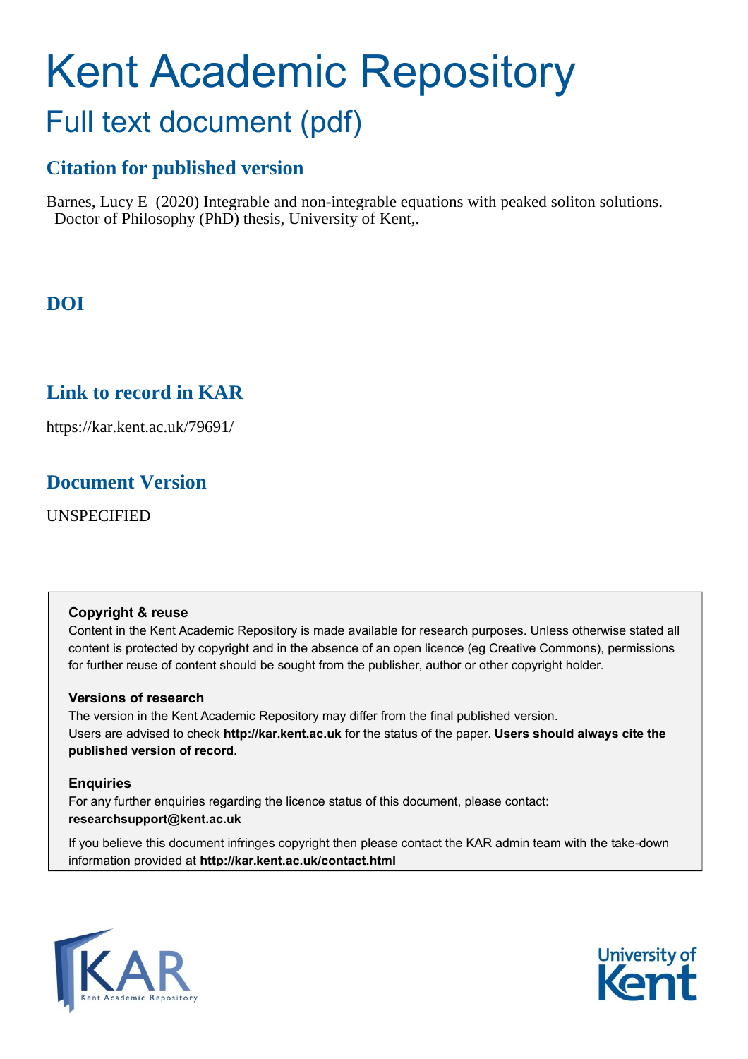# Kent Academic Repository

## Full text document (pdf)

### Citation for published version

Barnes, Lucy E (2020) Integrable and non-integrable equations with peaked soliton solutions. Doctor of Philosophy (PhD) thesis, University of Kent,.

### DOI

### Link to record in KAR

https://kar.kent.ac.uk/79691/

### Document Version

UNSPECIFIED

**Copyright & reuse**

Content in the Kent Academic Repository is made available for research purposes. Unless otherwise stated all content is protected by copyright and in the absence of an open licence (eg Creative Commons), permissions for further reuse of content should be sought from the publisher, author or other copyright holder.

**Versions of research**

The version in the Kent Academic Repository may differ from the final published version. Users are advised to check **http://kar.kent.ac.uk** for the status of the paper. **Users should always cite the published version of record.**

**Enquiries**

For any further enquiries regarding the licence status of this document, please contact: **researchsupport@kent.ac.uk**

If you believe this document infringes copyright then please contact the KAR admin team with the take-down information provided at **http://kar.kent.ac.uk/contact.html**

KAR Kent Academic Repository

University of Kent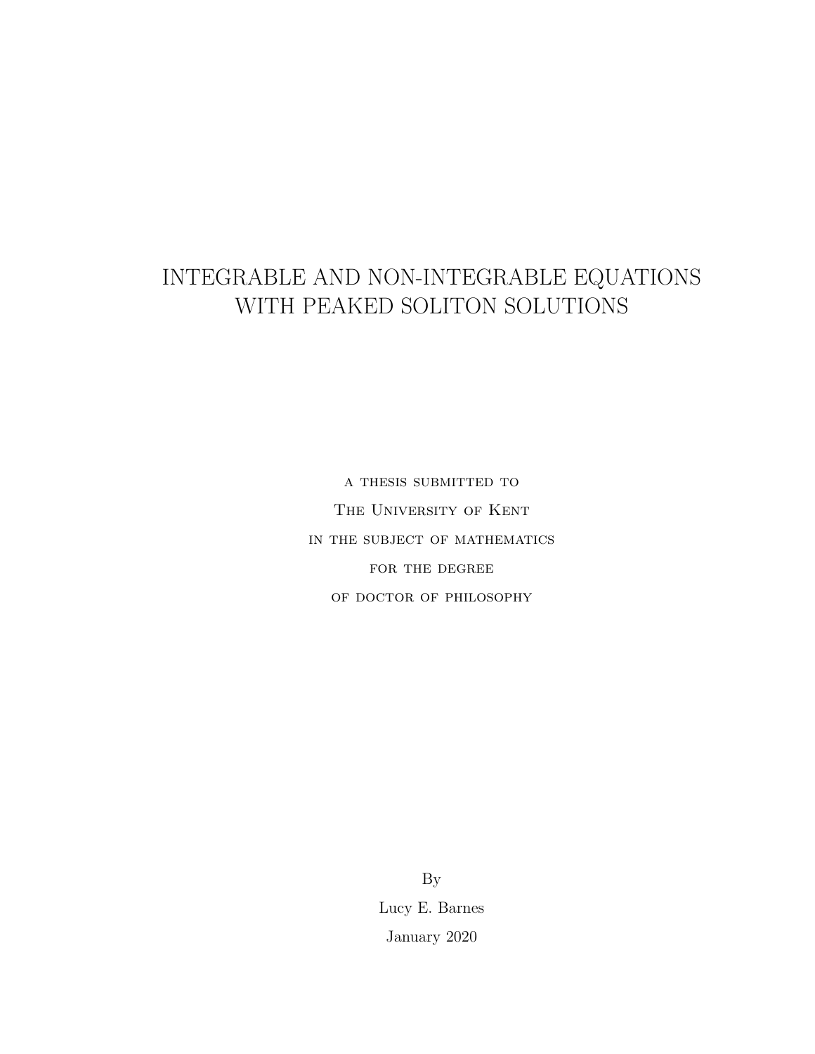# INTEGRABLE AND NON-INTEGRABLE EQUATIONS WITH PEAKED SOLITON SOLUTIONS

A THESIS SUBMITTED TO

THE UNIVERSITY OF KENT

IN THE SUBJECT OF MATHEMATICS

FOR THE DEGREE

OF DOCTOR OF PHILOSOPHY

By

Lucy E. Barnes

January 2020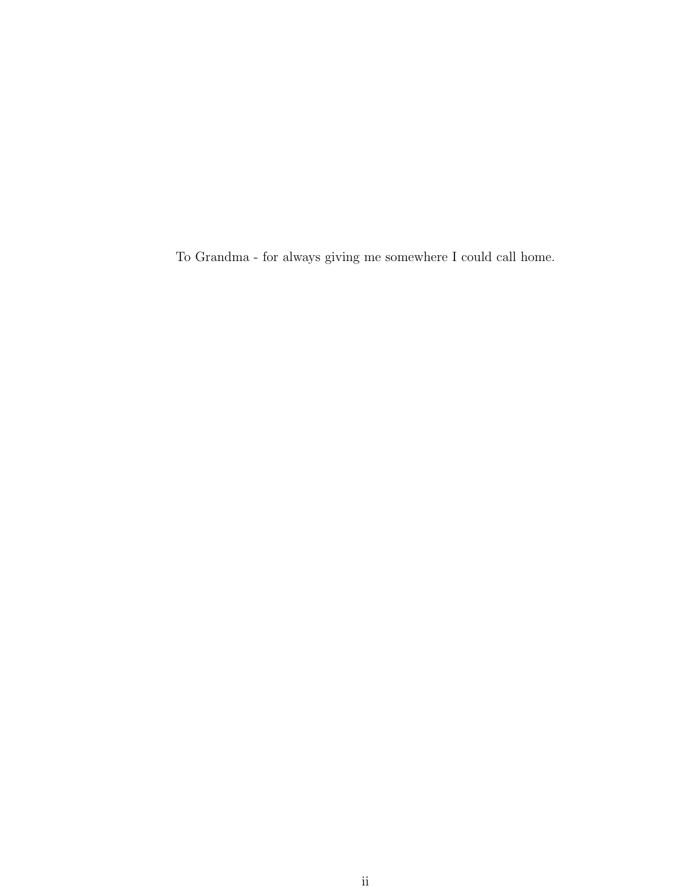To Grandma - for always giving me somewhere I could call home.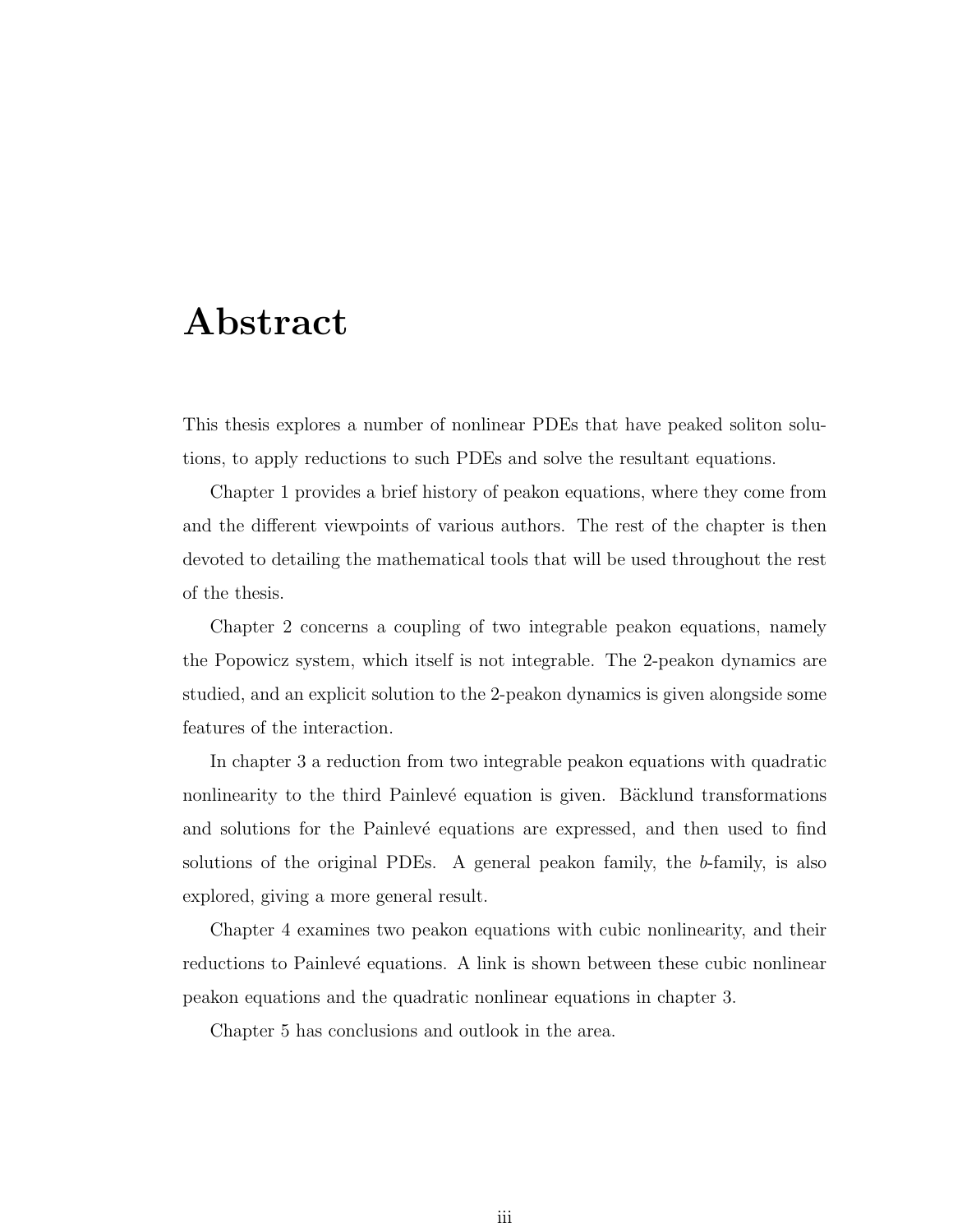# Abstract

This thesis explores a number of nonlinear PDEs that have peaked soliton solutions, to apply reductions to such PDEs and solve the resultant equations.

Chapter 1 provides a brief history of peakon equations, where they come from and the different viewpoints of various authors. The rest of the chapter is then devoted to detailing the mathematical tools that will be used throughout the rest of the thesis.

Chapter 2 concerns a coupling of two integrable peakon equations, namely the Popowicz system, which itself is not integrable. The 2-peakon dynamics are studied, and an explicit solution to the 2-peakon dynamics is given alongside some features of the interaction.

In chapter 3 a reduction from two integrable peakon equations with quadratic nonlinearity to the third Painlevé equation is given. Bäcklund transformations and solutions for the Painlevé equations are expressed, and then used to find solutions of the original PDEs. A general peakon family, the *b*-family, is also explored, giving a more general result.

Chapter 4 examines two peakon equations with cubic nonlinearity, and their reductions to Painlevé equations. A link is shown between these cubic nonlinear peakon equations and the quadratic nonlinear equations in chapter 3.

Chapter 5 has conclusions and outlook in the area.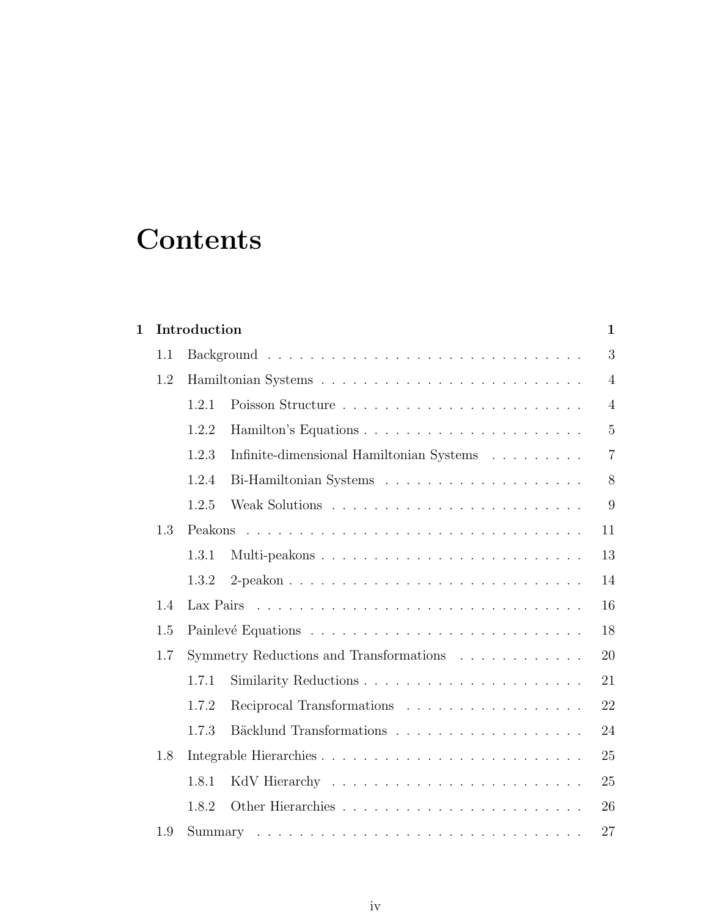# Contents

**1 Introduction** **1**

- 1.1 Background . . . . . . . . . . . . . . . . . . . . . . . . . . . . . . 3
- 1.2 Hamiltonian Systems . . . . . . . . . . . . . . . . . . . . . . . . . 4
  - 1.2.1 Poisson Structure . . . . . . . . . . . . . . . . . . . . . . 4
  - 1.2.2 Hamilton's Equations . . . . . . . . . . . . . . . . . . . . 5
  - 1.2.3 Infinite-dimensional Hamiltonian Systems . . . . . . . . . 7
  - 1.2.4 Bi-Hamiltonian Systems . . . . . . . . . . . . . . . . . . 8
  - 1.2.5 Weak Solutions . . . . . . . . . . . . . . . . . . . . . . . 9
- 1.3 Peakons . . . . . . . . . . . . . . . . . . . . . . . . . . . . . . . 11
  - 1.3.1 Multi-peakons . . . . . . . . . . . . . . . . . . . . . . . . 13
  - 1.3.2 2-peakon . . . . . . . . . . . . . . . . . . . . . . . . . . . 14
- 1.4 Lax Pairs . . . . . . . . . . . . . . . . . . . . . . . . . . . . . . 16
- 1.5 Painlevé Equations . . . . . . . . . . . . . . . . . . . . . . . . . 18
- 1.7 Symmetry Reductions and Transformations . . . . . . . . . . . . 20
  - 1.7.1 Similarity Reductions . . . . . . . . . . . . . . . . . . . . 21
  - 1.7.2 Reciprocal Transformations . . . . . . . . . . . . . . . . . 22
  - 1.7.3 Bäcklund Transformations . . . . . . . . . . . . . . . . . . 24
- 1.8 Integrable Hierarchies . . . . . . . . . . . . . . . . . . . . . . . . 25
  - 1.8.1 KdV Hierarchy . . . . . . . . . . . . . . . . . . . . . . . 25
  - 1.8.2 Other Hierarchies . . . . . . . . . . . . . . . . . . . . . . 26
- 1.9 Summary . . . . . . . . . . . . . . . . . . . . . . . . . . . . . . . 27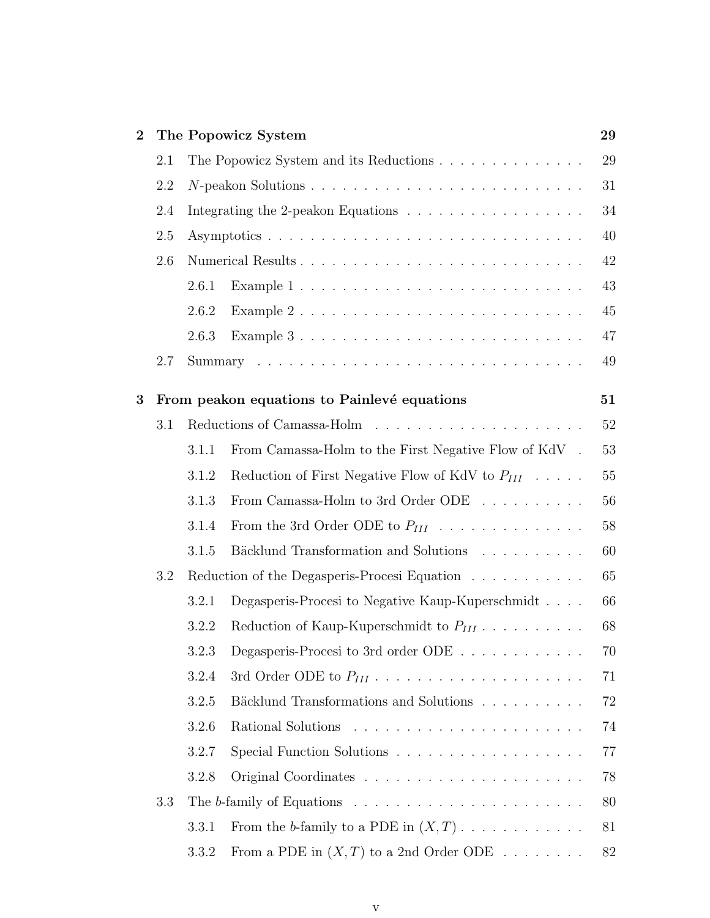**2 The Popowicz System** **29**

- 2.1 The Popowicz System and its Reductions . . . . . . . . . . . . . . 29
- 2.2 $N$-peakon Solutions . . . . . . . . . . . . . . . . . . . . . . . . . 31
- 2.4 Integrating the 2-peakon Equations . . . . . . . . . . . . . . . . . 34
- 2.5 Asymptotics . . . . . . . . . . . . . . . . . . . . . . . . . . . . . 40
- 2.6 Numerical Results . . . . . . . . . . . . . . . . . . . . . . . . . . 42
  - 2.6.1 Example 1 . . . . . . . . . . . . . . . . . . . . . . . . . . 43
  - 2.6.2 Example 2 . . . . . . . . . . . . . . . . . . . . . . . . . . 45
  - 2.6.3 Example 3 . . . . . . . . . . . . . . . . . . . . . . . . . . 47
- 2.7 Summary . . . . . . . . . . . . . . . . . . . . . . . . . . . . . . 49

**3 From peakon equations to Painlevé equations** **51**

- 3.1 Reductions of Camassa-Holm . . . . . . . . . . . . . . . . . . . . 52
  - 3.1.1 From Camassa-Holm to the First Negative Flow of KdV . 53
  - 3.1.2 Reduction of First Negative Flow of KdV to $P_{III}$ . . . . . 55
  - 3.1.3 From Camassa-Holm to 3rd Order ODE . . . . . . . . . . 56
  - 3.1.4 From the 3rd Order ODE to $P_{III}$ . . . . . . . . . . . . . . 58
  - 3.1.5 Bäcklund Transformation and Solutions . . . . . . . . . . 60
- 3.2 Reduction of the Degasperis-Procesi Equation . . . . . . . . . . . 65
  - 3.2.1 Degasperis-Procesi to Negative Kaup-Kuperschmidt . . . . 66
  - 3.2.2 Reduction of Kaup-Kuperschmidt to $P_{III}$ . . . . . . . . . . 68
  - 3.2.3 Degasperis-Procesi to 3rd order ODE . . . . . . . . . . . . 70
  - 3.2.4 3rd Order ODE to $P_{III}$ . . . . . . . . . . . . . . . . . . . . 71
  - 3.2.5 Bäcklund Transformations and Solutions . . . . . . . . . . 72
  - 3.2.6 Rational Solutions . . . . . . . . . . . . . . . . . . . . . . 74
  - 3.2.7 Special Function Solutions . . . . . . . . . . . . . . . . . . 77
  - 3.2.8 Original Coordinates . . . . . . . . . . . . . . . . . . . . . 78
- 3.3 The $b$-family of Equations . . . . . . . . . . . . . . . . . . . . . . 80
  - 3.3.1 From the $b$-family to a PDE in $(X, T)$ . . . . . . . . . . . . 81
  - 3.3.2 From a PDE in $(X, T)$ to a 2nd Order ODE . . . . . . . . 82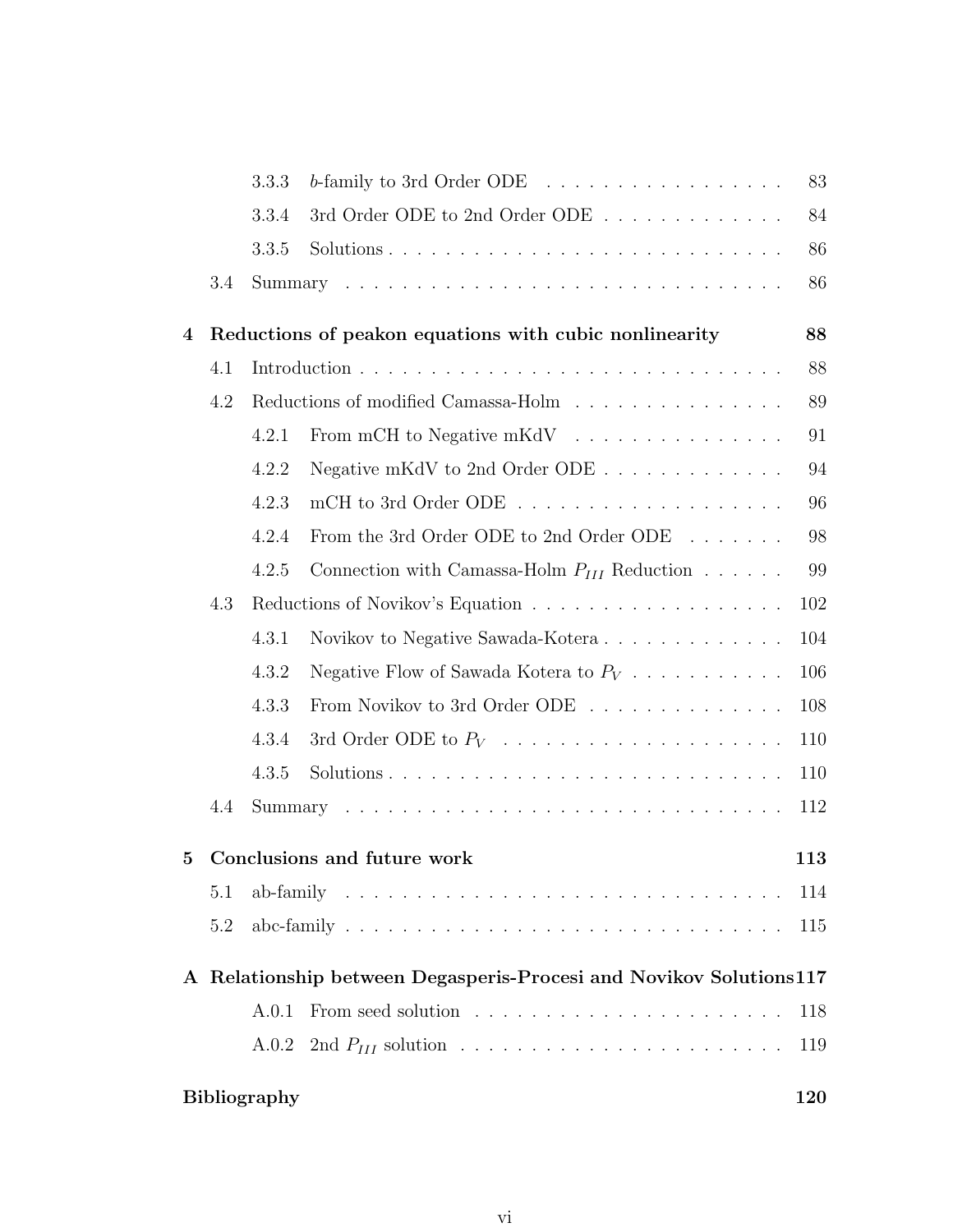3.3.3 $b$-family to 3rd Order ODE . . . . . . . . . . . . . . . . . 83

3.3.4 3rd Order ODE to 2nd Order ODE . . . . . . . . . . . . . 84

3.3.5 Solutions . . . . . . . . . . . . . . . . . . . . . . . . . . . . . 86

3.4 Summary . . . . . . . . . . . . . . . . . . . . . . . . . . . . . . . . . 86

**4 Reductions of peakon equations with cubic nonlinearity 88**

4.1 Introduction . . . . . . . . . . . . . . . . . . . . . . . . . . . . . . . 88

4.2 Reductions of modified Camassa-Holm . . . . . . . . . . . . . . . 89

4.2.1 From mCH to Negative mKdV . . . . . . . . . . . . . . . 91

4.2.2 Negative mKdV to 2nd Order ODE . . . . . . . . . . . . . 94

4.2.3 mCH to 3rd Order ODE . . . . . . . . . . . . . . . . . . . 96

4.2.4 From the 3rd Order ODE to 2nd Order ODE . . . . . . . 98

4.2.5 Connection with Camassa-Holm $P_{III}$ Reduction . . . . . . 99

4.3 Reductions of Novikov's Equation . . . . . . . . . . . . . . . . . . 102

4.3.1 Novikov to Negative Sawada-Kotera . . . . . . . . . . . . . 104

4.3.2 Negative Flow of Sawada Kotera to $P_V$ . . . . . . . . . . . 106

4.3.3 From Novikov to 3rd Order ODE . . . . . . . . . . . . . . 108

4.3.4 3rd Order ODE to $P_V$ . . . . . . . . . . . . . . . . . . . . 110

4.3.5 Solutions . . . . . . . . . . . . . . . . . . . . . . . . . . . . . 110

4.4 Summary . . . . . . . . . . . . . . . . . . . . . . . . . . . . . . . . . 112

**5 Conclusions and future work 113**

5.1 ab-family . . . . . . . . . . . . . . . . . . . . . . . . . . . . . . . . . 114

5.2 abc-family . . . . . . . . . . . . . . . . . . . . . . . . . . . . . . . . 115

**A Relationship between Degasperis-Procesi and Novikov Solutions 117**

A.0.1 From seed solution . . . . . . . . . . . . . . . . . . . . . . 118

A.0.2 2nd $P_{III}$ solution . . . . . . . . . . . . . . . . . . . . . . . . 119

**Bibliography 120**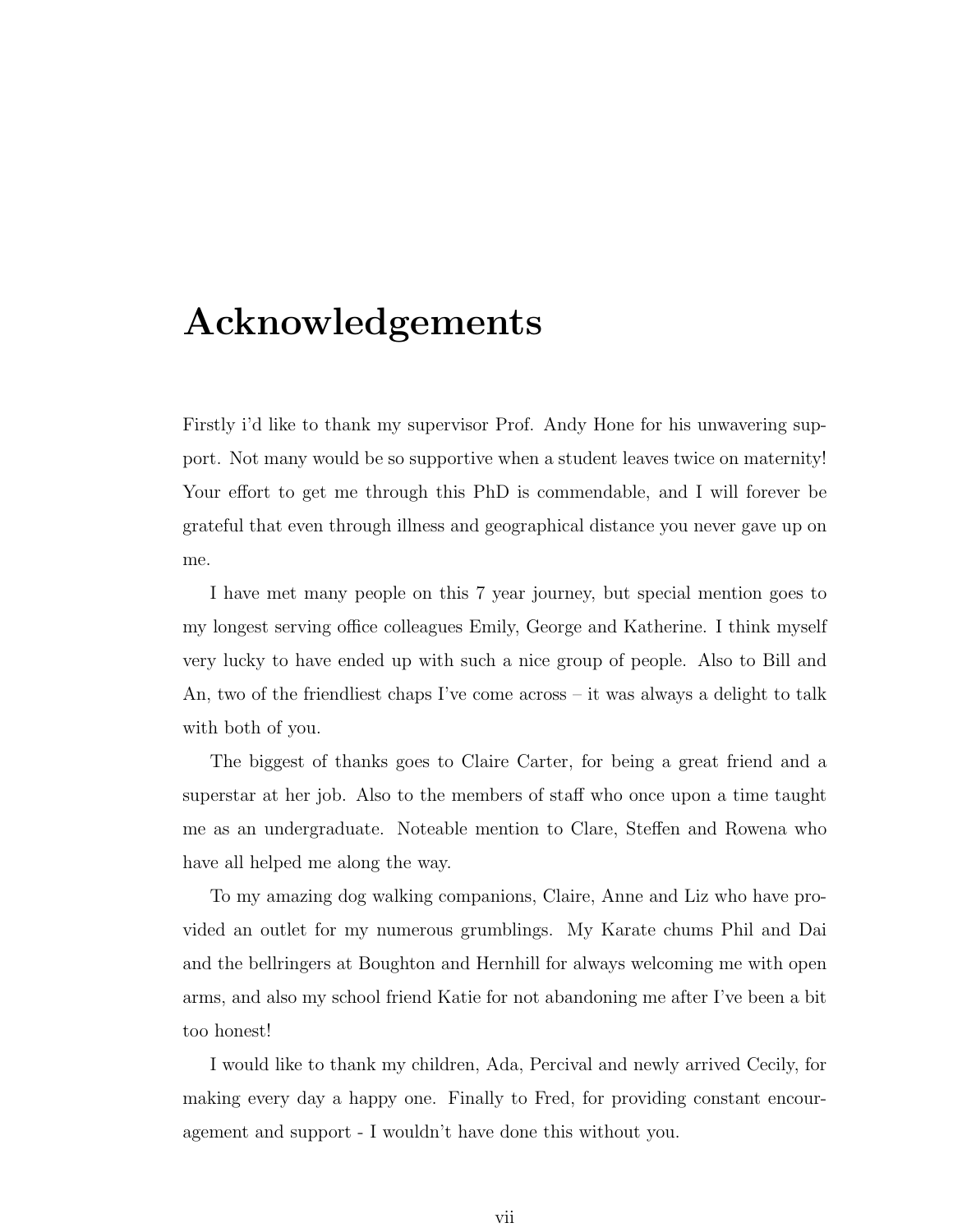# Acknowledgements

Firstly i'd like to thank my supervisor Prof. Andy Hone for his unwavering support. Not many would be so supportive when a student leaves twice on maternity! Your effort to get me through this PhD is commendable, and I will forever be grateful that even through illness and geographical distance you never gave up on me.

I have met many people on this 7 year journey, but special mention goes to my longest serving office colleagues Emily, George and Katherine. I think myself very lucky to have ended up with such a nice group of people. Also to Bill and An, two of the friendliest chaps I've come across – it was always a delight to talk with both of you.

The biggest of thanks goes to Claire Carter, for being a great friend and a superstar at her job. Also to the members of staff who once upon a time taught me as an undergraduate. Noteable mention to Clare, Steffen and Rowena who have all helped me along the way.

To my amazing dog walking companions, Claire, Anne and Liz who have provided an outlet for my numerous grumblings. My Karate chums Phil and Dai and the bellringers at Boughton and Hernhill for always welcoming me with open arms, and also my school friend Katie for not abandoning me after I've been a bit too honest!

I would like to thank my children, Ada, Percival and newly arrived Cecily, for making every day a happy one. Finally to Fred, for providing constant encouragement and support - I wouldn't have done this without you.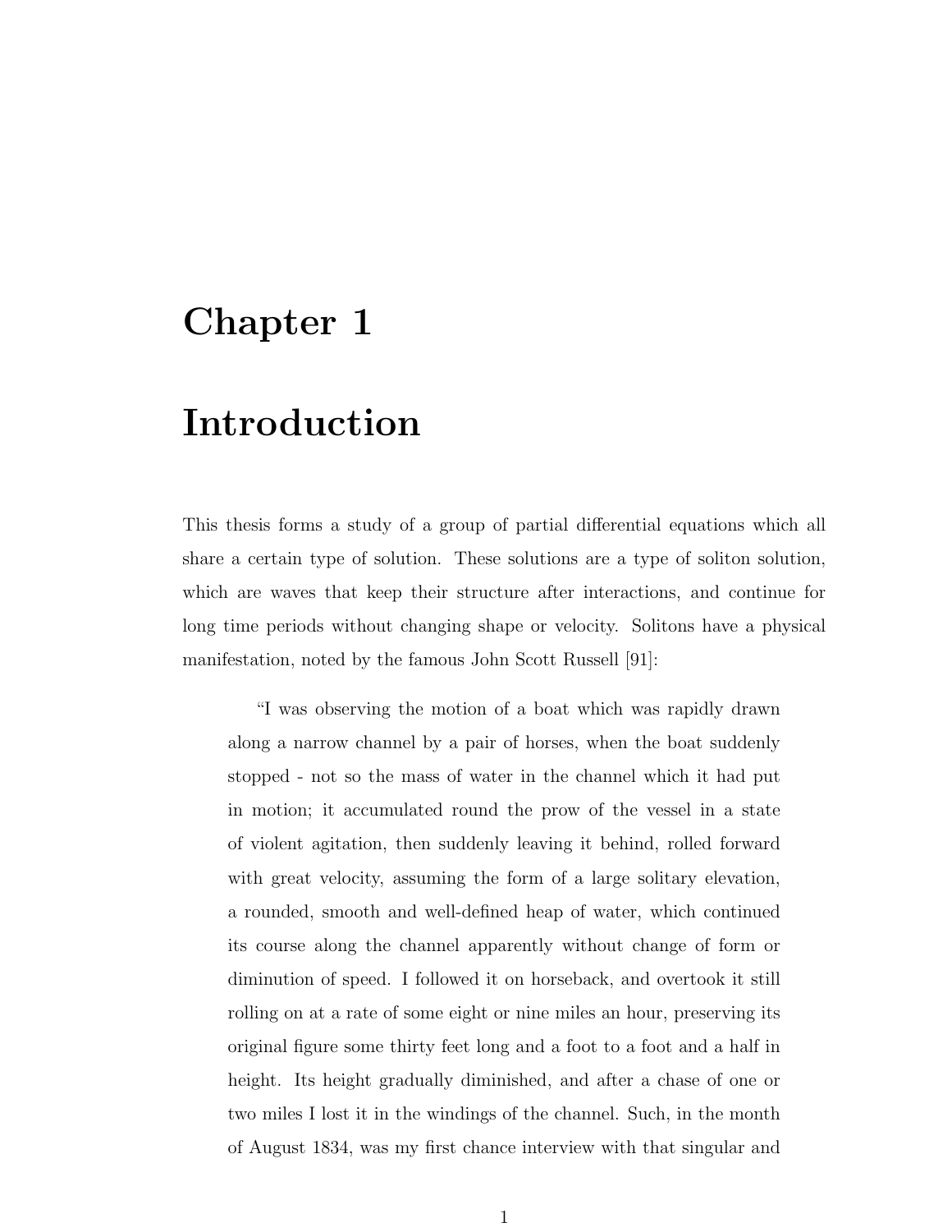# Chapter 1

# Introduction

This thesis forms a study of a group of partial differential equations which all share a certain type of solution. These solutions are a type of soliton solution, which are waves that keep their structure after interactions, and continue for long time periods without changing shape or velocity. Solitons have a physical manifestation, noted by the famous John Scott Russell [91]:

> "I was observing the motion of a boat which was rapidly drawn along a narrow channel by a pair of horses, when the boat suddenly stopped - not so the mass of water in the channel which it had put in motion; it accumulated round the prow of the vessel in a state of violent agitation, then suddenly leaving it behind, rolled forward with great velocity, assuming the form of a large solitary elevation, a rounded, smooth and well-defined heap of water, which continued its course along the channel apparently without change of form or diminution of speed. I followed it on horseback, and overtook it still rolling on at a rate of some eight or nine miles an hour, preserving its original figure some thirty feet long and a foot to a foot and a half in height. Its height gradually diminished, and after a chase of one or two miles I lost it in the windings of the channel. Such, in the month of August 1834, was my first chance interview with that singular and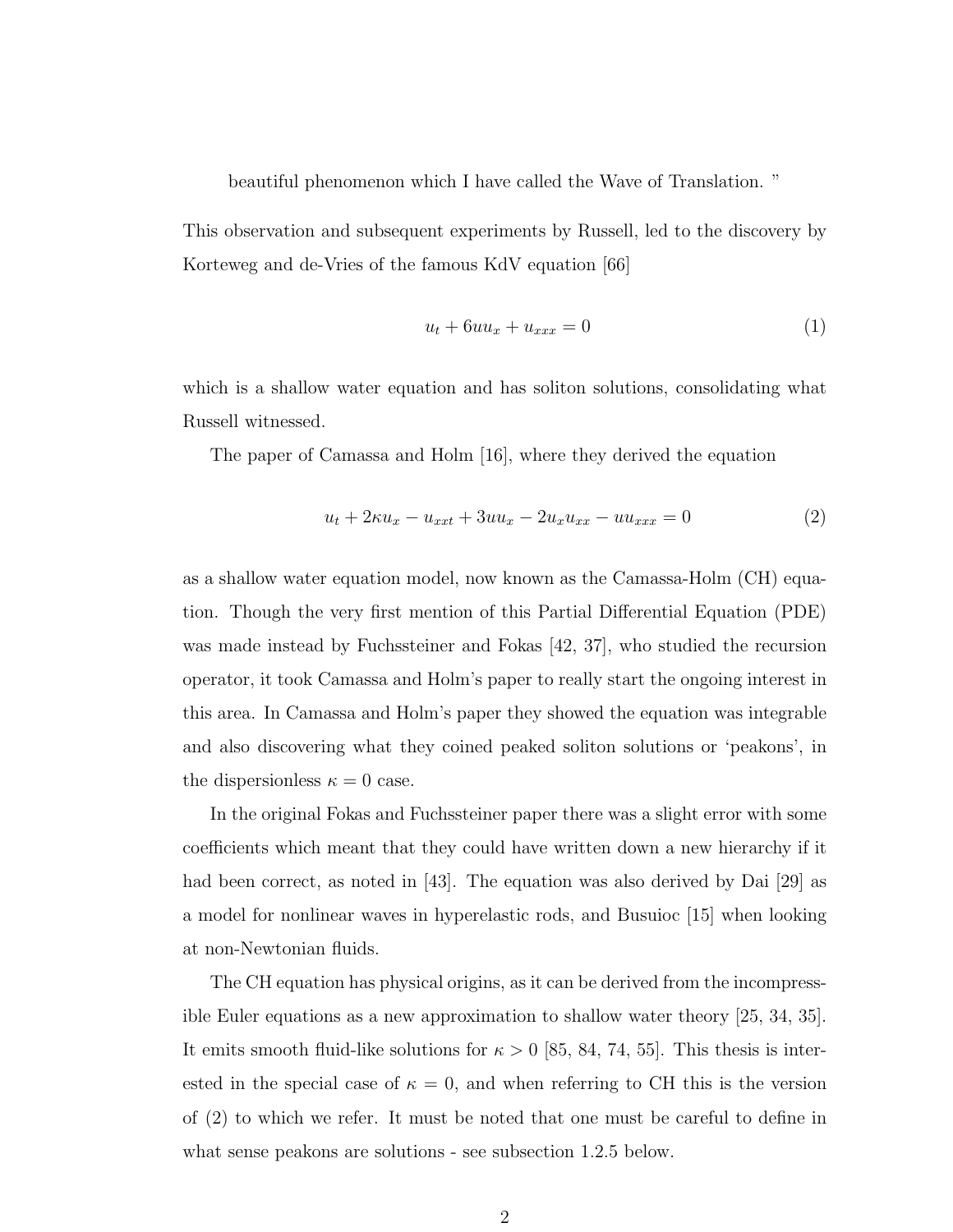beautiful phenomenon which I have called the Wave of Translation. "

This observation and subsequent experiments by Russell, led to the discovery by Korteweg and de-Vries of the famous KdV equation [66]

$$u_t + 6uu_x + u_{xxx} = 0 \tag{1}$$

which is a shallow water equation and has soliton solutions, consolidating what Russell witnessed.

The paper of Camassa and Holm [16], where they derived the equation

$$u_t + 2\kappa u_x - u_{xxt} + 3uu_x - 2u_x u_{xx} - uu_{xxx} = 0 \tag{2}$$

as a shallow water equation model, now known as the Camassa-Holm (CH) equation. Though the very first mention of this Partial Differential Equation (PDE) was made instead by Fuchssteiner and Fokas [42, 37], who studied the recursion operator, it took Camassa and Holm's paper to really start the ongoing interest in this area. In Camassa and Holm's paper they showed the equation was integrable and also discovering what they coined peaked soliton solutions or 'peakons', in the dispersionless $\kappa = 0$ case.

In the original Fokas and Fuchssteiner paper there was a slight error with some coefficients which meant that they could have written down a new hierarchy if it had been correct, as noted in [43]. The equation was also derived by Dai [29] as a model for nonlinear waves in hyperelastic rods, and Busuioc [15] when looking at non-Newtonian fluids.

The CH equation has physical origins, as it can be derived from the incompressible Euler equations as a new approximation to shallow water theory [25, 34, 35]. It emits smooth fluid-like solutions for $\kappa > 0$ [85, 84, 74, 55]. This thesis is interested in the special case of $\kappa = 0$, and when referring to CH this is the version of (2) to which we refer. It must be noted that one must be careful to define in what sense peakons are solutions - see subsection 1.2.5 below.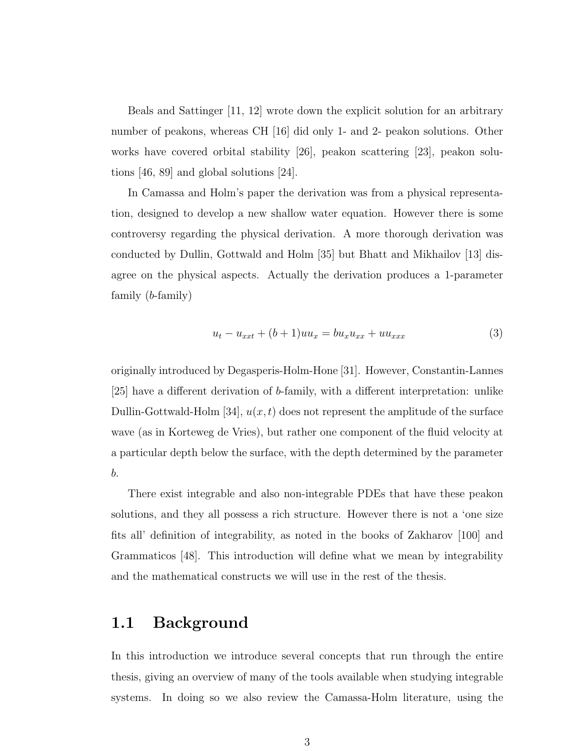Beals and Sattinger [11, 12] wrote down the explicit solution for an arbitrary number of peakons, whereas CH [16] did only 1- and 2- peakon solutions. Other works have covered orbital stability [26], peakon scattering [23], peakon solutions [46, 89] and global solutions [24].

In Camassa and Holm's paper the derivation was from a physical representation, designed to develop a new shallow water equation. However there is some controversy regarding the physical derivation. A more thorough derivation was conducted by Dullin, Gottwald and Holm [35] but Bhatt and Mikhailov [13] disagree on the physical aspects. Actually the derivation produces a 1-parameter family ($b$-family)

$$u_t - u_{xxt} + (b+1)uu_x = bu_x u_{xx} + uu_{xxx} \tag{3}$$

originally introduced by Degasperis-Holm-Hone [31]. However, Constantin-Lannes [25] have a different derivation of $b$-family, with a different interpretation: unlike Dullin-Gottwald-Holm [34], $u(x,t)$ does not represent the amplitude of the surface wave (as in Korteweg de Vries), but rather one component of the fluid velocity at a particular depth below the surface, with the depth determined by the parameter $b$.

There exist integrable and also non-integrable PDEs that have these peakon solutions, and they all possess a rich structure. However there is not a 'one size fits all' definition of integrability, as noted in the books of Zakharov [100] and Grammaticos [48]. This introduction will define what we mean by integrability and the mathematical constructs we will use in the rest of the thesis.

## 1.1 Background

In this introduction we introduce several concepts that run through the entire thesis, giving an overview of many of the tools available when studying integrable systems. In doing so we also review the Camassa-Holm literature, using the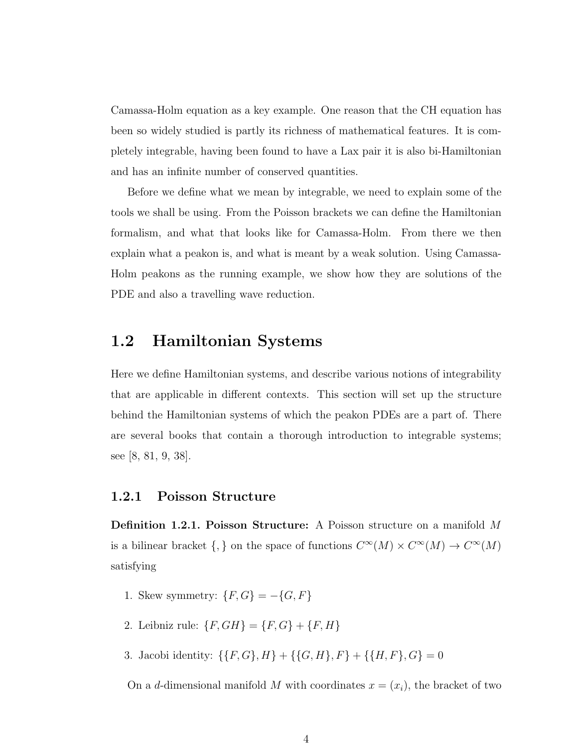Camassa-Holm equation as a key example. One reason that the CH equation has been so widely studied is partly its richness of mathematical features. It is completely integrable, having been found to have a Lax pair it is also bi-Hamiltonian and has an infinite number of conserved quantities.

Before we define what we mean by integrable, we need to explain some of the tools we shall be using. From the Poisson brackets we can define the Hamiltonian formalism, and what that looks like for Camassa-Holm. From there we then explain what a peakon is, and what is meant by a weak solution. Using Camassa-Holm peakons as the running example, we show how they are solutions of the PDE and also a travelling wave reduction.

## 1.2 Hamiltonian Systems

Here we define Hamiltonian systems, and describe various notions of integrability that are applicable in different contexts. This section will set up the structure behind the Hamiltonian systems of which the peakon PDEs are a part of. There are several books that contain a thorough introduction to integrable systems; see [8, 81, 9, 38].

### 1.2.1 Poisson Structure

**Definition 1.2.1. Poisson Structure:** A Poisson structure on a manifold $M$ is a bilinear bracket $\{,\}$ on the space of functions $C^\infty(M) \times C^\infty(M) \to C^\infty(M)$ satisfying

1. Skew symmetry: $\{F, G\} = -\{G, F\}$
2. Leibniz rule: $\{F, GH\} = \{F, G\} + \{F, H\}$
3. Jacobi identity: $\{\{F, G\}, H\} + \{\{G, H\}, F\} + \{\{H, F\}, G\} = 0$

On a $d$-dimensional manifold $M$ with coordinates $x = (x_i)$, the bracket of two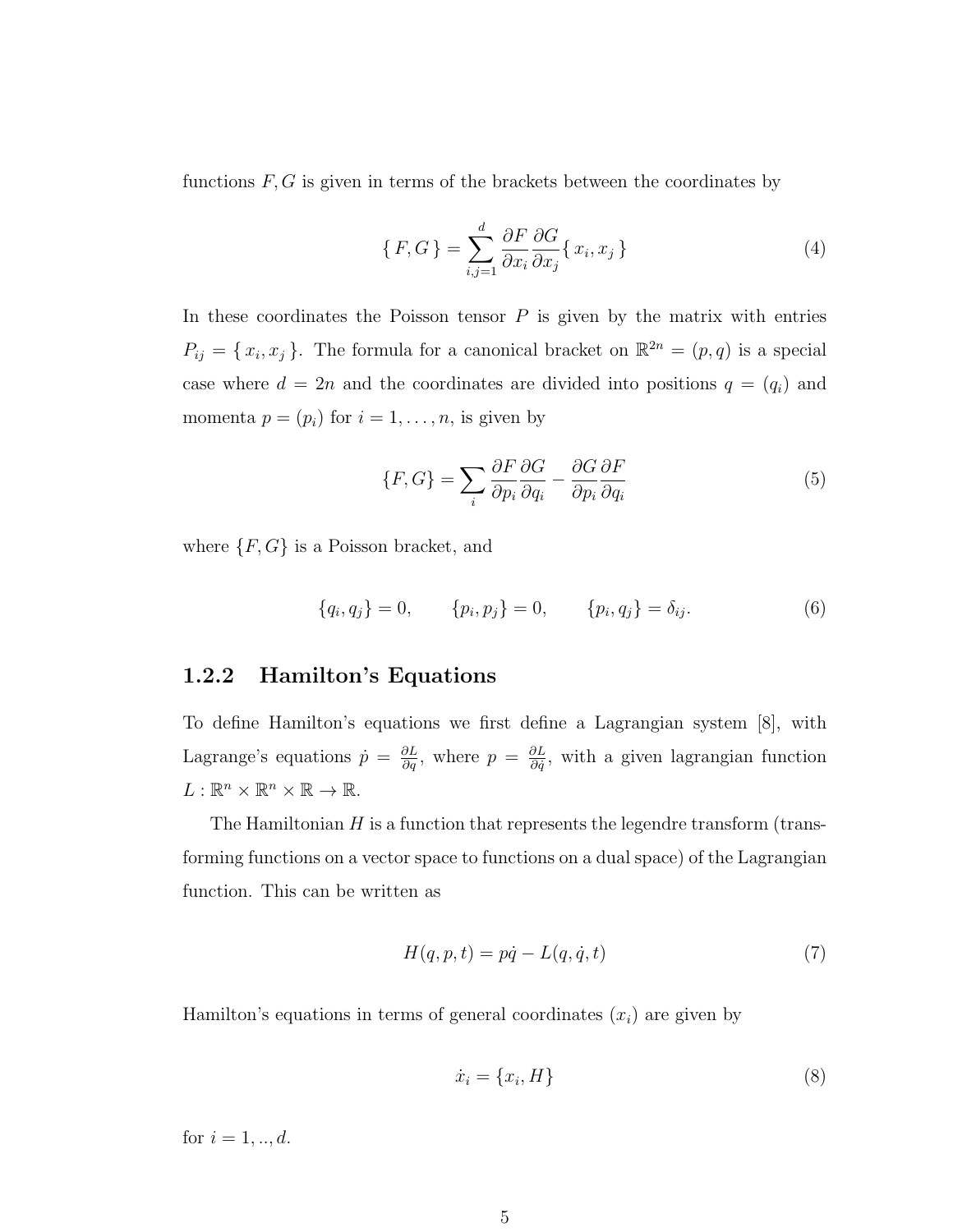functions $F, G$ is given in terms of the brackets between the coordinates by

$$\{ F, G \} = \sum_{i,j=1}^{d} \frac{\partial F}{\partial x_i} \frac{\partial G}{\partial x_j} \{ x_i, x_j \} \tag{4}$$

In these coordinates the Poisson tensor $P$ is given by the matrix with entries $P_{ij} = \{ x_i, x_j \}$. The formula for a canonical bracket on $\mathbb{R}^{2n} = (p, q)$ is a special case where $d = 2n$ and the coordinates are divided into positions $q = (q_i)$ and momenta $p = (p_i)$ for $i = 1, \ldots, n$, is given by

$$\{F, G\} = \sum_i \frac{\partial F}{\partial p_i} \frac{\partial G}{\partial q_i} - \frac{\partial G}{\partial p_i} \frac{\partial F}{\partial q_i} \tag{5}$$

where $\{F, G\}$ is a Poisson bracket, and

$$\{q_i, q_j\} = 0, \qquad \{p_i, p_j\} = 0, \qquad \{p_i, q_j\} = \delta_{ij}. \tag{6}$$

### 1.2.2 Hamilton's Equations

To define Hamilton's equations we first define a Lagrangian system [8], with Lagrange's equations $\dot{p} = \frac{\partial L}{\partial q}$, where $p = \frac{\partial L}{\partial \dot{q}}$, with a given lagrangian function $L : \mathbb{R}^n \times \mathbb{R}^n \times \mathbb{R} \to \mathbb{R}$.

The Hamiltonian $H$ is a function that represents the legendre transform (transforming functions on a vector space to functions on a dual space) of the Lagrangian function. This can be written as

$$H(q, p, t) = p\dot{q} - L(q, \dot{q}, t) \tag{7}$$

Hamilton's equations in terms of general coordinates $(x_i)$ are given by

$$\dot{x}_i = \{x_i, H\} \tag{8}$$

for $i = 1, .., d$.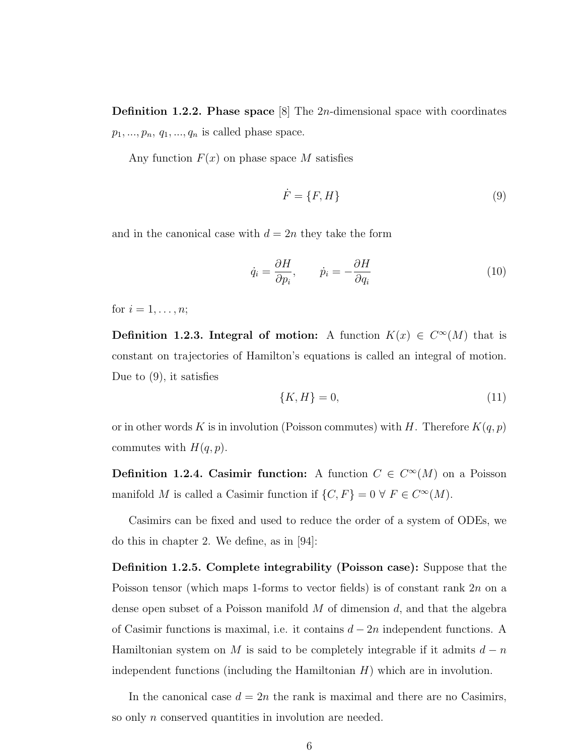**Definition 1.2.2. Phase space** [8] The $2n$-dimensional space with coordinates $p_1, ..., p_n, q_1, ..., q_n$ is called phase space.

Any function $F(x)$ on phase space $M$ satisfies

$$\dot{F} = \{F, H\} \tag{9}$$

and in the canonical case with $d = 2n$ they take the form

$$\dot{q}_i = \frac{\partial H}{\partial p_i}, \qquad \dot{p}_i = -\frac{\partial H}{\partial q_i} \tag{10}$$

for $i = 1, \ldots, n$;

**Definition 1.2.3. Integral of motion:** A function $K(x) \in C^\infty(M)$ that is constant on trajectories of Hamilton's equations is called an integral of motion. Due to (9), it satisfies

$$\{K, H\} = 0, \tag{11}$$

or in other words $K$ is in involution (Poisson commutes) with $H$. Therefore $K(q, p)$ commutes with $H(q, p)$.

**Definition 1.2.4. Casimir function:** A function $C \in C^\infty(M)$ on a Poisson manifold $M$ is called a Casimir function if $\{C, F\} = 0 \; \forall \; F \in C^\infty(M)$.

Casimirs can be fixed and used to reduce the order of a system of ODEs, we do this in chapter 2. We define, as in [94]:

**Definition 1.2.5. Complete integrability (Poisson case):** Suppose that the Poisson tensor (which maps 1-forms to vector fields) is of constant rank $2n$ on a dense open subset of a Poisson manifold $M$ of dimension $d$, and that the algebra of Casimir functions is maximal, i.e. it contains $d - 2n$ independent functions. A Hamiltonian system on $M$ is said to be completely integrable if it admits $d - n$ independent functions (including the Hamiltonian $H$) which are in involution.

In the canonical case $d = 2n$ the rank is maximal and there are no Casimirs, so only $n$ conserved quantities in involution are needed.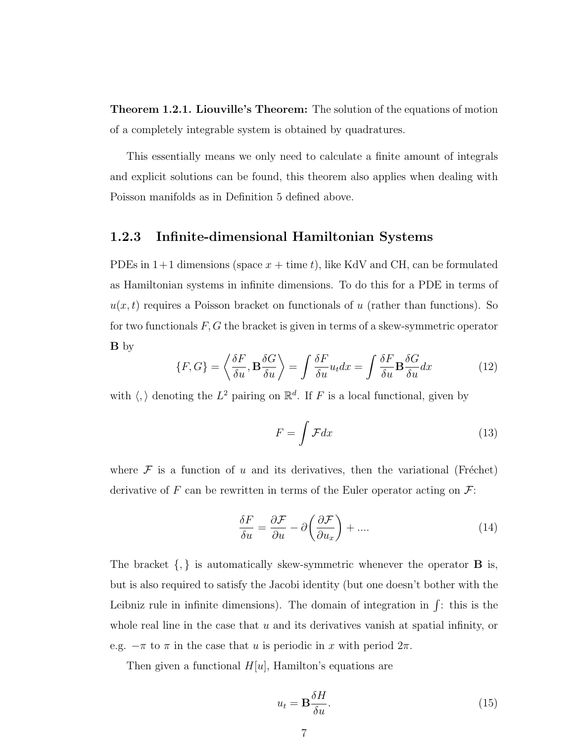**Theorem 1.2.1. Liouville's Theorem:** The solution of the equations of motion of a completely integrable system is obtained by quadratures.

This essentially means we only need to calculate a finite amount of integrals and explicit solutions can be found, this theorem also applies when dealing with Poisson manifolds as in Definition 5 defined above.

### 1.2.3 Infinite-dimensional Hamiltonian Systems

PDEs in 1+1 dimensions (space $x$ + time $t$), like KdV and CH, can be formulated as Hamiltonian systems in infinite dimensions. To do this for a PDE in terms of $u(x,t)$ requires a Poisson bracket on functionals of $u$ (rather than functions). So for two functionals $F, G$ the bracket is given in terms of a skew-symmetric operator $\mathbf{B}$ by

$$\{F,G\} = \left\langle \frac{\delta F}{\delta u}, \mathbf{B}\frac{\delta G}{\delta u} \right\rangle = \int \frac{\delta F}{\delta u} u_t dx = \int \frac{\delta F}{\delta u} \mathbf{B} \frac{\delta G}{\delta u} dx \tag{12}$$

with $\langle , \rangle$ denoting the $L^2$ pairing on $\mathbb{R}^d$. If $F$ is a local functional, given by

$$F = \int \mathcal{F} dx \tag{13}$$

where $\mathcal{F}$ is a function of $u$ and its derivatives, then the variational (Fréchet) derivative of $F$ can be rewritten in terms of the Euler operator acting on $\mathcal{F}$:

$$\frac{\delta F}{\delta u} = \frac{\partial \mathcal{F}}{\partial u} - \partial \left( \frac{\partial \mathcal{F}}{\partial u_x} \right) + .... \tag{14}$$

The bracket $\{,\}$ is automatically skew-symmetric whenever the operator $\mathbf{B}$ is, but is also required to satisfy the Jacobi identity (but one doesn't bother with the Leibniz rule in infinite dimensions). The domain of integration in $\int$: this is the whole real line in the case that $u$ and its derivatives vanish at spatial infinity, or e.g. $-\pi$ to $\pi$ in the case that $u$ is periodic in $x$ with period $2\pi$.

Then given a functional $H[u]$, Hamilton's equations are

$$u_t = \mathbf{B} \frac{\delta H}{\delta u}. \tag{15}$$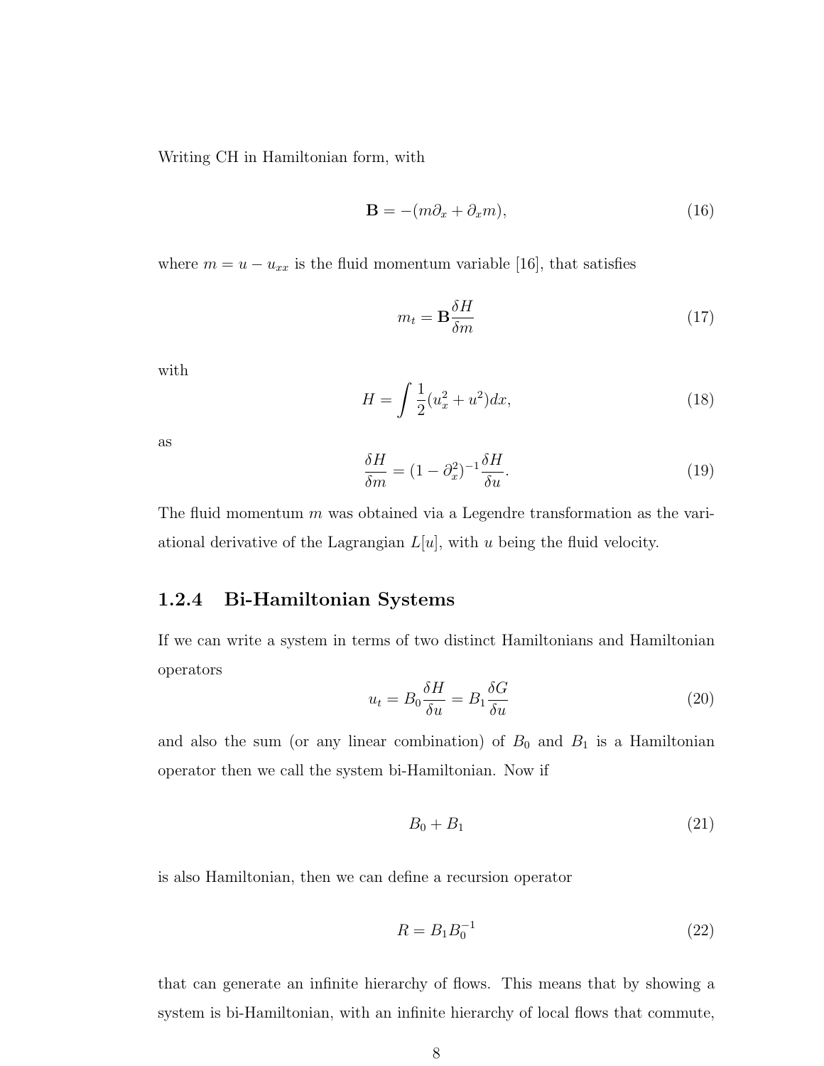Writing CH in Hamiltonian form, with

$$\mathbf{B} = -(m\partial_x + \partial_x m), \tag{16}$$

where $m = u - u_{xx}$ is the fluid momentum variable [16], that satisfies

$$m_t = \mathbf{B}\frac{\delta H}{\delta m} \tag{17}$$

with

$$H = \int \frac{1}{2}(u_x^2 + u^2)dx, \tag{18}$$

as

$$\frac{\delta H}{\delta m} = (1 - \partial_x^2)^{-1}\frac{\delta H}{\delta u}. \tag{19}$$

The fluid momentum $m$ was obtained via a Legendre transformation as the variational derivative of the Lagrangian $L[u]$, with $u$ being the fluid velocity.

### 1.2.4 Bi-Hamiltonian Systems

If we can write a system in terms of two distinct Hamiltonians and Hamiltonian operators

$$u_t = B_0\frac{\delta H}{\delta u} = B_1\frac{\delta G}{\delta u} \tag{20}$$

and also the sum (or any linear combination) of $B_0$ and $B_1$ is a Hamiltonian operator then we call the system bi-Hamiltonian. Now if

$$B_0 + B_1 \tag{21}$$

is also Hamiltonian, then we can define a recursion operator

$$R = B_1 B_0^{-1} \tag{22}$$

that can generate an infinite hierarchy of flows. This means that by showing a system is bi-Hamiltonian, with an infinite hierarchy of local flows that commute,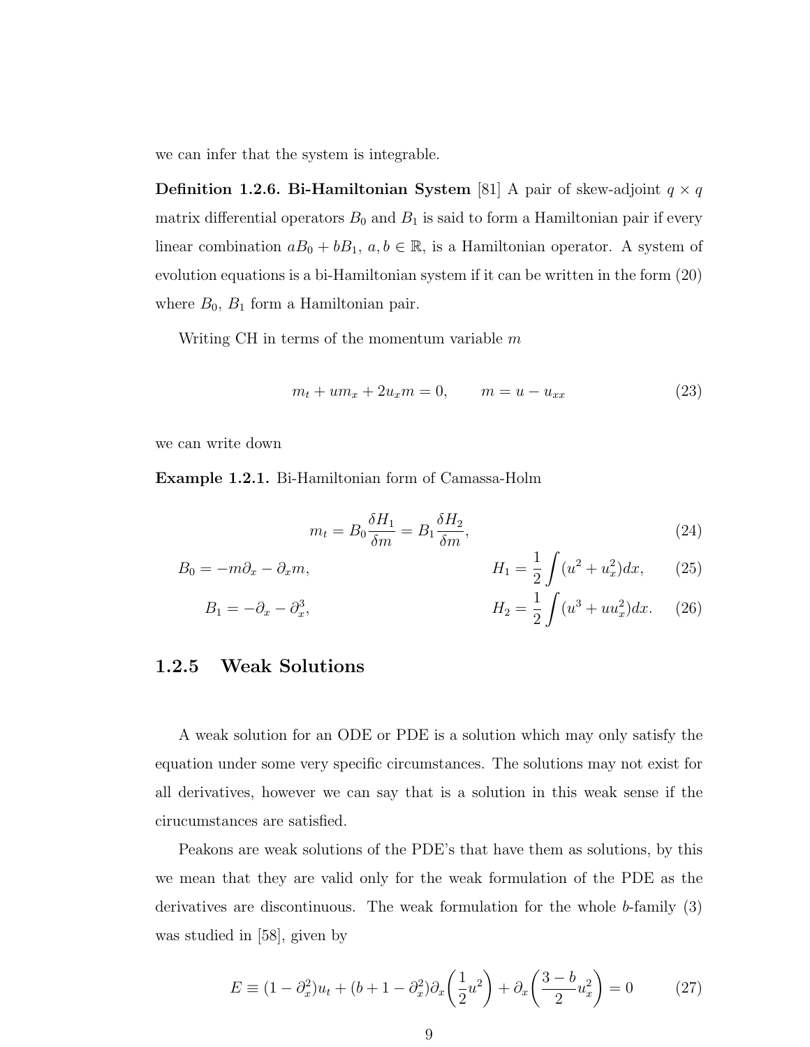we can infer that the system is integrable.

**Definition 1.2.6. Bi-Hamiltonian System** [81] A pair of skew-adjoint $q \times q$ matrix differential operators $B_0$ and $B_1$ is said to form a Hamiltonian pair if every linear combination $aB_0 + bB_1,\ a, b \in \mathbb{R}$, is a Hamiltonian operator. A system of evolution equations is a bi-Hamiltonian system if it can be written in the form (20) where $B_0$, $B_1$ form a Hamiltonian pair.

Writing CH in terms of the momentum variable $m$

$$m_t + um_x + 2u_x m = 0, \qquad m = u - u_{xx} \tag{23}$$

we can write down

**Example 1.2.1.** Bi-Hamiltonian form of Camassa-Holm

$$m_t = B_0 \frac{\delta H_1}{\delta m} = B_1 \frac{\delta H_2}{\delta m}, \tag{24}$$

$$B_0 = -m\partial_x - \partial_x m, \qquad H_1 = \frac{1}{2}\int (u^2 + u_x^2)dx, \tag{25}$$

$$B_1 = -\partial_x - \partial_x^3, \qquad H_2 = \frac{1}{2}\int (u^3 + uu_x^2)dx. \tag{26}$$

### 1.2.5 Weak Solutions

A weak solution for an ODE or PDE is a solution which may only satisfy the equation under some very specific circumstances. The solutions may not exist for all derivatives, however we can say that is a solution in this weak sense if the cirucumstances are satisfied.

Peakons are weak solutions of the PDE's that have them as solutions, by this we mean that they are valid only for the weak formulation of the PDE as the derivatives are discontinuous. The weak formulation for the whole $b$-family (3) was studied in [58], given by

$$E \equiv (1 - \partial_x^2)u_t + (b + 1 - \partial_x^2)\partial_x\left(\frac{1}{2}u^2\right) + \partial_x\left(\frac{3-b}{2}u_x^2\right) = 0 \tag{27}$$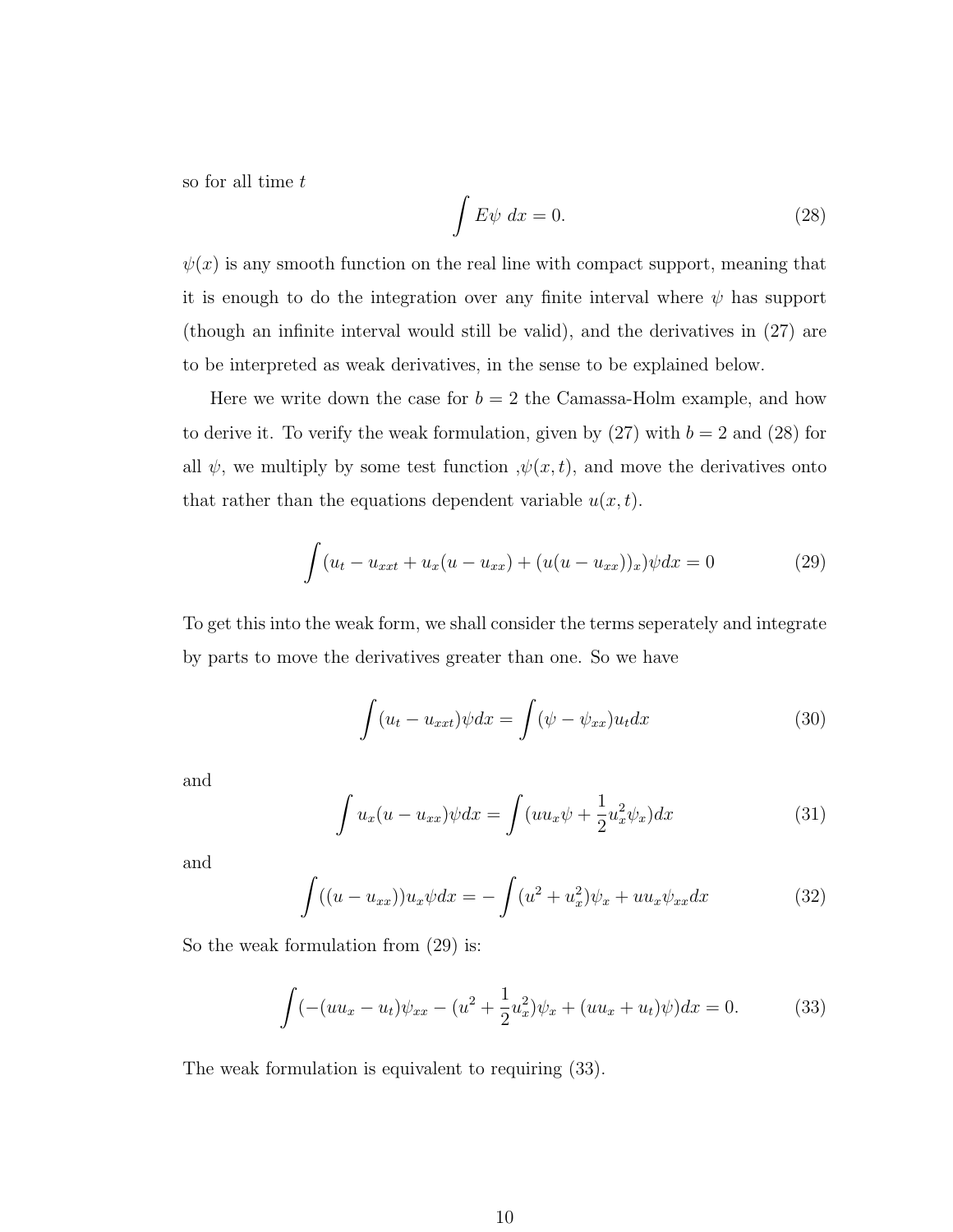so for all time $t$

$$\int E\psi \; dx = 0. \tag{28}$$

$\psi(x)$ is any smooth function on the real line with compact support, meaning that it is enough to do the integration over any finite interval where $\psi$ has support (though an infinite interval would still be valid), and the derivatives in (27) are to be interpreted as weak derivatives, in the sense to be explained below.

Here we write down the case for $b = 2$ the Camassa-Holm example, and how to derive it. To verify the weak formulation, given by (27) with $b = 2$ and (28) for all $\psi$, we multiply by some test function ,$\psi(x,t)$, and move the derivatives onto that rather than the equations dependent variable $u(x,t)$.

$$\int (u_t - u_{xxt} + u_x(u - u_{xx}) + (u(u - u_{xx}))_x)\psi dx = 0 \tag{29}$$

To get this into the weak form, we shall consider the terms seperately and integrate by parts to move the derivatives greater than one. So we have

$$\int (u_t - u_{xxt})\psi dx = \int (\psi - \psi_{xx})u_t dx \tag{30}$$

and

$$\int u_x(u - u_{xx})\psi dx = \int (uu_x\psi + \frac{1}{2}u_x^2\psi_x)dx \tag{31}$$

and

$$\int ((u - u_{xx}))u_x\psi dx = -\int (u^2 + u_x^2)\psi_x + uu_x\psi_{xx}dx \tag{32}$$

So the weak formulation from (29) is:

$$\int (-(uu_x - u_t)\psi_{xx} - (u^2 + \frac{1}{2}u_x^2)\psi_x + (uu_x + u_t)\psi)dx = 0. \tag{33}$$

The weak formulation is equivalent to requiring (33).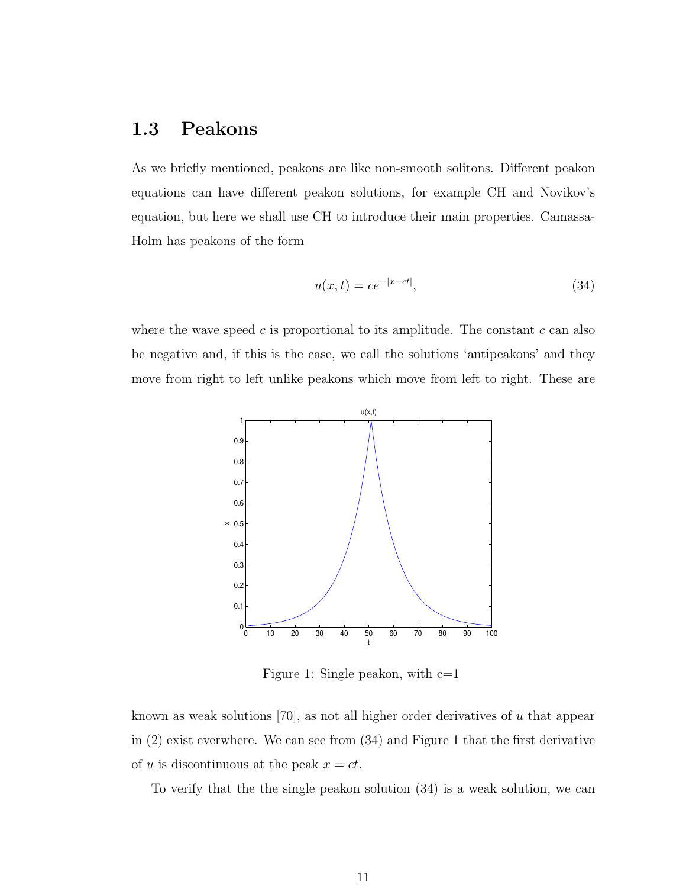## 1.3 Peakons

As we briefly mentioned, peakons are like non-smooth solitons. Different peakon equations can have different peakon solutions, for example CH and Novikov's equation, but here we shall use CH to introduce their main properties. Camassa-Holm has peakons of the form

$$u(x,t) = ce^{-|x-ct|}, \tag{34}$$

where the wave speed $c$ is proportional to its amplitude. The constant $c$ can also be negative and, if this is the case, we call the solutions 'antipeakons' and they move from right to left unlike peakons which move from left to right. These are

Figure 1: Single peakon, with c=1

known as weak solutions [70], as not all higher order derivatives of $u$ that appear in (2) exist everwhere. We can see from (34) and Figure 1 that the first derivative of $u$ is discontinuous at the peak $x = ct$.

To verify that the the single peakon solution (34) is a weak solution, we can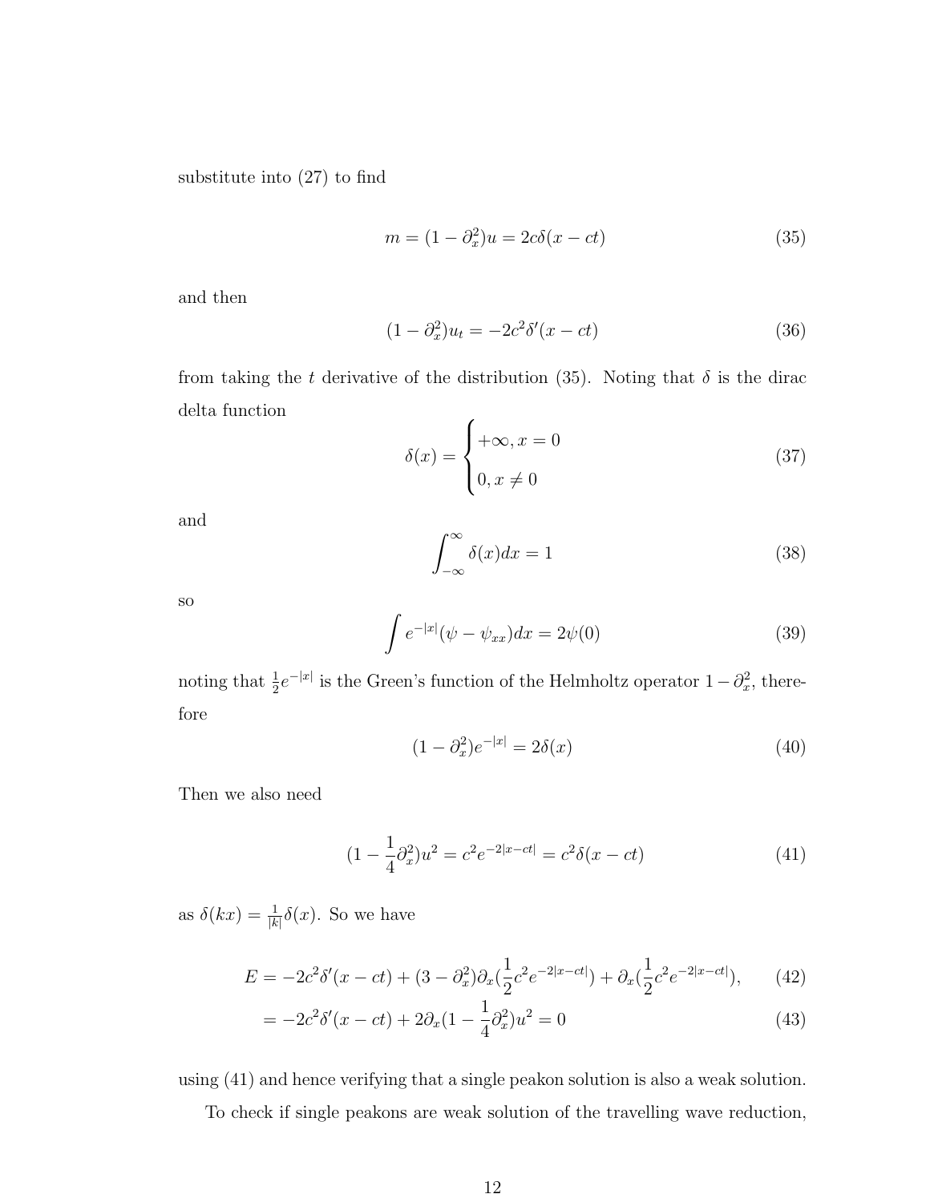substitute into (27) to find

$$m = (1 - \partial_x^2)u = 2c\delta(x - ct) \tag{35}$$

and then

$$(1 - \partial_x^2)u_t = -2c^2\delta'(x - ct) \tag{36}$$

from taking the $t$ derivative of the distribution (35). Noting that $\delta$ is the dirac delta function

$$\delta(x) = \begin{cases} +\infty, x = 0 \\ 0, x \neq 0 \end{cases} \tag{37}$$

and

$$\int_{-\infty}^{\infty} \delta(x)dx = 1 \tag{38}$$

so

$$\int e^{-|x|}(\psi - \psi_{xx})dx = 2\psi(0) \tag{39}$$

noting that $\frac{1}{2}e^{-|x|}$ is the Green's function of the Helmholtz operator $1 - \partial_x^2$, therefore

$$(1 - \partial_x^2)e^{-|x|} = 2\delta(x) \tag{40}$$

Then we also need

$$(1 - \frac{1}{4}\partial_x^2)u^2 = c^2 e^{-2|x-ct|} = c^2\delta(x - ct) \tag{41}$$

as $\delta(kx) = \frac{1}{|k|}\delta(x)$. So we have

$$\begin{aligned} E &= -2c^2\delta'(x - ct) + (3 - \partial_x^2)\partial_x(\frac{1}{2}c^2 e^{-2|x-ct|}) + \partial_x(\frac{1}{2}c^2 e^{-2|x-ct|}), \qquad (42) \\ &= -2c^2\delta'(x - ct) + 2\partial_x(1 - \frac{1}{4}\partial_x^2)u^2 = 0 \qquad (43) \end{aligned}$$

using (41) and hence verifying that a single peakon solution is also a weak solution.

To check if single peakons are weak solution of the travelling wave reduction,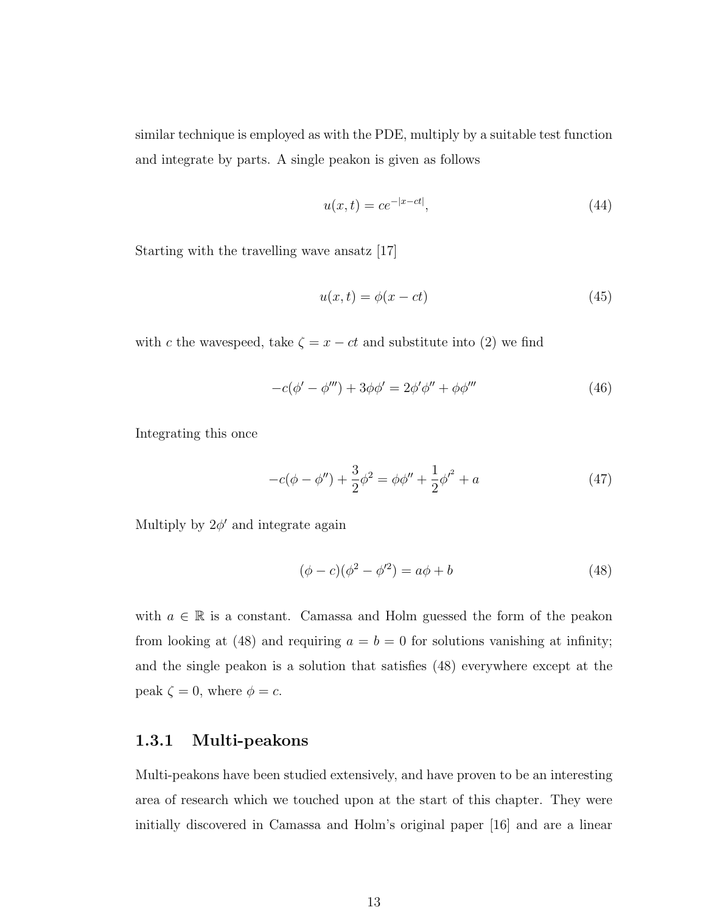similar technique is employed as with the PDE, multiply by a suitable test function and integrate by parts. A single peakon is given as follows

$$u(x,t) = ce^{-|x-ct|}, \tag{44}$$

Starting with the travelling wave ansatz [17]

$$u(x,t) = \phi(x - ct) \tag{45}$$

with $c$ the wavespeed, take $\zeta = x - ct$ and substitute into (2) we find

$$-c(\phi' - \phi''') + 3\phi\phi' = 2\phi'\phi'' + \phi\phi''' \tag{46}$$

Integrating this once

$$-c(\phi - \phi'') + \frac{3}{2}\phi^2 = \phi\phi'' + \frac{1}{2}\phi'^2 + a \tag{47}$$

Multiply by $2\phi'$ and integrate again

$$(\phi - c)(\phi^2 - \phi'^2) = a\phi + b \tag{48}$$

with $a \in \mathbb{R}$ is a constant. Camassa and Holm guessed the form of the peakon from looking at (48) and requiring $a = b = 0$ for solutions vanishing at infinity; and the single peakon is a solution that satisfies (48) everywhere except at the peak $\zeta = 0$, where $\phi = c$.

### 1.3.1 Multi-peakons

Multi-peakons have been studied extensively, and have proven to be an interesting area of research which we touched upon at the start of this chapter. They were initially discovered in Camassa and Holm's original paper [16] and are a linear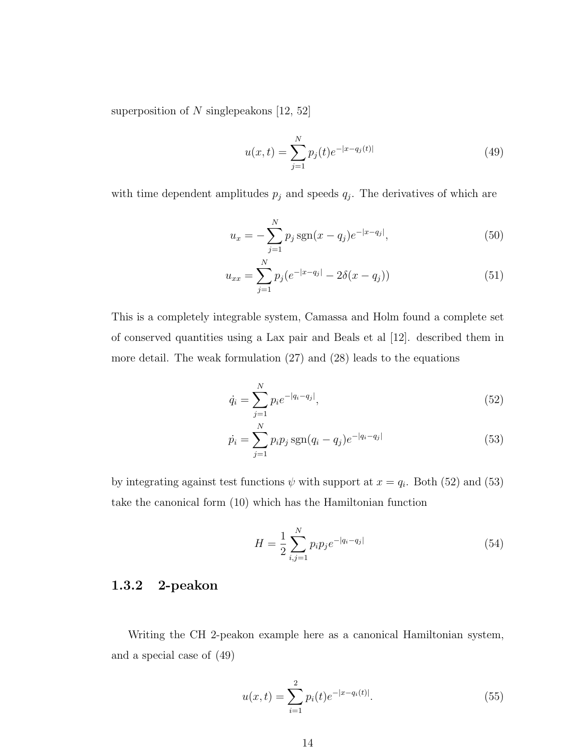superposition of $N$ singlepeakons [12, 52]

$$u(x,t) = \sum_{j=1}^{N} p_j(t) e^{-|x-q_j(t)|} \tag{49}$$

with time dependent amplitudes $p_j$ and speeds $q_j$. The derivatives of which are

$$u_x = -\sum_{j=1}^{N} p_j \operatorname{sgn}(x-q_j) e^{-|x-q_j|}, \tag{50}$$

$$u_{xx} = \sum_{j=1}^{N} p_j (e^{-|x-q_j|} - 2\delta(x-q_j)) \tag{51}$$

This is a completely integrable system, Camassa and Holm found a complete set of conserved quantities using a Lax pair and Beals et al [12]. described them in more detail. The weak formulation (27) and (28) leads to the equations

$$\dot{q_i} = \sum_{j=1}^{N} p_i e^{-|q_i-q_j|}, \tag{52}$$

$$\dot{p_i} = \sum_{j=1}^{N} p_i p_j \operatorname{sgn}(q_i-q_j) e^{-|q_i-q_j|} \tag{53}$$

by integrating against test functions $\psi$ with support at $x = q_i$. Both (52) and (53) take the canonical form (10) which has the Hamiltonian function

$$H = \frac{1}{2} \sum_{i,j=1}^{N} p_i p_j e^{-|q_i-q_j|} \tag{54}$$

### 1.3.2 2-peakon

Writing the CH 2-peakon example here as a canonical Hamiltonian system, and a special case of (49)

$$u(x,t) = \sum_{i=1}^{2} p_i(t) e^{-|x-q_i(t)|}. \tag{55}$$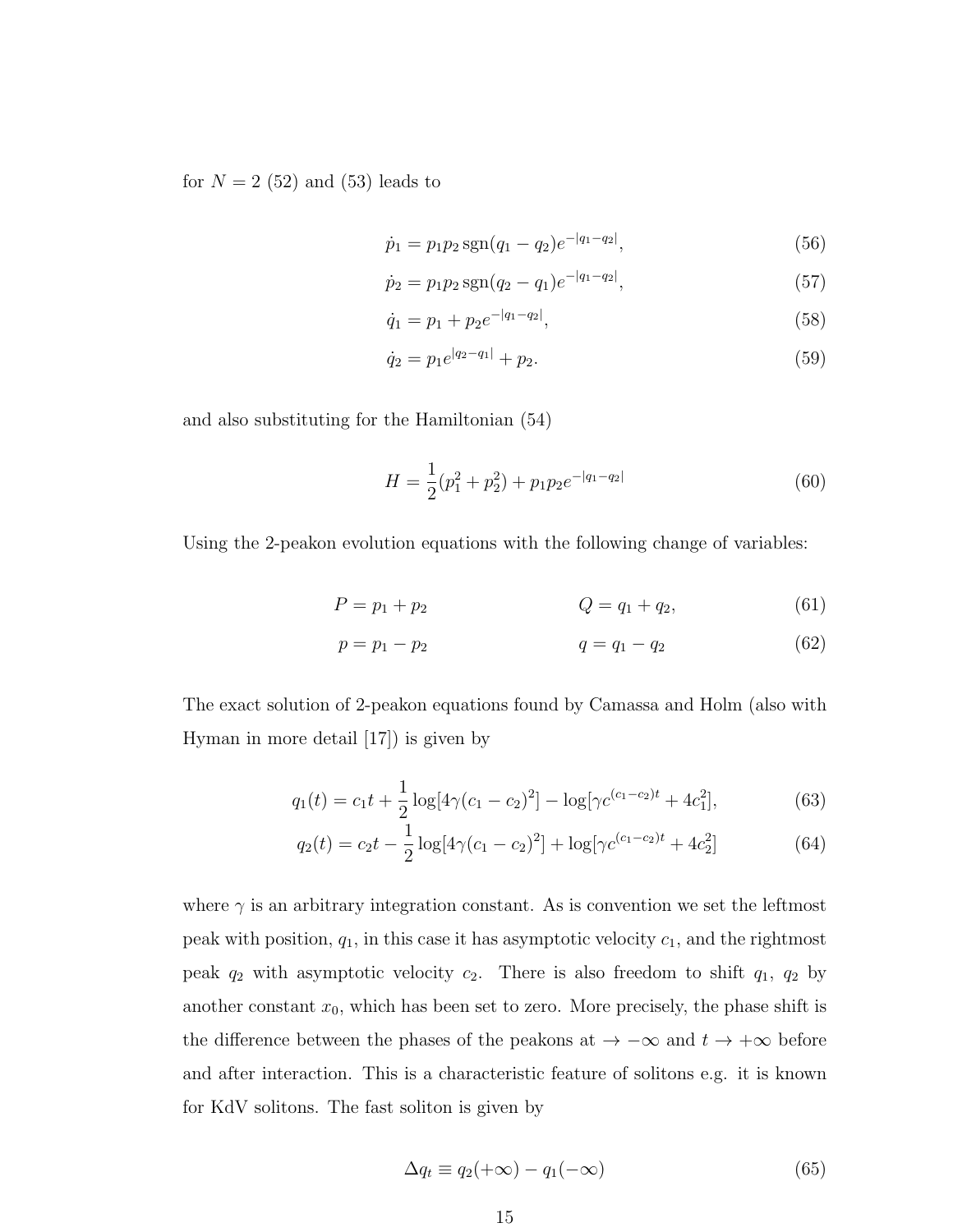for $N = 2$ (52) and (53) leads to

$$\dot{p}_1 = p_1 p_2 \operatorname{sgn}(q_1 - q_2) e^{-|q_1 - q_2|}, \tag{56}$$

$$\dot{p}_2 = p_1 p_2 \operatorname{sgn}(q_2 - q_1) e^{-|q_1 - q_2|}, \tag{57}$$

$$\dot{q}_1 = p_1 + p_2 e^{-|q_1 - q_2|}, \tag{58}$$

$$\dot{q}_2 = p_1 e^{|q_2 - q_1|} + p_2. \tag{59}$$

and also substituting for the Hamiltonian (54)

$$H = \frac{1}{2}(p_1^2 + p_2^2) + p_1 p_2 e^{-|q_1 - q_2|} \tag{60}$$

Using the 2-peakon evolution equations with the following change of variables:

$$P = p_1 + p_2 \qquad\qquad Q = q_1 + q_2, \tag{61}$$

$$p = p_1 - p_2 \qquad\qquad q = q_1 - q_2 \tag{62}$$

The exact solution of 2-peakon equations found by Camassa and Holm (also with Hyman in more detail [17]) is given by

$$q_1(t) = c_1 t + \frac{1}{2}\log[4\gamma(c_1 - c_2)^2] - \log[\gamma c^{(c_1 - c_2)t} + 4c_1^2], \tag{63}$$

$$q_2(t) = c_2 t - \frac{1}{2}\log[4\gamma(c_1 - c_2)^2] + \log[\gamma c^{(c_1 - c_2)t} + 4c_2^2] \tag{64}$$

where $\gamma$ is an arbitrary integration constant. As is convention we set the leftmost peak with position, $q_1$, in this case it has asymptotic velocity $c_1$, and the rightmost peak $q_2$ with asymptotic velocity $c_2$. There is also freedom to shift $q_1$, $q_2$ by another constant $x_0$, which has been set to zero. More precisely, the phase shift is the difference between the phases of the peakons at $\rightarrow -\infty$ and $t \rightarrow +\infty$ before and after interaction. This is a characteristic feature of solitons e.g. it is known for KdV solitons. The fast soliton is given by

$$\Delta q_t \equiv q_2(+\infty) - q_1(-\infty) \tag{65}$$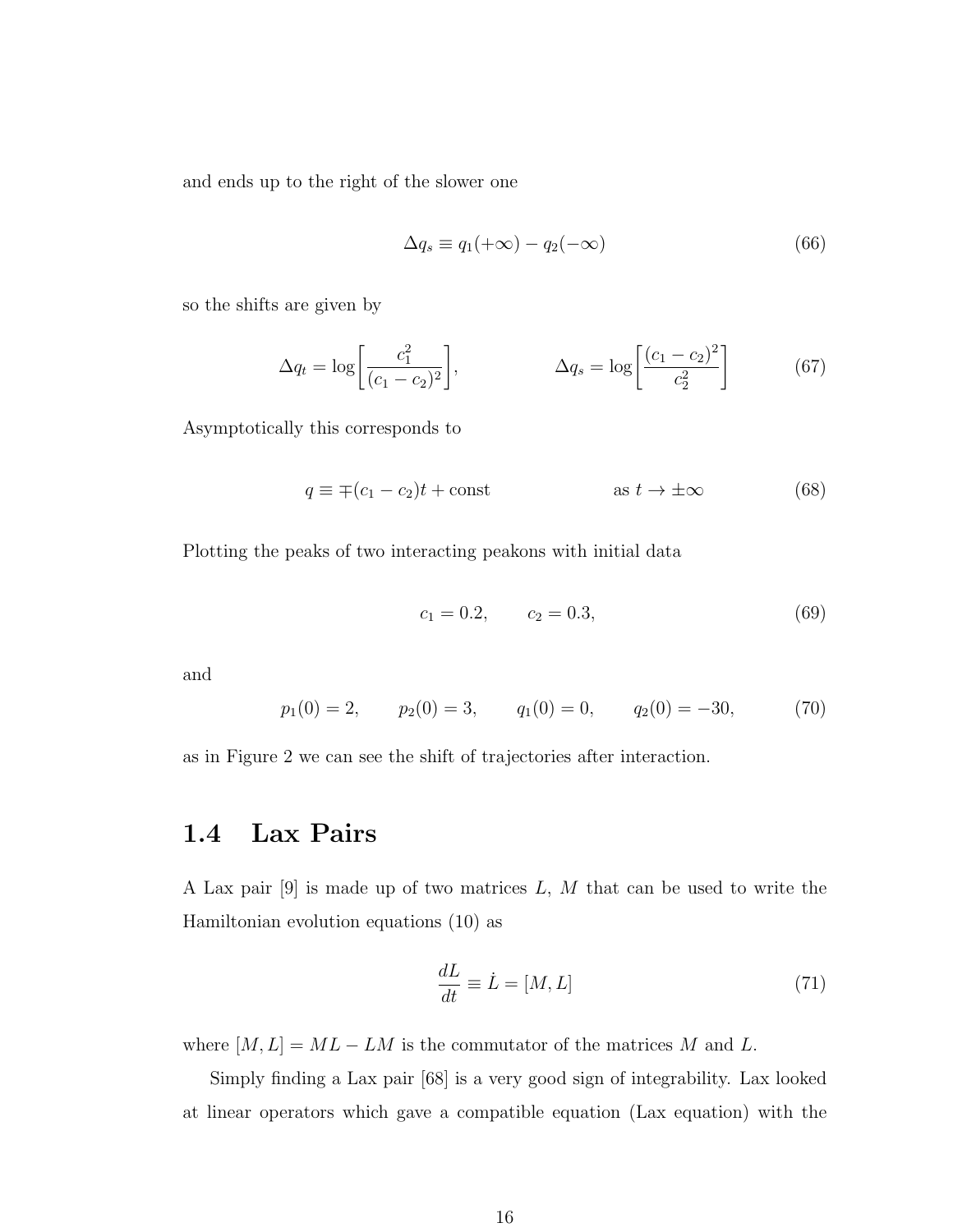and ends up to the right of the slower one

$$\Delta q_s \equiv q_1(+\infty) - q_2(-\infty) \tag{66}$$

so the shifts are given by

$$\Delta q_t = \log\left[\frac{c_1^2}{(c_1 - c_2)^2}\right], \qquad \Delta q_s = \log\left[\frac{(c_1 - c_2)^2}{c_2^2}\right] \tag{67}$$

Asymptotically this corresponds to

$$q \equiv \mp(c_1 - c_2)t + \text{const} \qquad \text{as } t \to \pm\infty \tag{68}$$

Plotting the peaks of two interacting peakons with initial data

$$c_1 = 0.2, \qquad c_2 = 0.3, \tag{69}$$

and

$$p_1(0) = 2, \qquad p_2(0) = 3, \qquad q_1(0) = 0, \qquad q_2(0) = -30, \tag{70}$$

as in Figure 2 we can see the shift of trajectories after interaction.

## 1.4 Lax Pairs

A Lax pair [9] is made up of two matrices $L$, $M$ that can be used to write the Hamiltonian evolution equations (10) as

$$\frac{dL}{dt} \equiv \dot{L} = [M, L] \tag{71}$$

where $[M, L] = ML - LM$ is the commutator of the matrices $M$ and $L$.

Simply finding a Lax pair [68] is a very good sign of integrability. Lax looked at linear operators which gave a compatible equation (Lax equation) with the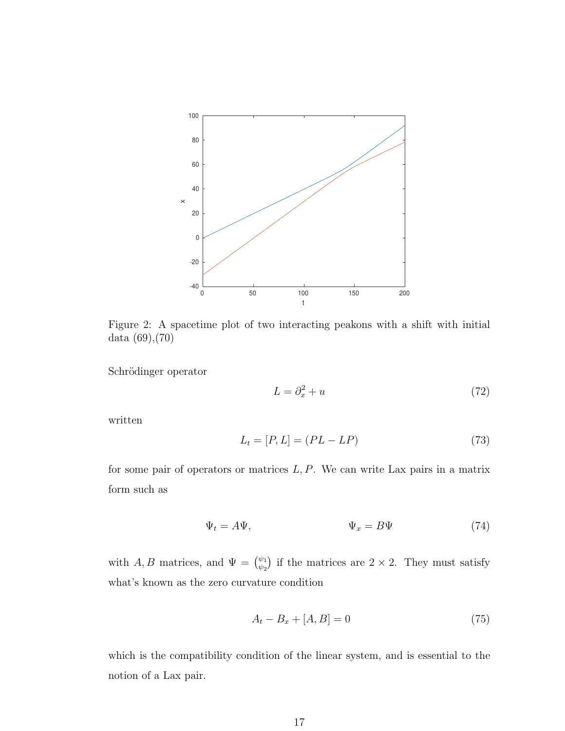Figure 2: A spacetime plot of two interacting peakons with a shift with initial data (69),(70)

Schrödinger operator

$$L = \partial_x^2 + u \tag{72}$$

written

$$L_t = [P, L] = (PL - LP) \tag{73}$$

for some pair of operators or matrices $L, P$. We can write Lax pairs in a matrix form such as

$$\Psi_t = A\Psi, \qquad\qquad \Psi_x = B\Psi \tag{74}$$

with $A, B$ matrices, and $\Psi = \binom{\psi_1}{\psi_2}$ if the matrices are $2 \times 2$. They must satisfy what's known as the zero curvature condition

$$A_t - B_x + [A, B] = 0 \tag{75}$$

which is the compatibility condition of the linear system, and is essential to the notion of a Lax pair.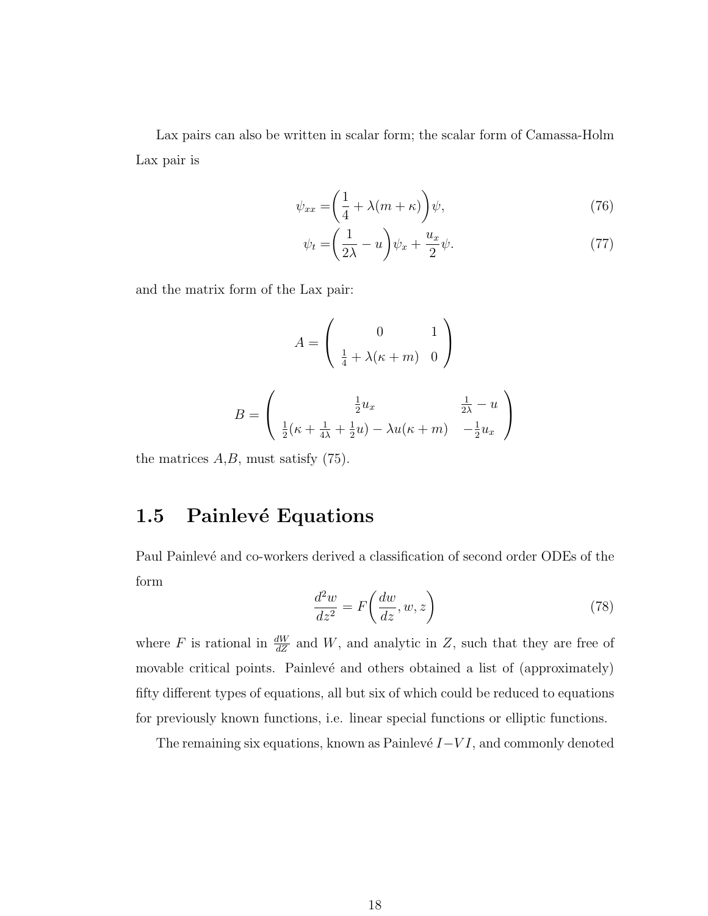Lax pairs can also be written in scalar form; the scalar form of Camassa-Holm Lax pair is

$$\psi_{xx} = \left(\frac{1}{4} + \lambda(m+\kappa)\right)\psi, \tag{76}$$

$$\psi_t = \left(\frac{1}{2\lambda} - u\right)\psi_x + \frac{u_x}{2}\psi. \tag{77}$$

and the matrix form of the Lax pair:

$$A = \begin{pmatrix} 0 & 1 \\ \frac{1}{4} + \lambda(\kappa + m) & 0 \end{pmatrix}$$

$$B = \begin{pmatrix} \frac{1}{2}u_x & \frac{1}{2\lambda} - u \\ \frac{1}{2}(\kappa + \frac{1}{4\lambda} + \frac{1}{2}u) - \lambda u(\kappa + m) & -\frac{1}{2}u_x \end{pmatrix}$$

the matrices $A$,$B$, must satisfy (75).

## 1.5 Painlevé Equations

Paul Painlevé and co-workers derived a classification of second order ODEs of the form

$$\frac{d^2w}{dz^2} = F\left(\frac{dw}{dz}, w, z\right) \tag{78}$$

where $F$ is rational in $\frac{dW}{dZ}$ and $W$, and analytic in $Z$, such that they are free of movable critical points. Painlevé and others obtained a list of (approximately) fifty different types of equations, all but six of which could be reduced to equations for previously known functions, i.e. linear special functions or elliptic functions.

The remaining six equations, known as Painlevé $I-VI$, and commonly denoted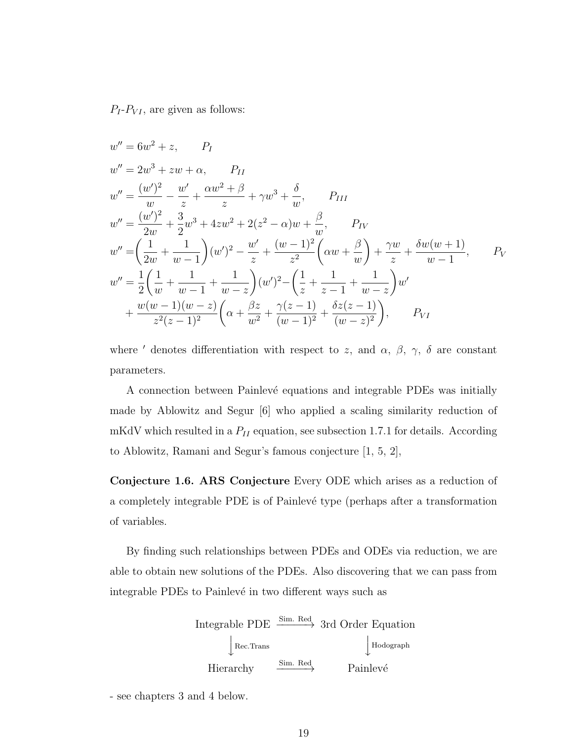$P_I$-$P_{VI}$, are given as follows:

$$
\begin{aligned}
w'' &= 6w^2 + z, \qquad P_I \\
w'' &= 2w^3 + zw + \alpha, \qquad P_{II} \\
w'' &= \frac{(w')^2}{w} - \frac{w'}{z} + \frac{\alpha w^2 + \beta}{z} + \gamma w^3 + \frac{\delta}{w}, \qquad P_{III} \\
w'' &= \frac{(w')^2}{2w} + \frac{3}{2}w^3 + 4zw^2 + 2(z^2 - \alpha)w + \frac{\beta}{w}, \qquad P_{IV} \\
w'' &= \left(\frac{1}{2w} + \frac{1}{w-1}\right)(w')^2 - \frac{w'}{z} + \frac{(w-1)^2}{z^2}\left(\alpha w + \frac{\beta}{w}\right) + \frac{\gamma w}{z} + \frac{\delta w(w+1)}{w-1}, \qquad P_V \\
w'' &= \frac{1}{2}\left(\frac{1}{w} + \frac{1}{w-1} + \frac{1}{w-z}\right)(w')^2 - \left(\frac{1}{z} + \frac{1}{z-1} + \frac{1}{w-z}\right)w' \\
&\quad + \frac{w(w-1)(w-z)}{z^2(z-1)^2}\left(\alpha + \frac{\beta z}{w^2} + \frac{\gamma(z-1)}{(w-1)^2} + \frac{\delta z(z-1)}{(w-z)^2}\right), \qquad P_{VI}
\end{aligned}
$$

where $'$ denotes differentiation with respect to $z$, and $\alpha$, $\beta$, $\gamma$, $\delta$ are constant parameters.

A connection between Painlevé equations and integrable PDEs was initially made by Ablowitz and Segur [6] who applied a scaling similarity reduction of mKdV which resulted in a $P_{II}$ equation, see subsection 1.7.1 for details. According to Ablowitz, Ramani and Segur's famous conjecture [1, 5, 2],

**Conjecture 1.6. ARS Conjecture** Every ODE which arises as a reduction of a completely integrable PDE is of Painlevé type (perhaps after a transformation of variables.

By finding such relationships between PDEs and ODEs via reduction, we are able to obtain new solutions of the PDEs. Also discovering that we can pass from integrable PDEs to Painlevé in two different ways such as

$$
\begin{array}{ccc}
\text{Integrable PDE} & \xrightarrow{\text{Sim. Red}} & \text{3rd Order Equation} \\
\Big\downarrow {\scriptstyle \text{Rec.Trans}} & & \Big\downarrow {\scriptstyle \text{Hodograph}} \\
\text{Hierarchy} & \xrightarrow{\text{Sim. Red}} & \text{Painlevé}
\end{array}
$$

- see chapters 3 and 4 below.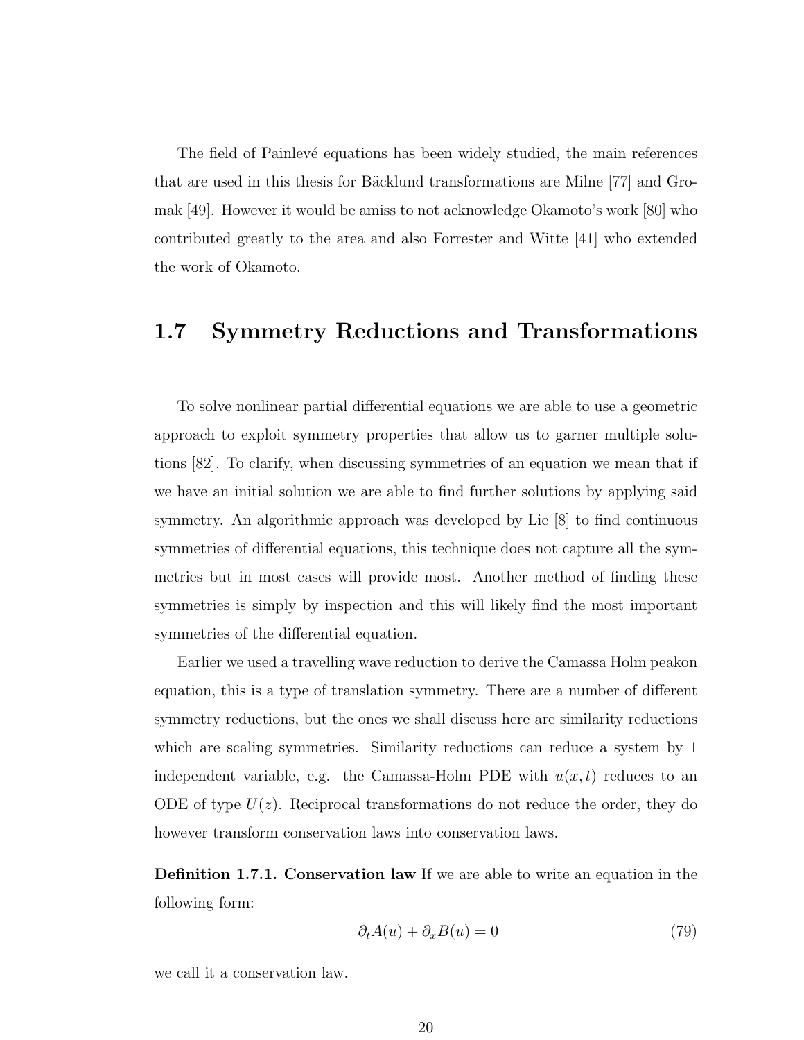The field of Painlevé equations has been widely studied, the main references that are used in this thesis for Bäcklund transformations are Milne [77] and Gromak [49]. However it would be amiss to not acknowledge Okamoto's work [80] who contributed greatly to the area and also Forrester and Witte [41] who extended the work of Okamoto.

## 1.7 Symmetry Reductions and Transformations

To solve nonlinear partial differential equations we are able to use a geometric approach to exploit symmetry properties that allow us to garner multiple solutions [82]. To clarify, when discussing symmetries of an equation we mean that if we have an initial solution we are able to find further solutions by applying said symmetry. An algorithmic approach was developed by Lie [8] to find continuous symmetries of differential equations, this technique does not capture all the symmetries but in most cases will provide most. Another method of finding these symmetries is simply by inspection and this will likely find the most important symmetries of the differential equation.

Earlier we used a travelling wave reduction to derive the Camassa Holm peakon equation, this is a type of translation symmetry. There are a number of different symmetry reductions, but the ones we shall discuss here are similarity reductions which are scaling symmetries. Similarity reductions can reduce a system by 1 independent variable, e.g. the Camassa-Holm PDE with $u(x,t)$ reduces to an ODE of type $U(z)$. Reciprocal transformations do not reduce the order, they do however transform conservation laws into conservation laws.

**Definition 1.7.1. Conservation law** If we are able to write an equation in the following form:

$$\partial_t A(u) + \partial_x B(u) = 0 \tag{79}$$

we call it a conservation law.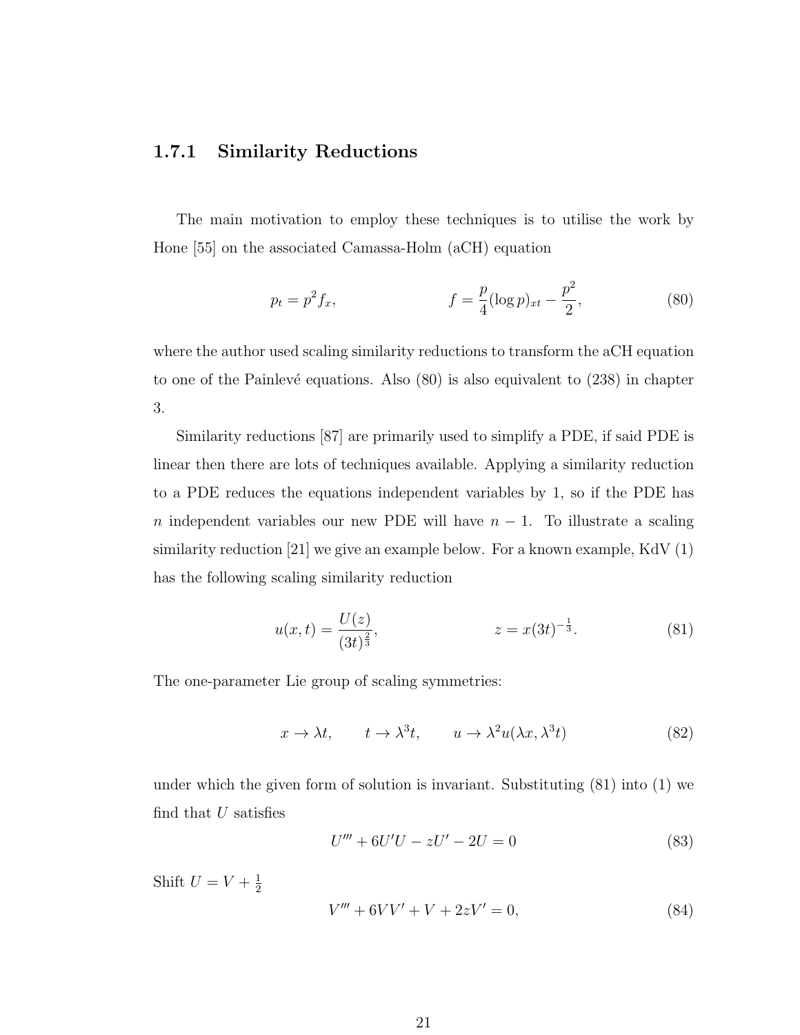### 1.7.1 Similarity Reductions

The main motivation to employ these techniques is to utilise the work by Hone [55] on the associated Camassa-Holm (aCH) equation

$$p_t = p^2 f_x, \qquad\qquad f = \frac{p}{4}(\log p)_{xt} - \frac{p^2}{2}, \tag{80}$$

where the author used scaling similarity reductions to transform the aCH equation to one of the Painlevé equations. Also (80) is also equivalent to (238) in chapter 3.

Similarity reductions [87] are primarily used to simplify a PDE, if said PDE is linear then there are lots of techniques available. Applying a similarity reduction to a PDE reduces the equations independent variables by 1, so if the PDE has $n$ independent variables our new PDE will have $n-1$. To illustrate a scaling similarity reduction [21] we give an example below. For a known example, KdV (1) has the following scaling similarity reduction

$$u(x,t) = \frac{U(z)}{(3t)^{\frac{2}{3}}}, \qquad\qquad z = x(3t)^{-\frac{1}{3}}. \tag{81}$$

The one-parameter Lie group of scaling symmetries:

$$x \to \lambda t, \qquad t \to \lambda^3 t, \qquad u \to \lambda^2 u(\lambda x, \lambda^3 t) \tag{82}$$

under which the given form of solution is invariant. Substituting (81) into (1) we find that $U$ satisfies

$$U''' + 6U'U - zU' - 2U = 0 \tag{83}$$

Shift $U = V + \frac{1}{2}$

$$V''' + 6VV' + V + 2zV' = 0, \tag{84}$$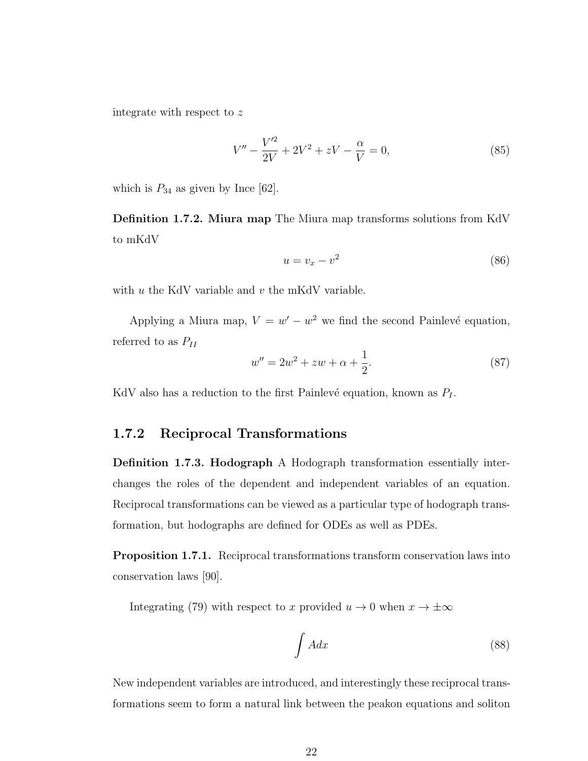integrate with respect to $z$

$$V'' - \frac{V'^2}{2V} + 2V^2 + zV - \frac{\alpha}{V} = 0, \tag{85}$$

which is $P_{34}$ as given by Ince [62].

**Definition 1.7.2. Miura map** The Miura map transforms solutions from KdV to mKdV

$$u = v_x - v^2 \tag{86}$$

with $u$ the KdV variable and $v$ the mKdV variable.

Applying a Miura map, $V = w' - w^2$ we find the second Painlevé equation, referred to as $P_{II}$

$$w'' = 2w^2 + zw + \alpha + \frac{1}{2}. \tag{87}$$

KdV also has a reduction to the first Painlevé equation, known as $P_I$.

### 1.7.2 Reciprocal Transformations

**Definition 1.7.3. Hodograph** A Hodograph transformation essentially interchanges the roles of the dependent and independent variables of an equation. Reciprocal transformations can be viewed as a particular type of hodograph transformation, but hodographs are defined for ODEs as well as PDEs.

**Proposition 1.7.1.** Reciprocal transformations transform conservation laws into conservation laws [90].

Integrating (79) with respect to $x$ provided $u \to 0$ when $x \to \pm\infty$

$$\int A dx \tag{88}$$

New independent variables are introduced, and interestingly these reciprocal transformations seem to form a natural link between the peakon equations and soliton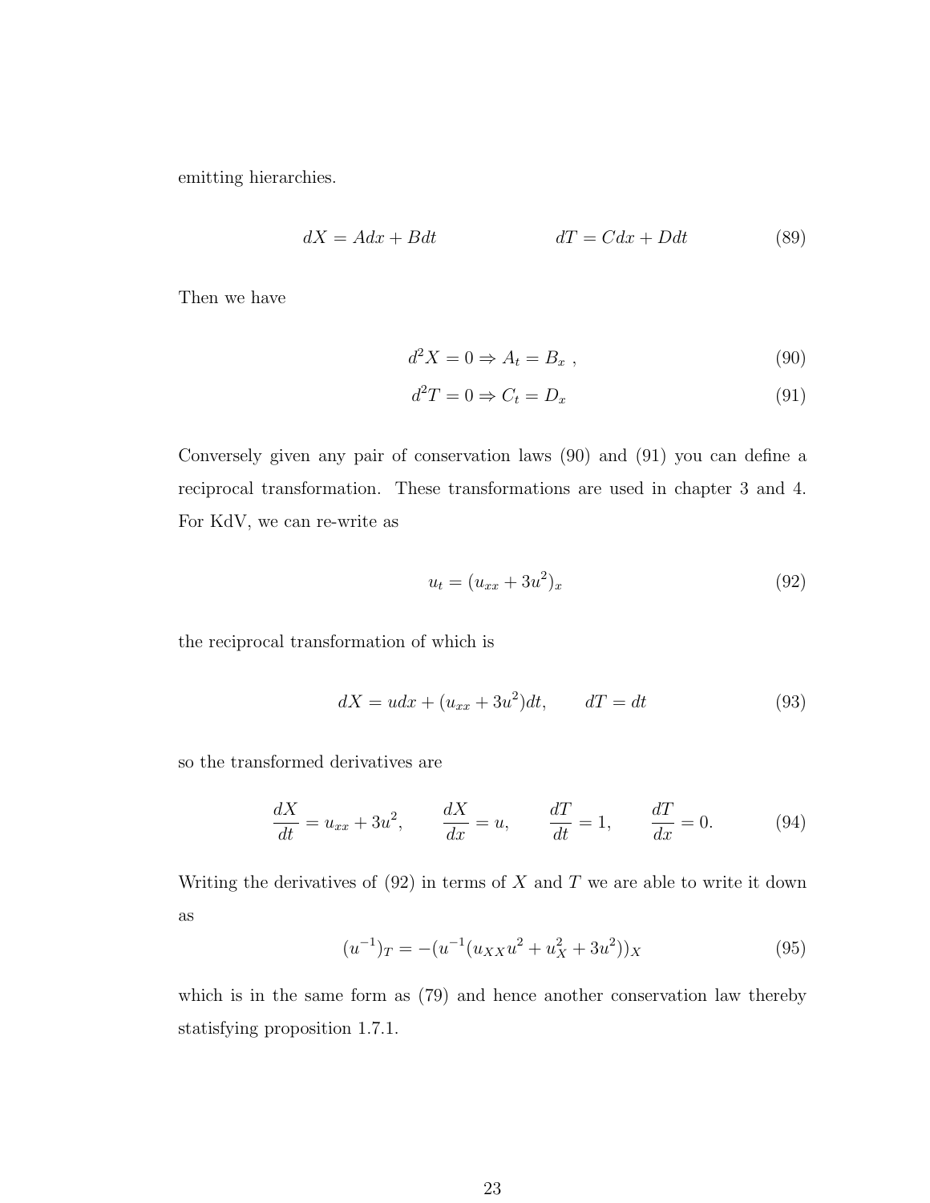emitting hierarchies.

$$dX = Adx + Bdt \qquad\qquad dT = Cdx + Ddt \tag{89}$$

Then we have

$$d^2X = 0 \Rightarrow A_t = B_x \ , \tag{90}$$

$$d^2T = 0 \Rightarrow C_t = D_x \tag{91}$$

Conversely given any pair of conservation laws (90) and (91) you can define a reciprocal transformation. These transformations are used in chapter 3 and 4. For KdV, we can re-write as

$$u_t = (u_{xx} + 3u^2)_x \tag{92}$$

the reciprocal transformation of which is

$$dX = udx + (u_{xx} + 3u^2)dt, \qquad dT = dt \tag{93}$$

so the transformed derivatives are

$$\frac{dX}{dt} = u_{xx} + 3u^2, \qquad \frac{dX}{dx} = u, \qquad \frac{dT}{dt} = 1, \qquad \frac{dT}{dx} = 0. \tag{94}$$

Writing the derivatives of (92) in terms of $X$ and $T$ we are able to write it down as

$$(u^{-1})_T = -(u^{-1}(u_{XX}u^2 + u_X^2 + 3u^2))_X \tag{95}$$

which is in the same form as (79) and hence another conservation law thereby statisfying proposition 1.7.1.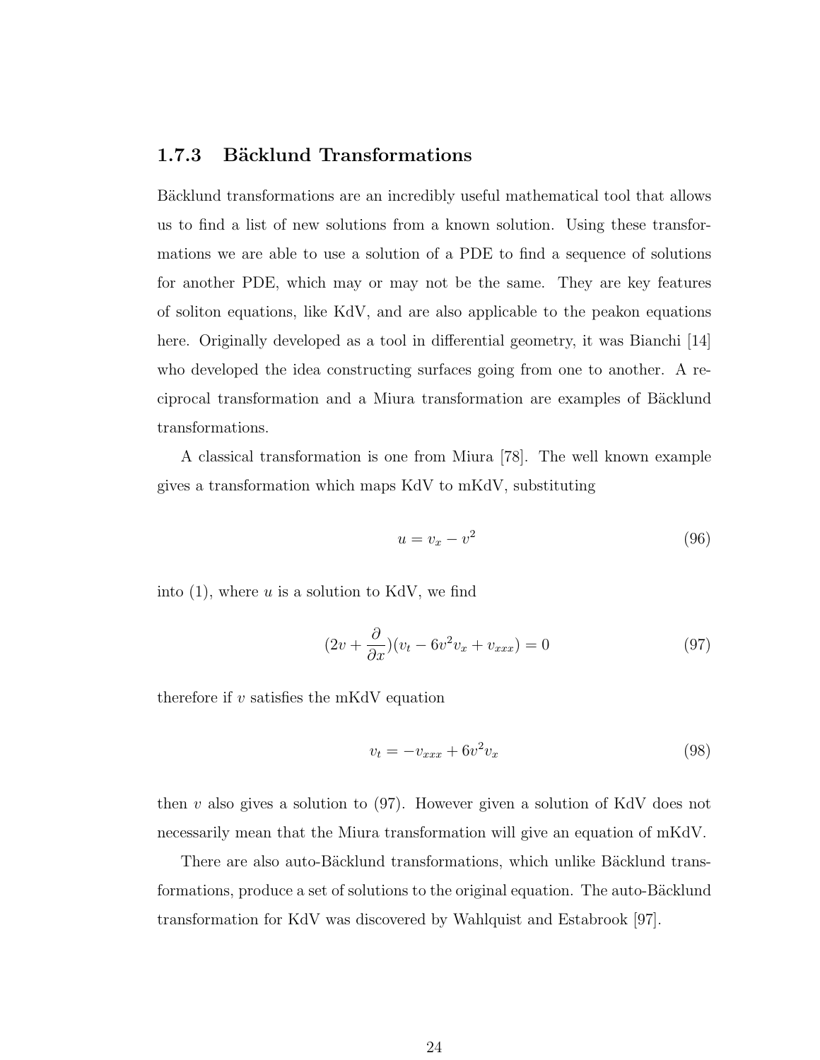### 1.7.3 Bäcklund Transformations

Bäcklund transformations are an incredibly useful mathematical tool that allows us to find a list of new solutions from a known solution. Using these transformations we are able to use a solution of a PDE to find a sequence of solutions for another PDE, which may or may not be the same. They are key features of soliton equations, like KdV, and are also applicable to the peakon equations here. Originally developed as a tool in differential geometry, it was Bianchi [14] who developed the idea constructing surfaces going from one to another. A reciprocal transformation and a Miura transformation are examples of Bäcklund transformations.

A classical transformation is one from Miura [78]. The well known example gives a transformation which maps KdV to mKdV, substituting

$$u = v_x - v^2 \tag{96}$$

into (1), where $u$ is a solution to KdV, we find

$$(2v + \frac{\partial}{\partial x})(v_t - 6v^2 v_x + v_{xxx}) = 0 \tag{97}$$

therefore if $v$ satisfies the mKdV equation

$$v_t = -v_{xxx} + 6v^2 v_x \tag{98}$$

then $v$ also gives a solution to (97). However given a solution of KdV does not necessarily mean that the Miura transformation will give an equation of mKdV.

There are also auto-Bäcklund transformations, which unlike Bäcklund transformations, produce a set of solutions to the original equation. The auto-Bäcklund transformation for KdV was discovered by Wahlquist and Estabrook [97].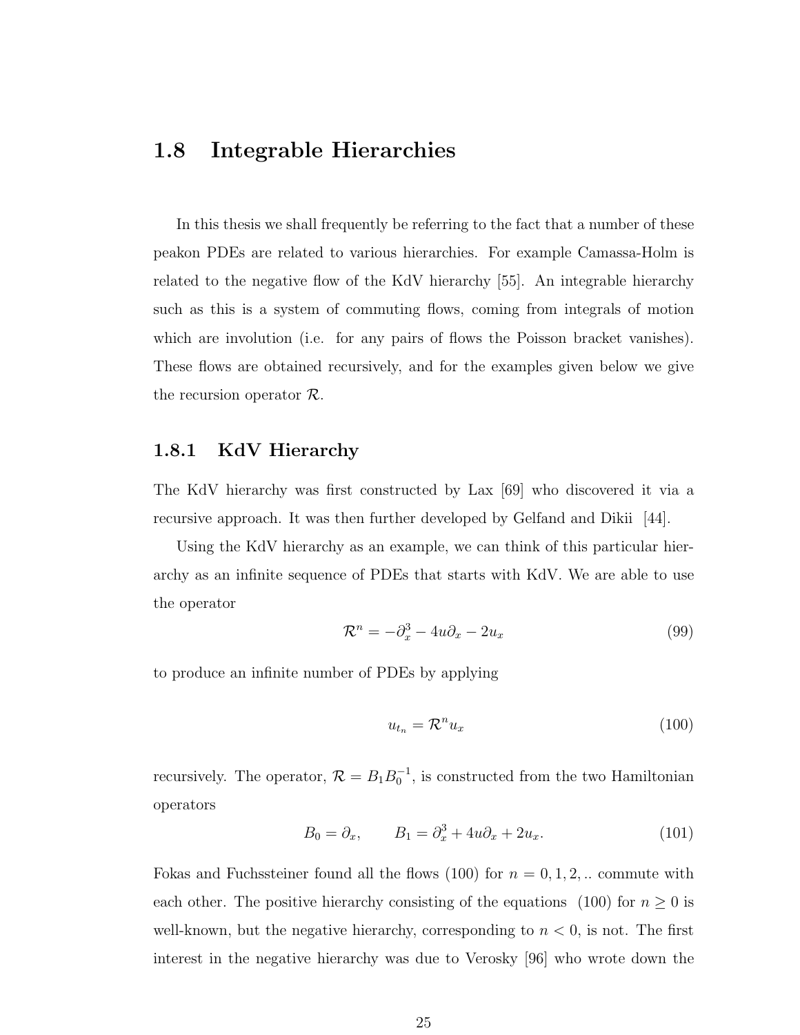## 1.8 Integrable Hierarchies

In this thesis we shall frequently be referring to the fact that a number of these peakon PDEs are related to various hierarchies. For example Camassa-Holm is related to the negative flow of the KdV hierarchy [55]. An integrable hierarchy such as this is a system of commuting flows, coming from integrals of motion which are involution (i.e. for any pairs of flows the Poisson bracket vanishes). These flows are obtained recursively, and for the examples given below we give the recursion operator $\mathcal{R}$.

### 1.8.1 KdV Hierarchy

The KdV hierarchy was first constructed by Lax [69] who discovered it via a recursive approach. It was then further developed by Gelfand and Dikii [44].

Using the KdV hierarchy as an example, we can think of this particular hierarchy as an infinite sequence of PDEs that starts with KdV. We are able to use the operator

$$\mathcal{R}^n = -\partial_x^3 - 4u\partial_x - 2u_x \tag{99}$$

to produce an infinite number of PDEs by applying

$$u_{t_n} = \mathcal{R}^n u_x \tag{100}$$

recursively. The operator, $\mathcal{R} = B_1 B_0^{-1}$, is constructed from the two Hamiltonian operators

$$B_0 = \partial_x, \qquad B_1 = \partial_x^3 + 4u\partial_x + 2u_x. \tag{101}$$

Fokas and Fuchssteiner found all the flows (100) for $n = 0, 1, 2, ..$ commute with each other. The positive hierarchy consisting of the equations (100) for $n \geq 0$ is well-known, but the negative hierarchy, corresponding to $n < 0$, is not. The first interest in the negative hierarchy was due to Verosky [96] who wrote down the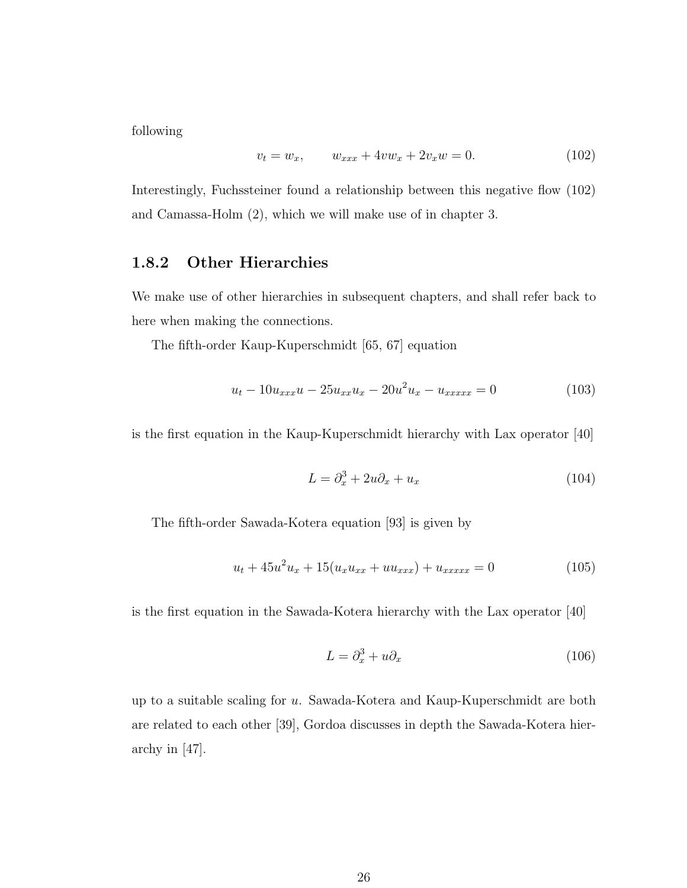following

$$v_t = w_x, \qquad w_{xxx} + 4vw_x + 2v_x w = 0. \tag{102}$$

Interestingly, Fuchssteiner found a relationship between this negative flow (102) and Camassa-Holm (2), which we will make use of in chapter 3.

### 1.8.2 Other Hierarchies

We make use of other hierarchies in subsequent chapters, and shall refer back to here when making the connections.

The fifth-order Kaup-Kuperschmidt [65, 67] equation

$$u_t - 10u_{xxx}u - 25u_{xx}u_x - 20u^2 u_x - u_{xxxxx} = 0 \tag{103}$$

is the first equation in the Kaup-Kuperschmidt hierarchy with Lax operator [40]

$$L = \partial_x^3 + 2u\partial_x + u_x \tag{104}$$

The fifth-order Sawada-Kotera equation [93] is given by

$$u_t + 45u^2 u_x + 15(u_x u_{xx} + uu_{xxx}) + u_{xxxxx} = 0 \tag{105}$$

is the first equation in the Sawada-Kotera hierarchy with the Lax operator [40]

$$L = \partial_x^3 + u\partial_x \tag{106}$$

up to a suitable scaling for $u$. Sawada-Kotera and Kaup-Kuperschmidt are both are related to each other [39], Gordoa discusses in depth the Sawada-Kotera hierarchy in [47].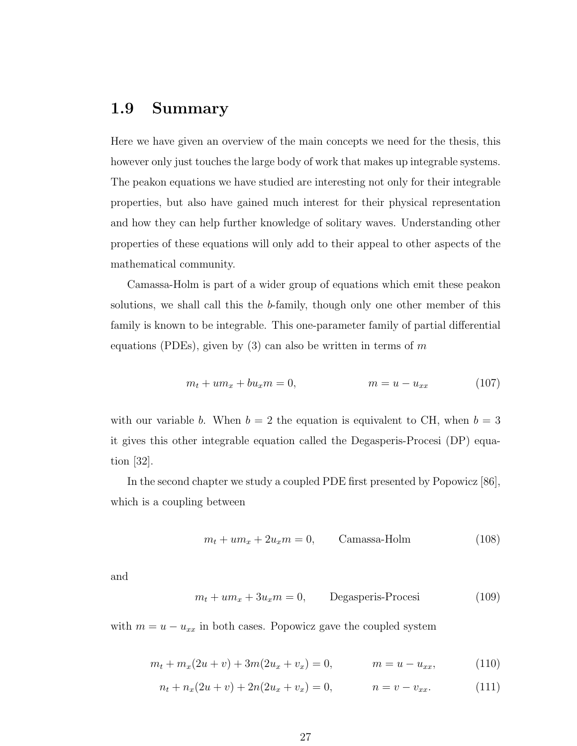## 1.9 Summary

Here we have given an overview of the main concepts we need for the thesis, this however only just touches the large body of work that makes up integrable systems. The peakon equations we have studied are interesting not only for their integrable properties, but also have gained much interest for their physical representation and how they can help further knowledge of solitary waves. Understanding other properties of these equations will only add to their appeal to other aspects of the mathematical community.

Camassa-Holm is part of a wider group of equations which emit these peakon solutions, we shall call this the $b$-family, though only one other member of this family is known to be integrable. This one-parameter family of partial differential equations (PDEs), given by (3) can also be written in terms of $m$

$$m_t + um_x + bu_x m = 0, \qquad\qquad m = u - u_{xx} \tag{107}$$

with our variable $b$. When $b = 2$ the equation is equivalent to CH, when $b = 3$ it gives this other integrable equation called the Degasperis-Procesi (DP) equation [32].

In the second chapter we study a coupled PDE first presented by Popowicz [86], which is a coupling between

$$m_t + um_x + 2u_x m = 0, \qquad \text{Camassa-Holm} \tag{108}$$

and

$$m_t + um_x + 3u_x m = 0, \qquad \text{Degasperis-Procesi} \tag{109}$$

with $m = u - u_{xx}$ in both cases. Popowicz gave the coupled system

$$m_t + m_x(2u + v) + 3m(2u_x + v_x) = 0, \qquad m = u - u_{xx}, \tag{110}$$

$$n_t + n_x(2u + v) + 2n(2u_x + v_x) = 0, \qquad n = v - v_{xx}. \tag{111}$$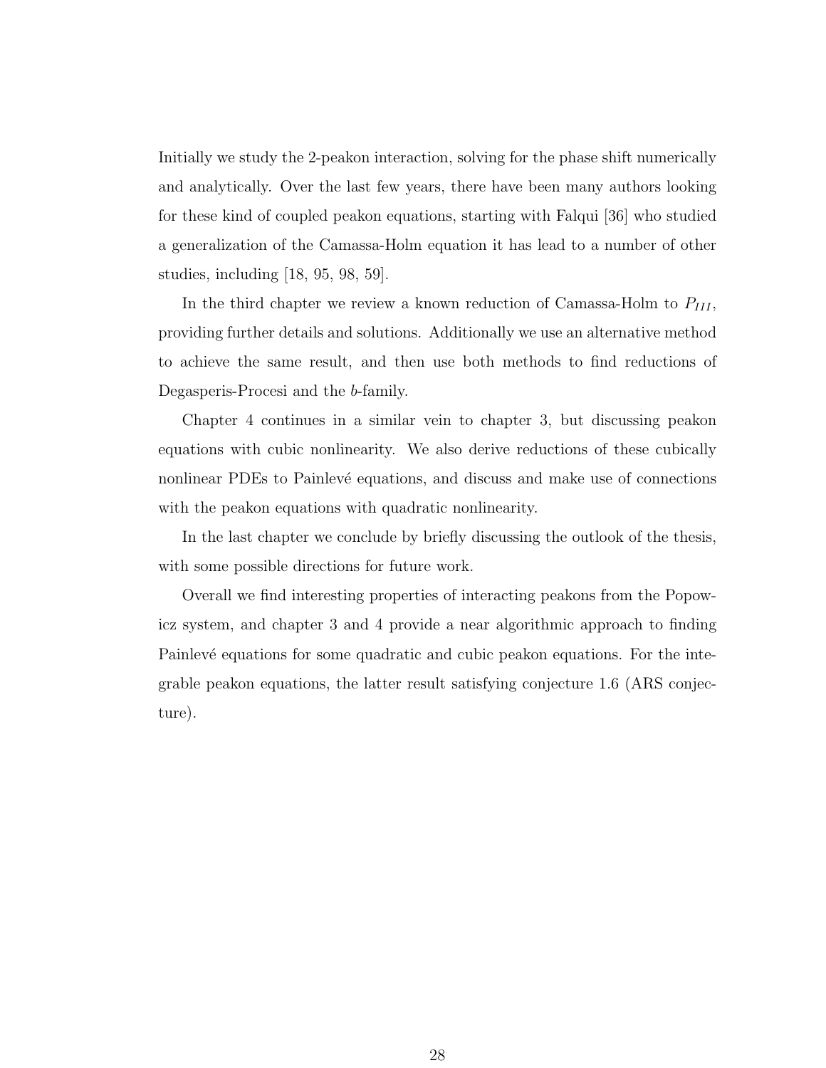Initially we study the 2-peakon interaction, solving for the phase shift numerically and analytically. Over the last few years, there have been many authors looking for these kind of coupled peakon equations, starting with Falqui [36] who studied a generalization of the Camassa-Holm equation it has lead to a number of other studies, including [18, 95, 98, 59].

In the third chapter we review a known reduction of Camassa-Holm to $P_{III}$, providing further details and solutions. Additionally we use an alternative method to achieve the same result, and then use both methods to find reductions of Degasperis-Procesi and the $b$-family.

Chapter 4 continues in a similar vein to chapter 3, but discussing peakon equations with cubic nonlinearity. We also derive reductions of these cubically nonlinear PDEs to Painlevé equations, and discuss and make use of connections with the peakon equations with quadratic nonlinearity.

In the last chapter we conclude by briefly discussing the outlook of the thesis, with some possible directions for future work.

Overall we find interesting properties of interacting peakons from the Popowicz system, and chapter 3 and 4 provide a near algorithmic approach to finding Painlevé equations for some quadratic and cubic peakon equations. For the integrable peakon equations, the latter result satisfying conjecture 1.6 (ARS conjecture).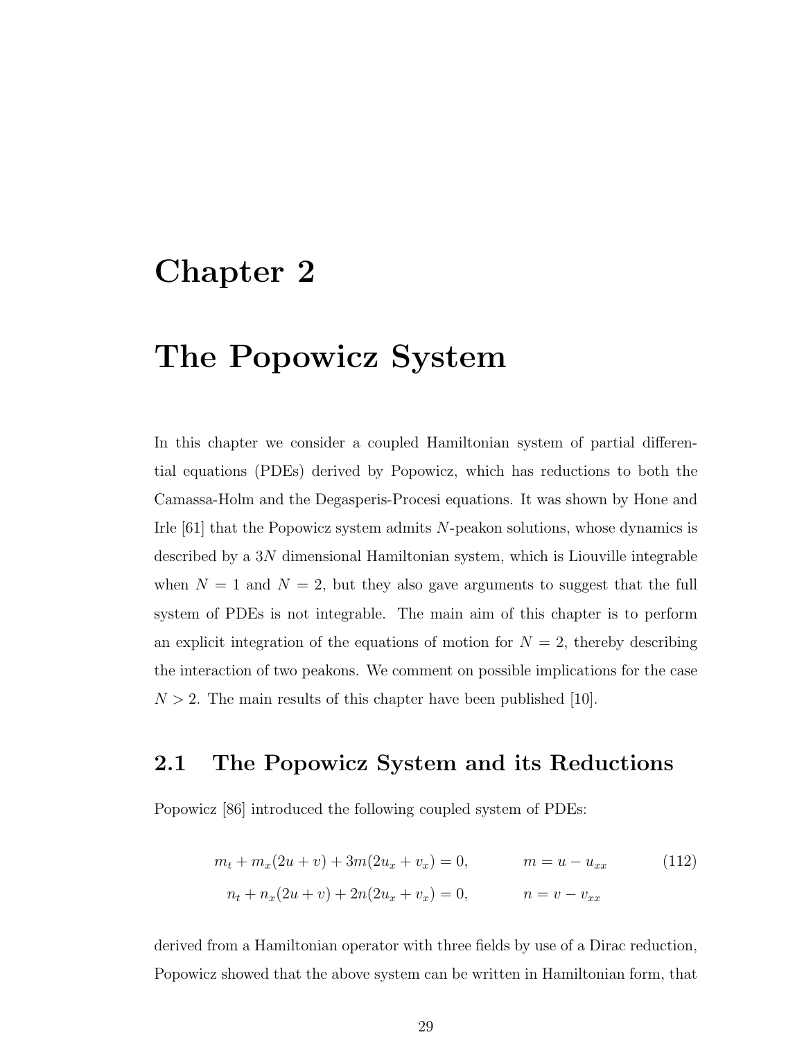# Chapter 2

# The Popowicz System

In this chapter we consider a coupled Hamiltonian system of partial differential equations (PDEs) derived by Popowicz, which has reductions to both the Camassa-Holm and the Degasperis-Procesi equations. It was shown by Hone and Irle [61] that the Popowicz system admits $N$-peakon solutions, whose dynamics is described by a $3N$ dimensional Hamiltonian system, which is Liouville integrable when $N = 1$ and $N = 2$, but they also gave arguments to suggest that the full system of PDEs is not integrable. The main aim of this chapter is to perform an explicit integration of the equations of motion for $N = 2$, thereby describing the interaction of two peakons. We comment on possible implications for the case $N > 2$. The main results of this chapter have been published [10].

## 2.1 The Popowicz System and its Reductions

Popowicz [86] introduced the following coupled system of PDEs:

$$
\begin{aligned}
m_t + m_x(2u+v) + 3m(2u_x+v_x) &= 0, \qquad\qquad m = u - u_{xx} \\
n_t + n_x(2u+v) + 2n(2u_x+v_x) &= 0, \qquad\qquad n = v - v_{xx}
\end{aligned}
\tag{112}
$$

derived from a Hamiltonian operator with three fields by use of a Dirac reduction, Popowicz showed that the above system can be written in Hamiltonian form, that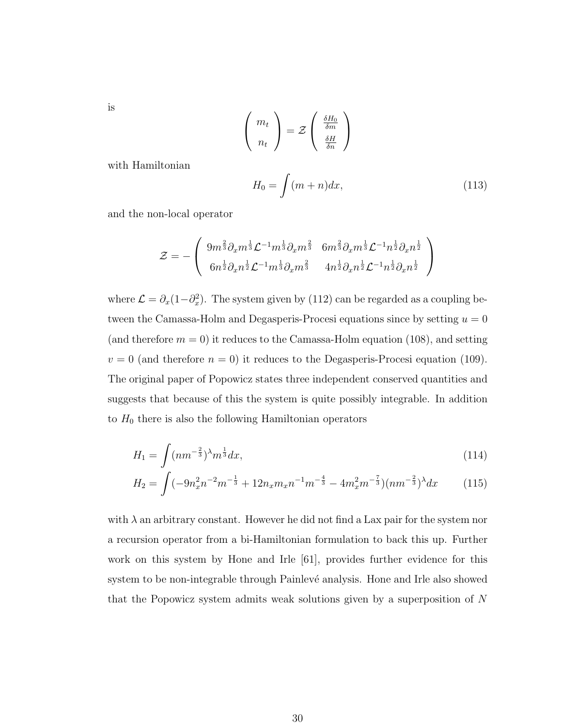is

$$\begin{pmatrix} m_t \\ n_t \end{pmatrix} = \mathcal{Z} \begin{pmatrix} \frac{\delta H_0}{\delta m} \\ \frac{\delta H}{\delta n} \end{pmatrix}$$

with Hamiltonian

$$H_0 = \int (m+n) dx, \tag{113}$$

and the non-local operator

$$\mathcal{Z} = -\begin{pmatrix} 9m^{\frac{2}{3}}\partial_x m^{\frac{1}{3}}\mathcal{L}^{-1}m^{\frac{1}{3}}\partial_x m^{\frac{2}{3}} & 6m^{\frac{2}{3}}\partial_x m^{\frac{1}{3}}\mathcal{L}^{-1}n^{\frac{1}{2}}\partial_x n^{\frac{1}{2}} \\ 6n^{\frac{1}{2}}\partial_x n^{\frac{1}{2}}\mathcal{L}^{-1}m^{\frac{1}{3}}\partial_x m^{\frac{2}{3}} & 4n^{\frac{1}{2}}\partial_x n^{\frac{1}{2}}\mathcal{L}^{-1}n^{\frac{1}{2}}\partial_x n^{\frac{1}{2}} \end{pmatrix}$$

where $\mathcal{L} = \partial_x(1-\partial_x^2)$. The system given by (112) can be regarded as a coupling between the Camassa-Holm and Degasperis-Procesi equations since by setting $u = 0$ (and therefore $m = 0$) it reduces to the Camassa-Holm equation (108), and setting $v = 0$ (and therefore $n = 0$) it reduces to the Degasperis-Procesi equation (109). The original paper of Popowicz states three independent conserved quantities and suggests that because of this the system is quite possibly integrable. In addition to $H_0$ there is also the following Hamiltonian operators

$$H_1 = \int (nm^{-\frac{2}{3}})^{\lambda} m^{\frac{1}{3}} dx, \tag{114}$$

$$H_2 = \int (-9n_x^2 n^{-2} m^{-\frac{1}{3}} + 12 n_x m_x n^{-1} m^{-\frac{4}{3}} - 4 m_x^2 m^{-\frac{7}{3}})(nm^{-\frac{2}{3}})^{\lambda} dx \tag{115}$$

with $\lambda$ an arbitrary constant. However he did not find a Lax pair for the system nor a recursion operator from a bi-Hamiltonian formulation to back this up. Further work on this system by Hone and Irle [61], provides further evidence for this system to be non-integrable through Painlevé analysis. Hone and Irle also showed that the Popowicz system admits weak solutions given by a superposition of $N$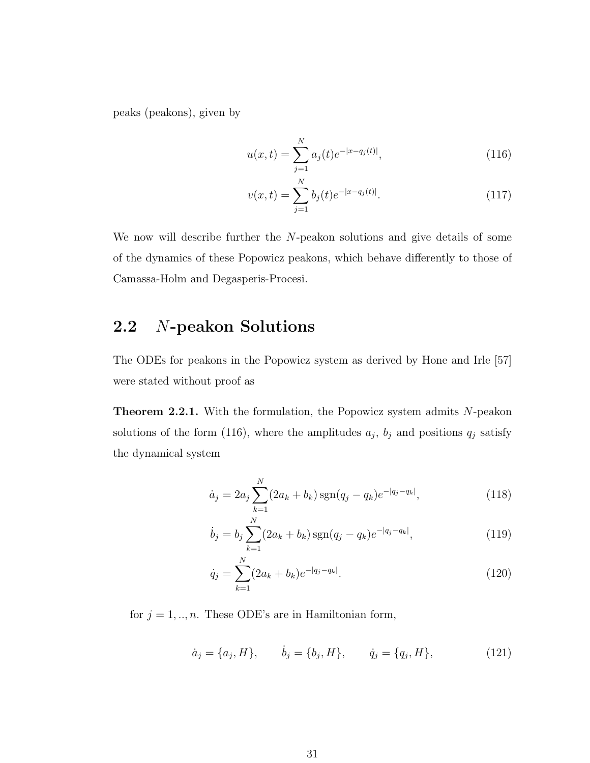peaks (peakons), given by

$$u(x,t) = \sum_{j=1}^{N} a_j(t) e^{-|x-q_j(t)|}, \tag{116}$$

$$v(x,t) = \sum_{j=1}^{N} b_j(t) e^{-|x-q_j(t)|}. \tag{117}$$

We now will describe further the $N$-peakon solutions and give details of some of the dynamics of these Popowicz peakons, which behave differently to those of Camassa-Holm and Degasperis-Procesi.

## 2.2 $N$-peakon Solutions

The ODEs for peakons in the Popowicz system as derived by Hone and Irle [57] were stated without proof as

**Theorem 2.2.1.** With the formulation, the Popowicz system admits $N$-peakon solutions of the form (116), where the amplitudes $a_j$, $b_j$ and positions $q_j$ satisfy the dynamical system

$$\dot{a}_j = 2a_j \sum_{k=1}^{N} (2a_k + b_k) \operatorname{sgn}(q_j - q_k) e^{-|q_j - q_k|}, \tag{118}$$

$$\dot{b}_j = b_j \sum_{k=1}^{N} (2a_k + b_k) \operatorname{sgn}(q_j - q_k) e^{-|q_j - q_k|}, \tag{119}$$

$$\dot{q}_j = \sum_{k=1}^{N} (2a_k + b_k) e^{-|q_j - q_k|}. \tag{120}$$

for $j = 1, .., n$. These ODE's are in Hamiltonian form,

$$\dot{a}_j = \{a_j, H\}, \qquad \dot{b}_j = \{b_j, H\}, \qquad \dot{q}_j = \{q_j, H\}, \tag{121}$$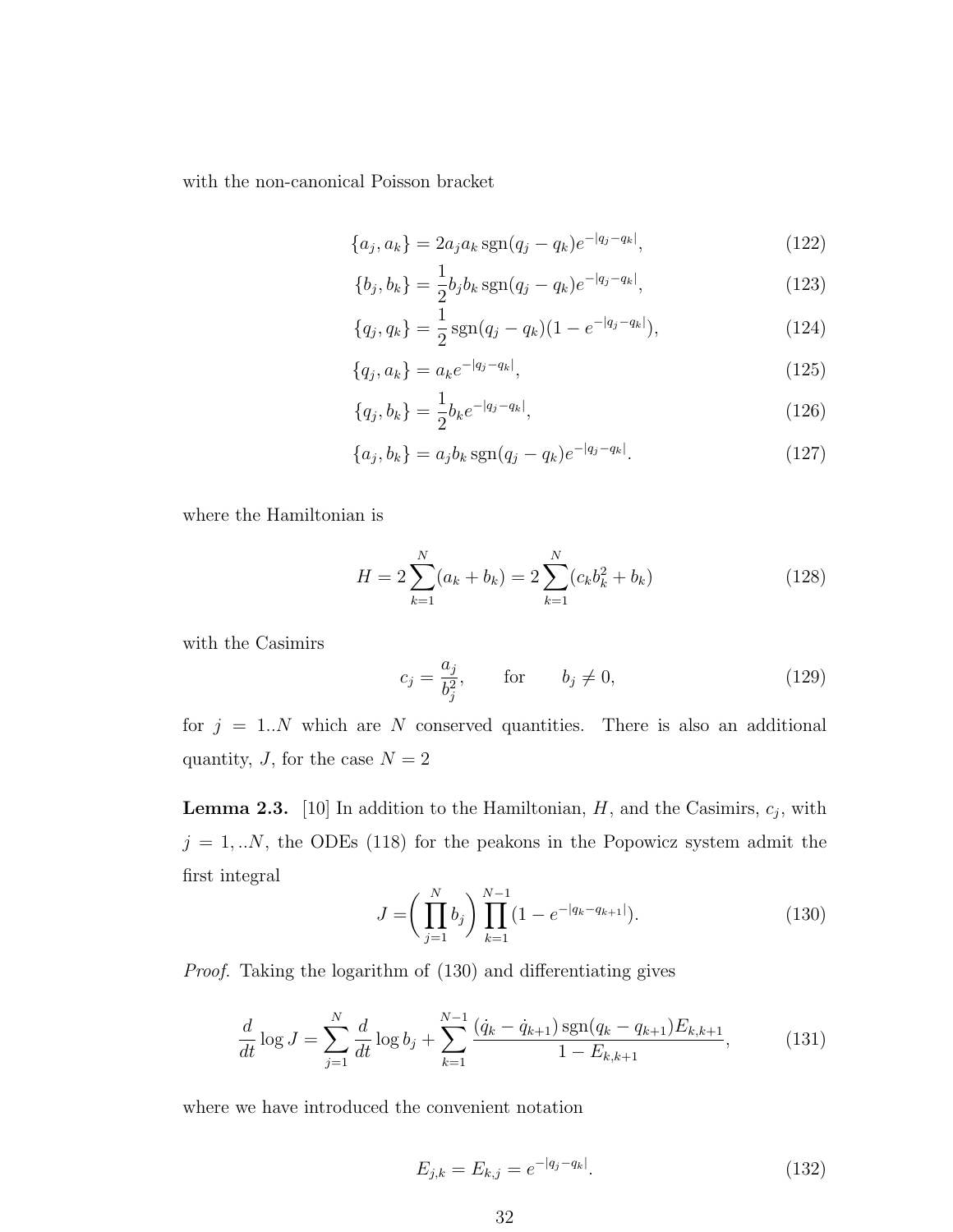with the non-canonical Poisson bracket

$$\{a_j, a_k\} = 2a_j a_k \,\mathrm{sgn}(q_j - q_k) e^{-|q_j - q_k|}, \tag{122}$$

$$\{b_j, b_k\} = \frac{1}{2} b_j b_k \,\mathrm{sgn}(q_j - q_k) e^{-|q_j - q_k|}, \tag{123}$$

$$\{q_j, q_k\} = \frac{1}{2} \,\mathrm{sgn}(q_j - q_k)(1 - e^{-|q_j - q_k|}), \tag{124}$$

$$\{q_j, a_k\} = a_k e^{-|q_j - q_k|}, \tag{125}$$

$$\{q_j, b_k\} = \frac{1}{2} b_k e^{-|q_j - q_k|}, \tag{126}$$

$$\{a_j, b_k\} = a_j b_k \,\mathrm{sgn}(q_j - q_k) e^{-|q_j - q_k|}. \tag{127}$$

where the Hamiltonian is

$$H = 2\sum_{k=1}^{N}(a_k + b_k) = 2\sum_{k=1}^{N}(c_k b_k^2 + b_k) \tag{128}$$

with the Casimirs

$$c_j = \frac{a_j}{b_j^2}, \qquad \text{for} \qquad b_j \neq 0, \tag{129}$$

for $j = 1..N$ which are $N$ conserved quantities. There is also an additional quantity, $J$, for the case $N = 2$

**Lemma 2.3.** [10] In addition to the Hamiltonian, $H$, and the Casimirs, $c_j$, with $j = 1, ..N$, the ODEs (118) for the peakons in the Popowicz system admit the first integral

$$J = \left(\prod_{j=1}^{N} b_j\right) \prod_{k=1}^{N-1}(1 - e^{-|q_k - q_{k+1}|}). \tag{130}$$

*Proof.* Taking the logarithm of (130) and differentiating gives

$$\frac{d}{dt}\log J = \sum_{j=1}^{N} \frac{d}{dt}\log b_j + \sum_{k=1}^{N-1} \frac{(\dot{q}_k - \dot{q}_{k+1})\,\mathrm{sgn}(q_k - q_{k+1}) E_{k,k+1}}{1 - E_{k,k+1}}, \tag{131}$$

where we have introduced the convenient notation

$$E_{j,k} = E_{k,j} = e^{-|q_j - q_k|}. \tag{132}$$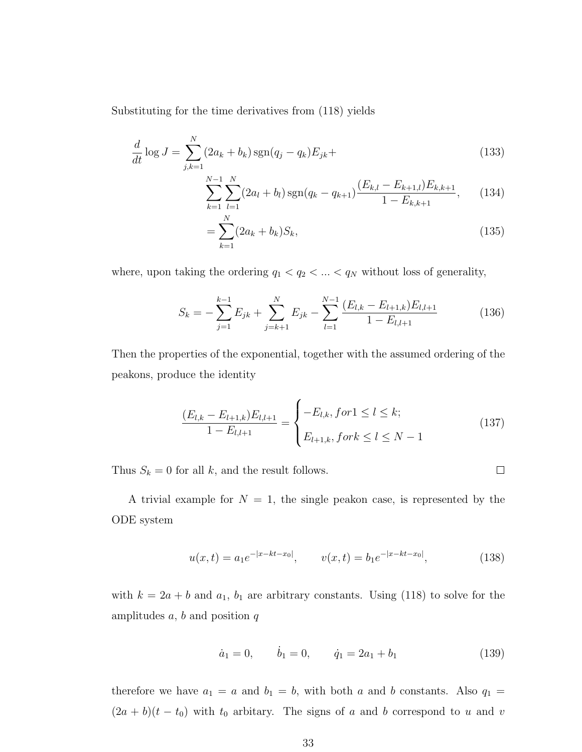Substituting for the time derivatives from (118) yields

$$\frac{d}{dt}\log J = \sum_{j,k=1}^{N}(2a_k + b_k)\,\mathrm{sgn}(q_j - q_k)E_{jk} + \tag{133}$$

$$\sum_{k=1}^{N-1}\sum_{l=1}^{N}(2a_l + b_l)\,\mathrm{sgn}(q_k - q_{k+1})\frac{(E_{k,l} - E_{k+1,l})E_{k,k+1}}{1 - E_{k,k+1}}, \tag{134}$$

$$= \sum_{k=1}^{N}(2a_k + b_k)S_k, \tag{135}$$

where, upon taking the ordering $q_1 < q_2 < ... < q_N$ without loss of generality,

$$S_k = -\sum_{j=1}^{k-1}E_{jk} + \sum_{j=k+1}^{N}E_{jk} - \sum_{l=1}^{N-1}\frac{(E_{l,k} - E_{l+1,k})E_{l,l+1}}{1 - E_{l,l+1}} \tag{136}$$

Then the properties of the exponential, together with the assumed ordering of the peakons, produce the identity

$$\frac{(E_{l,k} - E_{l+1,k})E_{l,l+1}}{1 - E_{l,l+1}} = \begin{cases} -E_{l,k}, for 1 \leq l \leq k; \\ E_{l+1,k}, for k \leq l \leq N-1 \end{cases} \tag{137}$$

Thus $S_k = 0$ for all $k$, and the result follows. □

A trivial example for $N = 1$, the single peakon case, is represented by the ODE system

$$u(x,t) = a_1 e^{-|x-kt-x_0|}, \qquad v(x,t) = b_1 e^{-|x-kt-x_0|}, \tag{138}$$

with $k = 2a + b$ and $a_1$, $b_1$ are arbitrary constants. Using (118) to solve for the amplitudes $a$, $b$ and position $q$

$$\dot{a}_1 = 0, \qquad \dot{b}_1 = 0, \qquad \dot{q}_1 = 2a_1 + b_1 \tag{139}$$

therefore we have $a_1 = a$ and $b_1 = b$, with both $a$ and $b$ constants. Also $q_1 = (2a + b)(t - t_0)$ with $t_0$ arbitary. The signs of $a$ and $b$ correspond to $u$ and $v$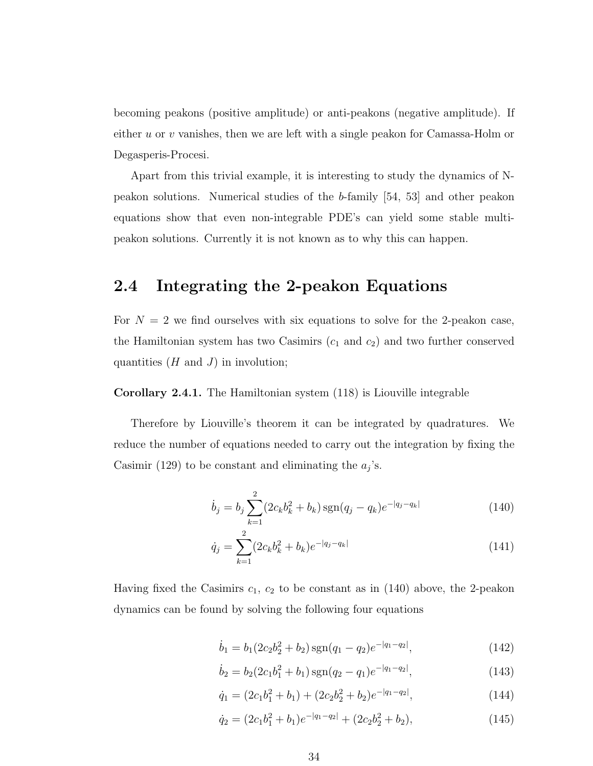becoming peakons (positive amplitude) or anti-peakons (negative amplitude). If either $u$ or $v$ vanishes, then we are left with a single peakon for Camassa-Holm or Degasperis-Procesi.

Apart from this trivial example, it is interesting to study the dynamics of N-peakon solutions. Numerical studies of the $b$-family [54, 53] and other peakon equations show that even non-integrable PDE's can yield some stable multi-peakon solutions. Currently it is not known as to why this can happen.

## 2.4 Integrating the 2-peakon Equations

For $N = 2$ we find ourselves with six equations to solve for the 2-peakon case, the Hamiltonian system has two Casimirs ($c_1$ and $c_2$) and two further conserved quantities ($H$ and $J$) in involution;

**Corollary 2.4.1.** The Hamiltonian system (118) is Liouville integrable

Therefore by Liouville's theorem it can be integrated by quadratures. We reduce the number of equations needed to carry out the integration by fixing the Casimir (129) to be constant and eliminating the $a_j$'s.

$$\dot{b}_j = b_j \sum_{k=1}^{2} (2c_k b_k^2 + b_k) \operatorname{sgn}(q_j - q_k) e^{-|q_j - q_k|} \tag{140}$$

$$\dot{q}_j = \sum_{k=1}^{2} (2c_k b_k^2 + b_k) e^{-|q_j - q_k|} \tag{141}$$

Having fixed the Casimirs $c_1$, $c_2$ to be constant as in (140) above, the 2-peakon dynamics can be found by solving the following four equations

$$\dot{b}_1 = b_1 (2c_2 b_2^2 + b_2) \operatorname{sgn}(q_1 - q_2) e^{-|q_1 - q_2|}, \tag{142}$$

$$\dot{b}_2 = b_2 (2c_1 b_1^2 + b_1) \operatorname{sgn}(q_2 - q_1) e^{-|q_1 - q_2|}, \tag{143}$$

$$\dot{q}_1 = (2c_1 b_1^2 + b_1) + (2c_2 b_2^2 + b_2) e^{-|q_1 - q_2|}, \tag{144}$$

$$\dot{q}_2 = (2c_1 b_1^2 + b_1) e^{-|q_1 - q_2|} + (2c_2 b_2^2 + b_2), \tag{145}$$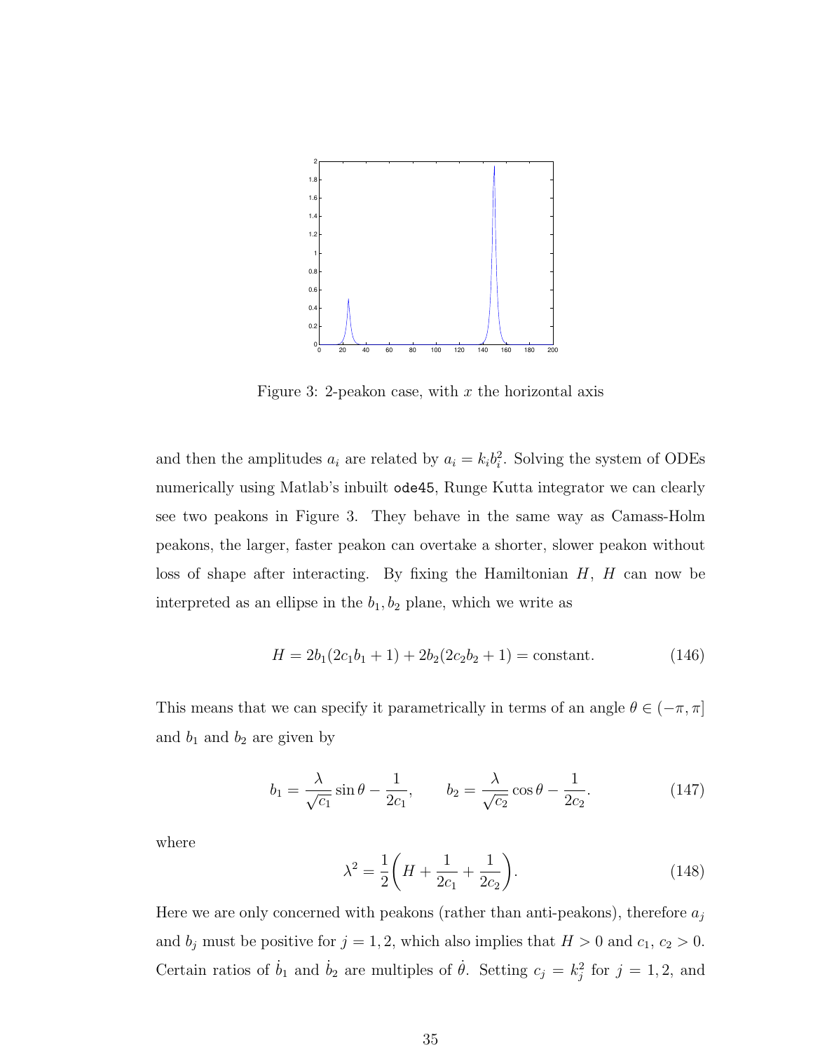Figure 3: 2-peakon case, with $x$ the horizontal axis

and then the amplitudes $a_i$ are related by $a_i = k_i b_i^2$. Solving the system of ODEs numerically using Matlab's inbuilt `ode45`, Runge Kutta integrator we can clearly see two peakons in Figure 3. They behave in the same way as Camass-Holm peakons, the larger, faster peakon can overtake a shorter, slower peakon without loss of shape after interacting. By fixing the Hamiltonian $H$, $H$ can now be interpreted as an ellipse in the $b_1, b_2$ plane, which we write as

$$H = 2b_1(2c_1 b_1 + 1) + 2b_2(2c_2 b_2 + 1) = \text{constant}. \tag{146}$$

This means that we can specify it parametrically in terms of an angle $\theta \in (-\pi, \pi]$ and $b_1$ and $b_2$ are given by

$$b_1 = \frac{\lambda}{\sqrt{c_1}} \sin\theta - \frac{1}{2c_1}, \qquad b_2 = \frac{\lambda}{\sqrt{c_2}} \cos\theta - \frac{1}{2c_2}. \tag{147}$$

where

$$\lambda^2 = \frac{1}{2}\left(H + \frac{1}{2c_1} + \frac{1}{2c_2}\right). \tag{148}$$

Here we are only concerned with peakons (rather than anti-peakons), therefore $a_j$ and $b_j$ must be positive for $j = 1, 2$, which also implies that $H > 0$ and $c_1$, $c_2 > 0$. Certain ratios of $\dot{b}_1$ and $\dot{b}_2$ are multiples of $\dot{\theta}$. Setting $c_j = k_j^2$ for $j = 1, 2$, and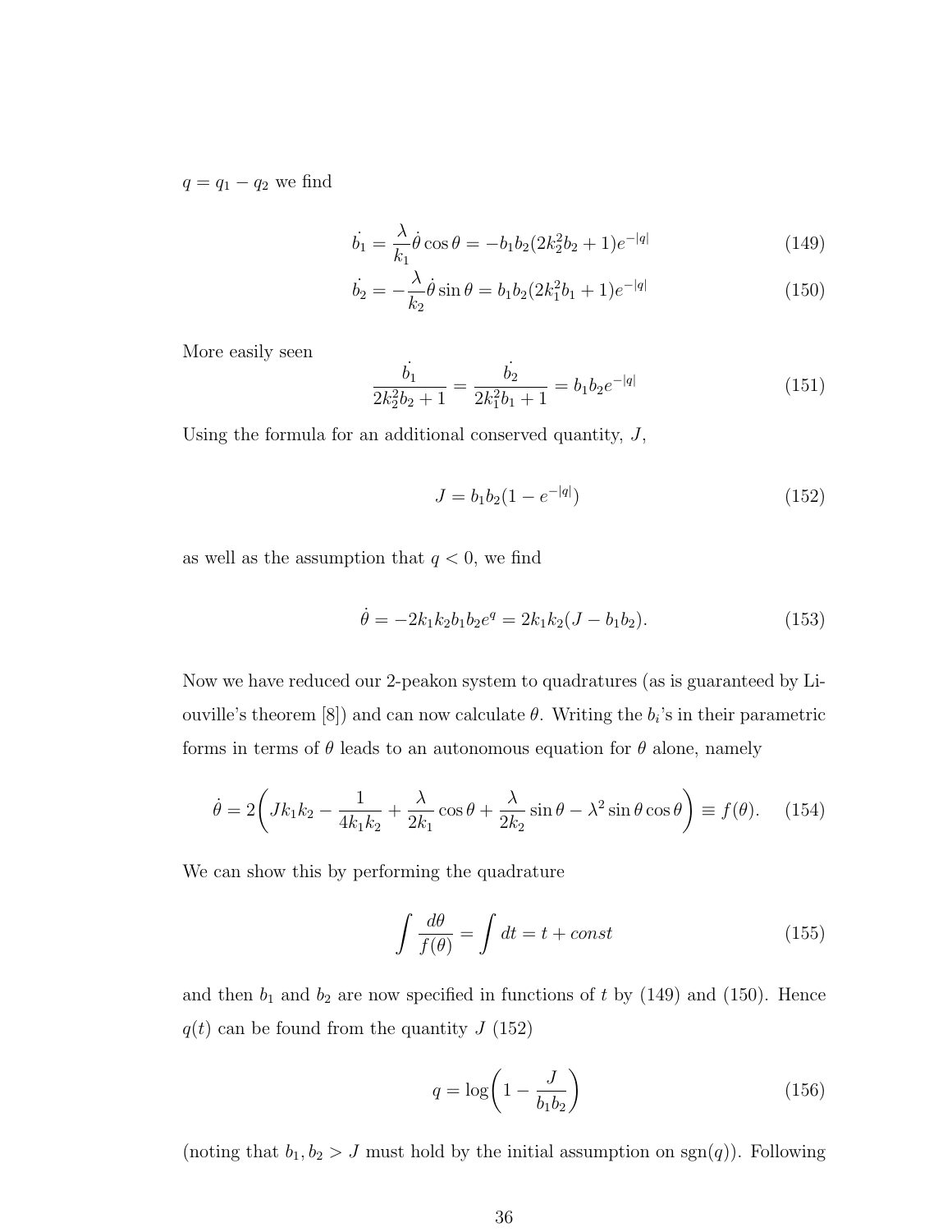$q = q_1 - q_2$ we find

$$\dot{b_1} = \frac{\lambda}{k_1}\dot{\theta}\cos\theta = -b_1 b_2(2k_2^2 b_2 + 1)e^{-|q|} \tag{149}$$

$$\dot{b_2} = -\frac{\lambda}{k_2}\dot{\theta}\sin\theta = b_1 b_2(2k_1^2 b_1 + 1)e^{-|q|} \tag{150}$$

More easily seen

$$\frac{\dot{b_1}}{2k_2^2 b_2 + 1} = \frac{\dot{b_2}}{2k_1^2 b_1 + 1} = b_1 b_2 e^{-|q|} \tag{151}$$

Using the formula for an additional conserved quantity, $J$,

$$J = b_1 b_2(1 - e^{-|q|}) \tag{152}$$

as well as the assumption that $q < 0$, we find

$$\dot{\theta} = -2k_1 k_2 b_1 b_2 e^{q} = 2k_1 k_2(J - b_1 b_2). \tag{153}$$

Now we have reduced our 2-peakon system to quadratures (as is guaranteed by Liouville's theorem [8]) and can now calculate $\theta$. Writing the $b_i$'s in their parametric forms in terms of $\theta$ leads to an autonomous equation for $\theta$ alone, namely

$$\dot{\theta} = 2\left(Jk_1k_2 - \frac{1}{4k_1k_2} + \frac{\lambda}{2k_1}\cos\theta + \frac{\lambda}{2k_2}\sin\theta - \lambda^2\sin\theta\cos\theta\right) \equiv f(\theta). \tag{154}$$

We can show this by performing the quadrature

$$\int \frac{d\theta}{f(\theta)} = \int dt = t + const \tag{155}$$

and then $b_1$ and $b_2$ are now specified in functions of $t$ by (149) and (150). Hence $q(t)$ can be found from the quantity $J$ (152)

$$q = \log\left(1 - \frac{J}{b_1 b_2}\right) \tag{156}$$

(noting that $b_1, b_2 > J$ must hold by the initial assumption on $\mathrm{sgn}(q)$). Following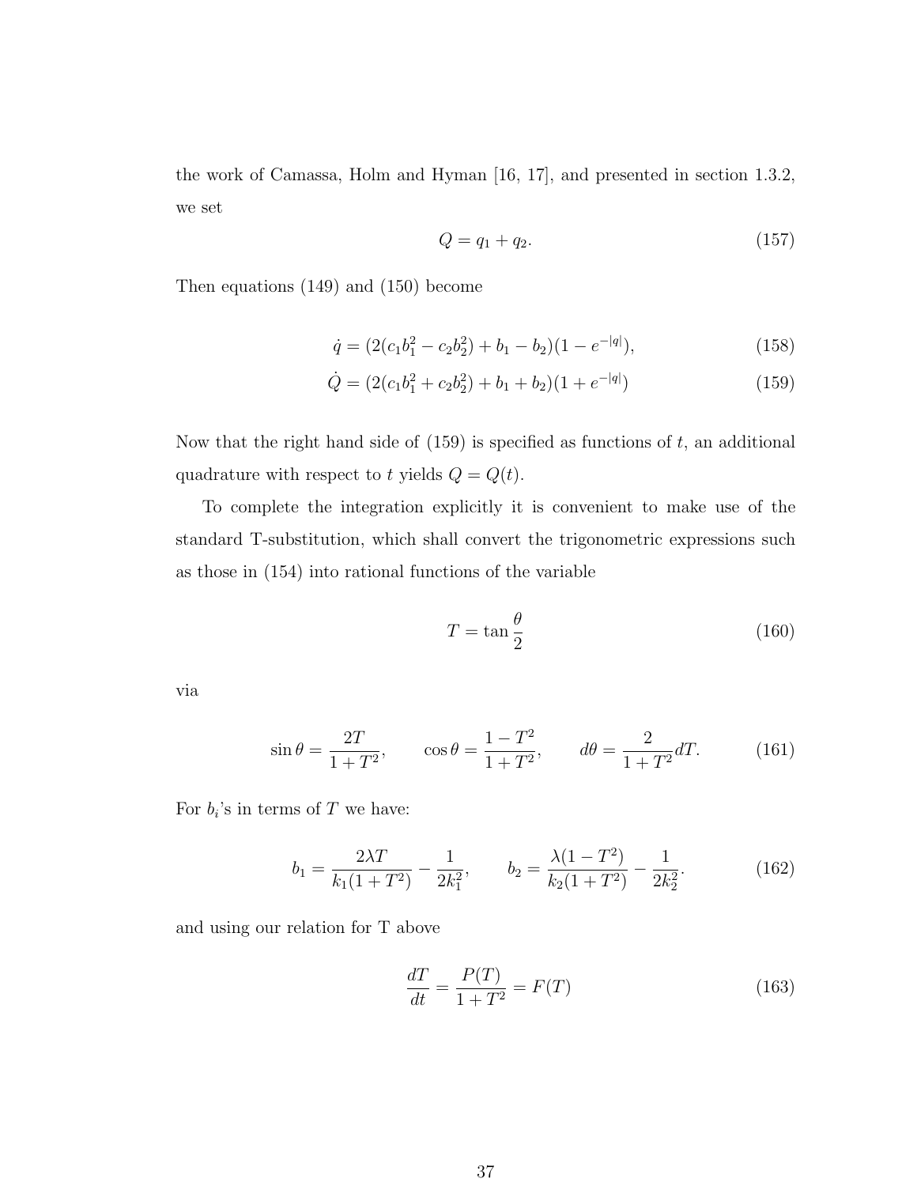the work of Camassa, Holm and Hyman [16, 17], and presented in section 1.3.2, we set

$$Q = q_1 + q_2. \tag{157}$$

Then equations (149) and (150) become

$$\dot{q} = (2(c_1 b_1^2 - c_2 b_2^2) + b_1 - b_2)(1 - e^{-|q|}), \tag{158}$$

$$\dot{Q} = (2(c_1 b_1^2 + c_2 b_2^2) + b_1 + b_2)(1 + e^{-|q|}) \tag{159}$$

Now that the right hand side of (159) is specified as functions of $t$, an additional quadrature with respect to $t$ yields $Q = Q(t)$.

To complete the integration explicitly it is convenient to make use of the standard T-substitution, which shall convert the trigonometric expressions such as those in (154) into rational functions of the variable

$$T = \tan\frac{\theta}{2} \tag{160}$$

via

$$\sin\theta = \frac{2T}{1+T^2}, \qquad \cos\theta = \frac{1-T^2}{1+T^2}, \qquad d\theta = \frac{2}{1+T^2}dT. \tag{161}$$

For $b_i$'s in terms of $T$ we have:

$$b_1 = \frac{2\lambda T}{k_1(1+T^2)} - \frac{1}{2k_1^2}, \qquad b_2 = \frac{\lambda(1-T^2)}{k_2(1+T^2)} - \frac{1}{2k_2^2}. \tag{162}$$

and using our relation for T above

$$\frac{dT}{dt} = \frac{P(T)}{1+T^2} = F(T) \tag{163}$$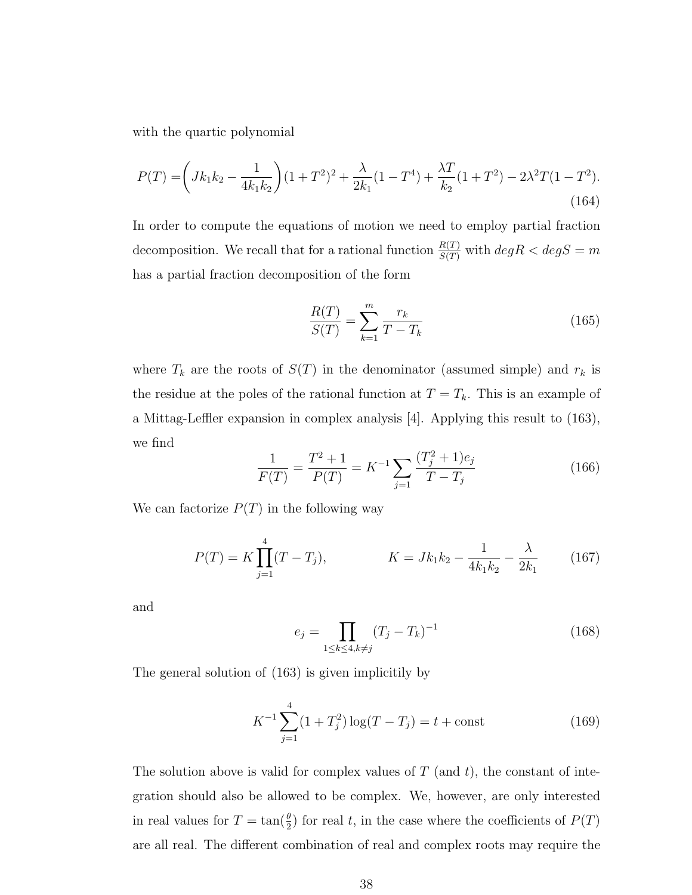with the quartic polynomial

$$P(T) = \left(Jk_1k_2 - \frac{1}{4k_1k_2}\right)(1+T^2)^2 + \frac{\lambda}{2k_1}(1-T^4) + \frac{\lambda T}{k_2}(1+T^2) - 2\lambda^2 T(1-T^2). \tag{164}$$

In order to compute the equations of motion we need to employ partial fraction decomposition. We recall that for a rational function $\frac{R(T)}{S(T)}$ with $degR < degS = m$ has a partial fraction decomposition of the form

$$\frac{R(T)}{S(T)} = \sum_{k=1}^{m} \frac{r_k}{T - T_k} \tag{165}$$

where $T_k$ are the roots of $S(T)$ in the denominator (assumed simple) and $r_k$ is the residue at the poles of the rational function at $T = T_k$. This is an example of a Mittag-Leffler expansion in complex analysis [4]. Applying this result to (163), we find

$$\frac{1}{F(T)} = \frac{T^2+1}{P(T)} = K^{-1} \sum_{j=1} \frac{(T_j^2+1)e_j}{T - T_j} \tag{166}$$

We can factorize $P(T)$ in the following way

$$P(T) = K\prod_{j=1}^{4}(T - T_j), \qquad K = Jk_1k_2 - \frac{1}{4k_1k_2} - \frac{\lambda}{2k_1} \tag{167}$$

and

$$e_j = \prod_{1\leq k\leq 4, k\neq j} (T_j - T_k)^{-1} \tag{168}$$

The general solution of (163) is given implicitily by

$$K^{-1}\sum_{j=1}^{4}(1+T_j^2)\log(T - T_j) = t + \text{const} \tag{169}$$

The solution above is valid for complex values of $T$ (and $t$), the constant of integration should also be allowed to be complex. We, however, are only interested in real values for $T = \tan(\frac{\theta}{2})$ for real $t$, in the case where the coefficients of $P(T)$ are all real. The different combination of real and complex roots may require the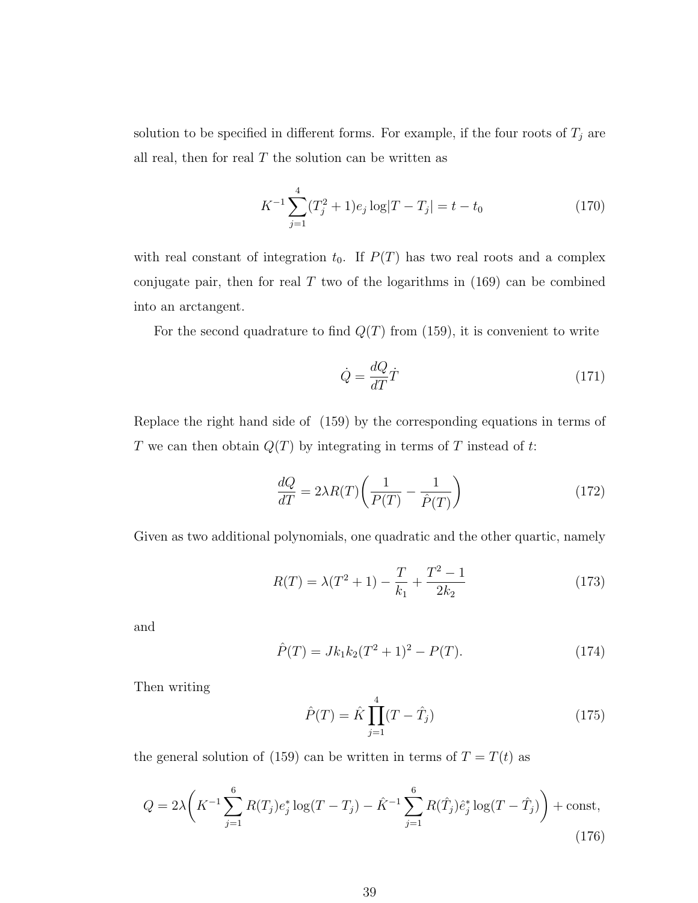solution to be specified in different forms. For example, if the four roots of $T_j$ are all real, then for real $T$ the solution can be written as

$$K^{-1}\sum_{j=1}^{4}(T_j^2+1)e_j \log|T-T_j| = t - t_0 \tag{170}$$

with real constant of integration $t_0$. If $P(T)$ has two real roots and a complex conjugate pair, then for real $T$ two of the logarithms in (169) can be combined into an arctangent.

For the second quadrature to find $Q(T)$ from (159), it is convenient to write

$$\dot{Q} = \frac{dQ}{dT}\dot{T} \tag{171}$$

Replace the right hand side of (159) by the corresponding equations in terms of $T$ we can then obtain $Q(T)$ by integrating in terms of $T$ instead of $t$:

$$\frac{dQ}{dT} = 2\lambda R(T)\left(\frac{1}{P(T)} - \frac{1}{\hat{P}(T)}\right) \tag{172}$$

Given as two additional polynomials, one quadratic and the other quartic, namely

$$R(T) = \lambda(T^2+1) - \frac{T}{k_1} + \frac{T^2-1}{2k_2} \tag{173}$$

and

$$\hat{P}(T) = Jk_1k_2(T^2+1)^2 - P(T). \tag{174}$$

Then writing

$$\hat{P}(T) = \hat{K}\prod_{j=1}^{4}(T-\hat{T}_j) \tag{175}$$

the general solution of (159) can be written in terms of $T = T(t)$ as

$$Q = 2\lambda\left(K^{-1}\sum_{j=1}^{6}R(T_j)e_j^* \log(T-T_j) - \hat{K}^{-1}\sum_{j=1}^{6}R(\hat{T}_j)\hat{e}_j^* \log(T-\hat{T}_j)\right) + \text{const}, \tag{176}$$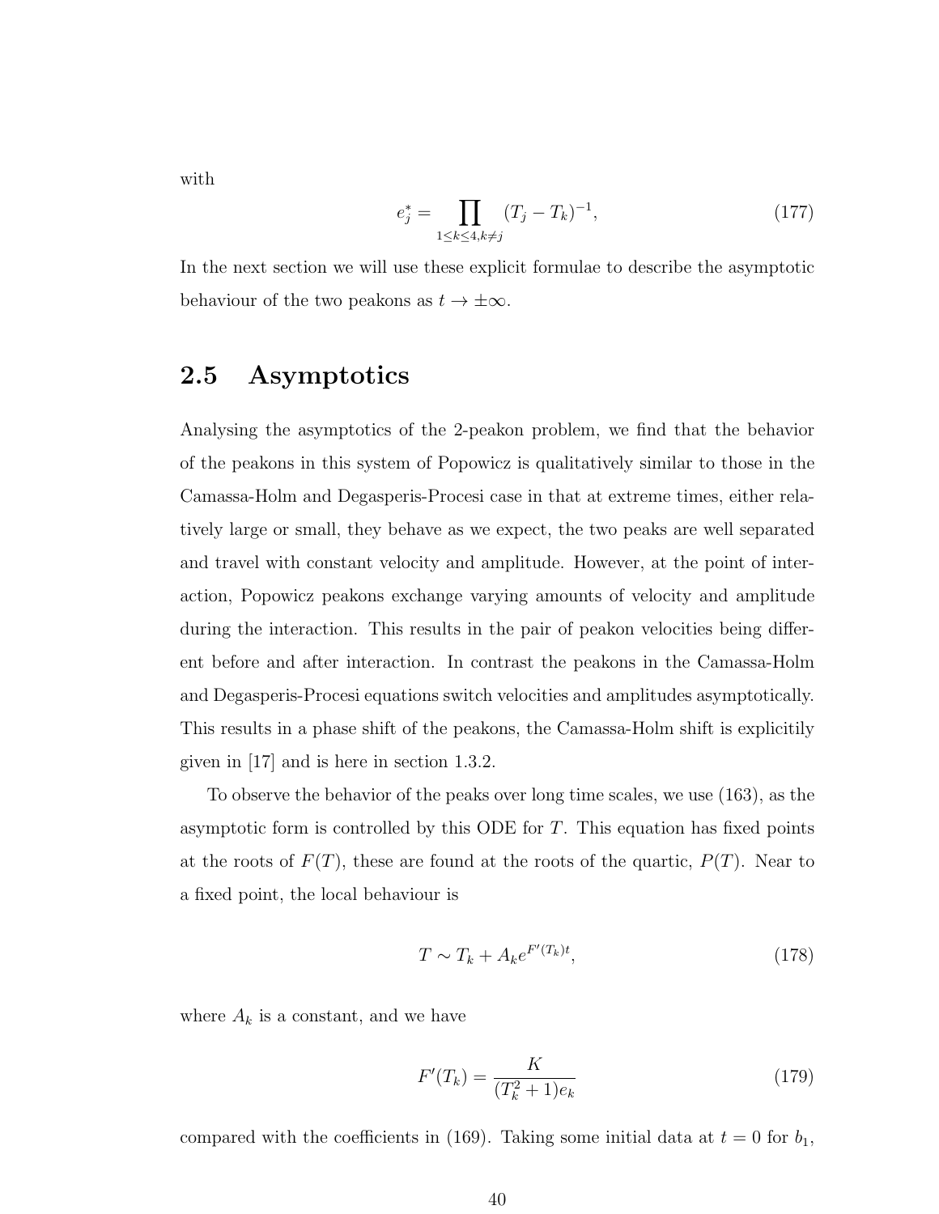with

$$e_j^* = \prod_{1 \le k \le 4, k \ne j} (T_j - T_k)^{-1}, \tag{177}$$

In the next section we will use these explicit formulae to describe the asymptotic behaviour of the two peakons as $t \to \pm\infty$.

## 2.5 Asymptotics

Analysing the asymptotics of the 2-peakon problem, we find that the behavior of the peakons in this system of Popowicz is qualitatively similar to those in the Camassa-Holm and Degasperis-Procesi case in that at extreme times, either relatively large or small, they behave as we expect, the two peaks are well separated and travel with constant velocity and amplitude. However, at the point of interaction, Popowicz peakons exchange varying amounts of velocity and amplitude during the interaction. This results in the pair of peakon velocities being different before and after interaction. In contrast the peakons in the Camassa-Holm and Degasperis-Procesi equations switch velocities and amplitudes asymptotically. This results in a phase shift of the peakons, the Camassa-Holm shift is explicitily given in [17] and is here in section 1.3.2.

To observe the behavior of the peaks over long time scales, we use (163), as the asymptotic form is controlled by this ODE for $T$. This equation has fixed points at the roots of $F(T)$, these are found at the roots of the quartic, $P(T)$. Near to a fixed point, the local behaviour is

$$T \sim T_k + A_k e^{F'(T_k)t}, \tag{178}$$

where $A_k$ is a constant, and we have

$$F'(T_k) = \frac{K}{(T_k^2 + 1)e_k} \tag{179}$$

compared with the coefficients in (169). Taking some initial data at $t = 0$ for $b_1$,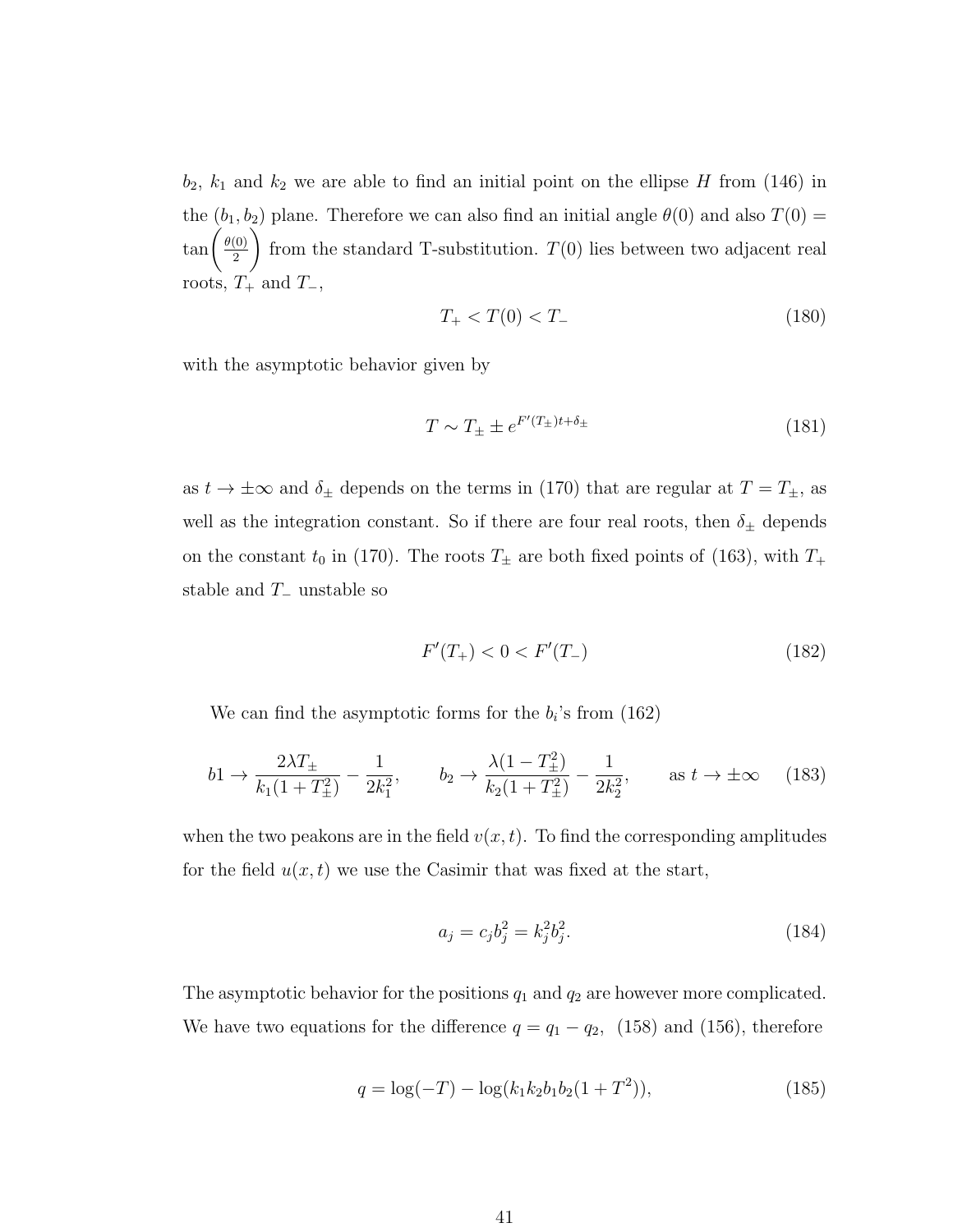$b_2$, $k_1$ and $k_2$ we are able to find an initial point on the ellipse $H$ from (146) in the $(b_1, b_2)$ plane. Therefore we can also find an initial angle $\theta(0)$ and also $T(0) = \tan\left(\frac{\theta(0)}{2}\right)$ from the standard T-substitution. $T(0)$ lies between two adjacent real roots, $T_+$ and $T_-$,

$$T_+ < T(0) < T_- \tag{180}$$

with the asymptotic behavior given by

$$T \sim T_\pm \pm e^{F'(T_\pm)t+\delta_\pm} \tag{181}$$

as $t \to \pm\infty$ and $\delta_\pm$ depends on the terms in (170) that are regular at $T = T_\pm$, as well as the integration constant. So if there are four real roots, then $\delta_\pm$ depends on the constant $t_0$ in (170). The roots $T_\pm$ are both fixed points of (163), with $T_+$ stable and $T_-$ unstable so

$$F'(T_+) < 0 < F'(T_-) \tag{182}$$

We can find the asymptotic forms for the $b_i$'s from (162)

$$b1 \to \frac{2\lambda T_\pm}{k_1(1+T_\pm^2)} - \frac{1}{2k_1^2}, \qquad b_2 \to \frac{\lambda(1-T_\pm^2)}{k_2(1+T_\pm^2)} - \frac{1}{2k_2^2}, \qquad \text{as } t \to \pm\infty \tag{183}$$

when the two peakons are in the field $v(x,t)$. To find the corresponding amplitudes for the field $u(x,t)$ we use the Casimir that was fixed at the start,

$$a_j = c_j b_j^2 = k_j^2 b_j^2. \tag{184}$$

The asymptotic behavior for the positions $q_1$ and $q_2$ are however more complicated. We have two equations for the difference $q = q_1 - q_2$, (158) and (156), therefore

$$q = \log(-T) - \log(k_1 k_2 b_1 b_2 (1+T^2)), \tag{185}$$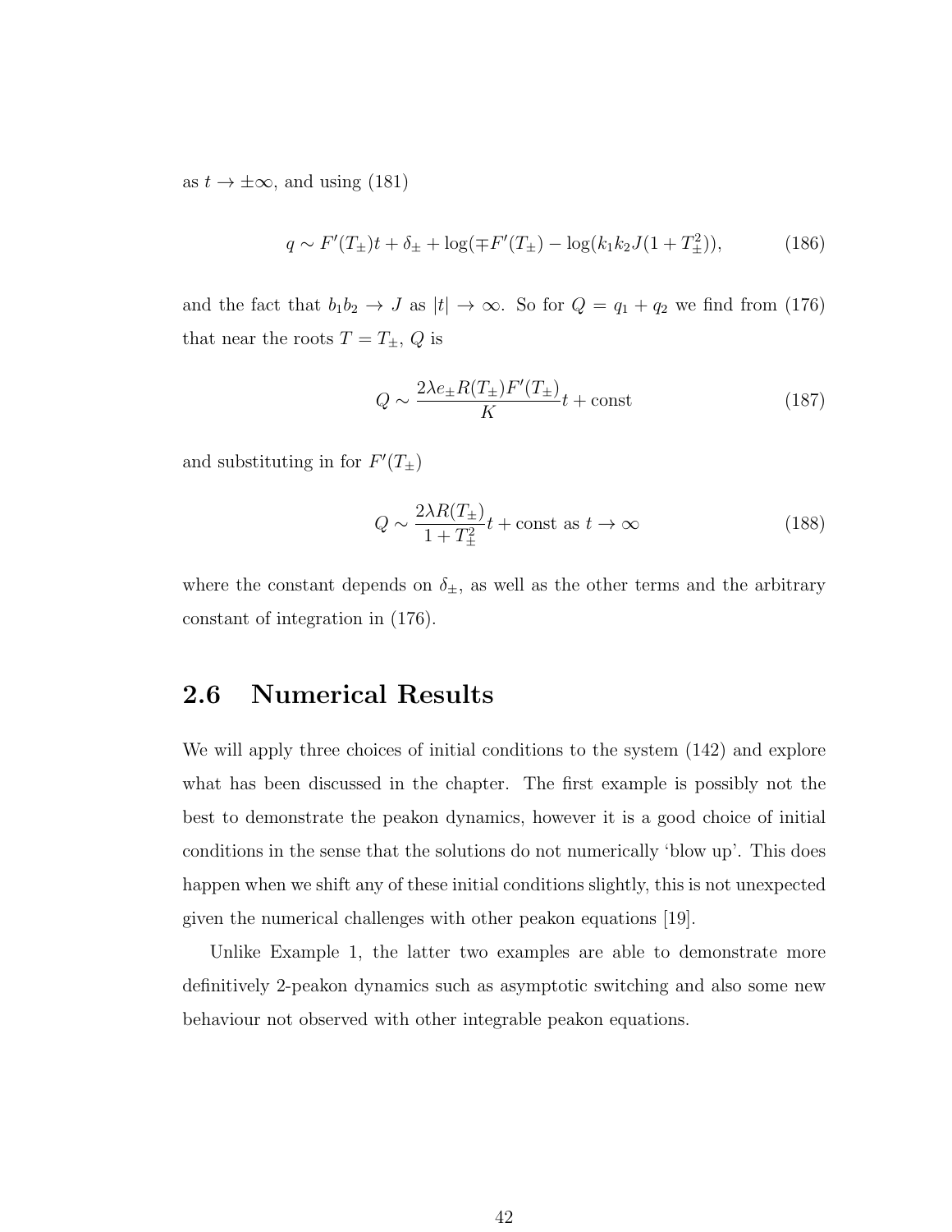as $t \to \pm\infty$, and using (181)

$$q \sim F'(T_\pm)t + \delta_\pm + \log(\mp F'(T_\pm) - \log(k_1 k_2 J(1 + T_\pm^2)), \tag{186}$$

and the fact that $b_1 b_2 \to J$ as $|t| \to \infty$. So for $Q = q_1 + q_2$ we find from (176) that near the roots $T = T_\pm$, $Q$ is

$$Q \sim \frac{2\lambda e_\pm R(T_\pm) F'(T_\pm)}{K} t + \text{const} \tag{187}$$

and substituting in for $F'(T_\pm)$

$$Q \sim \frac{2\lambda R(T_\pm)}{1 + T_\pm^2} t + \text{const as } t \to \infty \tag{188}$$

where the constant depends on $\delta_\pm$, as well as the other terms and the arbitrary constant of integration in (176).

## 2.6 Numerical Results

We will apply three choices of initial conditions to the system (142) and explore what has been discussed in the chapter. The first example is possibly not the best to demonstrate the peakon dynamics, however it is a good choice of initial conditions in the sense that the solutions do not numerically 'blow up'. This does happen when we shift any of these initial conditions slightly, this is not unexpected given the numerical challenges with other peakon equations [19].

Unlike Example 1, the latter two examples are able to demonstrate more definitively 2-peakon dynamics such as asymptotic switching and also some new behaviour not observed with other integrable peakon equations.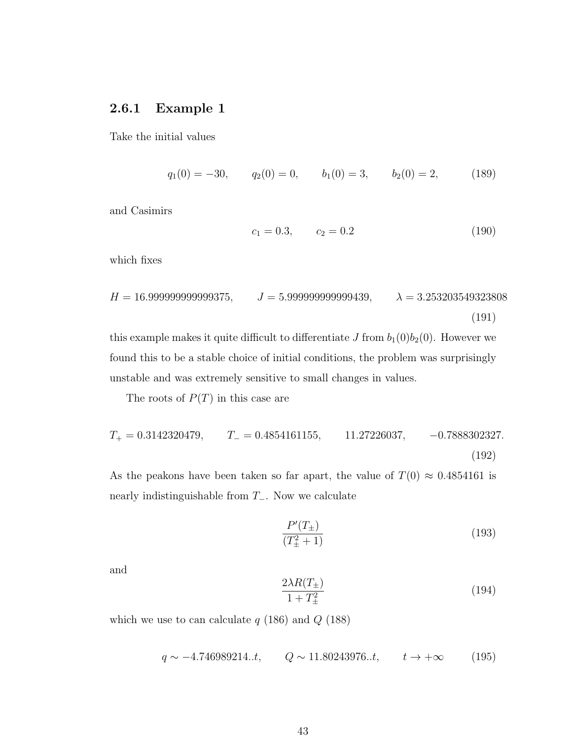### 2.6.1 Example 1

Take the initial values

$$q_1(0) = -30, \qquad q_2(0) = 0, \qquad b_1(0) = 3, \qquad b_2(0) = 2, \tag{189}$$

and Casimirs

$$c_1 = 0.3, \qquad c_2 = 0.2 \tag{190}$$

which fixes

$$H = 16.999999999999375, \qquad J = 5.999999999999439, \qquad \lambda = 3.253203549323808 \tag{191}$$

this example makes it quite difficult to differentiate $J$ from $b_1(0)b_2(0)$. However we found this to be a stable choice of initial conditions, the problem was surprisingly unstable and was extremely sensitive to small changes in values.

The roots of $P(T)$ in this case are

$$T_+ = 0.3142320479, \qquad T_- = 0.4854161155, \qquad 11.27226037, \qquad -0.7888302327. \tag{192}$$

As the peakons have been taken so far apart, the value of $T(0) \approx 0.4854161$ is nearly indistinguishable from $T_-$. Now we calculate

$$\frac{P'(T_\pm)}{(T_\pm^2 + 1)} \tag{193}$$

and

$$\frac{2\lambda R(T_\pm)}{1 + T_\pm^2} \tag{194}$$

which we use to can calculate $q$ (186) and $Q$ (188)

$$q \sim -4.746989214..t, \qquad Q \sim 11.80243976..t, \qquad t \to +\infty \tag{195}$$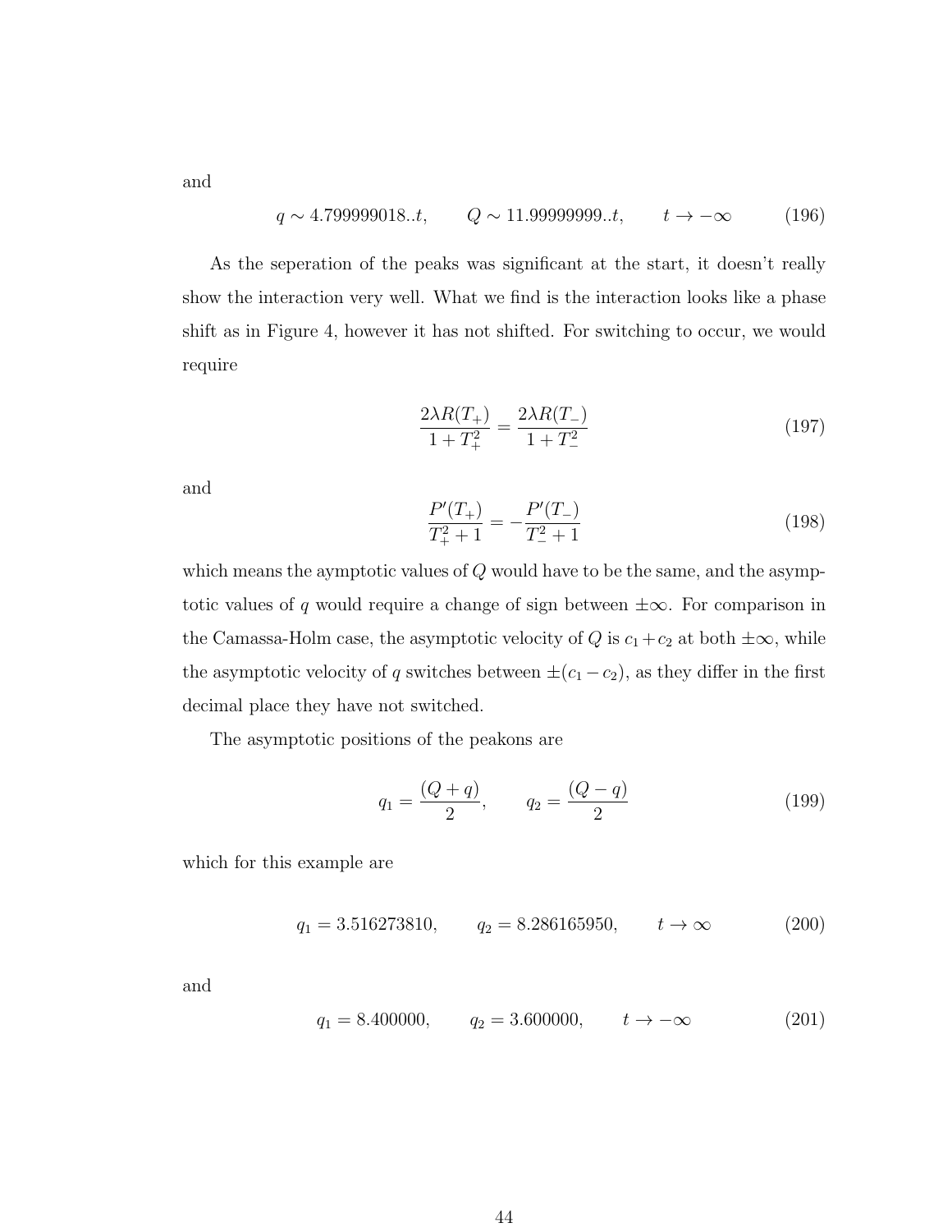and

$$q \sim 4.799999018..t, \qquad Q \sim 11.99999999..t, \qquad t \to -\infty \tag{196}$$

As the seperation of the peaks was significant at the start, it doesn't really show the interaction very well. What we find is the interaction looks like a phase shift as in Figure 4, however it has not shifted. For switching to occur, we would require

$$\frac{2\lambda R(T_+)}{1+T_+^2} = \frac{2\lambda R(T_-)}{1+T_-^2} \tag{197}$$

and

$$\frac{P'(T_+)}{T_+^2+1} = -\frac{P'(T_-)}{T_-^2+1} \tag{198}$$

which means the aymptotic values of $Q$ would have to be the same, and the asymptotic values of $q$ would require a change of sign between $\pm\infty$. For comparison in the Camassa-Holm case, the asymptotic velocity of $Q$ is $c_1+c_2$ at both $\pm\infty$, while the asymptotic velocity of $q$ switches between $\pm(c_1-c_2)$, as they differ in the first decimal place they have not switched.

The asymptotic positions of the peakons are

$$q_1 = \frac{(Q+q)}{2}, \qquad q_2 = \frac{(Q-q)}{2} \tag{199}$$

which for this example are

$$q_1 = 3.516273810, \qquad q_2 = 8.286165950, \qquad t \to \infty \tag{200}$$

and

$$q_1 = 8.400000, \qquad q_2 = 3.600000, \qquad t \to -\infty \tag{201}$$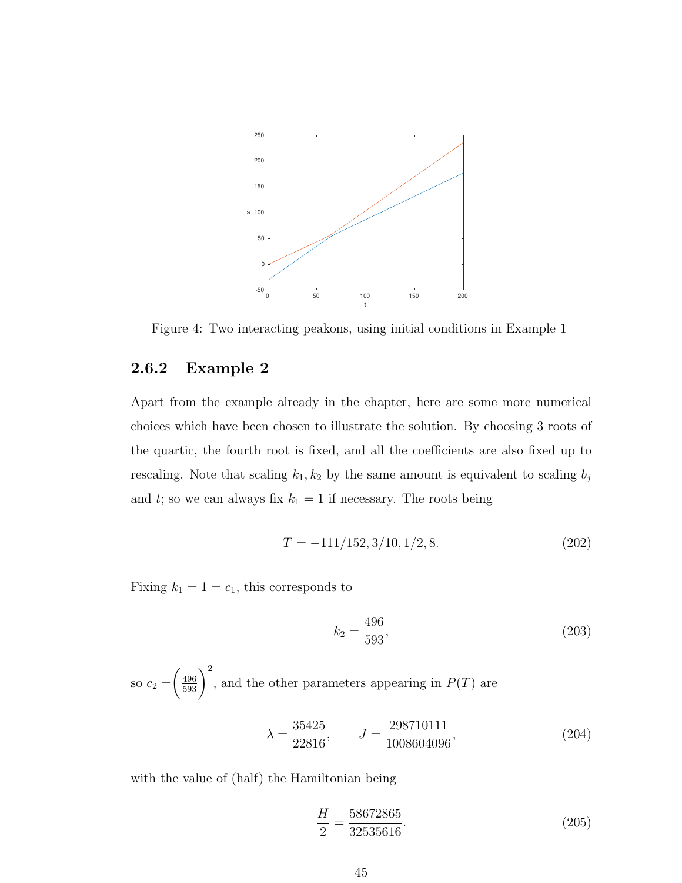Figure 4: Two interacting peakons, using initial conditions in Example 1

### 2.6.2 Example 2

Apart from the example already in the chapter, here are some more numerical choices which have been chosen to illustrate the solution. By choosing 3 roots of the quartic, the fourth root is fixed, and all the coefficients are also fixed up to rescaling. Note that scaling $k_1, k_2$ by the same amount is equivalent to scaling $b_j$ and $t$; so we can always fix $k_1 = 1$ if necessary. The roots being

$$T = -111/152, 3/10, 1/2, 8. \tag{202}$$

Fixing $k_1 = 1 = c_1$, this corresponds to

$$k_2 = \frac{496}{593}, \tag{203}$$

so $c_2 = \left(\frac{496}{593}\right)^2$, and the other parameters appearing in $P(T)$ are

$$\lambda = \frac{35425}{22816}, \qquad J = \frac{298710111}{1008604096}, \tag{204}$$

with the value of (half) the Hamiltonian being

$$\frac{H}{2} = \frac{58672865}{32535616}. \tag{205}$$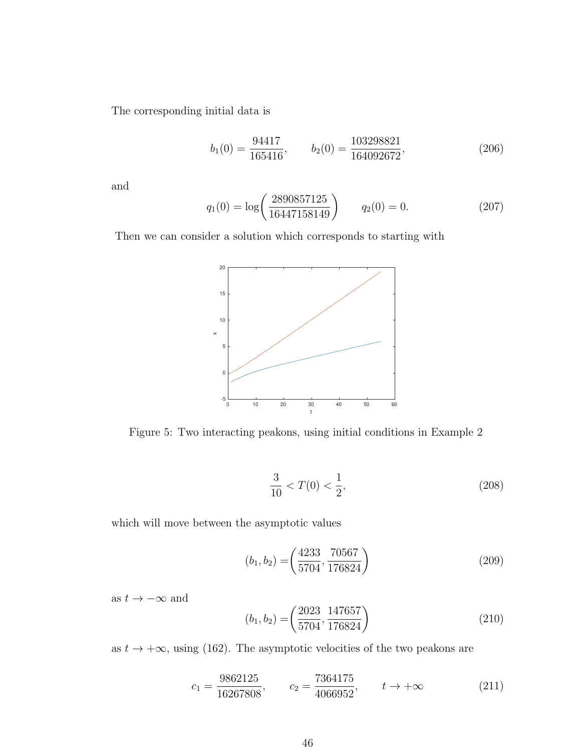The corresponding initial data is

$$b_1(0) = \frac{94417}{165416}, \qquad b_2(0) = \frac{103298821}{164092672}, \tag{206}$$

and

$$q_1(0) = \log\left(\frac{2890857125}{16447158149}\right) \qquad q_2(0) = 0. \tag{207}$$

Then we can consider a solution which corresponds to starting with

Figure 5: Two interacting peakons, using initial conditions in Example 2

$$\frac{3}{10} < T(0) < \frac{1}{2}, \tag{208}$$

which will move between the asymptotic values

$$(b_1, b_2) = \left(\frac{4233}{5704}, \frac{70567}{176824}\right) \tag{209}$$

as $t \to -\infty$ and

$$(b_1, b_2) = \left(\frac{2023}{5704}, \frac{147657}{176824}\right) \tag{210}$$

as $t \to +\infty$, using (162). The asymptotic velocities of the two peakons are

$$c_1 = \frac{9862125}{16267808}, \qquad c_2 = \frac{7364175}{4066952}, \qquad t \to +\infty \tag{211}$$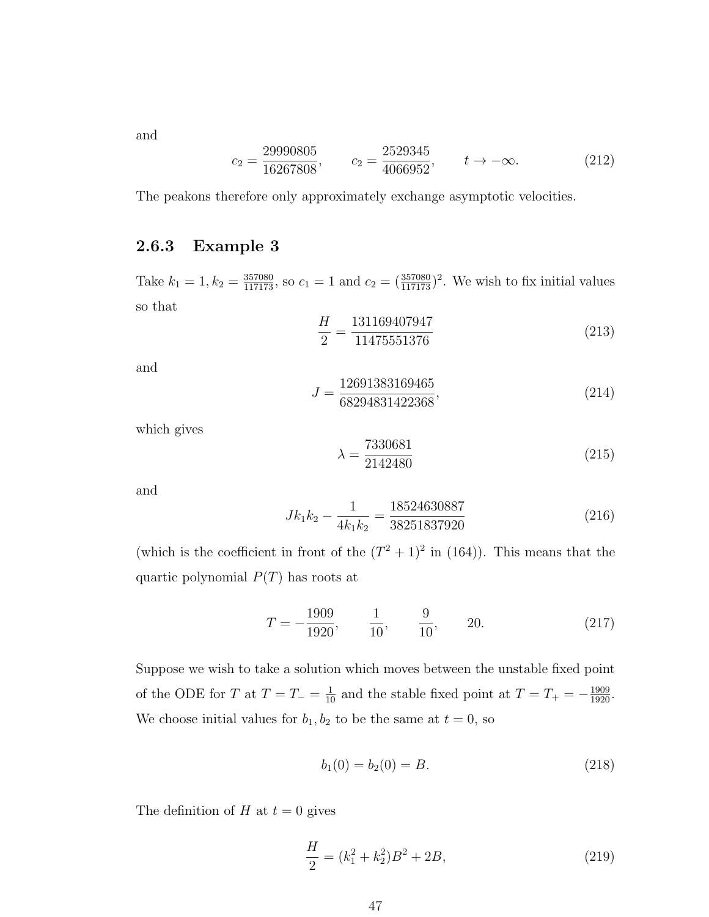and

$$c_2 = \frac{29990805}{16267808}, \qquad c_2 = \frac{2529345}{4066952}, \qquad t \to -\infty. \tag{212}$$

The peakons therefore only approximately exchange asymptotic velocities.

### 2.6.3 Example 3

Take $k_1 = 1, k_2 = \frac{357080}{117173}$, so $c_1 = 1$ and $c_2 = (\frac{357080}{117173})^2$. We wish to fix initial values so that

$$\frac{H}{2} = \frac{131169407947}{11475551376} \tag{213}$$

and

$$J = \frac{12691383169465}{68294831422368}, \tag{214}$$

which gives

$$\lambda = \frac{7330681}{2142480} \tag{215}$$

and

$$Jk_1k_2 - \frac{1}{4k_1k_2} = \frac{18524630887}{38251837920} \tag{216}$$

(which is the coefficient in front of the $(T^2+1)^2$ in (164)). This means that the quartic polynomial $P(T)$ has roots at

$$T = -\frac{1909}{1920}, \qquad \frac{1}{10}, \qquad \frac{9}{10}, \qquad 20. \tag{217}$$

Suppose we wish to take a solution which moves between the unstable fixed point of the ODE for $T$ at $T = T_- = \frac{1}{10}$ and the stable fixed point at $T = T_+ = -\frac{1909}{1920}$. We choose initial values for $b_1, b_2$ to be the same at $t = 0$, so

$$b_1(0) = b_2(0) = B. \tag{218}$$

The definition of $H$ at $t = 0$ gives

$$\frac{H}{2} = (k_1^2 + k_2^2)B^2 + 2B, \tag{219}$$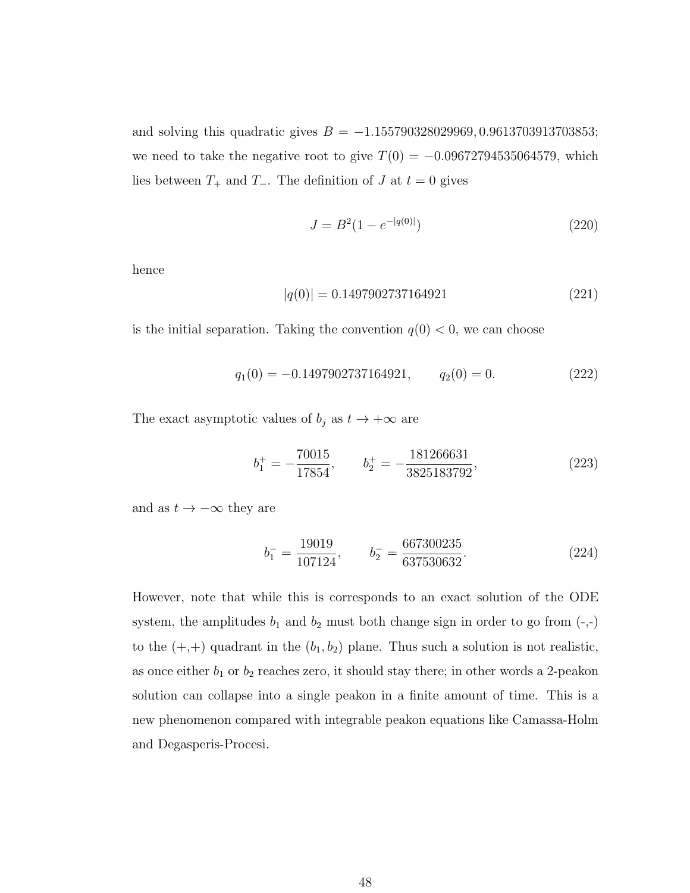and solving this quadratic gives $B = -1.155790328029969, 0.9613703913703853$; we need to take the negative root to give $T(0) = -0.09672794535064579$, which lies between $T_+$ and $T_-$. The definition of $J$ at $t = 0$ gives

$$J = B^2(1 - e^{-|q(0)|}) \tag{220}$$

hence

$$|q(0)| = 0.1497902737164921 \tag{221}$$

is the initial separation. Taking the convention $q(0) < 0$, we can choose

$$q_1(0) = -0.1497902737164921, \qquad q_2(0) = 0. \tag{222}$$

The exact asymptotic values of $b_j$ as $t \to +\infty$ are

$$b_1^+ = -\frac{70015}{17854}, \qquad b_2^+ = -\frac{181266631}{3825183792}, \tag{223}$$

and as $t \to -\infty$ they are

$$b_1^- = \frac{19019}{107124}, \qquad b_2^- = \frac{667300235}{637530632}. \tag{224}$$

However, note that while this is corresponds to an exact solution of the ODE system, the amplitudes $b_1$ and $b_2$ must both change sign in order to go from (-,-) to the (+,+) quadrant in the $(b_1, b_2)$ plane. Thus such a solution is not realistic, as once either $b_1$ or $b_2$ reaches zero, it should stay there; in other words a 2-peakon solution can collapse into a single peakon in a finite amount of time. This is a new phenomenon compared with integrable peakon equations like Camassa-Holm and Degasperis-Procesi.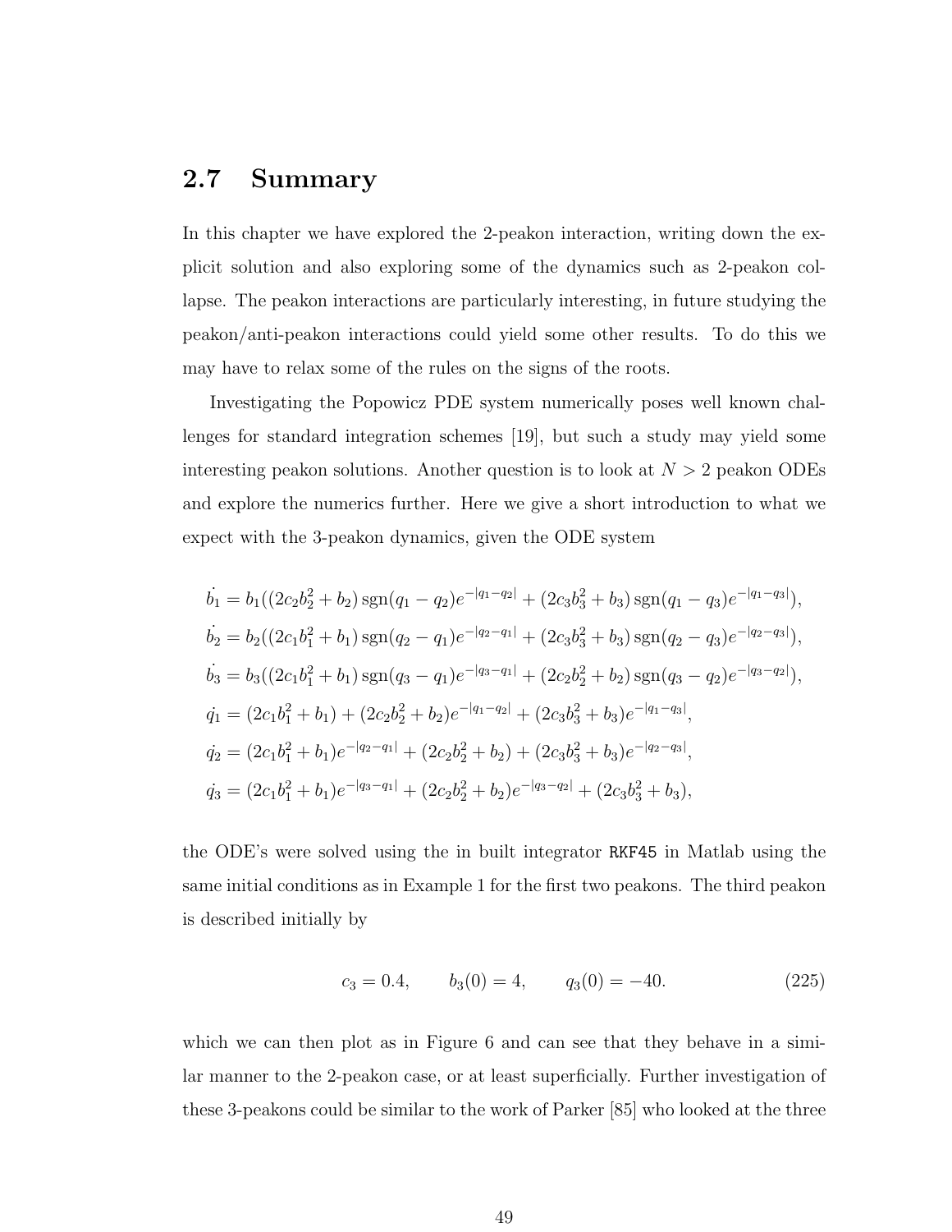## 2.7 Summary

In this chapter we have explored the 2-peakon interaction, writing down the explicit solution and also exploring some of the dynamics such as 2-peakon collapse. The peakon interactions are particularly interesting, in future studying the peakon/anti-peakon interactions could yield some other results. To do this we may have to relax some of the rules on the signs of the roots.

Investigating the Popowicz PDE system numerically poses well known challenges for standard integration schemes [19], but such a study may yield some interesting peakon solutions. Another question is to look at $N > 2$ peakon ODEs and explore the numerics further. Here we give a short introduction to what we expect with the 3-peakon dynamics, given the ODE system

$$
\begin{aligned}
\dot{b_1} &= b_1((2c_2b_2^2 + b_2)\,\mathrm{sgn}(q_1 - q_2)e^{-|q_1-q_2|} + (2c_3b_3^2 + b_3)\,\mathrm{sgn}(q_1 - q_3)e^{-|q_1-q_3|}),\\
\dot{b_2} &= b_2((2c_1b_1^2 + b_1)\,\mathrm{sgn}(q_2 - q_1)e^{-|q_2-q_1|} + (2c_3b_3^2 + b_3)\,\mathrm{sgn}(q_2 - q_3)e^{-|q_2-q_3|}),\\
\dot{b_3} &= b_3((2c_1b_1^2 + b_1)\,\mathrm{sgn}(q_3 - q_1)e^{-|q_3-q_1|} + (2c_2b_2^2 + b_2)\,\mathrm{sgn}(q_3 - q_2)e^{-|q_3-q_2|}),\\
\dot{q_1} &= (2c_1b_1^2 + b_1) + (2c_2b_2^2 + b_2)e^{-|q_1-q_2|} + (2c_3b_3^2 + b_3)e^{-|q_1-q_3|},\\
\dot{q_2} &= (2c_1b_1^2 + b_1)e^{-|q_2-q_1|} + (2c_2b_2^2 + b_2) + (2c_3b_3^2 + b_3)e^{-|q_2-q_3|},\\
\dot{q_3} &= (2c_1b_1^2 + b_1)e^{-|q_3-q_1|} + (2c_2b_2^2 + b_2)e^{-|q_3-q_2|} + (2c_3b_3^2 + b_3),
\end{aligned}
$$

the ODE's were solved using the in built integrator `RKF45` in Matlab using the same initial conditions as in Example 1 for the first two peakons. The third peakon is described initially by

$$
c_3 = 0.4, \qquad b_3(0) = 4, \qquad q_3(0) = -40. \tag{225}
$$

which we can then plot as in Figure 6 and can see that they behave in a similar manner to the 2-peakon case, or at least superficially. Further investigation of these 3-peakons could be similar to the work of Parker [85] who looked at the three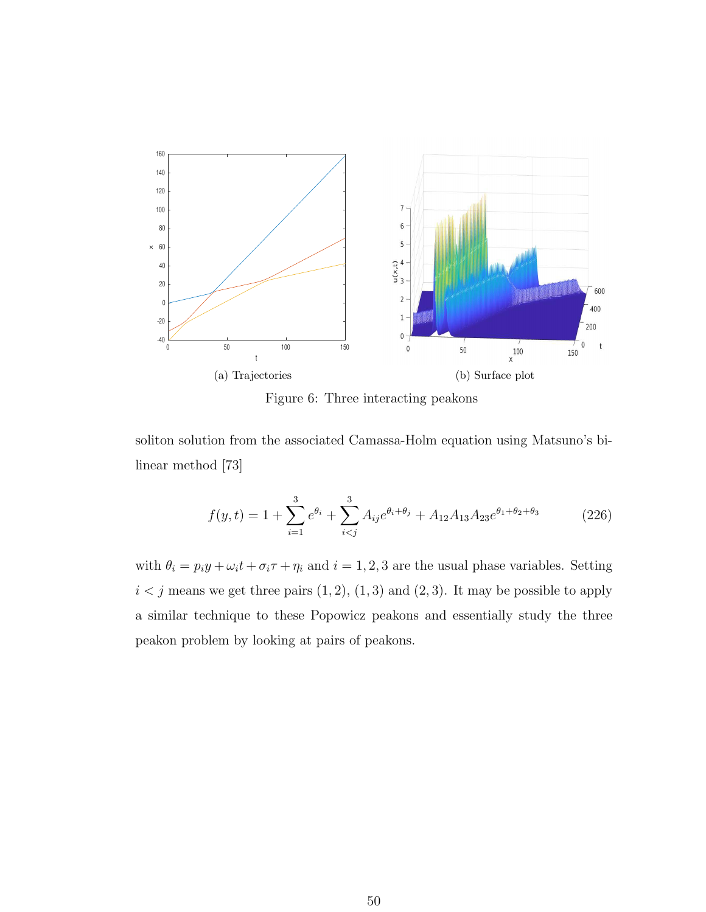(a) Trajectories

(b) Surface plot

Figure 6: Three interacting peakons

soliton solution from the associated Camassa-Holm equation using Matsuno's bilinear method [73]

$$f(y,t) = 1 + \sum_{i=1}^{3} e^{\theta_i} + \sum_{i<j}^{3} A_{ij} e^{\theta_i + \theta_j} + A_{12}A_{13}A_{23}e^{\theta_1+\theta_2+\theta_3} \tag{226}$$

with $\theta_i = p_i y + \omega_i t + \sigma_i \tau + \eta_i$ and $i = 1, 2, 3$ are the usual phase variables. Setting $i < j$ means we get three pairs $(1, 2)$, $(1, 3)$ and $(2, 3)$. It may be possible to apply a similar technique to these Popowicz peakons and essentially study the three peakon problem by looking at pairs of peakons.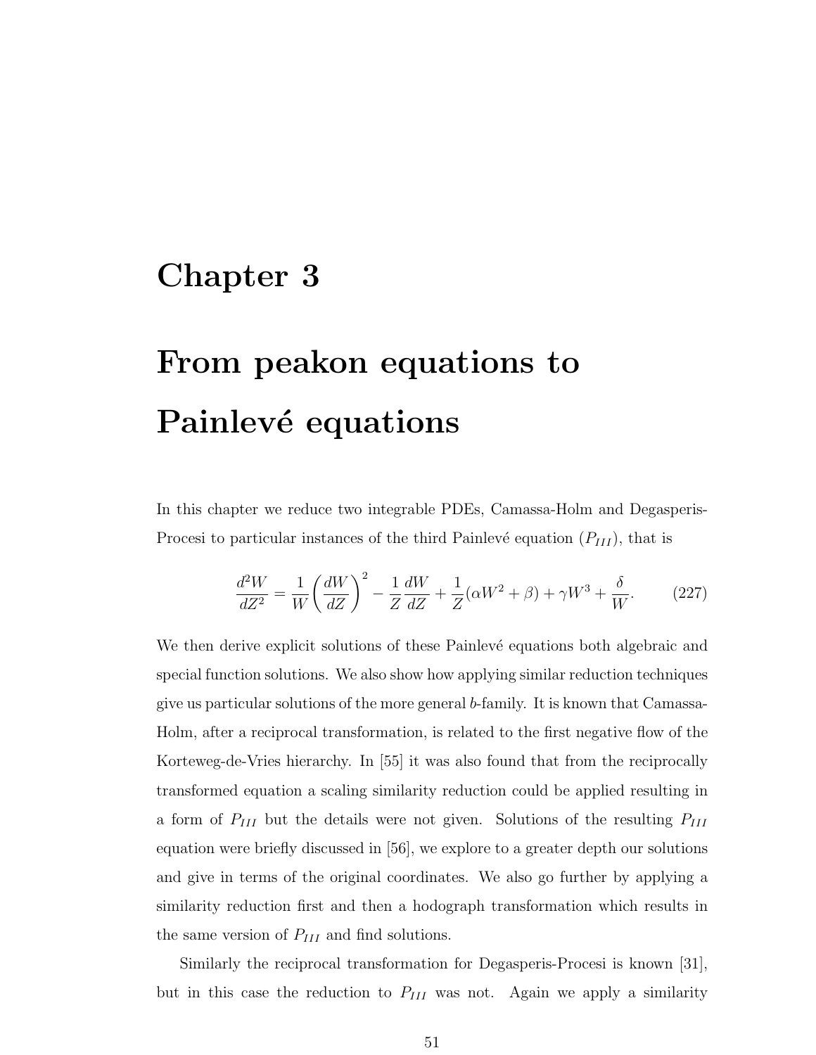# Chapter 3

# From peakon equations to Painlevé equations

In this chapter we reduce two integrable PDEs, Camassa-Holm and Degasperis-Procesi to particular instances of the third Painlevé equation ($P_{III}$), that is

$$\frac{d^2W}{dZ^2} = \frac{1}{W}\left(\frac{dW}{dZ}\right)^2 - \frac{1}{Z}\frac{dW}{dZ} + \frac{1}{Z}(\alpha W^2 + \beta) + \gamma W^3 + \frac{\delta}{W}. \tag{227}$$

We then derive explicit solutions of these Painlevé equations both algebraic and special function solutions. We also show how applying similar reduction techniques give us particular solutions of the more general $b$-family. It is known that Camassa-Holm, after a reciprocal transformation, is related to the first negative flow of the Korteweg-de-Vries hierarchy. In [55] it was also found that from the reciprocally transformed equation a scaling similarity reduction could be applied resulting in a form of $P_{III}$ but the details were not given. Solutions of the resulting $P_{III}$ equation were briefly discussed in [56], we explore to a greater depth our solutions and give in terms of the original coordinates. We also go further by applying a similarity reduction first and then a hodograph transformation which results in the same version of $P_{III}$ and find solutions.

Similarly the reciprocal transformation for Degasperis-Procesi is known [31], but in this case the reduction to $P_{III}$ was not. Again we apply a similarity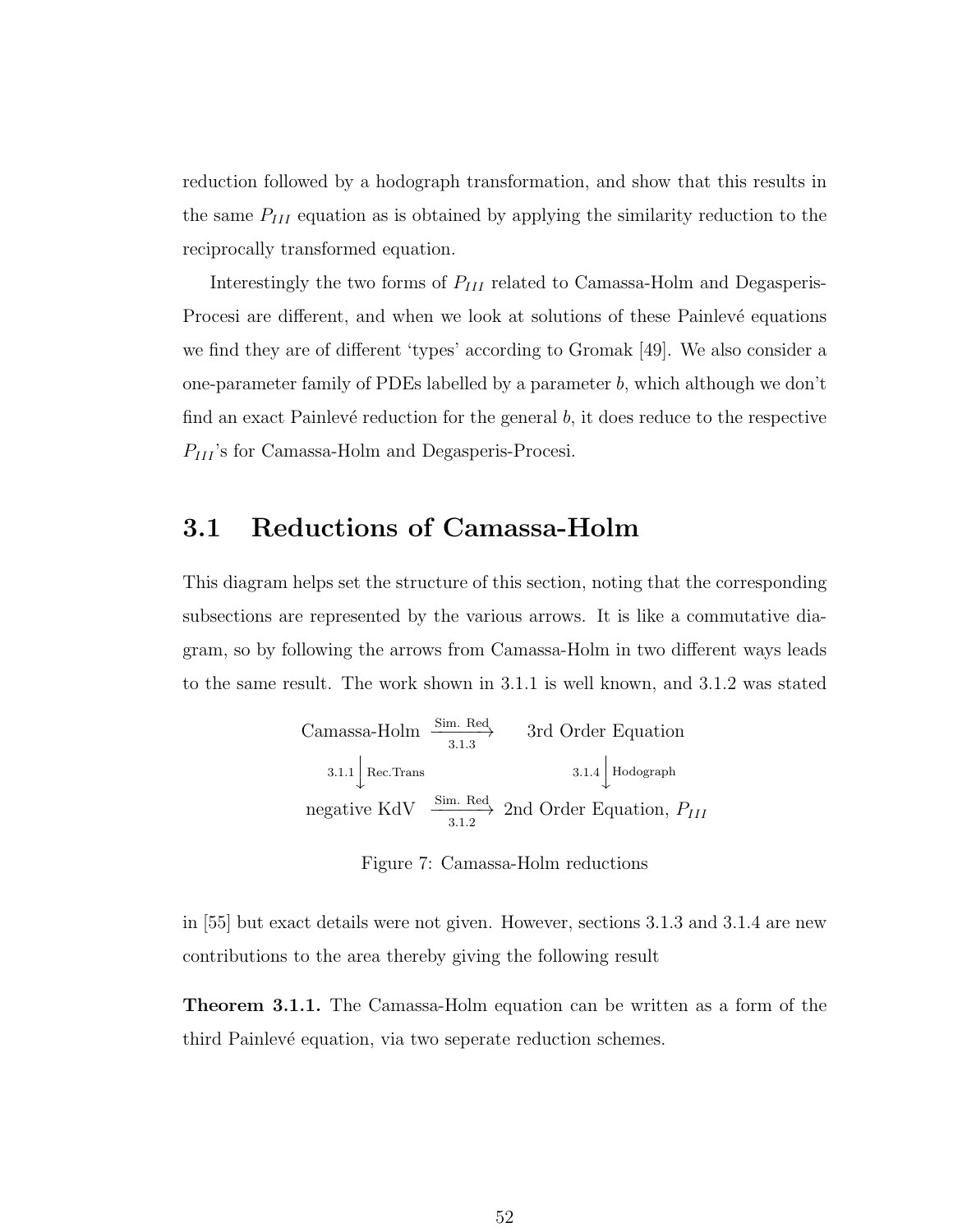reduction followed by a hodograph transformation, and show that this results in the same $P_{III}$ equation as is obtained by applying the similarity reduction to the reciprocally transformed equation.

Interestingly the two forms of $P_{III}$ related to Camassa-Holm and Degasperis-Procesi are different, and when we look at solutions of these Painlevé equations we find they are of different 'types' according to Gromak [49]. We also consider a one-parameter family of PDEs labelled by a parameter $b$, which although we don't find an exact Painlevé reduction for the general $b$, it does reduce to the respective $P_{III}$'s for Camassa-Holm and Degasperis-Procesi.

## 3.1 Reductions of Camassa-Holm

This diagram helps set the structure of this section, noting that the corresponding subsections are represented by the various arrows. It is like a commutative diagram, so by following the arrows from Camassa-Holm in two different ways leads to the same result. The work shown in 3.1.1 is well known, and 3.1.2 was stated

$$
\begin{array}{ccc}
\text{Camassa-Holm} & \xrightarrow[\text{3.1.3}]{\text{Sim. Red}} & \text{3rd Order Equation} \\
{\scriptstyle 3.1.1}\big\downarrow{\scriptstyle \text{Rec.Trans}} & & {\scriptstyle 3.1.4}\big\downarrow{\scriptstyle \text{Hodograph}} \\
\text{negative KdV} & \xrightarrow[\text{3.1.2}]{\text{Sim. Red}} & \text{2nd Order Equation, } P_{III}
\end{array}
$$

Figure 7: Camassa-Holm reductions

in [55] but exact details were not given. However, sections 3.1.3 and 3.1.4 are new contributions to the area thereby giving the following result

**Theorem 3.1.1.** The Camassa-Holm equation can be written as a form of the third Painlevé equation, via two seperate reduction schemes.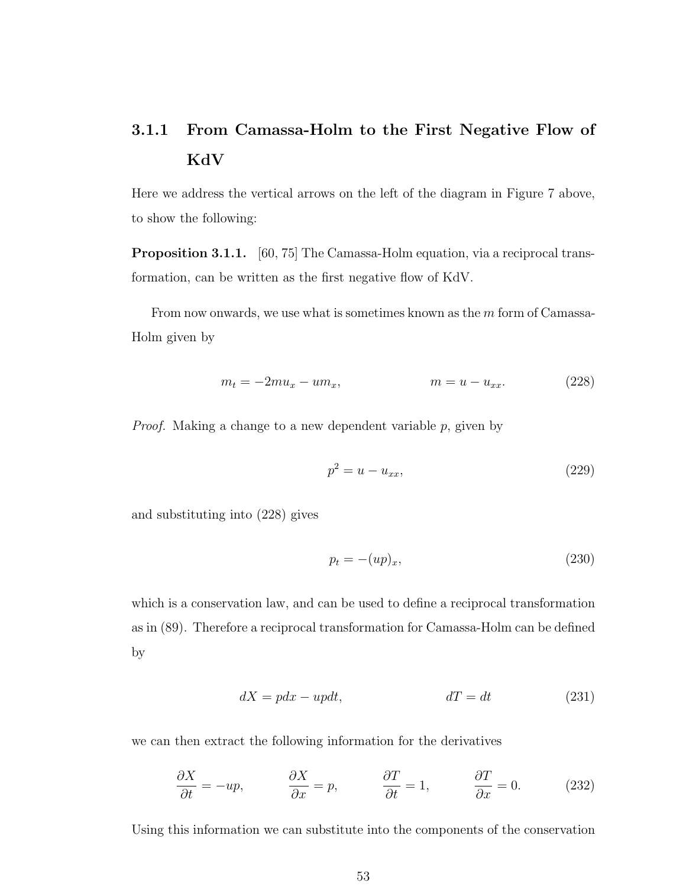### 3.1.1 From Camassa-Holm to the First Negative Flow of KdV

Here we address the vertical arrows on the left of the diagram in Figure 7 above, to show the following:

**Proposition 3.1.1.** [60, 75] The Camassa-Holm equation, via a reciprocal transformation, can be written as the first negative flow of KdV.

From now onwards, we use what is sometimes known as the $m$ form of Camassa-Holm given by

$$m_t = -2mu_x - um_x, \qquad\qquad m = u - u_{xx}. \tag{228}$$

*Proof.* Making a change to a new dependent variable $p$, given by

$$p^2 = u - u_{xx}, \tag{229}$$

and substituting into (228) gives

$$p_t = -(up)_x, \tag{230}$$

which is a conservation law, and can be used to define a reciprocal transformation as in (89). Therefore a reciprocal transformation for Camassa-Holm can be defined by

$$dX = pdx - updt, \qquad\qquad dT = dt \tag{231}$$

we can then extract the following information for the derivatives

$$\frac{\partial X}{\partial t} = -up, \qquad \frac{\partial X}{\partial x} = p, \qquad \frac{\partial T}{\partial t} = 1, \qquad \frac{\partial T}{\partial x} = 0. \tag{232}$$

Using this information we can substitute into the components of the conservation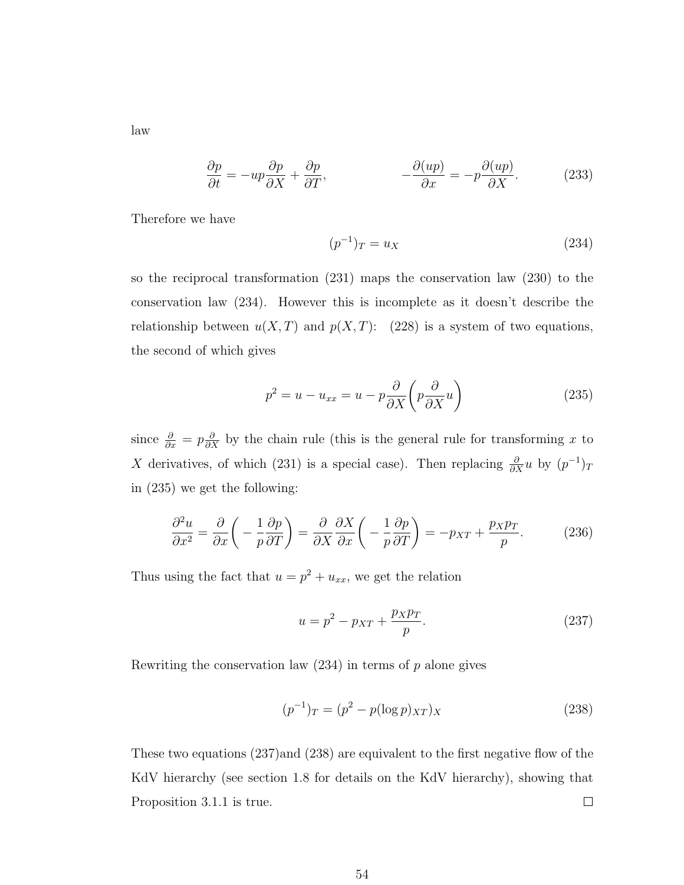law

$$\frac{\partial p}{\partial t} = -up\frac{\partial p}{\partial X} + \frac{\partial p}{\partial T}, \qquad\qquad -\frac{\partial (up)}{\partial x} = -p\frac{\partial (up)}{\partial X}. \tag{233}$$

Therefore we have

$$(p^{-1})_T = u_X \tag{234}$$

so the reciprocal transformation (231) maps the conservation law (230) to the conservation law (234). However this is incomplete as it doesn't describe the relationship between $u(X,T)$ and $p(X,T)$: (228) is a system of two equations, the second of which gives

$$p^2 = u - u_{xx} = u - p\frac{\partial}{\partial X}\left(p\frac{\partial}{\partial X}u\right) \tag{235}$$

since $\frac{\partial}{\partial x} = p\frac{\partial}{\partial X}$ by the chain rule (this is the general rule for transforming $x$ to $X$ derivatives, of which (231) is a special case). Then replacing $\frac{\partial}{\partial X}u$ by $(p^{-1})_T$ in (235) we get the following:

$$\frac{\partial^2 u}{\partial x^2} = \frac{\partial}{\partial x}\left(-\frac{1}{p}\frac{\partial p}{\partial T}\right) = \frac{\partial}{\partial X}\frac{\partial X}{\partial x}\left(-\frac{1}{p}\frac{\partial p}{\partial T}\right) = -p_{XT} + \frac{p_X p_T}{p}. \tag{236}$$

Thus using the fact that $u = p^2 + u_{xx}$, we get the relation

$$u = p^2 - p_{XT} + \frac{p_X p_T}{p}. \tag{237}$$

Rewriting the conservation law (234) in terms of $p$ alone gives

$$(p^{-1})_T = (p^2 - p(\log p)_{XT})_X \tag{238}$$

These two equations (237)and (238) are equivalent to the first negative flow of the KdV hierarchy (see section 1.8 for details on the KdV hierarchy), showing that Proposition 3.1.1 is true. □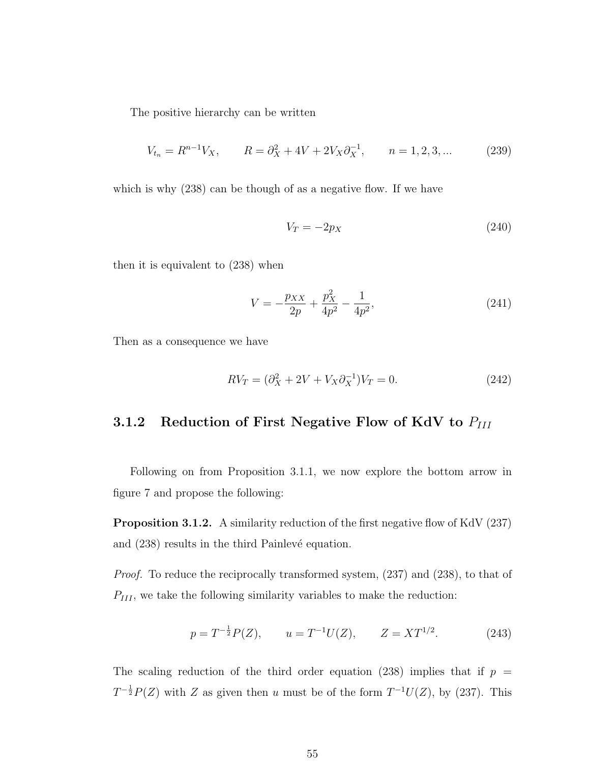The positive hierarchy can be written

$$V_{t_n} = R^{n-1}V_X, \qquad R = \partial_X^2 + 4V + 2V_X\partial_X^{-1}, \qquad n = 1, 2, 3, ... \tag{239}$$

which is why (238) can be though of as a negative flow. If we have

$$V_T = -2p_X \tag{240}$$

then it is equivalent to (238) when

$$V = -\frac{p_{XX}}{2p} + \frac{p_X^2}{4p^2} - \frac{1}{4p^2}, \tag{241}$$

Then as a consequence we have

$$RV_T = (\partial_X^2 + 2V + V_X\partial_X^{-1})V_T = 0. \tag{242}$$

### 3.1.2 Reduction of First Negative Flow of KdV to $P_{III}$

Following on from Proposition 3.1.1, we now explore the bottom arrow in figure 7 and propose the following:

**Proposition 3.1.2.** A similarity reduction of the first negative flow of KdV (237) and (238) results in the third Painlevé equation.

*Proof.* To reduce the reciprocally transformed system, (237) and (238), to that of $P_{III}$, we take the following similarity variables to make the reduction:

$$p = T^{-\frac{1}{2}}P(Z), \qquad u = T^{-1}U(Z), \qquad Z = XT^{1/2}. \tag{243}$$

The scaling reduction of the third order equation (238) implies that if $p = T^{-\frac{1}{2}}P(Z)$ with $Z$ as given then $u$ must be of the form $T^{-1}U(Z)$, by (237). This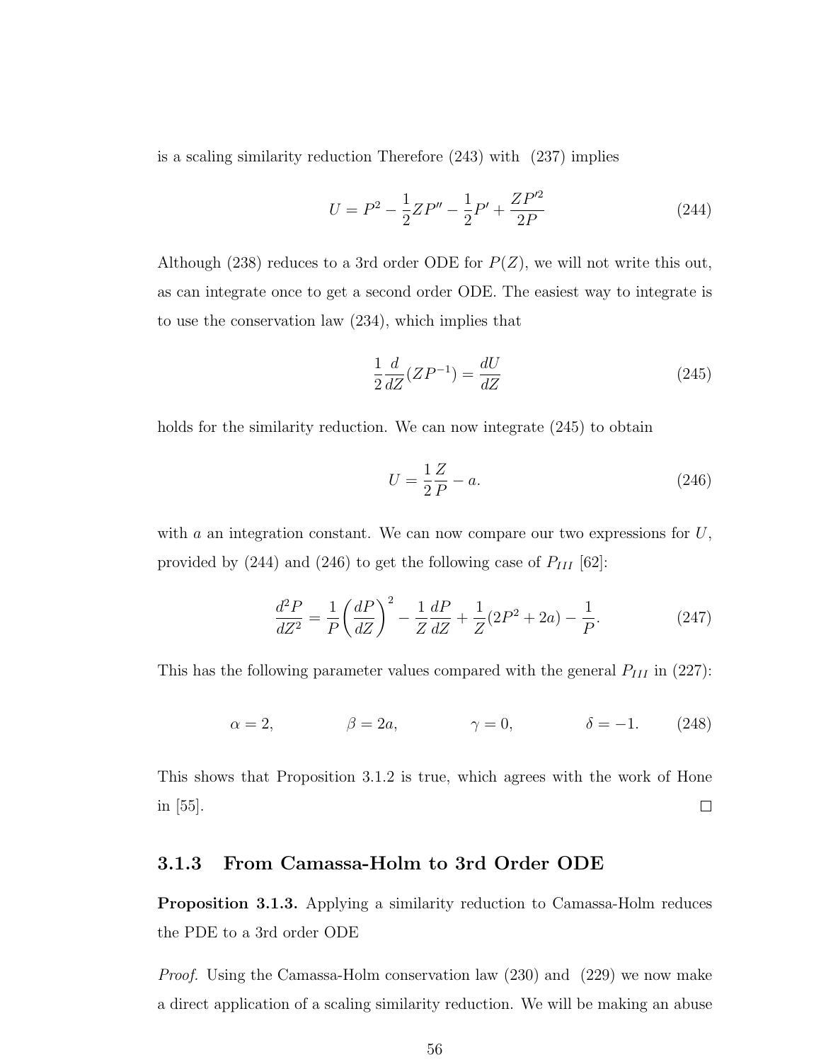is a scaling similarity reduction Therefore (243) with (237) implies

$$U = P^2 - \frac{1}{2}ZP'' - \frac{1}{2}P' + \frac{ZP'^2}{2P} \tag{244}$$

Although (238) reduces to a 3rd order ODE for $P(Z)$, we will not write this out, as can integrate once to get a second order ODE. The easiest way to integrate is to use the conservation law (234), which implies that

$$\frac{1}{2}\frac{d}{dZ}(ZP^{-1}) = \frac{dU}{dZ} \tag{245}$$

holds for the similarity reduction. We can now integrate (245) to obtain

$$U = \frac{1}{2}\frac{Z}{P} - a. \tag{246}$$

with $a$ an integration constant. We can now compare our two expressions for $U$, provided by (244) and (246) to get the following case of $P_{III}$ [62]:

$$\frac{d^2P}{dZ^2} = \frac{1}{P}\left(\frac{dP}{dZ}\right)^2 - \frac{1}{Z}\frac{dP}{dZ} + \frac{1}{Z}(2P^2 + 2a) - \frac{1}{P}. \tag{247}$$

This has the following parameter values compared with the general $P_{III}$ in (227):

$$\alpha = 2, \qquad \beta = 2a, \qquad \gamma = 0, \qquad \delta = -1. \tag{248}$$

This shows that Proposition 3.1.2 is true, which agrees with the work of Hone in [55]. □

### 3.1.3 From Camassa-Holm to 3rd Order ODE

**Proposition 3.1.3.** Applying a similarity reduction to Camassa-Holm reduces the PDE to a 3rd order ODE

*Proof.* Using the Camassa-Holm conservation law (230) and (229) we now make a direct application of a scaling similarity reduction. We will be making an abuse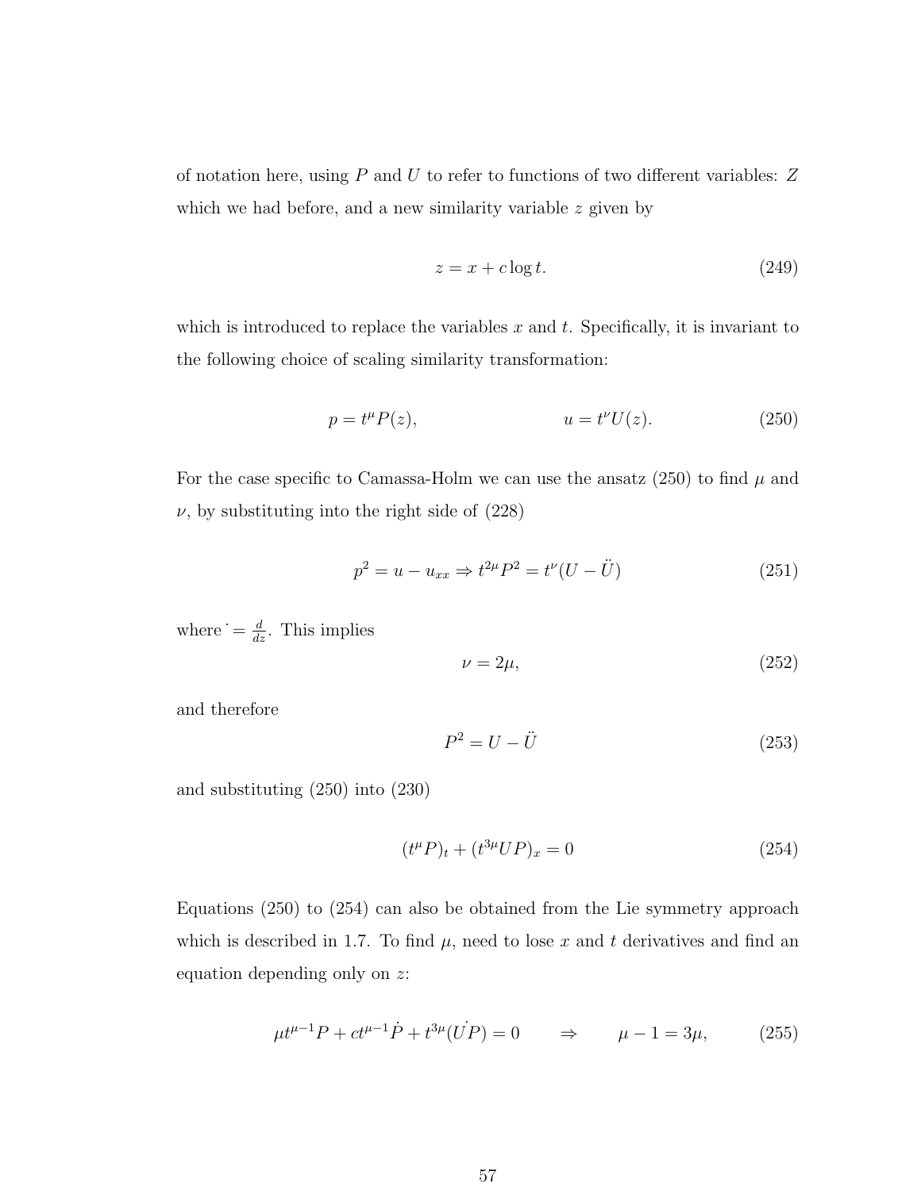of notation here, using $P$ and $U$ to refer to functions of two different variables: $Z$ which we had before, and a new similarity variable $z$ given by

$$z = x + c \log t. \tag{249}$$

which is introduced to replace the variables $x$ and $t$. Specifically, it is invariant to the following choice of scaling similarity transformation:

$$p = t^{\mu} P(z), \qquad\qquad u = t^{\nu} U(z). \tag{250}$$

For the case specific to Camassa-Holm we can use the ansatz (250) to find $\mu$ and $\nu$, by substituting into the right side of (228)

$$p^2 = u - u_{xx} \Rightarrow t^{2\mu} P^2 = t^{\nu}(U - \ddot{U}) \tag{251}$$

where $\dot{} = \frac{d}{dz}$. This implies

$$\nu = 2\mu, \tag{252}$$

and therefore

$$P^2 = U - \ddot{U} \tag{253}$$

and substituting (250) into (230)

$$(t^{\mu} P)_t + (t^{3\mu} UP)_x = 0 \tag{254}$$

Equations (250) to (254) can also be obtained from the Lie symmetry approach which is described in 1.7. To find $\mu$, need to lose $x$ and $t$ derivatives and find an equation depending only on $z$:

$$\mu t^{\mu-1} P + c t^{\mu-1} \dot{P} + t^{3\mu} (\dot{UP}) = 0 \qquad \Rightarrow \qquad \mu - 1 = 3\mu, \tag{255}$$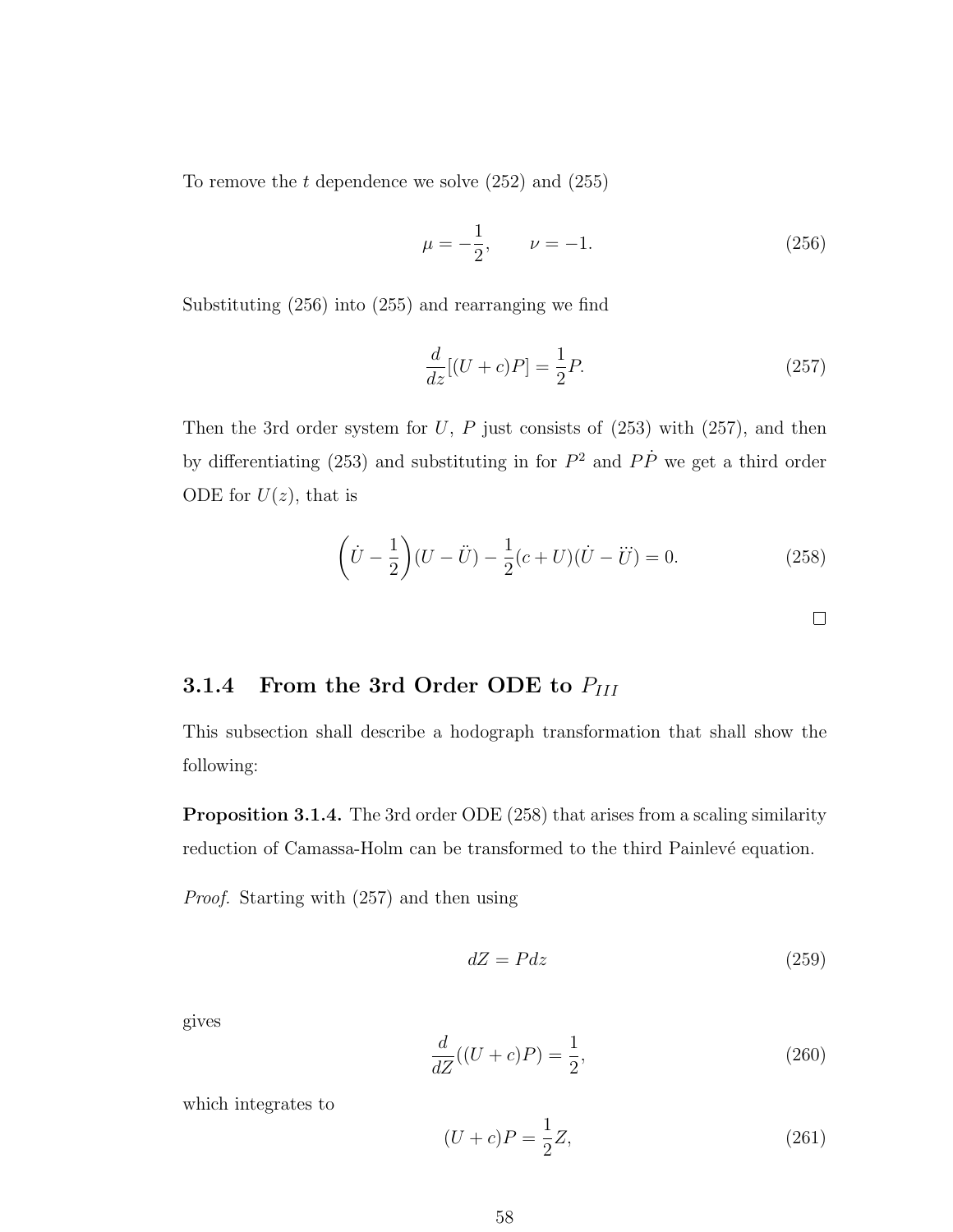To remove the $t$ dependence we solve (252) and (255)

$$\mu = -\frac{1}{2}, \qquad \nu = -1. \tag{256}$$

Substituting (256) into (255) and rearranging we find

$$\frac{d}{dz}[(U+c)P] = \frac{1}{2}P. \tag{257}$$

Then the 3rd order system for $U$, $P$ just consists of (253) with (257), and then by differentiating (253) and substituting in for $P^2$ and $P\dot{P}$ we get a third order ODE for $U(z)$, that is

$$\left(\dot{U} - \frac{1}{2}\right)(U - \ddot{U}) - \frac{1}{2}(c+U)(\dot{U} - \dddot{U}) = 0. \tag{258}$$

□

### 3.1.4 From the 3rd Order ODE to $P_{III}$

This subsection shall describe a hodograph transformation that shall show the following:

**Proposition 3.1.4.** The 3rd order ODE (258) that arises from a scaling similarity reduction of Camassa-Holm can be transformed to the third Painlevé equation.

*Proof.* Starting with (257) and then using

$$dZ = P dz \tag{259}$$

gives

$$\frac{d}{dZ}((U+c)P) = \frac{1}{2}, \tag{260}$$

which integrates to

$$(U+c)P = \frac{1}{2}Z, \tag{261}$$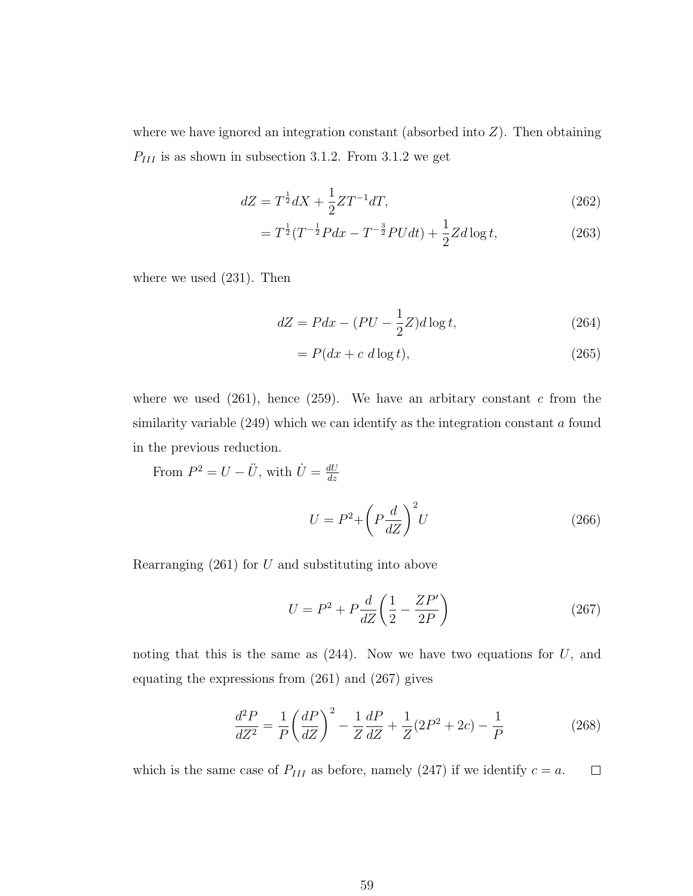where we have ignored an integration constant (absorbed into $Z$). Then obtaining $P_{III}$ is as shown in subsection 3.1.2. From 3.1.2 we get

$$dZ = T^{\frac{1}{2}}dX + \frac{1}{2}ZT^{-1}dT, \tag{262}$$

$$= T^{\frac{1}{2}}(T^{-\frac{1}{2}}Pdx - T^{-\frac{3}{2}}PUdt) + \frac{1}{2}Zd\log t, \tag{263}$$

where we used (231). Then

$$dZ = Pdx - (PU - \frac{1}{2}Z)d\log t, \tag{264}$$

$$= P(dx + c\ d\log t), \tag{265}$$

where we used (261), hence (259). We have an arbitary constant $c$ from the similarity variable (249) which we can identify as the integration constant $a$ found in the previous reduction.

From $P^2 = U - \ddot{U}$, with $\dot{U} = \frac{dU}{dz}$

$$U = P^2 + \left(P\frac{d}{dZ}\right)^2 U \tag{266}$$

Rearranging (261) for $U$ and substituting into above

$$U = P^2 + P\frac{d}{dZ}\left(\frac{1}{2} - \frac{ZP'}{2P}\right) \tag{267}$$

noting that this is the same as (244). Now we have two equations for $U$, and equating the expressions from (261) and (267) gives

$$\frac{d^2P}{dZ^2} = \frac{1}{P}\left(\frac{dP}{dZ}\right)^2 - \frac{1}{Z}\frac{dP}{dZ} + \frac{1}{Z}(2P^2 + 2c) - \frac{1}{P} \tag{268}$$

which is the same case of $P_{III}$ as before, namely (247) if we identify $c = a$. $\square$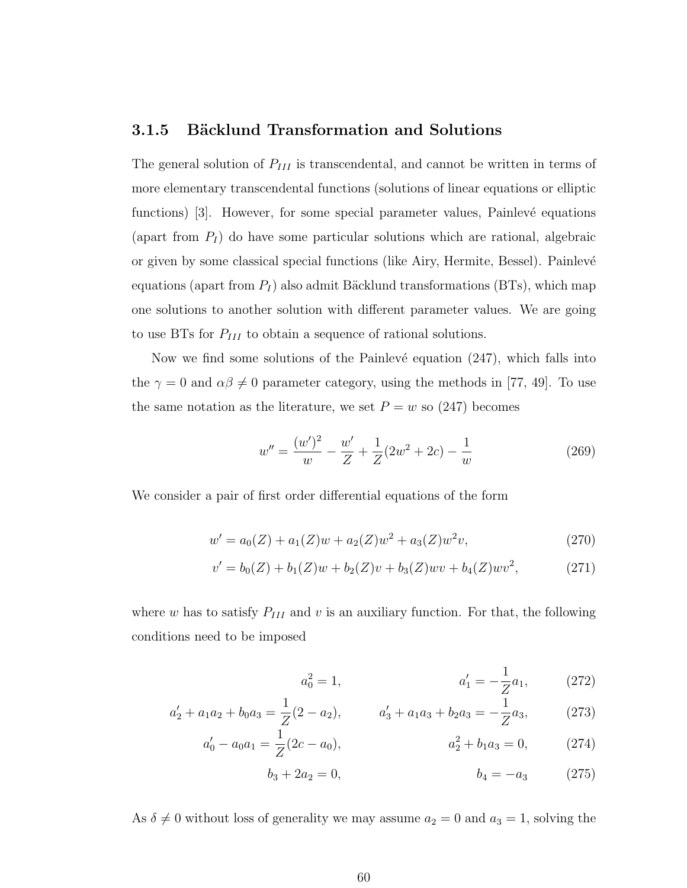### 3.1.5 Bäcklund Transformation and Solutions

The general solution of $P_{III}$ is transcendental, and cannot be written in terms of more elementary transcendental functions (solutions of linear equations or elliptic functions) [3]. However, for some special parameter values, Painlevé equations (apart from $P_I$) do have some particular solutions which are rational, algebraic or given by some classical special functions (like Airy, Hermite, Bessel). Painlevé equations (apart from $P_I$) also admit Bäcklund transformations (BTs), which map one solutions to another solution with different parameter values. We are going to use BTs for $P_{III}$ to obtain a sequence of rational solutions.

Now we find some solutions of the Painlevé equation (247), which falls into the $\gamma = 0$ and $\alpha\beta \neq 0$ parameter category, using the methods in [77, 49]. To use the same notation as the literature, we set $P = w$ so (247) becomes

$$w'' = \frac{(w')^2}{w} - \frac{w'}{Z} + \frac{1}{Z}(2w^2 + 2c) - \frac{1}{w} \tag{269}$$

We consider a pair of first order differential equations of the form

$$w' = a_0(Z) + a_1(Z)w + a_2(Z)w^2 + a_3(Z)w^2 v, \tag{270}$$

$$v' = b_0(Z) + b_1(Z)w + b_2(Z)v + b_3(Z)wv + b_4(Z)wv^2, \tag{271}$$

where $w$ has to satisfy $P_{III}$ and $v$ is an auxiliary function. For that, the following conditions need to be imposed

$$a_0^2 = 1, \qquad a_1' = -\frac{1}{Z}a_1, \tag{272}$$

$$a_2' + a_1 a_2 + b_0 a_3 = \frac{1}{Z}(2 - a_2), \qquad a_3' + a_1 a_3 + b_2 a_3 = -\frac{1}{Z}a_3, \tag{273}$$

$$a_0' - a_0 a_1 = \frac{1}{Z}(2c - a_0), \qquad a_2^2 + b_1 a_3 = 0, \tag{274}$$

$$b_3 + 2a_2 = 0, \qquad b_4 = -a_3 \tag{275}$$

As $\delta \neq 0$ without loss of generality we may assume $a_2 = 0$ and $a_3 = 1$, solving the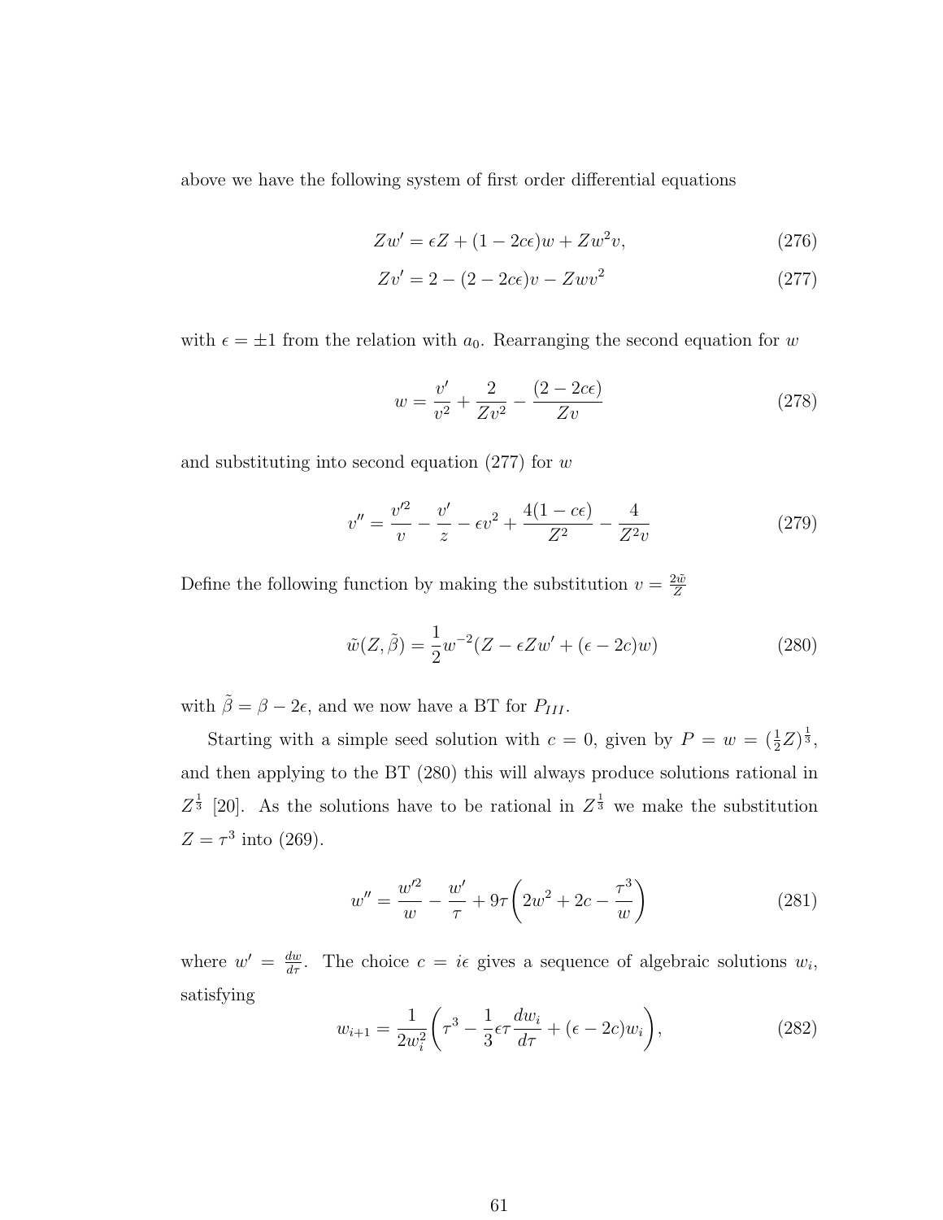above we have the following system of first order differential equations

$$Zw' = \epsilon Z + (1 - 2c\epsilon)w + Zw^2 v, \tag{276}$$

$$Zv' = 2 - (2 - 2c\epsilon)v - Zwv^2 \tag{277}$$

with $\epsilon = \pm 1$ from the relation with $a_0$. Rearranging the second equation for $w$

$$w = \frac{v'}{v^2} + \frac{2}{Zv^2} - \frac{(2 - 2c\epsilon)}{Zv} \tag{278}$$

and substituting into second equation (277) for $w$

$$v'' = \frac{v'^2}{v} - \frac{v'}{z} - \epsilon v^2 + \frac{4(1 - c\epsilon)}{Z^2} - \frac{4}{Z^2 v} \tag{279}$$

Define the following function by making the substitution $v = \frac{2\tilde{w}}{Z}$

$$\tilde{w}(Z, \tilde{\beta}) = \frac{1}{2} w^{-2}(Z - \epsilon Z w' + (\epsilon - 2c)w) \tag{280}$$

with $\tilde{\beta} = \beta - 2\epsilon$, and we now have a BT for $P_{III}$.

Starting with a simple seed solution with $c = 0$, given by $P = w = (\frac{1}{2}Z)^{\frac{1}{3}}$, and then applying to the BT (280) this will always produce solutions rational in $Z^{\frac{1}{3}}$ [20]. As the solutions have to be rational in $Z^{\frac{1}{3}}$ we make the substitution $Z = \tau^3$ into (269).

$$w'' = \frac{w'^2}{w} - \frac{w'}{\tau} + 9\tau\left(2w^2 + 2c - \frac{\tau^3}{w}\right) \tag{281}$$

where $w' = \frac{dw}{d\tau}$. The choice $c = i\epsilon$ gives a sequence of algebraic solutions $w_i$, satisfying

$$w_{i+1} = \frac{1}{2w_i^2}\left(\tau^3 - \frac{1}{3}\epsilon\tau\frac{dw_i}{d\tau} + (\epsilon - 2c)w_i\right), \tag{282}$$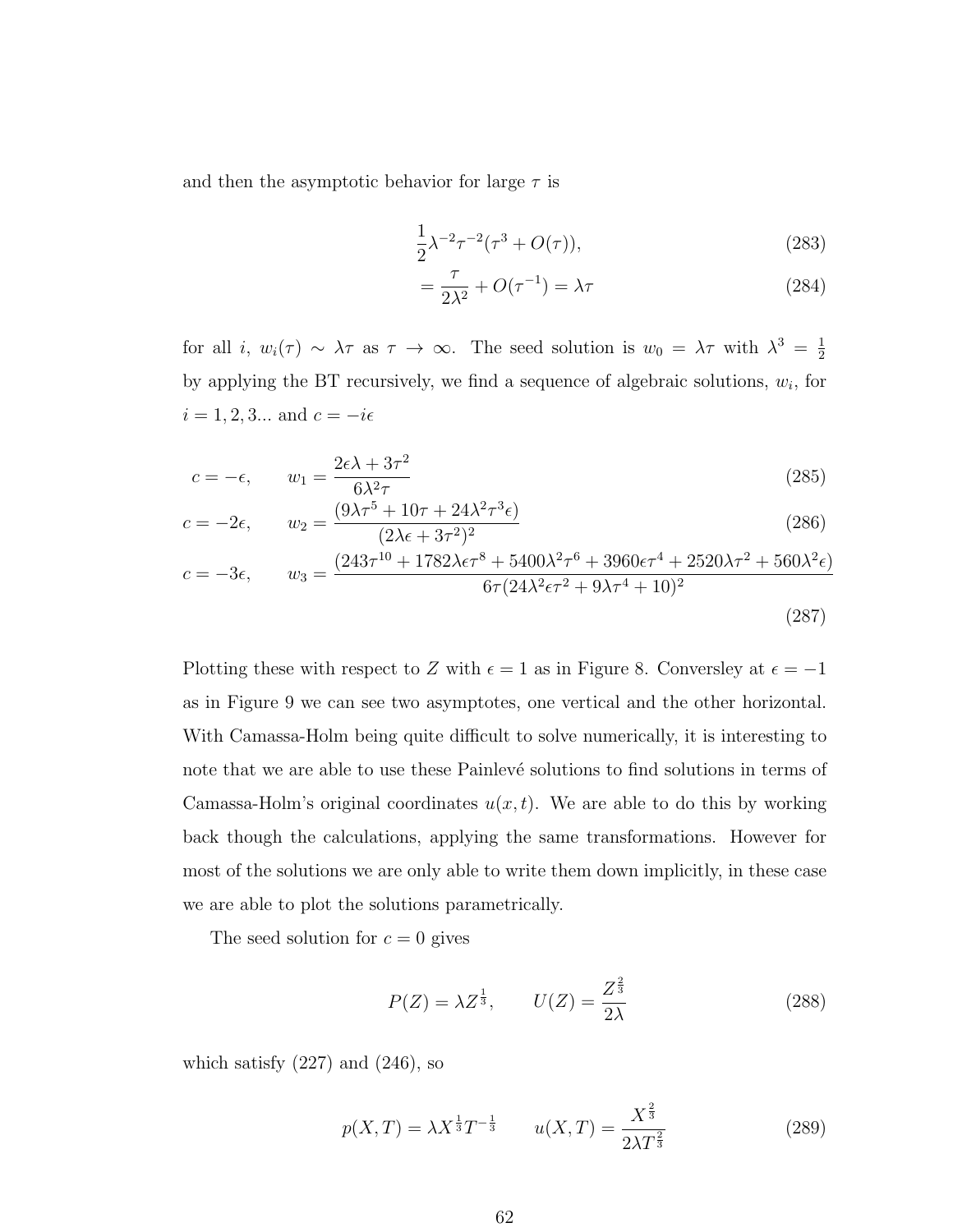and then the asymptotic behavior for large $\tau$ is

$$\frac{1}{2}\lambda^{-2}\tau^{-2}(\tau^3 + O(\tau)), \tag{283}$$

$$= \frac{\tau}{2\lambda^2} + O(\tau^{-1}) = \lambda\tau \tag{284}$$

for all $i$, $w_i(\tau) \sim \lambda\tau$ as $\tau \to \infty$. The seed solution is $w_0 = \lambda\tau$ with $\lambda^3 = \frac{1}{2}$ by applying the BT recursively, we find a sequence of algebraic solutions, $w_i$, for $i = 1, 2, 3...$ and $c = -i\epsilon$

$$c = -\epsilon, \qquad w_1 = \frac{2\epsilon\lambda + 3\tau^2}{6\lambda^2\tau} \tag{285}$$

$$c = -2\epsilon, \qquad w_2 = \frac{(9\lambda\tau^5 + 10\tau + 24\lambda^2\tau^3\epsilon)}{(2\lambda\epsilon + 3\tau^2)^2} \tag{286}$$

$$c = -3\epsilon, \qquad w_3 = \frac{(243\tau^{10} + 1782\lambda\epsilon\tau^8 + 5400\lambda^2\tau^6 + 3960\epsilon\tau^4 + 2520\lambda\tau^2 + 560\lambda^2\epsilon)}{6\tau(24\lambda^2\epsilon\tau^2 + 9\lambda\tau^4 + 10)^2} \tag{287}$$

Plotting these with respect to $Z$ with $\epsilon = 1$ as in Figure 8. Conversley at $\epsilon = -1$ as in Figure 9 we can see two asymptotes, one vertical and the other horizontal. With Camassa-Holm being quite difficult to solve numerically, it is interesting to note that we are able to use these Painlevé solutions to find solutions in terms of Camassa-Holm's original coordinates $u(x, t)$. We are able to do this by working back though the calculations, applying the same transformations. However for most of the solutions we are only able to write them down implicitly, in these case we are able to plot the solutions parametrically.

The seed solution for $c = 0$ gives

$$P(Z) = \lambda Z^{\frac{1}{3}}, \qquad U(Z) = \frac{Z^{\frac{2}{3}}}{2\lambda} \tag{288}$$

which satisfy (227) and (246), so

$$p(X, T) = \lambda X^{\frac{1}{3}} T^{-\frac{1}{3}} \qquad u(X, T) = \frac{X^{\frac{2}{3}}}{2\lambda T^{\frac{2}{3}}} \tag{289}$$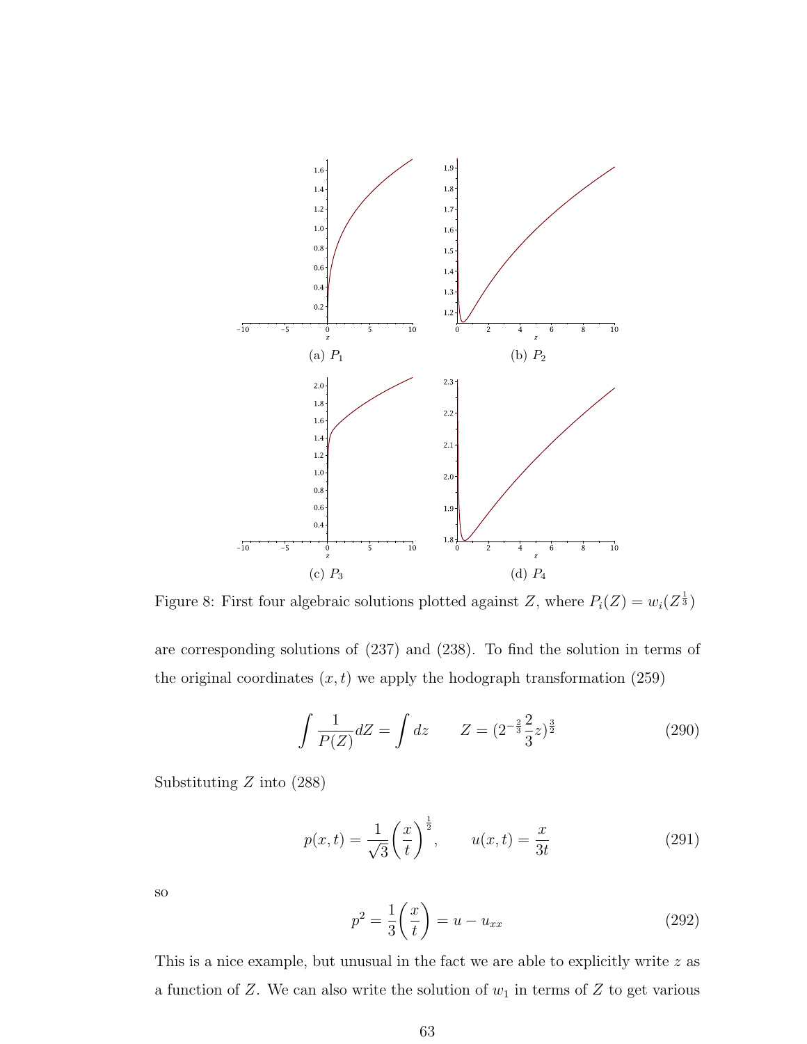(a) $P_1$

(b) $P_2$

(c) $P_3$

(d) $P_4$

Figure 8: First four algebraic solutions plotted against $Z$, where $P_i(Z) = w_i(Z^{\frac{1}{3}})$

are corresponding solutions of (237) and (238). To find the solution in terms of the original coordinates $(x, t)$ we apply the hodograph transformation (259)

$$\int \frac{1}{P(Z)} dZ = \int dz \qquad Z = (2^{-\frac{2}{3}} \frac{2}{3} z)^{\frac{3}{2}} \tag{290}$$

Substituting $Z$ into (288)

$$p(x,t) = \frac{1}{\sqrt{3}} \left( \frac{x}{t} \right)^{\frac{1}{2}}, \qquad u(x,t) = \frac{x}{3t} \tag{291}$$

so

$$p^2 = \frac{1}{3} \left( \frac{x}{t} \right) = u - u_{xx} \tag{292}$$

This is a nice example, but unusual in the fact we are able to explicitly write $z$ as a function of $Z$. We can also write the solution of $w_1$ in terms of $Z$ to get various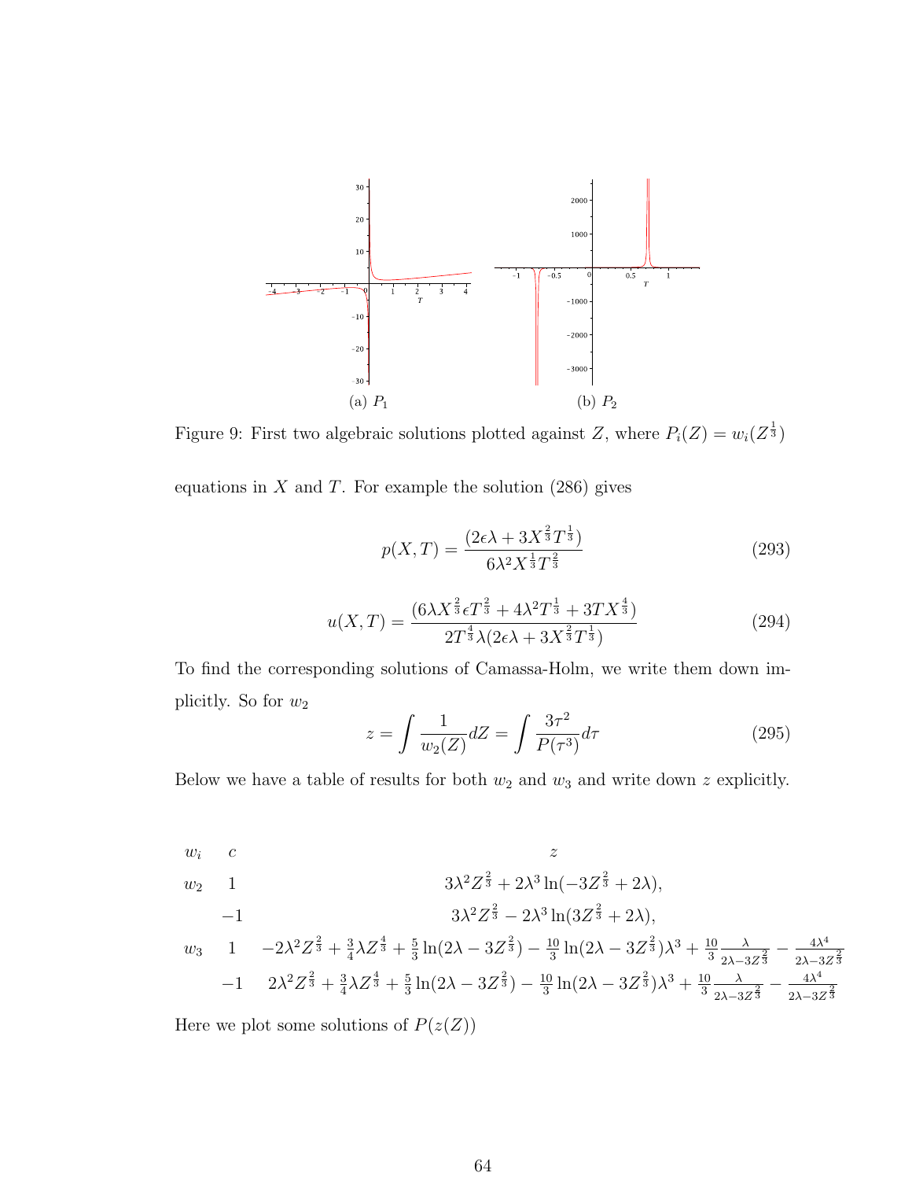(a) $P_1$

(b) $P_2$

Figure 9: First two algebraic solutions plotted against $Z$, where $P_i(Z) = w_i(Z^{\frac{1}{3}})$

equations in $X$ and $T$. For example the solution (286) gives

$$p(X,T) = \frac{(2\epsilon\lambda + 3X^{\frac{2}{3}}T^{\frac{1}{3}})}{6\lambda^2 X^{\frac{1}{3}}T^{\frac{2}{3}}} \tag{293}$$

$$u(X,T) = \frac{(6\lambda X^{\frac{2}{3}}\epsilon T^{\frac{2}{3}} + 4\lambda^2 T^{\frac{1}{3}} + 3TX^{\frac{4}{3}})}{2T^{\frac{4}{3}}\lambda(2\epsilon\lambda + 3X^{\frac{2}{3}}T^{\frac{1}{3}})} \tag{294}$$

To find the corresponding solutions of Camassa-Holm, we write them down implicitly. So for $w_2$

$$z = \int \frac{1}{w_2(Z)}dZ = \int \frac{3\tau^2}{P(\tau^3)}d\tau \tag{295}$$

Below we have a table of results for both $w_2$ and $w_3$ and write down $z$ explicitly.

| $w_i$ | $c$ | $z$ |
|---|---|---|
| $w_2$ | $1$ | $3\lambda^2 Z^{\frac{2}{3}} + 2\lambda^3 \ln(-3Z^{\frac{2}{3}} + 2\lambda)$, |
| | $-1$ | $3\lambda^2 Z^{\frac{2}{3}} - 2\lambda^3 \ln(3Z^{\frac{2}{3}} + 2\lambda)$, |
| $w_3$ | $1$ | $-2\lambda^2 Z^{\frac{2}{3}} + \frac{3}{4}\lambda Z^{\frac{4}{3}} + \frac{5}{3}\ln(2\lambda - 3Z^{\frac{2}{3}}) - \frac{10}{3}\ln(2\lambda - 3Z^{\frac{2}{3}})\lambda^3 + \frac{10}{3}\frac{\lambda}{2\lambda - 3Z^{\frac{2}{3}}} - \frac{4\lambda^4}{2\lambda - 3Z^{\frac{2}{3}}}$ |
| | $-1$ | $2\lambda^2 Z^{\frac{2}{3}} + \frac{3}{4}\lambda Z^{\frac{4}{3}} + \frac{5}{3}\ln(2\lambda - 3Z^{\frac{2}{3}}) - \frac{10}{3}\ln(2\lambda - 3Z^{\frac{2}{3}})\lambda^3 + \frac{10}{3}\frac{\lambda}{2\lambda - 3Z^{\frac{2}{3}}} - \frac{4\lambda^4}{2\lambda - 3Z^{\frac{2}{3}}}$ |

Here we plot some solutions of $P(z(Z))$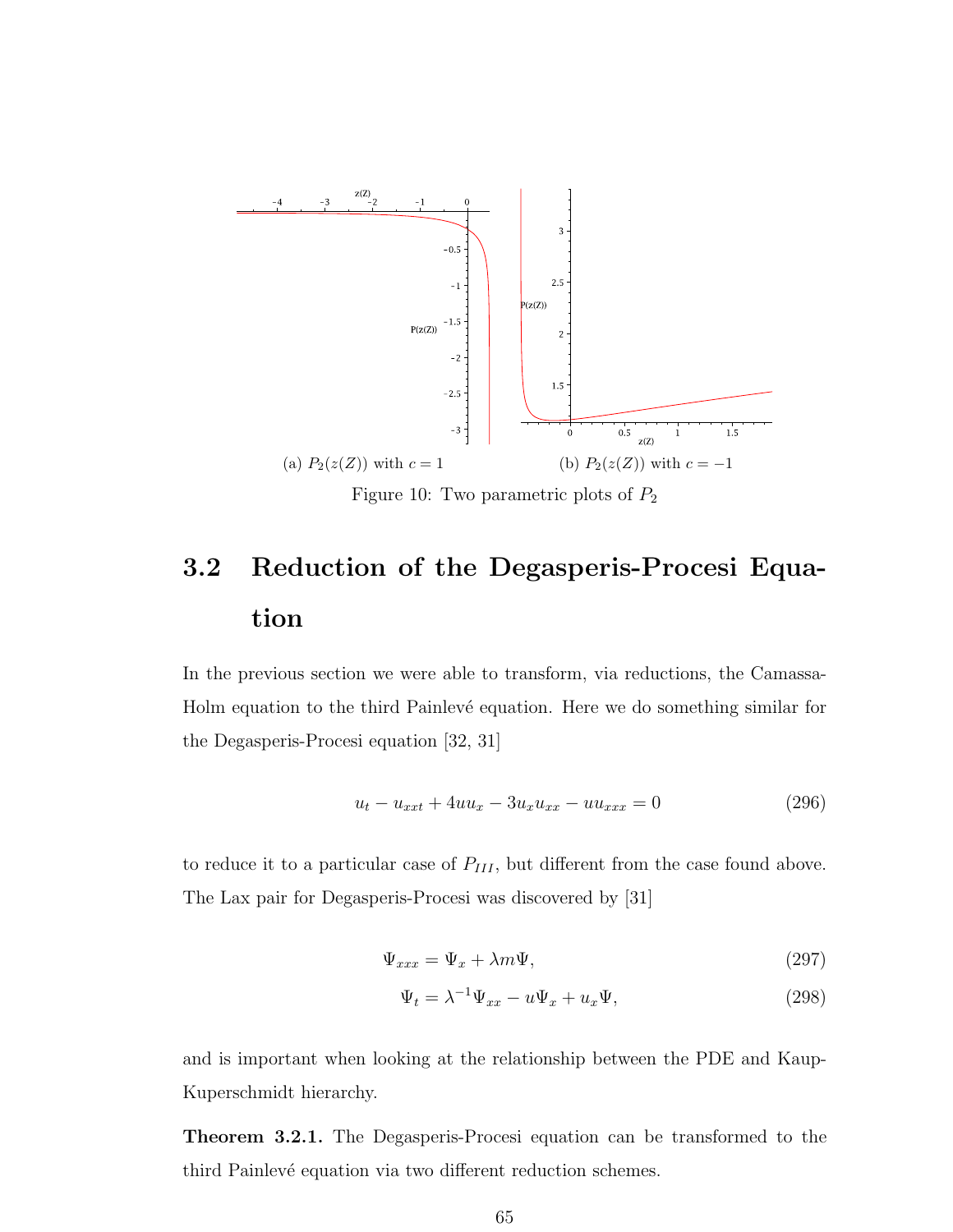(a) $P_2(z(Z))$ with $c = 1$

(b) $P_2(z(Z))$ with $c = -1$

Figure 10: Two parametric plots of $P_2$

## 3.2 Reduction of the Degasperis-Procesi Equation

In the previous section we were able to transform, via reductions, the Camassa-Holm equation to the third Painlevé equation. Here we do something similar for the Degasperis-Procesi equation [32, 31]

$$u_t - u_{xxt} + 4uu_x - 3u_x u_{xx} - uu_{xxx} = 0 \tag{296}$$

to reduce it to a particular case of $P_{III}$, but different from the case found above. The Lax pair for Degasperis-Procesi was discovered by [31]

$$\Psi_{xxx} = \Psi_x + \lambda m \Psi, \tag{297}$$

$$\Psi_t = \lambda^{-1}\Psi_{xx} - u\Psi_x + u_x\Psi, \tag{298}$$

and is important when looking at the relationship between the PDE and Kaup-Kuperschmidt hierarchy.

**Theorem 3.2.1.** The Degasperis-Procesi equation can be transformed to the third Painlevé equation via two different reduction schemes.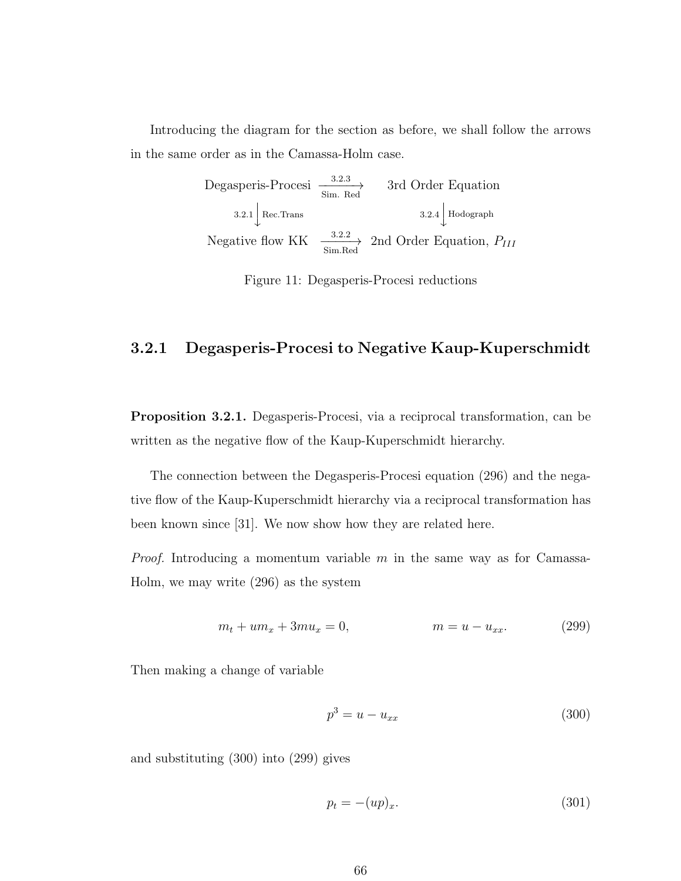Introducing the diagram for the section as before, we shall follow the arrows in the same order as in the Camassa-Holm case.

$$
\begin{array}{ccc}
\text{Degasperis-Procesi} & \xrightarrow[\text{Sim. Red}]{3.2.3} & \text{3rd Order Equation} \\
{\scriptstyle 3.2.1}\big\downarrow{\scriptstyle \text{Rec.Trans}} & & {\scriptstyle 3.2.4}\big\downarrow{\scriptstyle \text{Hodograph}} \\
\text{Negative flow KK} & \xrightarrow[\text{Sim.Red}]{3.2.2} & \text{2nd Order Equation, } P_{III}
\end{array}
$$

Figure 11: Degasperis-Procesi reductions

### 3.2.1 Degasperis-Procesi to Negative Kaup-Kuperschmidt

**Proposition 3.2.1.** Degasperis-Procesi, via a reciprocal transformation, can be written as the negative flow of the Kaup-Kuperschmidt hierarchy.

The connection between the Degasperis-Procesi equation (296) and the negative flow of the Kaup-Kuperschmidt hierarchy via a reciprocal transformation has been known since [31]. We now show how they are related here.

*Proof.* Introducing a momentum variable $m$ in the same way as for Camassa-Holm, we may write (296) as the system

$$m_t + um_x + 3mu_x = 0, \qquad\qquad m = u - u_{xx}. \tag{299}$$

Then making a change of variable

$$p^3 = u - u_{xx} \tag{300}$$

and substituting (300) into (299) gives

$$p_t = -(up)_x. \tag{301}$$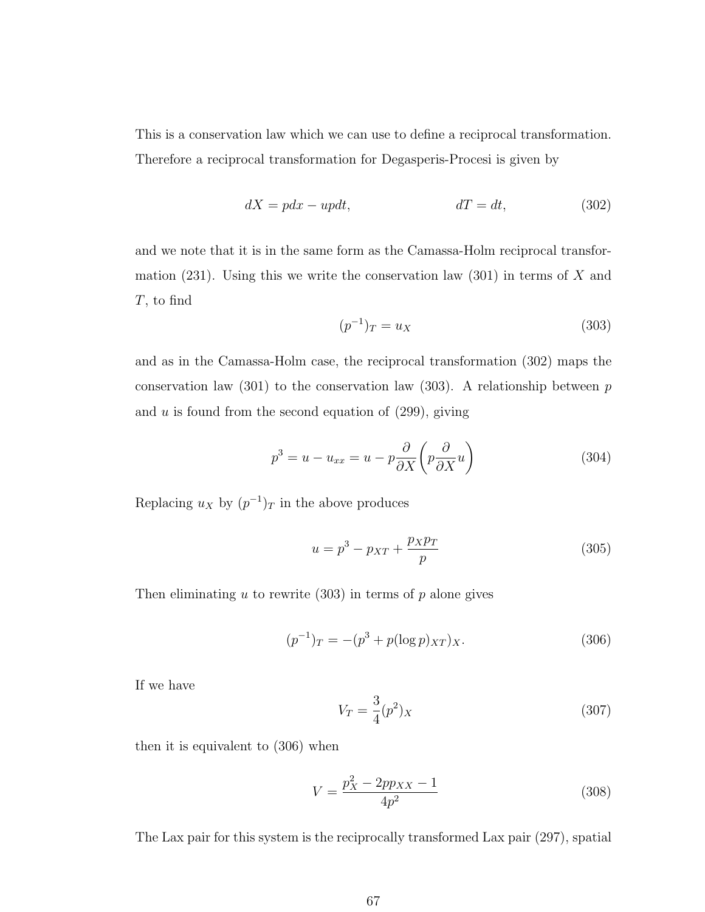This is a conservation law which we can use to define a reciprocal transformation. Therefore a reciprocal transformation for Degasperis-Procesi is given by

$$dX = pdx - updt, \qquad\qquad dT = dt, \tag{302}$$

and we note that it is in the same form as the Camassa-Holm reciprocal transformation (231). Using this we write the conservation law (301) in terms of $X$ and $T$, to find

$$(p^{-1})_T = u_X \tag{303}$$

and as in the Camassa-Holm case, the reciprocal transformation (302) maps the conservation law (301) to the conservation law (303). A relationship between $p$ and $u$ is found from the second equation of (299), giving

$$p^3 = u - u_{xx} = u - p\frac{\partial}{\partial X}\left(p\frac{\partial}{\partial X}u\right) \tag{304}$$

Replacing $u_X$ by $(p^{-1})_T$ in the above produces

$$u = p^3 - p_{XT} + \frac{p_X p_T}{p} \tag{305}$$

Then eliminating $u$ to rewrite (303) in terms of $p$ alone gives

$$(p^{-1})_T = -(p^3 + p(\log p)_{XT})_X. \tag{306}$$

If we have

$$V_T = \frac{3}{4}(p^2)_X \tag{307}$$

then it is equivalent to (306) when

$$V = \frac{p_X^2 - 2pp_{XX} - 1}{4p^2} \tag{308}$$

The Lax pair for this system is the reciprocally transformed Lax pair (297), spatial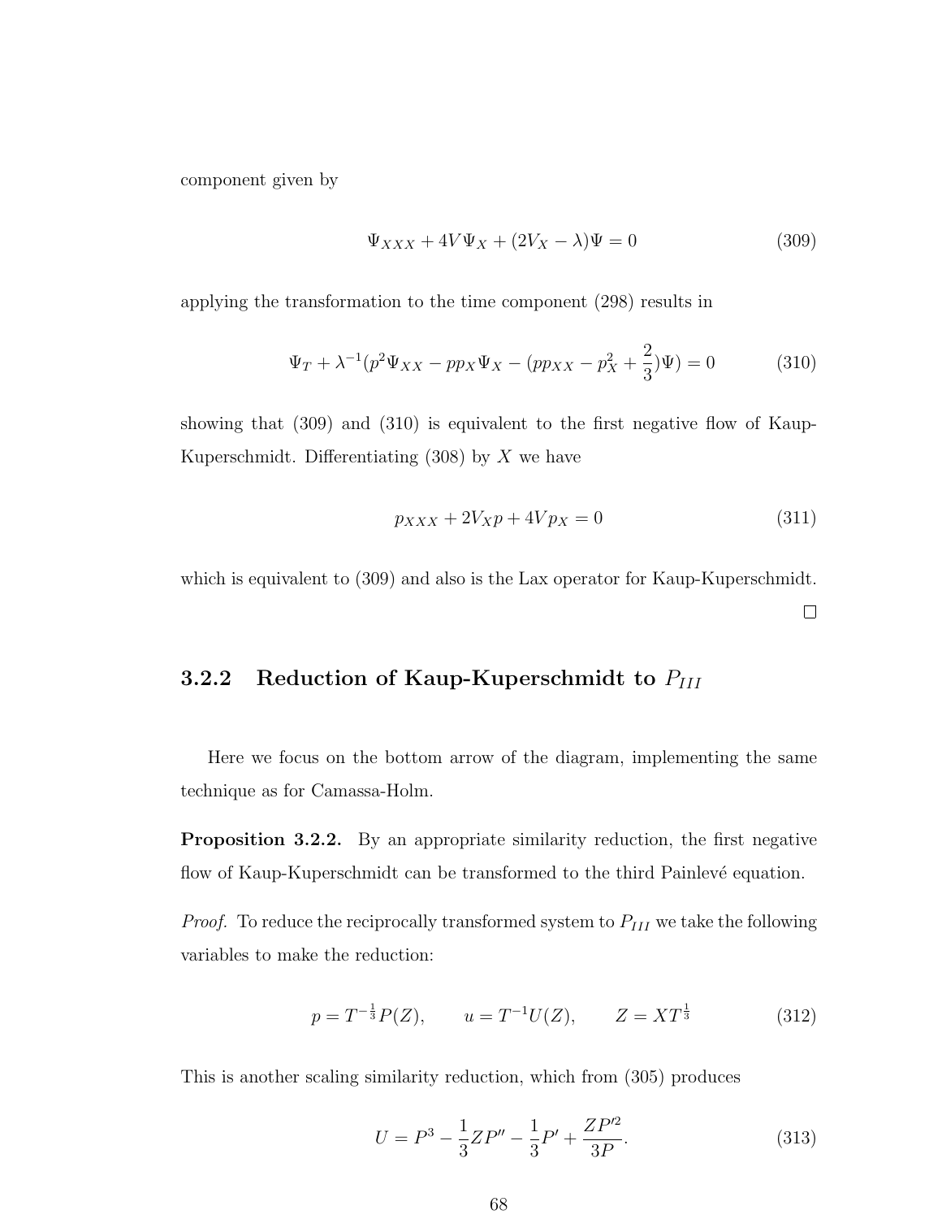component given by

$$\Psi_{XXX} + 4V\Psi_X + (2V_X - \lambda)\Psi = 0 \tag{309}$$

applying the transformation to the time component (298) results in

$$\Psi_T + \lambda^{-1}(p^2\Psi_{XX} - pp_X\Psi_X - (pp_{XX} - p_X^2 + \frac{2}{3})\Psi) = 0 \tag{310}$$

showing that (309) and (310) is equivalent to the first negative flow of Kaup-Kuperschmidt. Differentiating (308) by $X$ we have

$$p_{XXX} + 2V_X p + 4Vp_X = 0 \tag{311}$$

which is equivalent to (309) and also is the Lax operator for Kaup-Kuperschmidt.

□

### 3.2.2 Reduction of Kaup-Kuperschmidt to $P_{III}$

Here we focus on the bottom arrow of the diagram, implementing the same technique as for Camassa-Holm.

**Proposition 3.2.2.** By an appropriate similarity reduction, the first negative flow of Kaup-Kuperschmidt can be transformed to the third Painlevé equation.

*Proof.* To reduce the reciprocally transformed system to $P_{III}$ we take the following variables to make the reduction:

$$p = T^{-\frac{1}{3}}P(Z), \qquad u = T^{-1}U(Z), \qquad Z = XT^{\frac{1}{3}} \tag{312}$$

This is another scaling similarity reduction, which from (305) produces

$$U = P^3 - \frac{1}{3}ZP'' - \frac{1}{3}P' + \frac{ZP'^2}{3P}. \tag{313}$$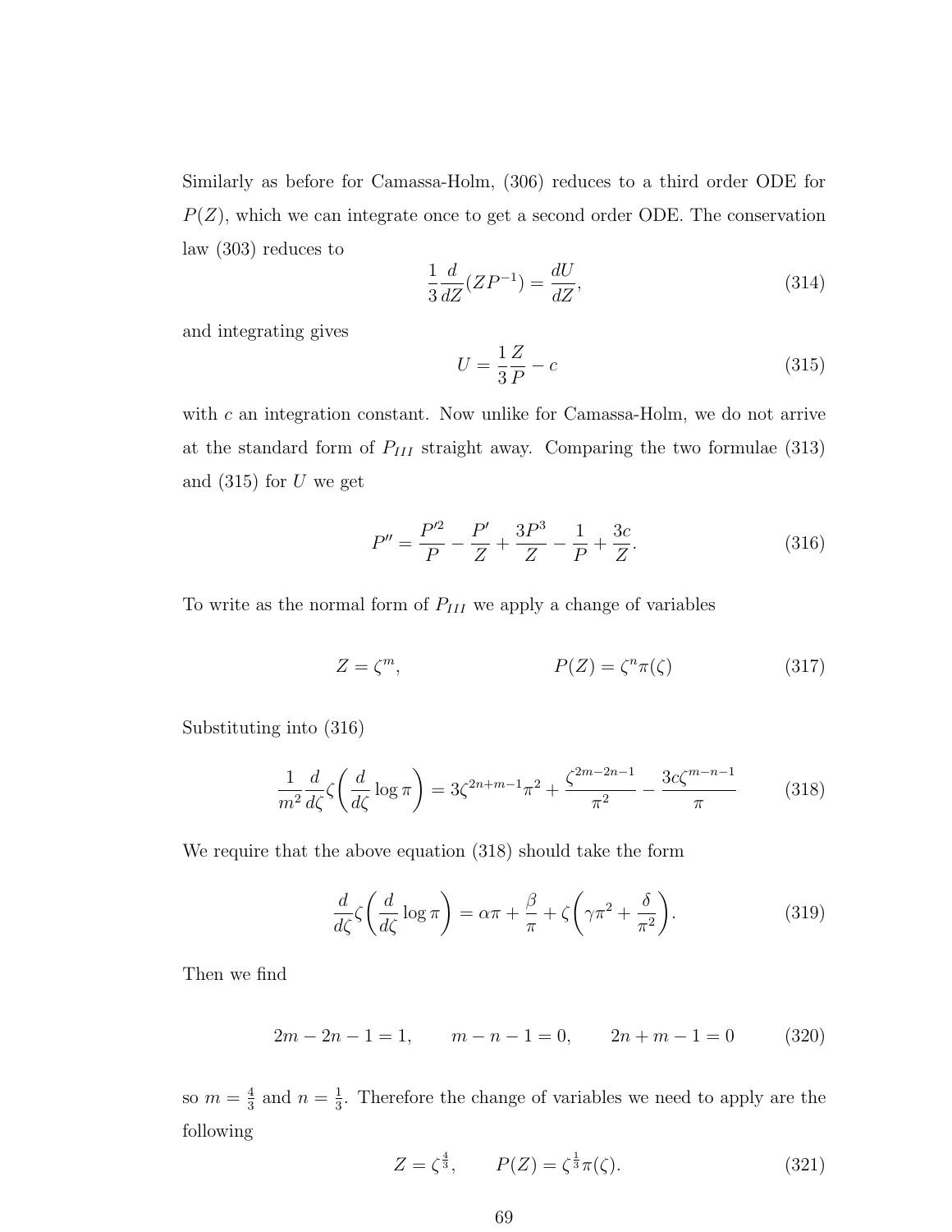Similarly as before for Camassa-Holm, (306) reduces to a third order ODE for $P(Z)$, which we can integrate once to get a second order ODE. The conservation law (303) reduces to

$$\frac{1}{3}\frac{d}{dZ}(ZP^{-1}) = \frac{dU}{dZ}, \tag{314}$$

and integrating gives

$$U = \frac{1}{3}\frac{Z}{P} - c \tag{315}$$

with $c$ an integration constant. Now unlike for Camassa-Holm, we do not arrive at the standard form of $P_{III}$ straight away. Comparing the two formulae (313) and (315) for $U$ we get

$$P'' = \frac{P'^2}{P} - \frac{P'}{Z} + \frac{3P^3}{Z} - \frac{1}{P} + \frac{3c}{Z}. \tag{316}$$

To write as the normal form of $P_{III}$ we apply a change of variables

$$Z = \zeta^m, \qquad\qquad P(Z) = \zeta^n \pi(\zeta) \tag{317}$$

Substituting into (316)

$$\frac{1}{m^2}\frac{d}{d\zeta}\zeta\left(\frac{d}{d\zeta}\log\pi\right) = 3\zeta^{2n+m-1}\pi^2 + \frac{\zeta^{2m-2n-1}}{\pi^2} - \frac{3c\zeta^{m-n-1}}{\pi} \tag{318}$$

We require that the above equation (318) should take the form

$$\frac{d}{d\zeta}\zeta\left(\frac{d}{d\zeta}\log\pi\right) = \alpha\pi + \frac{\beta}{\pi} + \zeta\left(\gamma\pi^2 + \frac{\delta}{\pi^2}\right). \tag{319}$$

Then we find

$$2m - 2n - 1 = 1, \qquad m - n - 1 = 0, \qquad 2n + m - 1 = 0 \tag{320}$$

so $m = \frac{4}{3}$ and $n = \frac{1}{3}$. Therefore the change of variables we need to apply are the following

$$Z = \zeta^{\frac{4}{3}}, \qquad P(Z) = \zeta^{\frac{1}{3}}\pi(\zeta). \tag{321}$$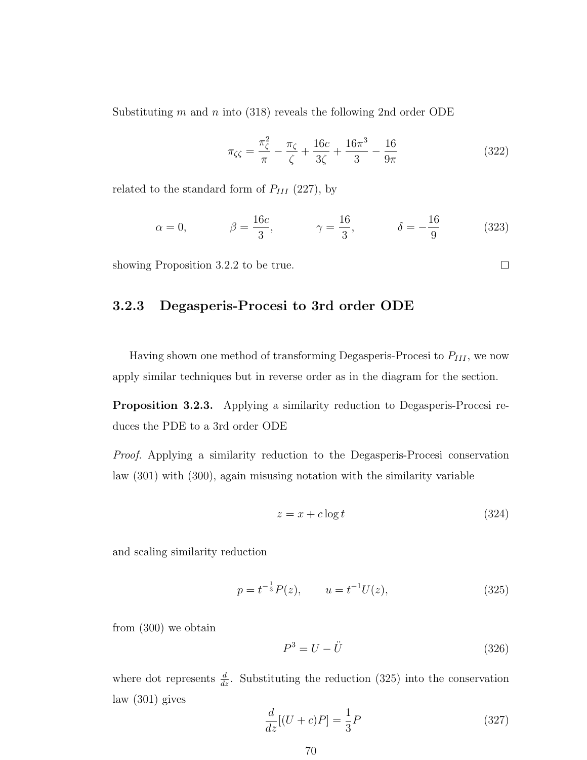Substituting $m$ and $n$ into (318) reveals the following 2nd order ODE

$$\pi_{\zeta\zeta} = \frac{\pi_\zeta^2}{\pi} - \frac{\pi_\zeta}{\zeta} + \frac{16c}{3\zeta} + \frac{16\pi^3}{3} - \frac{16}{9\pi} \tag{322}$$

related to the standard form of $P_{III}$ (227), by

$$\alpha = 0, \qquad \beta = \frac{16c}{3}, \qquad \gamma = \frac{16}{3}, \qquad \delta = -\frac{16}{9} \tag{323}$$

showing Proposition 3.2.2 to be true. □

### 3.2.3 Degasperis-Procesi to 3rd order ODE

Having shown one method of transforming Degasperis-Procesi to $P_{III}$, we now apply similar techniques but in reverse order as in the diagram for the section.

**Proposition 3.2.3.** Applying a similarity reduction to Degasperis-Procesi reduces the PDE to a 3rd order ODE

*Proof.* Applying a similarity reduction to the Degasperis-Procesi conservation law (301) with (300), again misusing notation with the similarity variable

$$z = x + c\log t \tag{324}$$

and scaling similarity reduction

$$p = t^{-\frac{1}{3}}P(z), \qquad u = t^{-1}U(z), \tag{325}$$

from (300) we obtain

$$P^3 = U - \ddot{U} \tag{326}$$

where dot represents $\frac{d}{dz}$. Substituting the reduction (325) into the conservation law (301) gives

$$\frac{d}{dz}[(U+c)P] = \frac{1}{3}P \tag{327}$$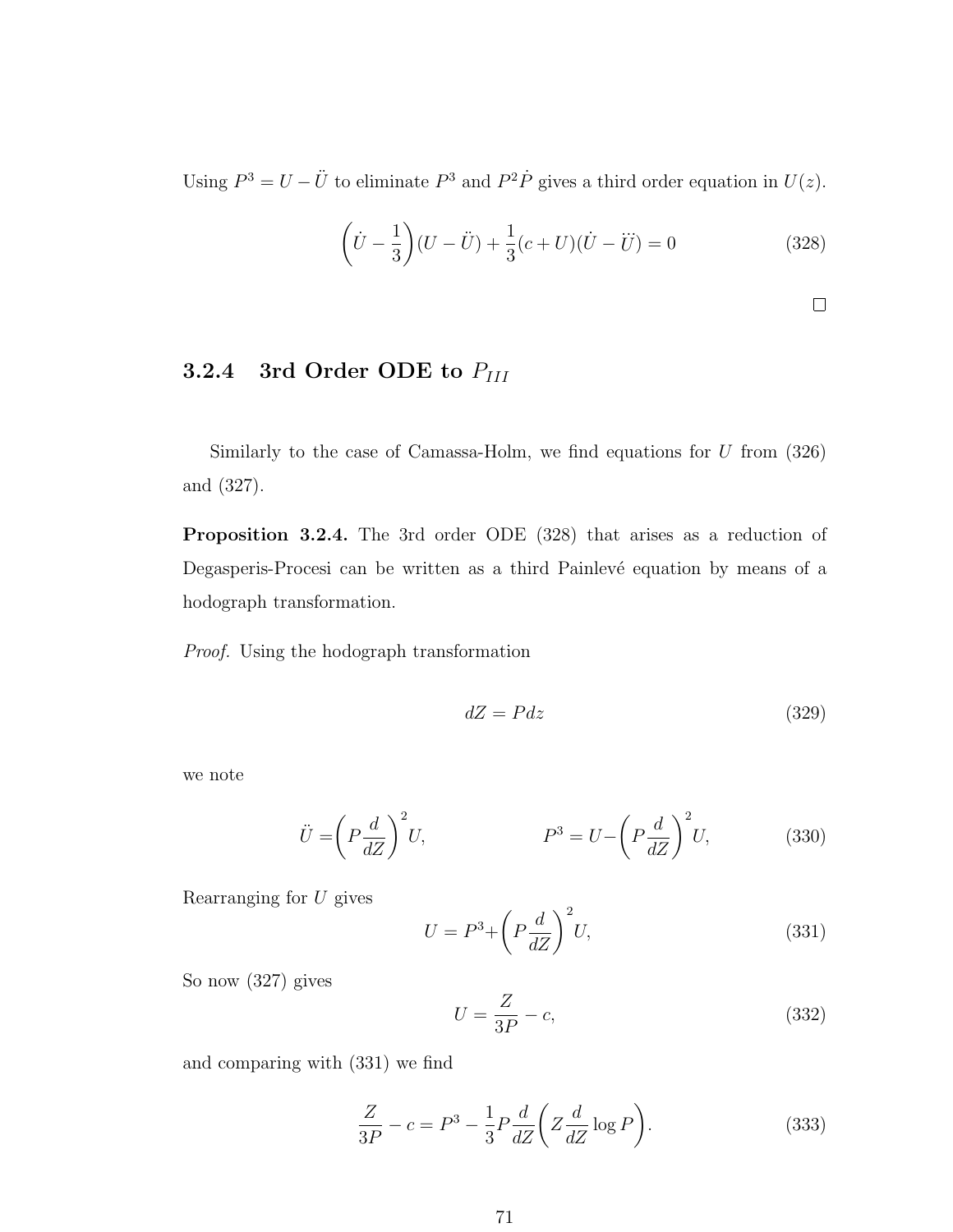Using $P^3 = U - \ddot{U}$ to eliminate $P^3$ and $P^2\dot{P}$ gives a third order equation in $U(z)$.

$$\left(\dot{U} - \frac{1}{3}\right)(U - \ddot{U}) + \frac{1}{3}(c+U)(\dot{U} - \dddot{U}) = 0 \tag{328}$$

□

### 3.2.4 3rd Order ODE to $P_{III}$

Similarly to the case of Camassa-Holm, we find equations for $U$ from (326) and (327).

**Proposition 3.2.4.** The 3rd order ODE (328) that arises as a reduction of Degasperis-Procesi can be written as a third Painlevé equation by means of a hodograph transformation.

*Proof.* Using the hodograph transformation

$$dZ = Pdz \tag{329}$$

we note

$$\ddot{U} = \left(P\frac{d}{dZ}\right)^2 U, \qquad\qquad P^3 = U - \left(P\frac{d}{dZ}\right)^2 U, \tag{330}$$

Rearranging for $U$ gives

$$U = P^3 + \left(P\frac{d}{dZ}\right)^2 U, \tag{331}$$

So now (327) gives

$$U = \frac{Z}{3P} - c, \tag{332}$$

and comparing with (331) we find

$$\frac{Z}{3P} - c = P^3 - \frac{1}{3}P\frac{d}{dZ}\left(Z\frac{d}{dZ}\log P\right). \tag{333}$$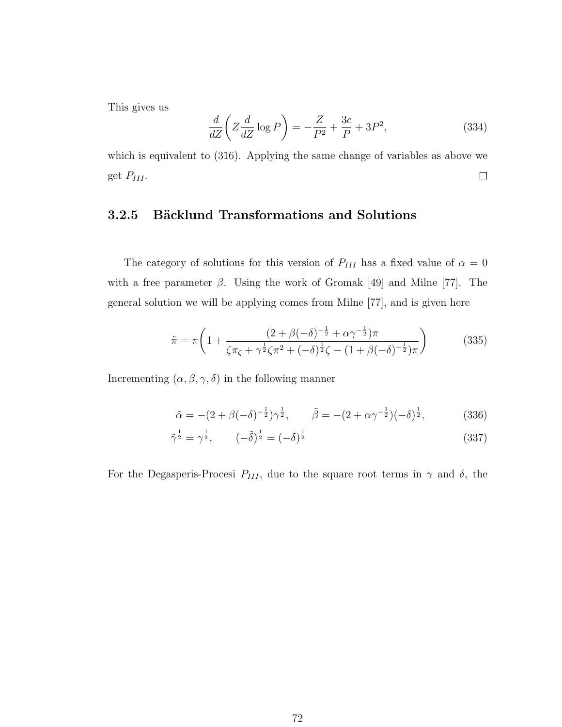This gives us

$$\frac{d}{dZ}\left(Z\frac{d}{dZ}\log P\right) = -\frac{Z}{P^2} + \frac{3c}{P} + 3P^2, \tag{334}$$

which is equivalent to (316). Applying the same change of variables as above we get $P_{III}$. □

### 3.2.5 Bäcklund Transformations and Solutions

The category of solutions for this version of $P_{III}$ has a fixed value of $\alpha = 0$ with a free parameter $\beta$. Using the work of Gromak [49] and Milne [77]. The general solution we will be applying comes from Milne [77], and is given here

$$\tilde{\pi} = \pi\left(1 + \frac{(2 + \beta(-\delta)^{-\frac{1}{2}} + \alpha\gamma^{-\frac{1}{2}})\pi}{\zeta\pi_\zeta + \gamma^{\frac{1}{2}}\zeta\pi^2 + (-\delta)^{\frac{1}{2}}\zeta - (1 + \beta(-\delta)^{-\frac{1}{2}})\pi}\right) \tag{335}$$

Incrementing $(\alpha, \beta, \gamma, \delta)$ in the following manner

$$\tilde{\alpha} = -(2 + \beta(-\delta)^{-\frac{1}{2}})\gamma^{\frac{1}{2}}, \qquad \tilde{\beta} = -(2 + \alpha\gamma^{-\frac{1}{2}})(-\delta)^{\frac{1}{2}}, \tag{336}$$

$$\tilde{\gamma}^{\frac{1}{2}} = \gamma^{\frac{1}{2}}, \qquad (-\tilde{\delta})^{\frac{1}{2}} = (-\delta)^{\frac{1}{2}} \tag{337}$$

For the Degasperis-Procesi $P_{III}$, due to the square root terms in $\gamma$ and $\delta$, the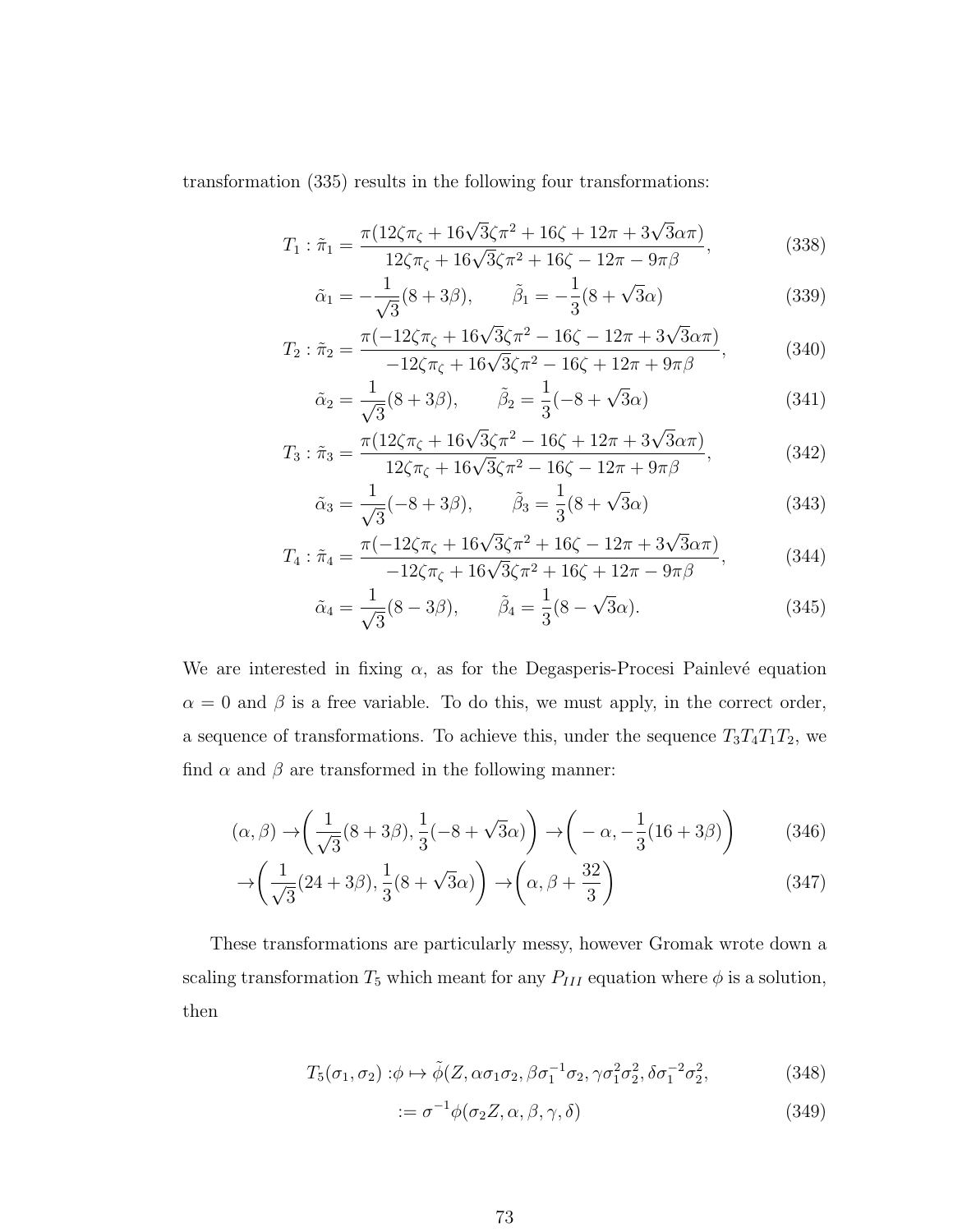transformation (335) results in the following four transformations:

$$T_1 : \tilde{\pi}_1 = \frac{\pi(12\zeta\pi_\zeta + 16\sqrt{3}\zeta\pi^2 + 16\zeta + 12\pi + 3\sqrt{3}\alpha\pi)}{12\zeta\pi_\zeta + 16\sqrt{3}\zeta\pi^2 + 16\zeta - 12\pi - 9\pi\beta}, \tag{338}$$

$$\tilde{\alpha}_1 = -\frac{1}{\sqrt{3}}(8 + 3\beta), \qquad \tilde{\beta}_1 = -\frac{1}{3}(8 + \sqrt{3}\alpha) \tag{339}$$

$$T_2 : \tilde{\pi}_2 = \frac{\pi(-12\zeta\pi_\zeta + 16\sqrt{3}\zeta\pi^2 - 16\zeta - 12\pi + 3\sqrt{3}\alpha\pi)}{-12\zeta\pi_\zeta + 16\sqrt{3}\zeta\pi^2 - 16\zeta + 12\pi + 9\pi\beta}, \tag{340}$$

$$\tilde{\alpha}_2 = \frac{1}{\sqrt{3}}(8 + 3\beta), \qquad \tilde{\beta}_2 = \frac{1}{3}(-8 + \sqrt{3}\alpha) \tag{341}$$

$$T_3 : \tilde{\pi}_3 = \frac{\pi(12\zeta\pi_\zeta + 16\sqrt{3}\zeta\pi^2 - 16\zeta + 12\pi + 3\sqrt{3}\alpha\pi)}{12\zeta\pi_\zeta + 16\sqrt{3}\zeta\pi^2 - 16\zeta - 12\pi + 9\pi\beta}, \tag{342}$$

$$\tilde{\alpha}_3 = \frac{1}{\sqrt{3}}(-8 + 3\beta), \qquad \tilde{\beta}_3 = \frac{1}{3}(8 + \sqrt{3}\alpha) \tag{343}$$

$$T_4 : \tilde{\pi}_4 = \frac{\pi(-12\zeta\pi_\zeta + 16\sqrt{3}\zeta\pi^2 + 16\zeta - 12\pi + 3\sqrt{3}\alpha\pi)}{-12\zeta\pi_\zeta + 16\sqrt{3}\zeta\pi^2 + 16\zeta + 12\pi - 9\pi\beta}, \tag{344}$$

$$\tilde{\alpha}_4 = \frac{1}{\sqrt{3}}(8 - 3\beta), \qquad \tilde{\beta}_4 = \frac{1}{3}(8 - \sqrt{3}\alpha). \tag{345}$$

We are interested in fixing $\alpha$, as for the Degasperis-Procesi Painlevé equation $\alpha = 0$ and $\beta$ is a free variable. To do this, we must apply, in the correct order, a sequence of transformations. To achieve this, under the sequence $T_3T_4T_1T_2$, we find $\alpha$ and $\beta$ are transformed in the following manner:

$$(\alpha, \beta) \to \left(\frac{1}{\sqrt{3}}(8 + 3\beta), \frac{1}{3}(-8 + \sqrt{3}\alpha)\right) \to \left(-\alpha, -\frac{1}{3}(16 + 3\beta)\right) \tag{346}$$

$$\to \left(\frac{1}{\sqrt{3}}(24 + 3\beta), \frac{1}{3}(8 + \sqrt{3}\alpha)\right) \to \left(\alpha, \beta + \frac{32}{3}\right) \tag{347}$$

These transformations are particularly messy, however Gromak wrote down a scaling transformation $T_5$ which meant for any $P_{III}$ equation where $\phi$ is a solution, then

$$T_5(\sigma_1, \sigma_2) : \phi \mapsto \tilde{\phi}(Z, \alpha\sigma_1\sigma_2, \beta\sigma_1^{-1}\sigma_2, \gamma\sigma_1^2\sigma_2^2, \delta\sigma_1^{-2}\sigma_2^2, \tag{348}$$

$$:= \sigma^{-1}\phi(\sigma_2 Z, \alpha, \beta, \gamma, \delta) \tag{349}$$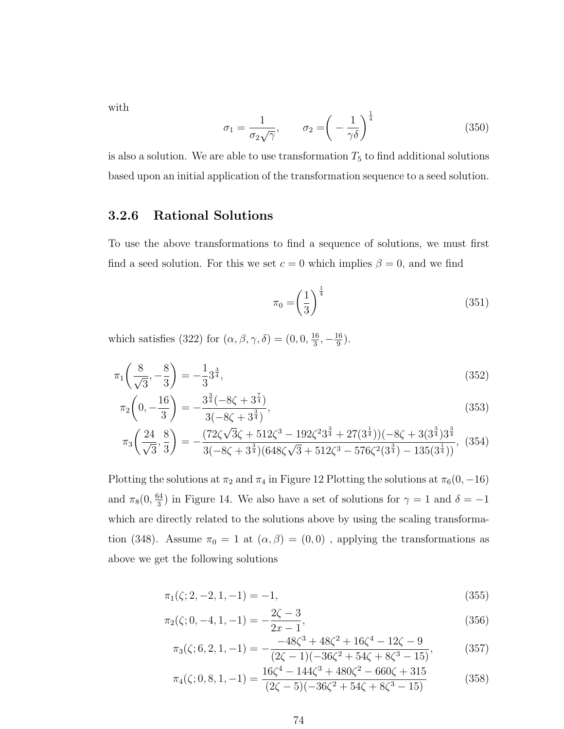with

$$\sigma_1 = \frac{1}{\sigma_2\sqrt{\gamma}}, \qquad \sigma_2 = \left(-\frac{1}{\gamma\delta}\right)^{\frac{1}{4}} \tag{350}$$

is also a solution. We are able to use transformation $T_5$ to find additional solutions based upon an initial application of the transformation sequence to a seed solution.

### 3.2.6 Rational Solutions

To use the above transformations to find a sequence of solutions, we must first find a seed solution. For this we set $c = 0$ which implies $\beta = 0$, and we find

$$\pi_0 = \left(\frac{1}{3}\right)^{\frac{1}{4}} \tag{351}$$

which satisfies (322) for $(\alpha, \beta, \gamma, \delta) = (0, 0, \frac{16}{3}, -\frac{16}{9})$.

$$\pi_1\left(\frac{8}{\sqrt{3}}, -\frac{8}{3}\right) = -\frac{1}{3}3^{\frac{3}{4}}, \tag{352}$$

$$\pi_2\left(0, -\frac{16}{3}\right) = -\frac{3^{\frac{3}{4}}(-8\zeta + 3^{\frac{7}{4}})}{3(-8\zeta + 3^{\frac{3}{4}})}, \tag{353}$$

$$\pi_3\left(\frac{24}{\sqrt{3}}, \frac{8}{3}\right) = -\frac{(72\zeta\sqrt{3}\zeta + 512\zeta^3 - 192\zeta^2 3^{\frac{3}{4}} + 27(3^{\frac{1}{4}}))(-8\zeta + 3(3^{\frac{3}{4}})3^{\frac{3}{4}}}{3(-8\zeta + 3^{\frac{3}{4}})(648\zeta\sqrt{3} + 512\zeta^3 - 576\zeta^2(3^{\frac{3}{4}}) - 135(3^{\frac{1}{4}}))}, \tag{354}$$

Plotting the solutions at $\pi_2$ and $\pi_4$ in Figure 12 Plotting the solutions at $\pi_6(0, -16)$ and $\pi_8(0, \frac{64}{3})$ in Figure 14. We also have a set of solutions for $\gamma = 1$ and $\delta = -1$ which are directly related to the solutions above by using the scaling transformation (348). Assume $\pi_0 = 1$ at $(\alpha, \beta) = (0, 0)$ , applying the transformations as above we get the following solutions

$$\pi_1(\zeta; 2, -2, 1, -1) = -1, \tag{355}$$

$$\pi_2(\zeta; 0, -4, 1, -1) = -\frac{2\zeta - 3}{2x - 1}, \tag{356}$$

$$\pi_3(\zeta; 6, 2, 1, -1) = -\frac{-48\zeta^3 + 48\zeta^2 + 16\zeta^4 - 12\zeta - 9}{(2\zeta - 1)(-36\zeta^2 + 54\zeta + 8\zeta^3 - 15)}, \tag{357}$$

$$\pi_4(\zeta; 0, 8, 1, -1) = \frac{16\zeta^4 - 144\zeta^3 + 480\zeta^2 - 660\zeta + 315}{(2\zeta - 5)(-36\zeta^2 + 54\zeta + 8\zeta^3 - 15)} \tag{358}$$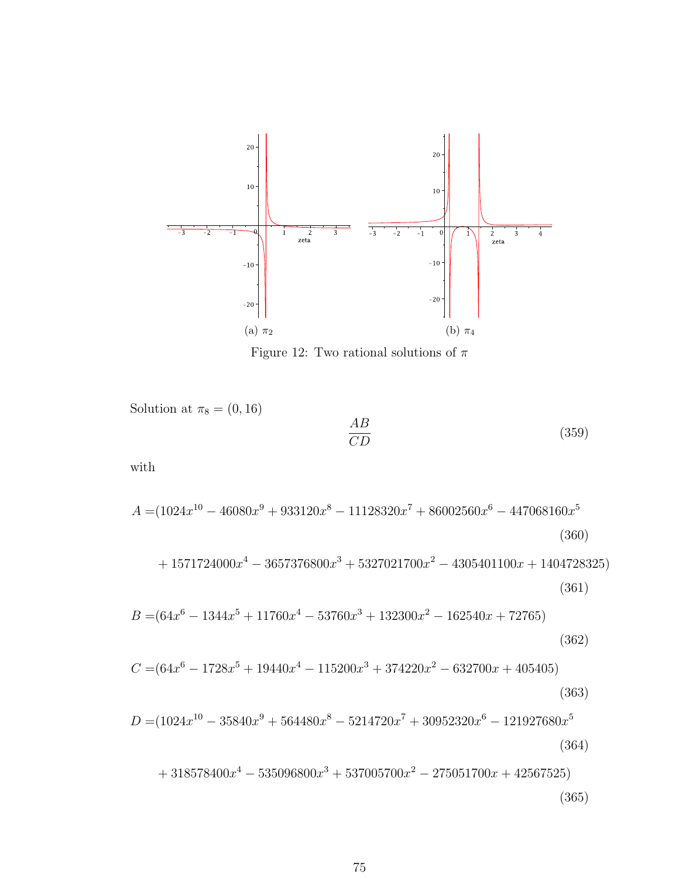(a) $\pi_2$

(b) $\pi_4$

Figure 12: Two rational solutions of $\pi$

Solution at $\pi_8 = (0, 16)$

$$\frac{AB}{CD} \tag{359}$$

with

$$A = (1024x^{10} - 46080x^9 + 933120x^8 - 11128320x^7 + 86002560x^6 - 447068160x^5 \tag{360}$$

$$+ 1571724000x^4 - 3657376800x^3 + 5327021700x^2 - 4305401100x + 1404728325) \tag{361}$$

$$B = (64x^6 - 1344x^5 + 11760x^4 - 53760x^3 + 132300x^2 - 162540x + 72765) \tag{362}$$

$$C = (64x^6 - 1728x^5 + 19440x^4 - 115200x^3 + 374220x^2 - 632700x + 405405) \tag{363}$$

$$D = (1024x^{10} - 35840x^9 + 564480x^8 - 5214720x^7 + 30952320x^6 - 121927680x^5 \tag{364}$$

$$+ 318578400x^4 - 535096800x^3 + 537005700x^2 - 275051700x + 42567525) \tag{365}$$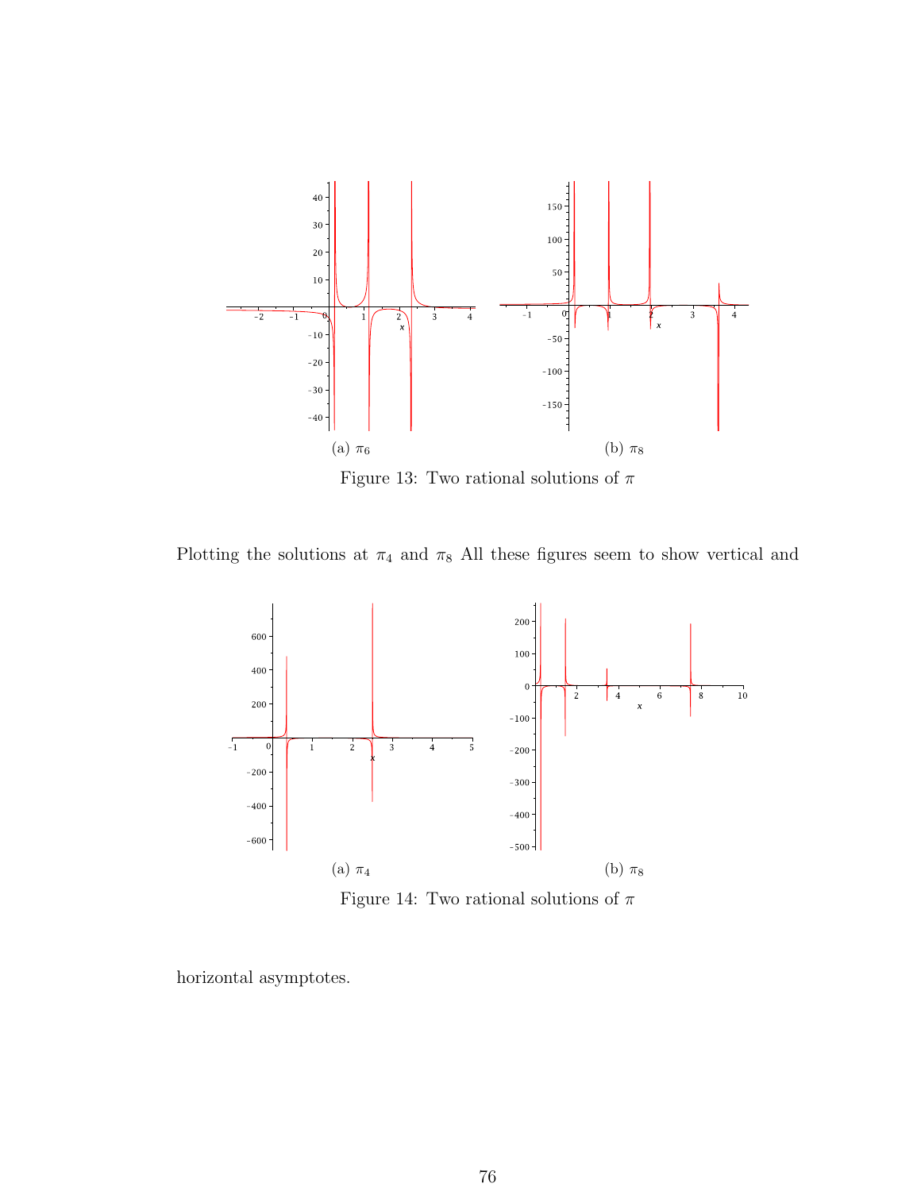(a) $\pi_6$

(b) $\pi_8$

Figure 13: Two rational solutions of $\pi$

Plotting the solutions at $\pi_4$ and $\pi_8$ All these figures seem to show vertical and

(a) $\pi_4$

(b) $\pi_8$

Figure 14: Two rational solutions of $\pi$

horizontal asymptotes.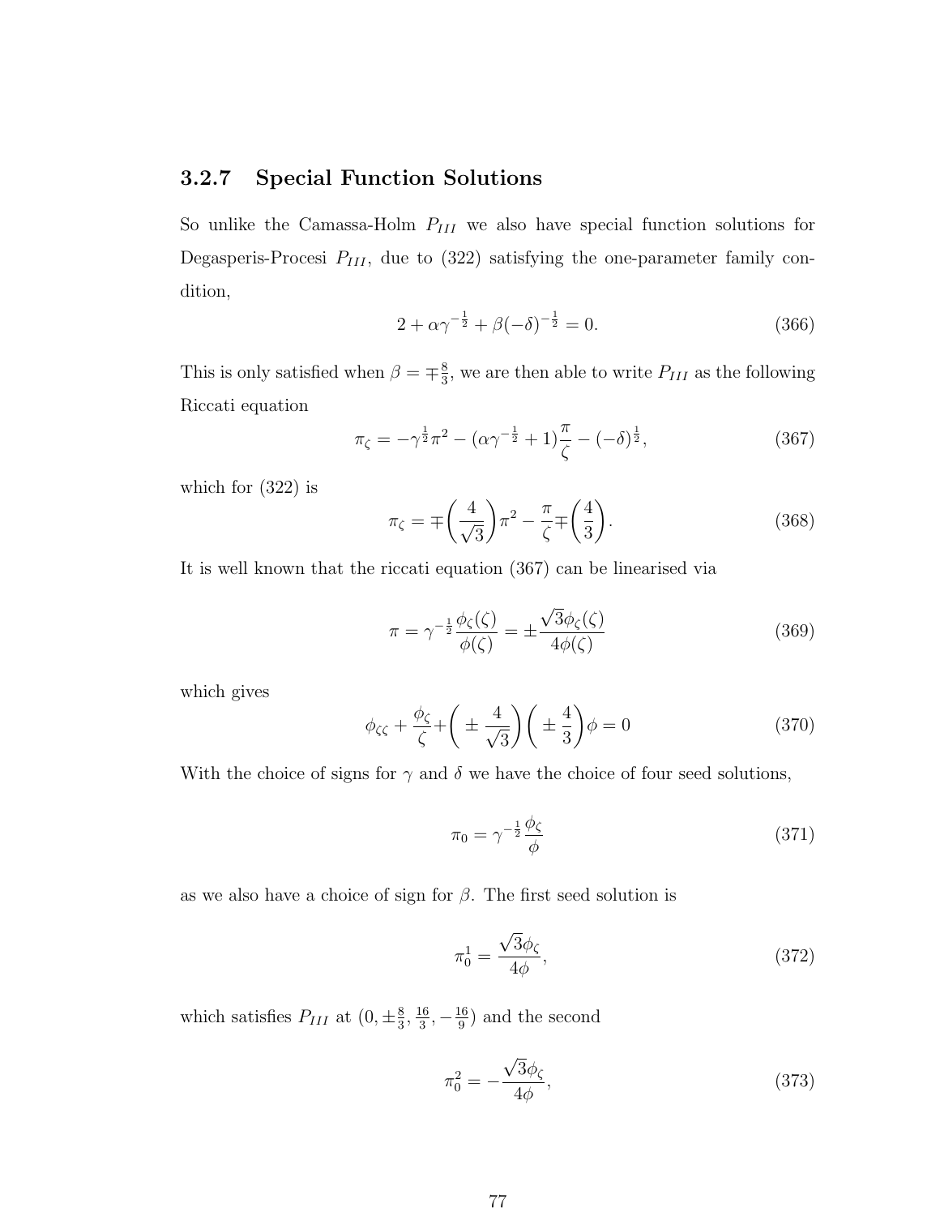### 3.2.7 Special Function Solutions

So unlike the Camassa-Holm $P_{III}$ we also have special function solutions for Degasperis-Procesi $P_{III}$, due to (322) satisfying the one-parameter family condition,

$$2 + \alpha\gamma^{-\frac{1}{2}} + \beta(-\delta)^{-\frac{1}{2}} = 0. \tag{366}$$

This is only satisfied when $\beta = \mp\frac{8}{3}$, we are then able to write $P_{III}$ as the following Riccati equation

$$\pi_\zeta = -\gamma^{\frac{1}{2}}\pi^2 - (\alpha\gamma^{-\frac{1}{2}} + 1)\frac{\pi}{\zeta} - (-\delta)^{\frac{1}{2}}, \tag{367}$$

which for (322) is

$$\pi_\zeta = \mp\left(\frac{4}{\sqrt{3}}\right)\pi^2 - \frac{\pi}{\zeta}\mp\left(\frac{4}{3}\right). \tag{368}$$

It is well known that the riccati equation (367) can be linearised via

$$\pi = \gamma^{-\frac{1}{2}}\frac{\phi_\zeta(\zeta)}{\phi(\zeta)} = \pm\frac{\sqrt{3}\phi_\zeta(\zeta)}{4\phi(\zeta)} \tag{369}$$

which gives

$$\phi_{\zeta\zeta} + \frac{\phi_\zeta}{\zeta} + \left(\pm\frac{4}{\sqrt{3}}\right)\left(\pm\frac{4}{3}\right)\phi = 0 \tag{370}$$

With the choice of signs for $\gamma$ and $\delta$ we have the choice of four seed solutions,

$$\pi_0 = \gamma^{-\frac{1}{2}}\frac{\phi_\zeta}{\phi} \tag{371}$$

as we also have a choice of sign for $\beta$. The first seed solution is

$$\pi_0^1 = \frac{\sqrt{3}\phi_\zeta}{4\phi}, \tag{372}$$

which satisfies $P_{III}$ at $(0, \pm\frac{8}{3}, \frac{16}{3}, -\frac{16}{9})$ and the second

$$\pi_0^2 = -\frac{\sqrt{3}\phi_\zeta}{4\phi}, \tag{373}$$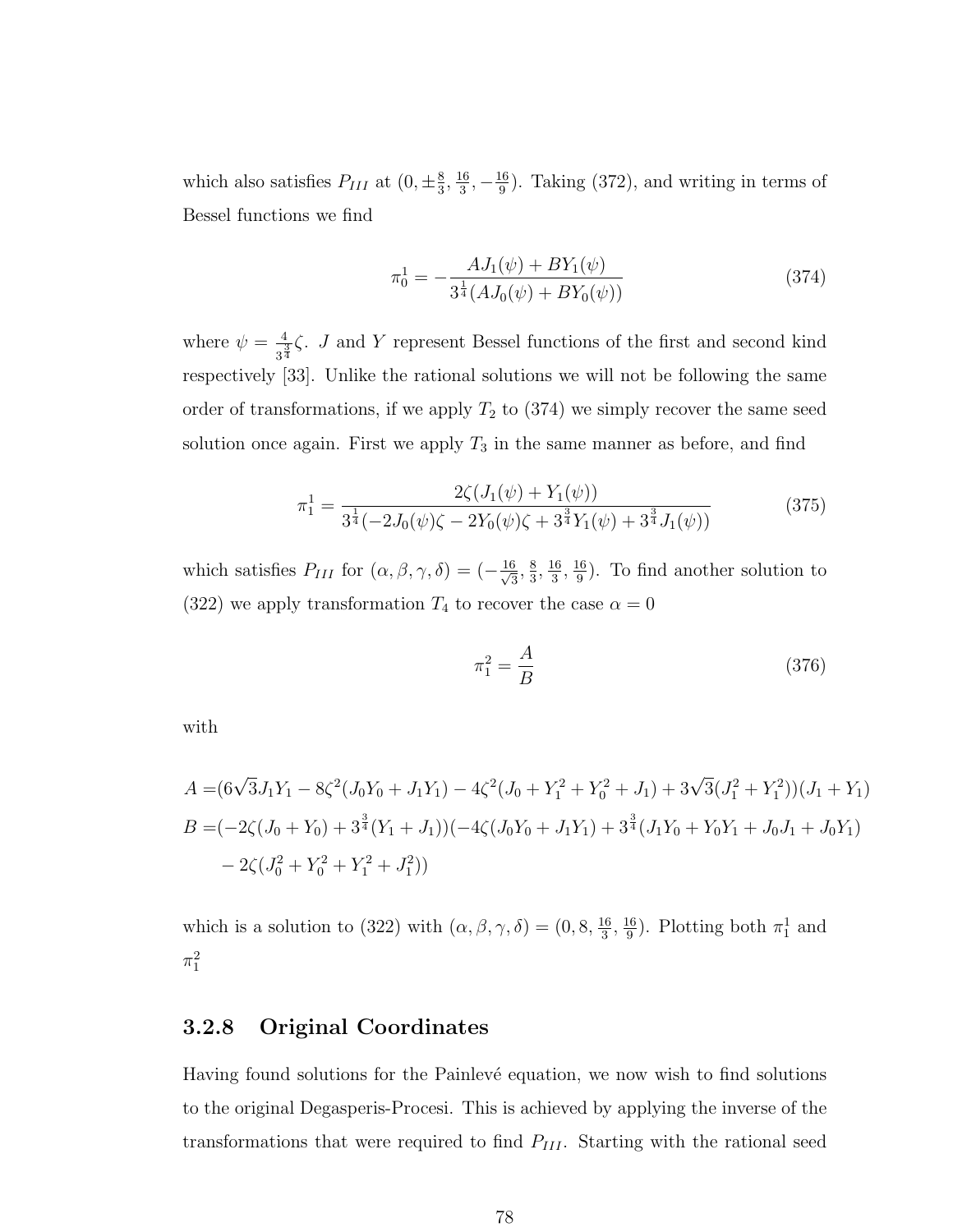which also satisfies $P_{III}$ at $(0, \pm\frac{8}{3}, \frac{16}{3}, -\frac{16}{9})$. Taking (372), and writing in terms of Bessel functions we find

$$\pi_0^1 = -\frac{AJ_1(\psi) + BY_1(\psi)}{3^{\frac{1}{4}}(AJ_0(\psi) + BY_0(\psi))} \tag{374}$$

where $\psi = \frac{4}{3^{\frac{3}{4}}}\zeta$. $J$ and $Y$ represent Bessel functions of the first and second kind respectively [33]. Unlike the rational solutions we will not be following the same order of transformations, if we apply $T_2$ to (374) we simply recover the same seed solution once again. First we apply $T_3$ in the same manner as before, and find

$$\pi_1^1 = \frac{2\zeta(J_1(\psi) + Y_1(\psi))}{3^{\frac{1}{4}}(-2J_0(\psi)\zeta - 2Y_0(\psi)\zeta + 3^{\frac{3}{4}}Y_1(\psi) + 3^{\frac{3}{4}}J_1(\psi))} \tag{375}$$

which satisfies $P_{III}$ for $(\alpha, \beta, \gamma, \delta) = (-\frac{16}{\sqrt{3}}, \frac{8}{3}, \frac{16}{3}, \frac{16}{9})$. To find another solution to (322) we apply transformation $T_4$ to recover the case $\alpha = 0$

$$\pi_1^2 = \frac{A}{B} \tag{376}$$

with

$$\begin{aligned}
A =& (6\sqrt{3}J_1Y_1 - 8\zeta^2(J_0Y_0 + J_1Y_1) - 4\zeta^2(J_0 + Y_1^2 + Y_0^2 + J_1) + 3\sqrt{3}(J_1^2 + Y_1^2))(J_1 + Y_1) \\
B =& (-2\zeta(J_0 + Y_0) + 3^{\frac{3}{4}}(Y_1 + J_1))(-4\zeta(J_0Y_0 + J_1Y_1) + 3^{\frac{3}{4}}(J_1Y_0 + Y_0Y_1 + J_0J_1 + J_0Y_1) \\
& - 2\zeta(J_0^2 + Y_0^2 + Y_1^2 + J_1^2))
\end{aligned}$$

which is a solution to (322) with $(\alpha, \beta, \gamma, \delta) = (0, 8, \frac{16}{3}, \frac{16}{9})$. Plotting both $\pi_1^1$ and $\pi_1^2$

### 3.2.8 Original Coordinates

Having found solutions for the Painlevé equation, we now wish to find solutions to the original Degasperis-Procesi. This is achieved by applying the inverse of the transformations that were required to find $P_{III}$. Starting with the rational seed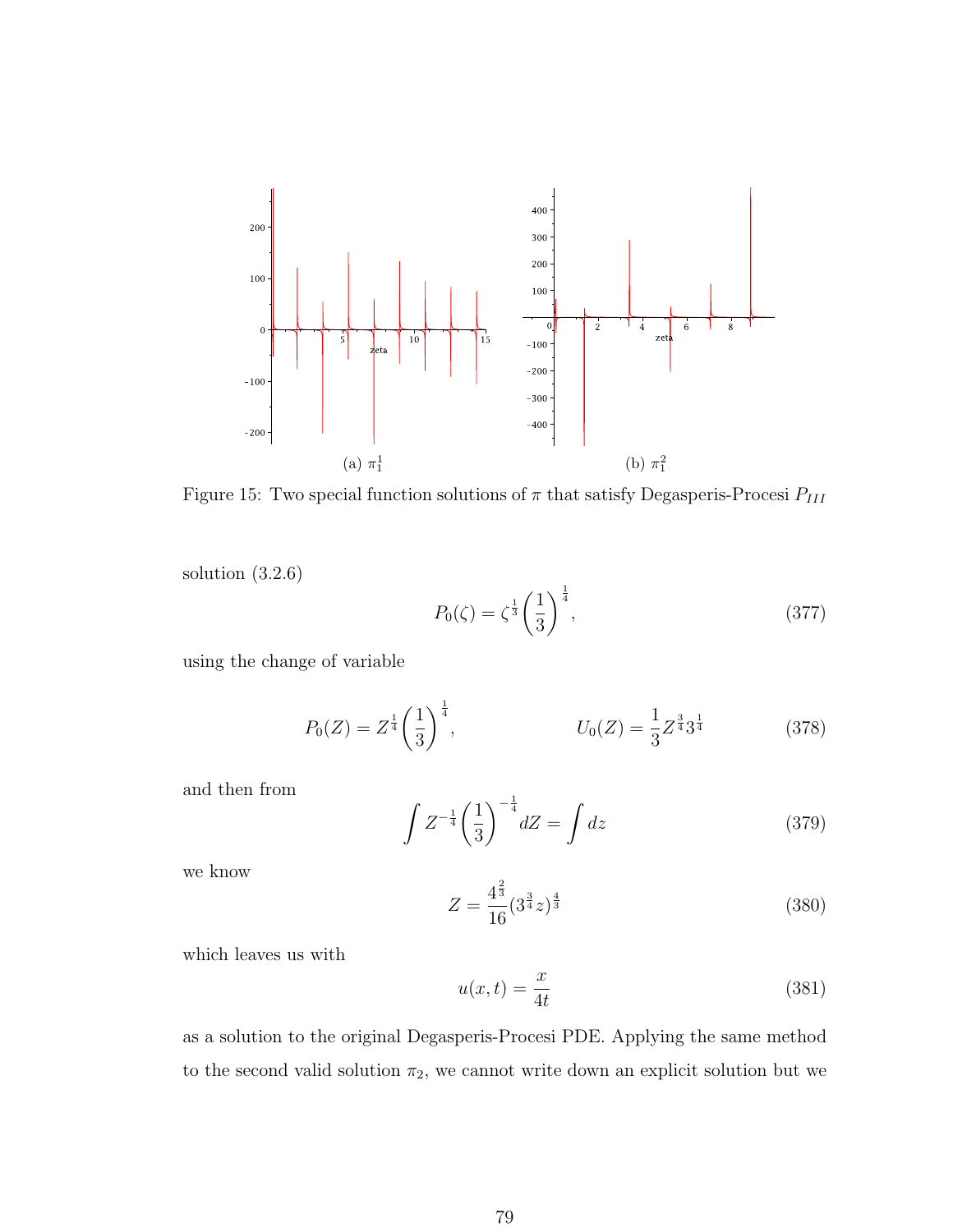(a) $\pi_1^1$

(b) $\pi_1^2$

Figure 15: Two special function solutions of $\pi$ that satisfy Degasperis-Procesi $P_{III}$

solution (3.2.6)

$$P_0(\zeta) = \zeta^{\frac{1}{3}} \left(\frac{1}{3}\right)^{\frac{1}{4}}, \tag{377}$$

using the change of variable

$$P_0(Z) = Z^{\frac{1}{4}} \left(\frac{1}{3}\right)^{\frac{1}{4}}, \qquad\qquad U_0(Z) = \frac{1}{3} Z^{\frac{3}{4}} 3^{\frac{1}{4}} \tag{378}$$

and then from

$$\int Z^{-\frac{1}{4}} \left(\frac{1}{3}\right)^{-\frac{1}{4}} dZ = \int dz \tag{379}$$

we know

$$Z = \frac{4^{\frac{2}{3}}}{16} (3^{\frac{3}{4}} z)^{\frac{4}{3}} \tag{380}$$

which leaves us with

$$u(x,t) = \frac{x}{4t} \tag{381}$$

as a solution to the original Degasperis-Procesi PDE. Applying the same method to the second valid solution $\pi_2$, we cannot write down an explicit solution but we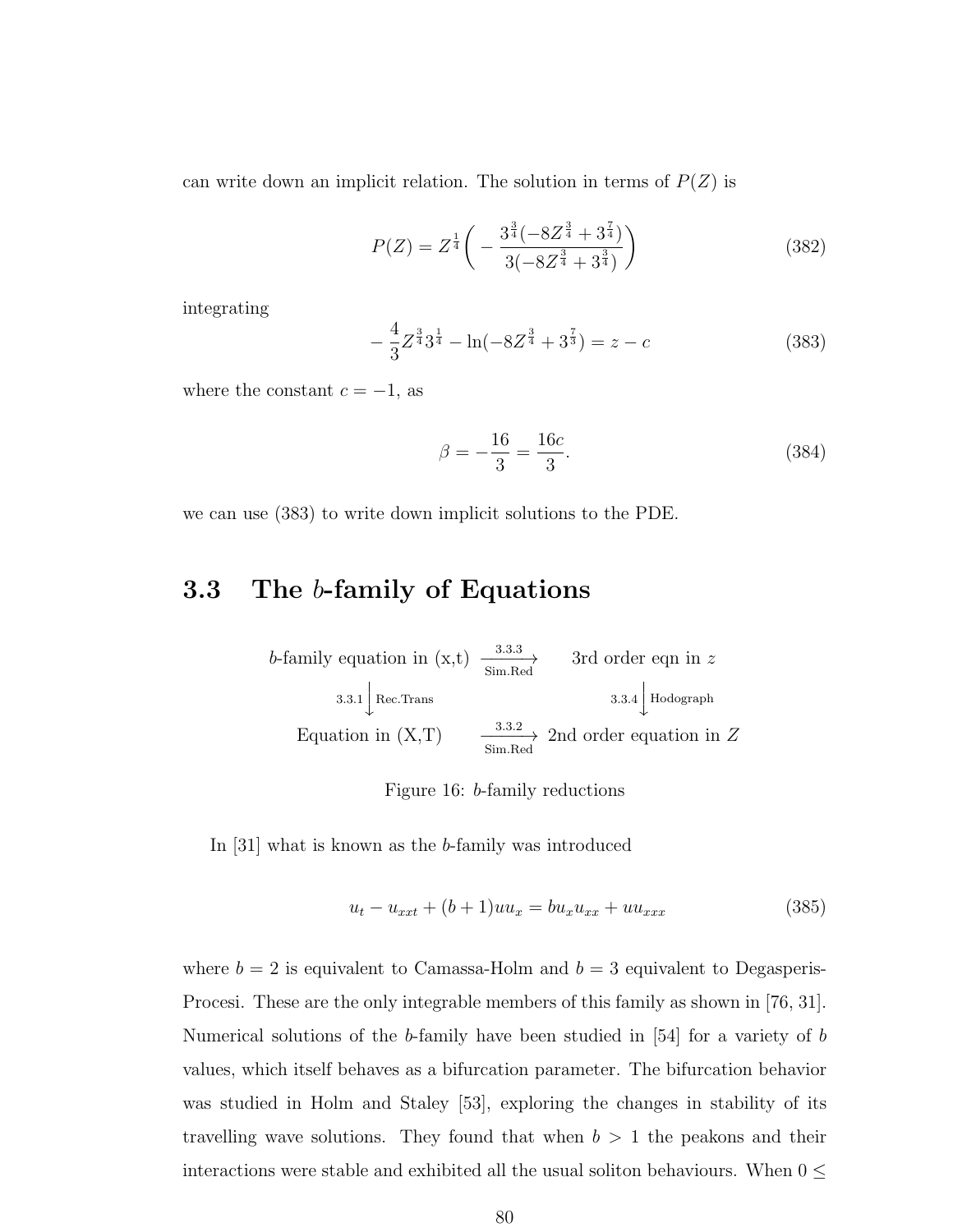can write down an implicit relation. The solution in terms of $P(Z)$ is

$$P(Z) = Z^{\frac{1}{4}}\left( -\frac{3^{\frac{3}{4}}(-8Z^{\frac{3}{4}} + 3^{\frac{7}{4}})}{3(-8Z^{\frac{3}{4}} + 3^{\frac{3}{4}})} \right) \tag{382}$$

integrating

$$-\frac{4}{3}Z^{\frac{3}{4}}3^{\frac{1}{4}} - \ln(-8Z^{\frac{3}{4}} + 3^{\frac{7}{3}}) = z - c \tag{383}$$

where the constant $c = -1$, as

$$\beta = -\frac{16}{3} = \frac{16c}{3}. \tag{384}$$

we can use (383) to write down implicit solutions to the PDE.

## 3.3 The $b$-family of Equations

$$\begin{array}{ccc}
b\text{-family equation in (x,t)} & \xrightarrow[\text{Sim.Red}]{3.3.3} & \text{3rd order eqn in } z \\
{\scriptstyle 3.3.1}\big\downarrow{\scriptstyle \text{Rec.Trans}} & & {\scriptstyle 3.3.4}\big\downarrow{\scriptstyle \text{Hodograph}} \\
\text{Equation in (X,T)} & \xrightarrow[\text{Sim.Red}]{3.3.2} & \text{2nd order equation in } Z
\end{array}$$

Figure 16: $b$-family reductions

In [31] what is known as the $b$-family was introduced

$$u_t - u_{xxt} + (b+1)uu_x = bu_xu_{xx} + uu_{xxx} \tag{385}$$

where $b = 2$ is equivalent to Camassa-Holm and $b = 3$ equivalent to Degasperis-Procesi. These are the only integrable members of this family as shown in [76, 31]. Numerical solutions of the $b$-family have been studied in [54] for a variety of $b$ values, which itself behaves as a bifurcation parameter. The bifurcation behavior was studied in Holm and Staley [53], exploring the changes in stability of its travelling wave solutions. They found that when $b > 1$ the peakons and their interactions were stable and exhibited all the usual soliton behaviours. When $0 \leq$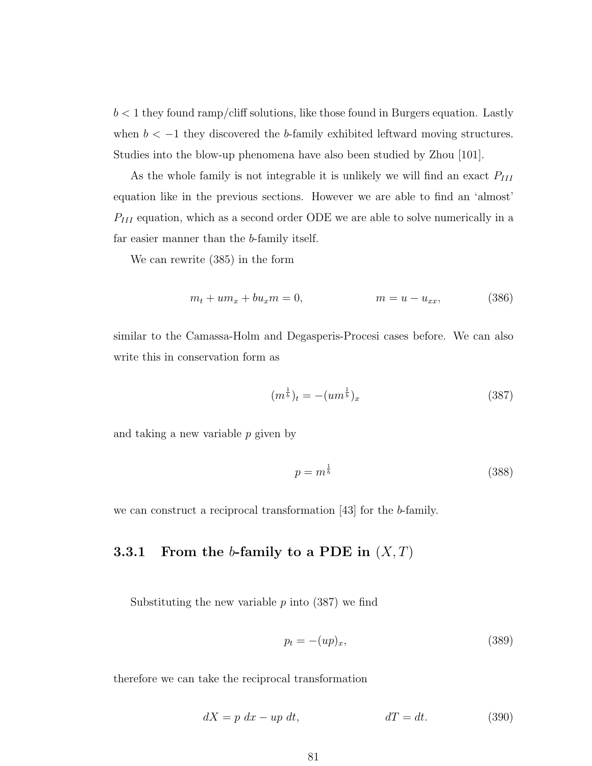$b < 1$ they found ramp/cliff solutions, like those found in Burgers equation. Lastly when $b < -1$ they discovered the $b$-family exhibited leftward moving structures. Studies into the blow-up phenomena have also been studied by Zhou [101].

As the whole family is not integrable it is unlikely we will find an exact $P_{III}$ equation like in the previous sections. However we are able to find an 'almost' $P_{III}$ equation, which as a second order ODE we are able to solve numerically in a far easier manner than the $b$-family itself.

We can rewrite (385) in the form

$$m_t + um_x + bu_x m = 0, \qquad\qquad m = u - u_{xx}, \tag{386}$$

similar to the Camassa-Holm and Degasperis-Procesi cases before. We can also write this in conservation form as

$$(m^{\frac{1}{b}})_t = -(um^{\frac{1}{b}})_x \tag{387}$$

and taking a new variable $p$ given by

$$p = m^{\frac{1}{b}} \tag{388}$$

we can construct a reciprocal transformation [43] for the $b$-family.

### 3.3.1 From the $b$-family to a PDE in $(X, T)$

Substituting the new variable $p$ into (387) we find

$$p_t = -(up)_x, \tag{389}$$

therefore we can take the reciprocal transformation

$$dX = p\ dx - up\ dt, \qquad\qquad dT = dt. \tag{390}$$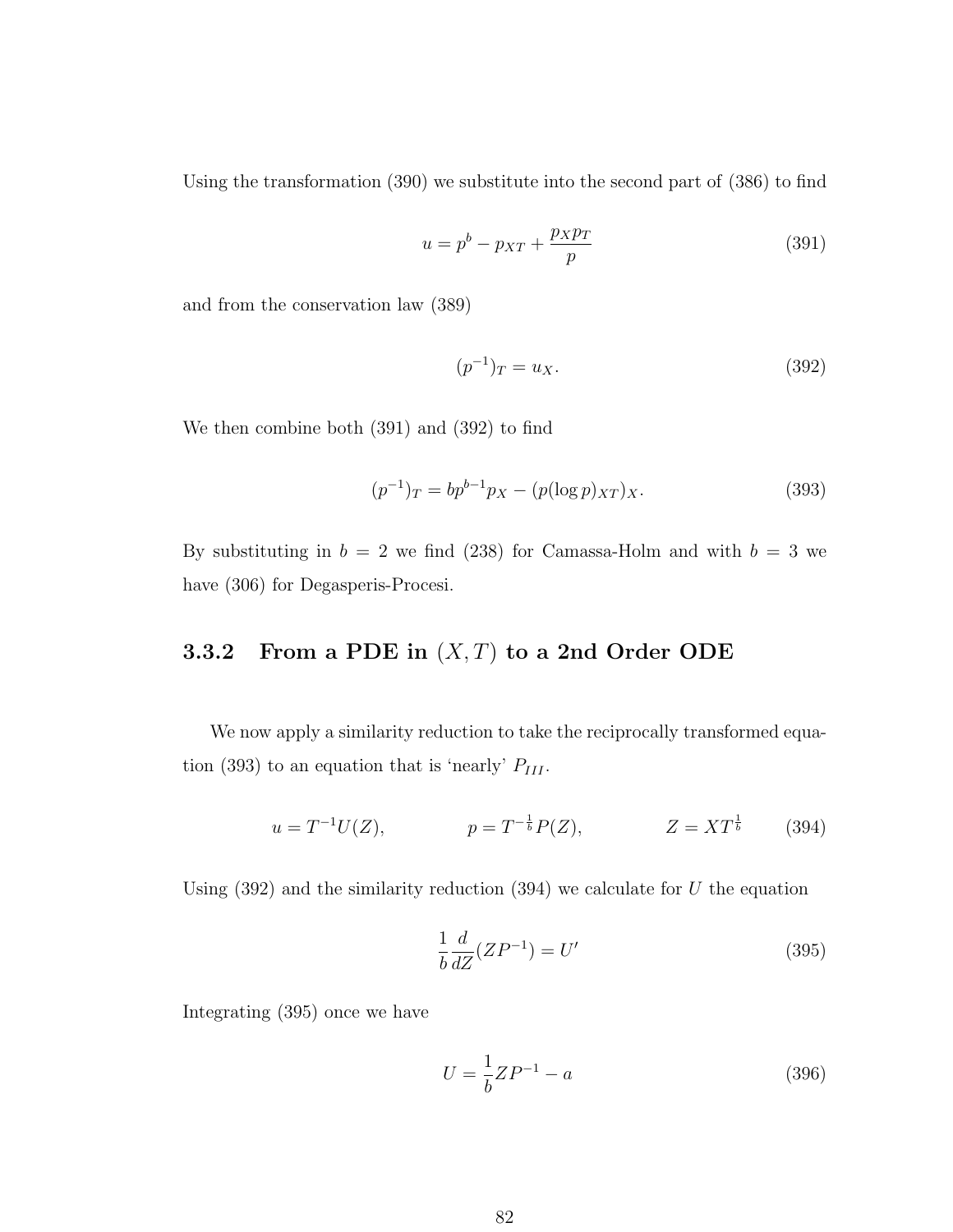Using the transformation (390) we substitute into the second part of (386) to find

$$u = p^b - p_{XT} + \frac{p_X p_T}{p} \tag{391}$$

and from the conservation law (389)

$$(p^{-1})_T = u_X. \tag{392}$$

We then combine both (391) and (392) to find

$$(p^{-1})_T = bp^{b-1}p_X - (p(\log p)_{XT})_X. \tag{393}$$

By substituting in $b = 2$ we find (238) for Camassa-Holm and with $b = 3$ we have (306) for Degasperis-Procesi.

### 3.3.2 From a PDE in $(X, T)$ to a 2nd Order ODE

We now apply a similarity reduction to take the reciprocally transformed equation (393) to an equation that is 'nearly' $P_{III}$.

$$u = T^{-1}U(Z), \qquad p = T^{-\frac{1}{b}}P(Z), \qquad Z = XT^{\frac{1}{b}} \tag{394}$$

Using (392) and the similarity reduction (394) we calculate for $U$ the equation

$$\frac{1}{b}\frac{d}{dZ}(ZP^{-1}) = U' \tag{395}$$

Integrating (395) once we have

$$U = \frac{1}{b}ZP^{-1} - a \tag{396}$$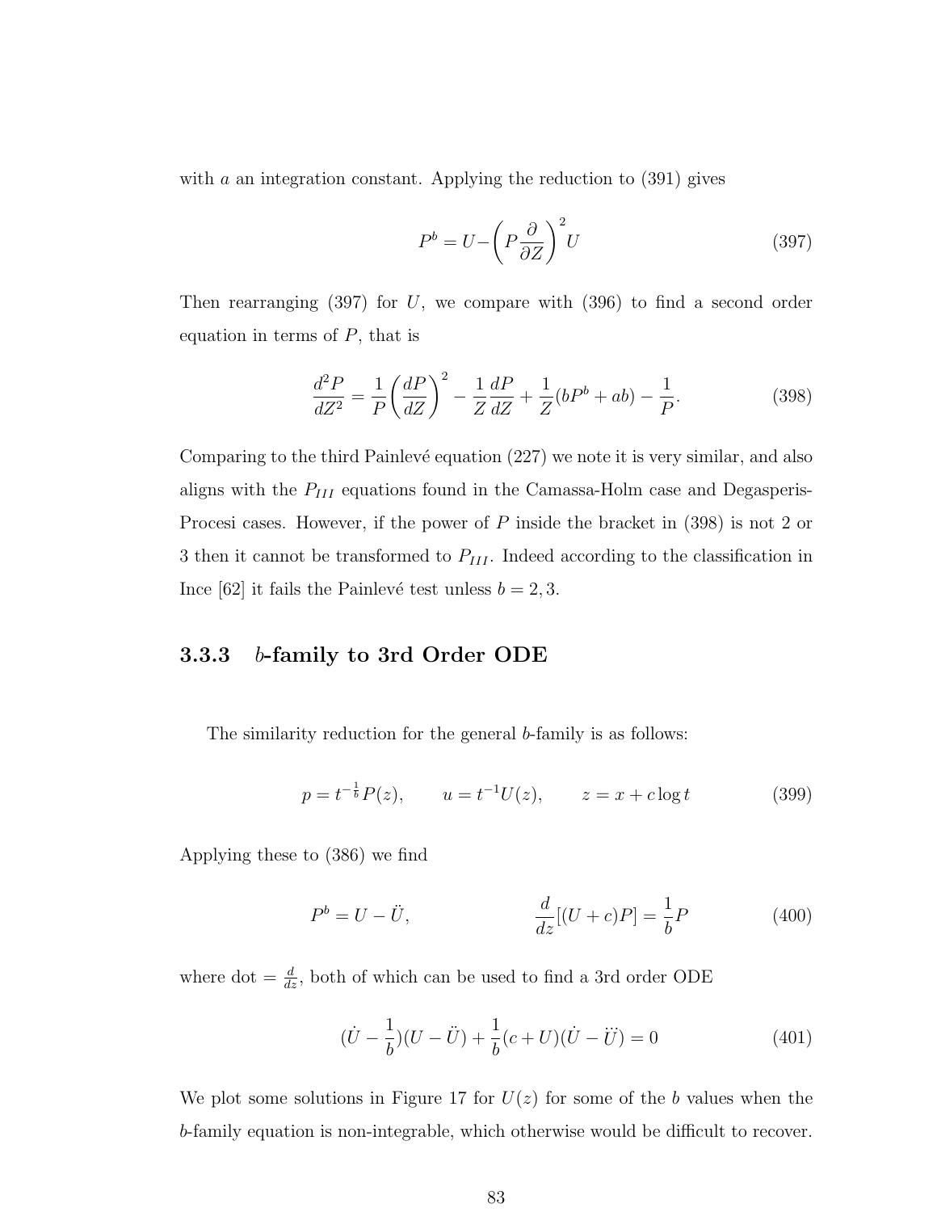with $a$ an integration constant. Applying the reduction to (391) gives

$$P^b = U - \left(P\frac{\partial}{\partial Z}\right)^2 U \tag{397}$$

Then rearranging (397) for $U$, we compare with (396) to find a second order equation in terms of $P$, that is

$$\frac{d^2P}{dZ^2} = \frac{1}{P}\left(\frac{dP}{dZ}\right)^2 - \frac{1}{Z}\frac{dP}{dZ} + \frac{1}{Z}(bP^b + ab) - \frac{1}{P}. \tag{398}$$

Comparing to the third Painlevé equation (227) we note it is very similar, and also aligns with the $P_{III}$ equations found in the Camassa-Holm case and Degasperis-Procesi cases. However, if the power of $P$ inside the bracket in (398) is not 2 or 3 then it cannot be transformed to $P_{III}$. Indeed according to the classification in Ince [62] it fails the Painlevé test unless $b = 2, 3$.

### 3.3.3 $b$-family to 3rd Order ODE

The similarity reduction for the general $b$-family is as follows:

$$p = t^{-\frac{1}{b}}P(z), \qquad u = t^{-1}U(z), \qquad z = x + c\log t \tag{399}$$

Applying these to (386) we find

$$P^b = U - \ddot{U}, \qquad\qquad \frac{d}{dz}[(U+c)P] = \frac{1}{b}P \tag{400}$$

where dot $= \frac{d}{dz}$, both of which can be used to find a 3rd order ODE

$$(\dot{U} - \frac{1}{b})(U - \ddot{U}) + \frac{1}{b}(c+U)(\dot{U} - \dddot{U}) = 0 \tag{401}$$

We plot some solutions in Figure 17 for $U(z)$ for some of the $b$ values when the $b$-family equation is non-integrable, which otherwise would be difficult to recover.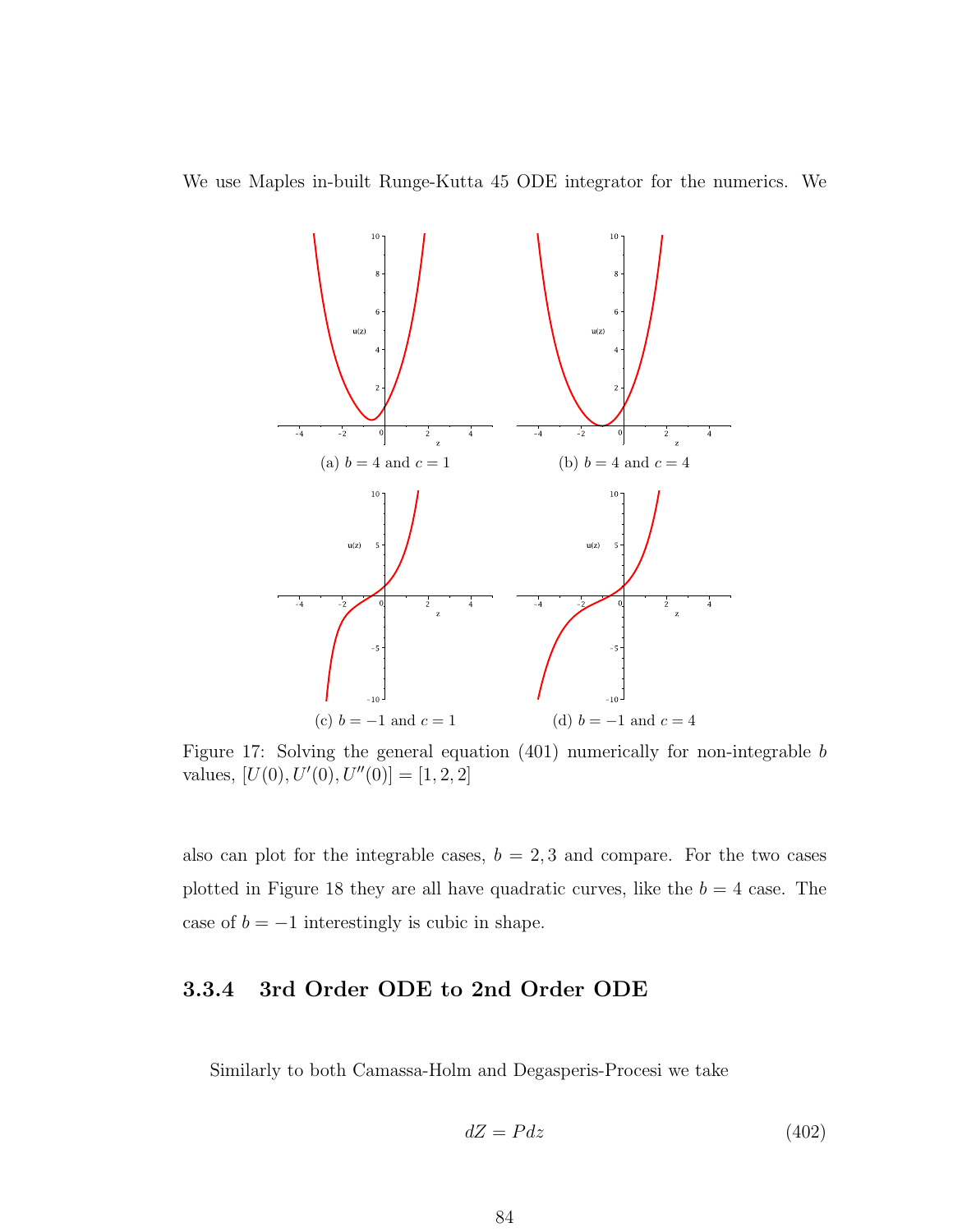We use Maples in-built Runge-Kutta 45 ODE integrator for the numerics. We

(a) $b = 4$ and $c = 1$

(b) $b = 4$ and $c = 4$

(c) $b = -1$ and $c = 1$

(d) $b = -1$ and $c = 4$

Figure 17: Solving the general equation (401) numerically for non-integrable $b$ values, $[U(0), U'(0), U''(0)] = [1, 2, 2]$

also can plot for the integrable cases, $b = 2, 3$ and compare. For the two cases plotted in Figure 18 they are all have quadratic curves, like the $b = 4$ case. The case of $b = -1$ interestingly is cubic in shape.

### 3.3.4 3rd Order ODE to 2nd Order ODE

Similarly to both Camassa-Holm and Degasperis-Procesi we take

$$dZ = Pdz \tag{402}$$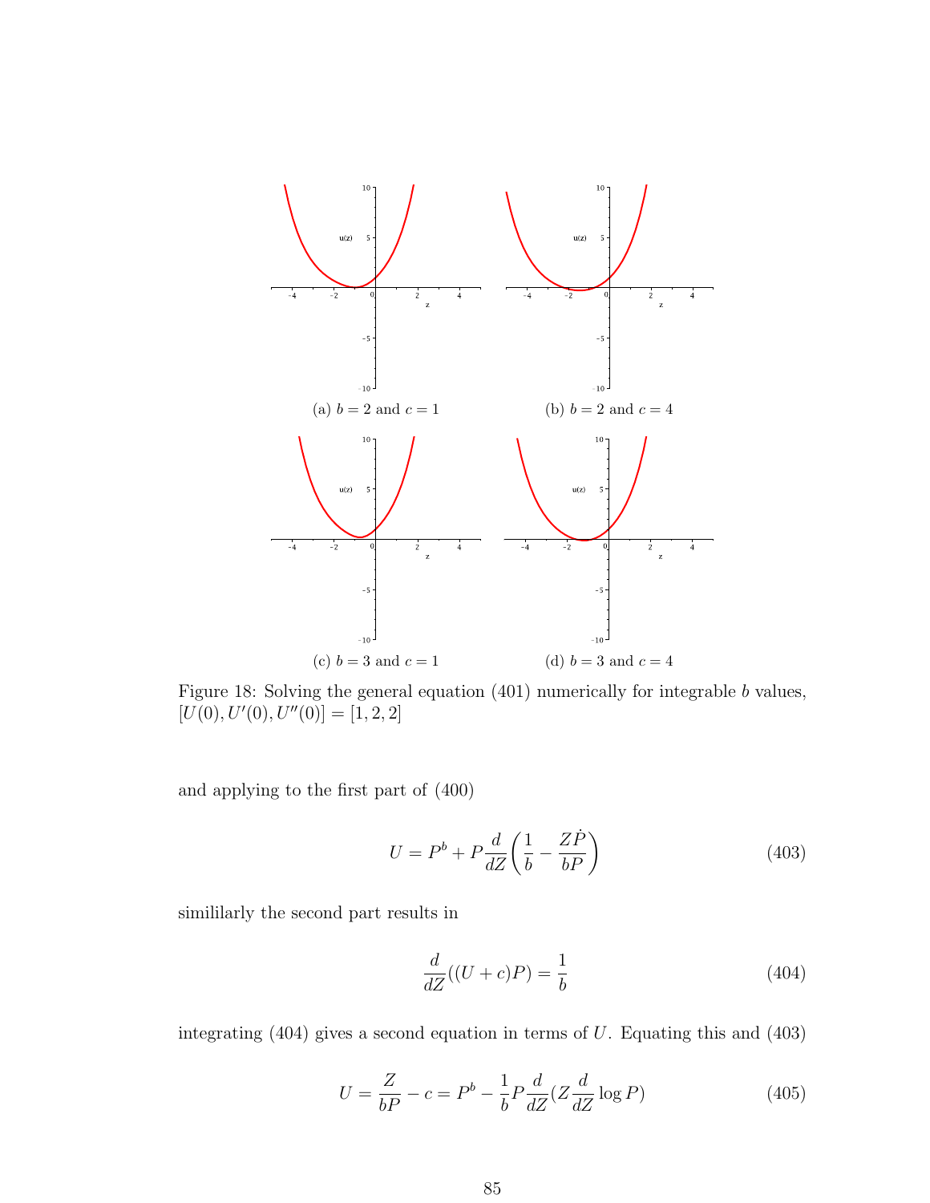(a) $b = 2$ and $c = 1$

(b) $b = 2$ and $c = 4$

(c) $b = 3$ and $c = 1$

(d) $b = 3$ and $c = 4$

Figure 18: Solving the general equation (401) numerically for integrable $b$ values, $[U(0), U'(0), U''(0)] = [1, 2, 2]$

and applying to the first part of (400)

$$U = P^b + P\frac{d}{dZ}\left(\frac{1}{b} - \frac{Z\dot{P}}{bP}\right) \tag{403}$$

simililarly the second part results in

$$\frac{d}{dZ}((U + c)P) = \frac{1}{b} \tag{404}$$

integrating (404) gives a second equation in terms of $U$. Equating this and (403)

$$U = \frac{Z}{bP} - c = P^b - \frac{1}{b}P\frac{d}{dZ}(Z\frac{d}{dZ}\log P) \tag{405}$$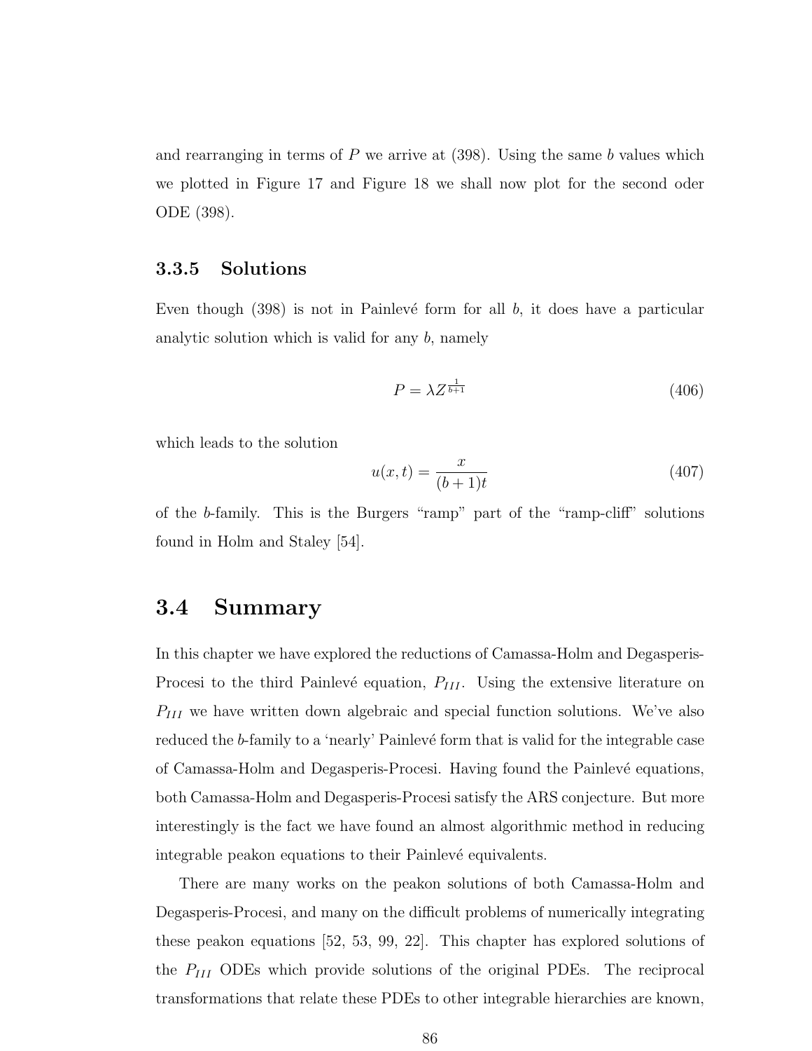and rearranging in terms of $P$ we arrive at (398). Using the same $b$ values which we plotted in Figure 17 and Figure 18 we shall now plot for the second oder ODE (398).

### 3.3.5 Solutions

Even though (398) is not in Painlevé form for all $b$, it does have a particular analytic solution which is valid for any $b$, namely

$$P = \lambda Z^{\frac{1}{b+1}} \tag{406}$$

which leads to the solution

$$u(x,t) = \frac{x}{(b+1)t} \tag{407}$$

of the $b$-family. This is the Burgers "ramp" part of the "ramp-cliff" solutions found in Holm and Staley [54].

## 3.4 Summary

In this chapter we have explored the reductions of Camassa-Holm and Degasperis-Procesi to the third Painlevé equation, $P_{III}$. Using the extensive literature on $P_{III}$ we have written down algebraic and special function solutions. We've also reduced the $b$-family to a 'nearly' Painlevé form that is valid for the integrable case of Camassa-Holm and Degasperis-Procesi. Having found the Painlevé equations, both Camassa-Holm and Degasperis-Procesi satisfy the ARS conjecture. But more interestingly is the fact we have found an almost algorithmic method in reducing integrable peakon equations to their Painlevé equivalents.

There are many works on the peakon solutions of both Camassa-Holm and Degasperis-Procesi, and many on the difficult problems of numerically integrating these peakon equations [52, 53, 99, 22]. This chapter has explored solutions of the $P_{III}$ ODEs which provide solutions of the original PDEs. The reciprocal transformations that relate these PDEs to other integrable hierarchies are known,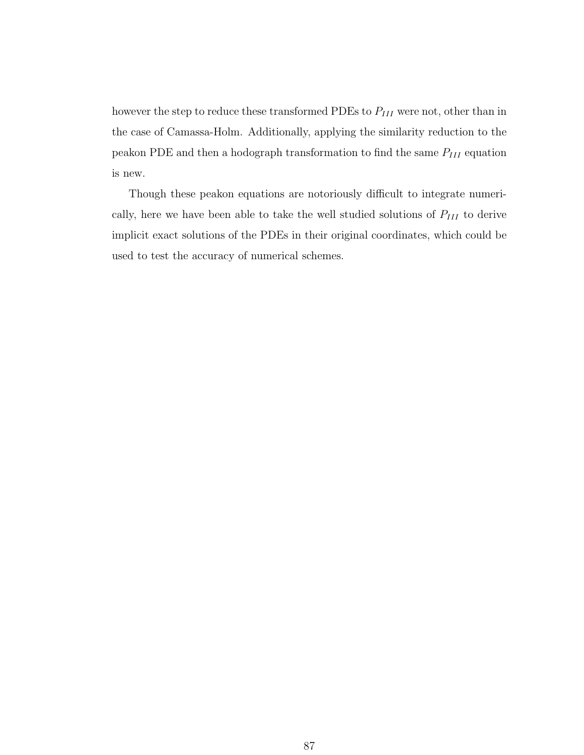however the step to reduce these transformed PDEs to $P_{III}$ were not, other than in the case of Camassa-Holm. Additionally, applying the similarity reduction to the peakon PDE and then a hodograph transformation to find the same $P_{III}$ equation is new.

Though these peakon equations are notoriously difficult to integrate numerically, here we have been able to take the well studied solutions of $P_{III}$ to derive implicit exact solutions of the PDEs in their original coordinates, which could be used to test the accuracy of numerical schemes.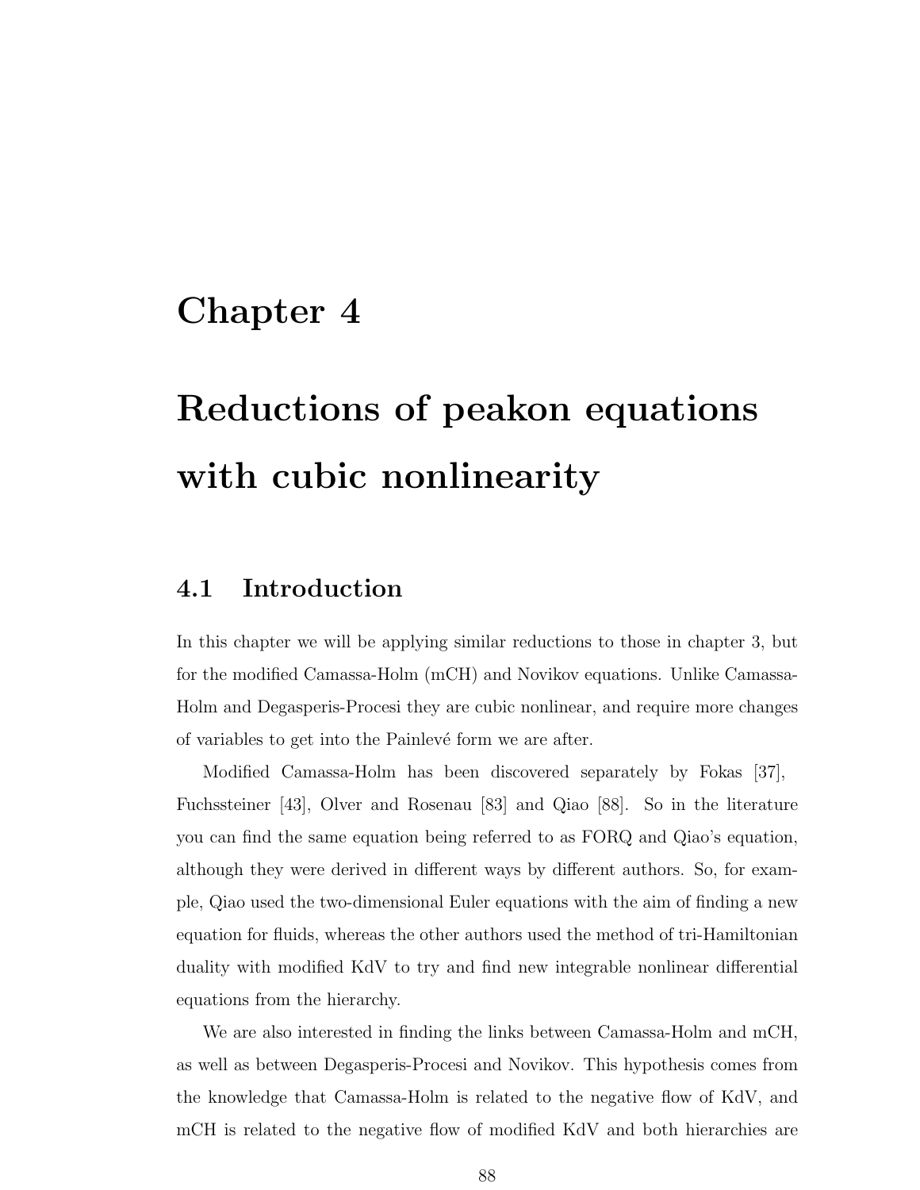# Chapter 4

# Reductions of peakon equations with cubic nonlinearity

## 4.1 Introduction

In this chapter we will be applying similar reductions to those in chapter 3, but for the modified Camassa-Holm (mCH) and Novikov equations. Unlike Camassa-Holm and Degasperis-Procesi they are cubic nonlinear, and require more changes of variables to get into the Painlevé form we are after.

Modified Camassa-Holm has been discovered separately by Fokas [37], Fuchssteiner [43], Olver and Rosenau [83] and Qiao [88]. So in the literature you can find the same equation being referred to as FORQ and Qiao's equation, although they were derived in different ways by different authors. So, for example, Qiao used the two-dimensional Euler equations with the aim of finding a new equation for fluids, whereas the other authors used the method of tri-Hamiltonian duality with modified KdV to try and find new integrable nonlinear differential equations from the hierarchy.

We are also interested in finding the links between Camassa-Holm and mCH, as well as between Degasperis-Procesi and Novikov. This hypothesis comes from the knowledge that Camassa-Holm is related to the negative flow of KdV, and mCH is related to the negative flow of modified KdV and both hierarchies are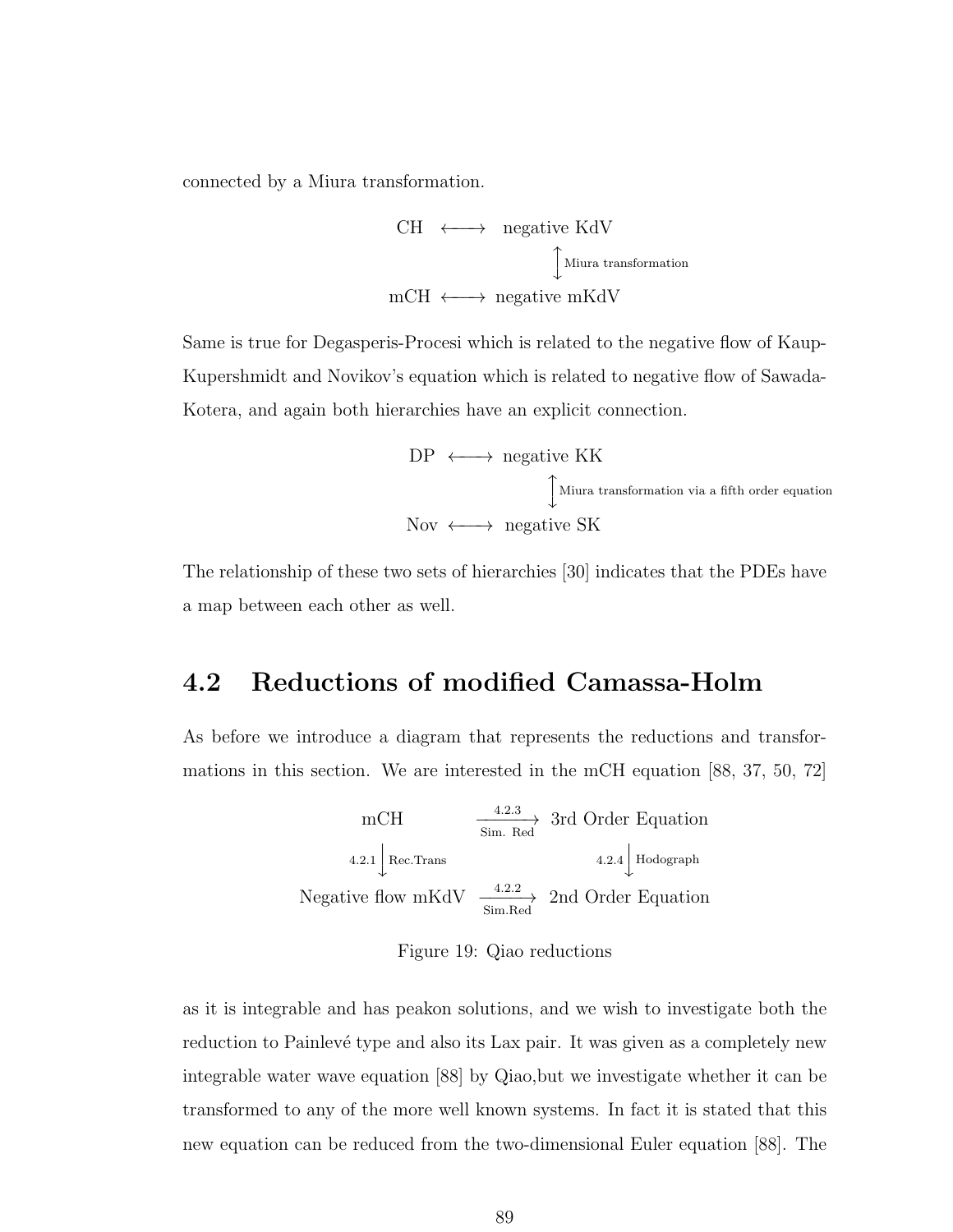connected by a Miura transformation.

$$
\begin{array}{ccc}
\text{CH} & \longleftrightarrow & \text{negative KdV} \\
 & & \big\updownarrow \text{ Miura transformation} \\
\text{mCH} & \longleftrightarrow & \text{negative mKdV}
\end{array}
$$

Same is true for Degasperis-Procesi which is related to the negative flow of Kaup-Kupershmidt and Novikov's equation which is related to negative flow of Sawada-Kotera, and again both hierarchies have an explicit connection.

$$
\begin{array}{ccc}
\text{DP} & \longleftrightarrow & \text{negative KK} \\
 & & \big\updownarrow \text{ Miura transformation via a fifth order equation} \\
\text{Nov} & \longleftrightarrow & \text{negative SK}
\end{array}
$$

The relationship of these two sets of hierarchies [30] indicates that the PDEs have a map between each other as well.

## 4.2 Reductions of modified Camassa-Holm

As before we introduce a diagram that represents the reductions and transformations in this section. We are interested in the mCH equation [88, 37, 50, 72]

$$
\begin{array}{ccc}
\text{mCH} & \xrightarrow[\text{Sim. Red}]{4.2.3} & \text{3rd Order Equation} \\
{\scriptstyle 4.2.1}\big\downarrow{\scriptstyle \text{Rec.Trans}} & & {\scriptstyle 4.2.4}\big\downarrow{\scriptstyle \text{Hodograph}} \\
\text{Negative flow mKdV} & \xrightarrow[\text{Sim.Red}]{4.2.2} & \text{2nd Order Equation}
\end{array}
$$

Figure 19: Qiao reductions

as it is integrable and has peakon solutions, and we wish to investigate both the reduction to Painlevé type and also its Lax pair. It was given as a completely new integrable water wave equation [88] by Qiao,but we investigate whether it can be transformed to any of the more well known systems. In fact it is stated that this new equation can be reduced from the two-dimensional Euler equation [88]. The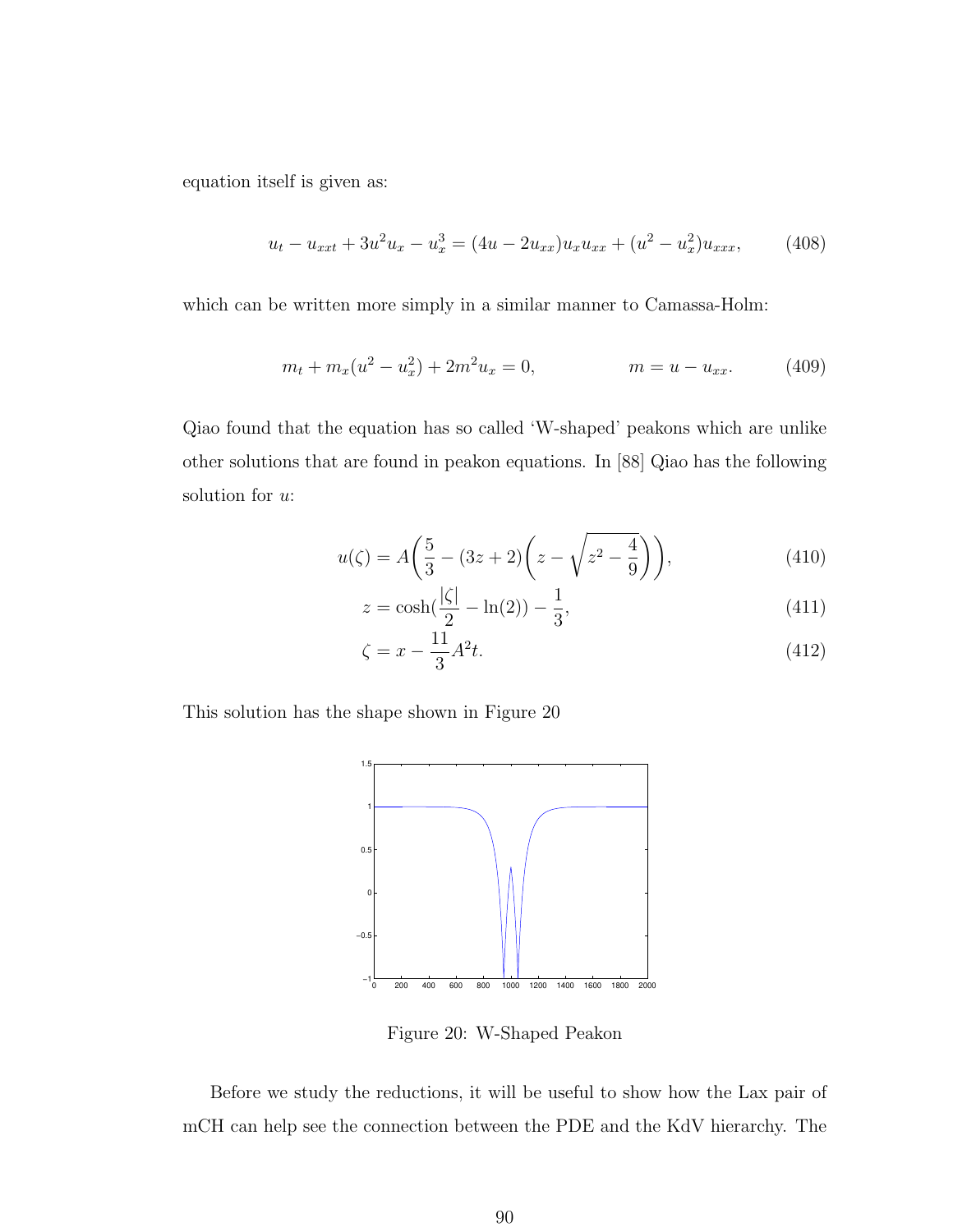equation itself is given as:

$$u_t - u_{xxt} + 3u^2 u_x - u_x^3 = (4u - 2u_{xx})u_x u_{xx} + (u^2 - u_x^2)u_{xxx}, \tag{408}$$

which can be written more simply in a similar manner to Camassa-Holm:

$$m_t + m_x(u^2 - u_x^2) + 2m^2 u_x = 0, \qquad m = u - u_{xx}. \tag{409}$$

Qiao found that the equation has so called 'W-shaped' peakons which are unlike other solutions that are found in peakon equations. In [88] Qiao has the following solution for $u$:

$$u(\zeta) = A\left(\frac{5}{3} - (3z+2)\left(z - \sqrt{z^2 - \frac{4}{9}}\right)\right), \tag{410}$$

$$z = \cosh\left(\frac{|\zeta|}{2} - \ln(2)\right) - \frac{1}{3}, \tag{411}$$

$$\zeta = x - \frac{11}{3}A^2 t. \tag{412}$$

This solution has the shape shown in Figure 20

Figure 20: W-Shaped Peakon

Before we study the reductions, it will be useful to show how the Lax pair of mCH can help see the connection between the PDE and the KdV hierarchy. The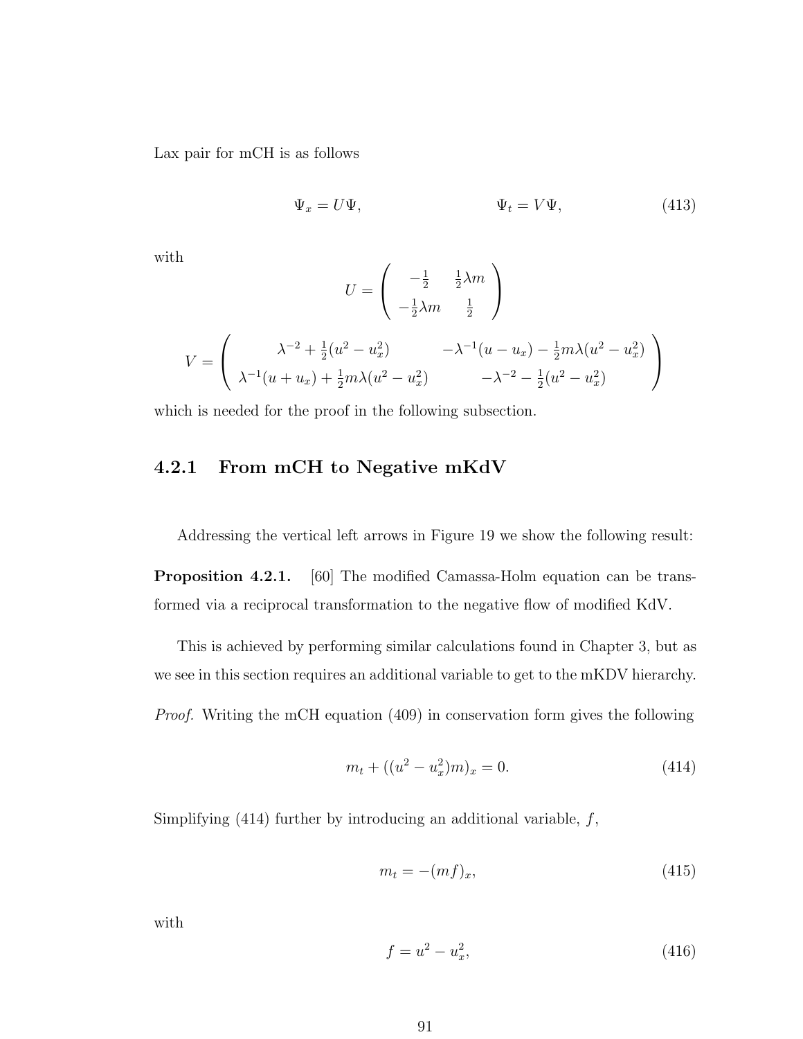Lax pair for mCH is as follows

$$\Psi_x = U\Psi, \qquad\qquad \Psi_t = V\Psi, \tag{413}$$

with

$$U = \begin{pmatrix} -\frac{1}{2} & \frac{1}{2}\lambda m \\ -\frac{1}{2}\lambda m & \frac{1}{2} \end{pmatrix}$$

$$V = \begin{pmatrix} \lambda^{-2} + \frac{1}{2}(u^2 - u_x^2) & -\lambda^{-1}(u - u_x) - \frac{1}{2}m\lambda(u^2 - u_x^2) \\ \lambda^{-1}(u + u_x) + \frac{1}{2}m\lambda(u^2 - u_x^2) & -\lambda^{-2} - \frac{1}{2}(u^2 - u_x^2) \end{pmatrix}$$

which is needed for the proof in the following subsection.

### 4.2.1 From mCH to Negative mKdV

Addressing the vertical left arrows in Figure 19 we show the following result:

**Proposition 4.2.1.** [60] The modified Camassa-Holm equation can be transformed via a reciprocal transformation to the negative flow of modified KdV.

This is achieved by performing similar calculations found in Chapter 3, but as we see in this section requires an additional variable to get to the mKDV hierarchy.

*Proof.* Writing the mCH equation (409) in conservation form gives the following

$$m_t + ((u^2 - u_x^2)m)_x = 0. \tag{414}$$

Simplifying (414) further by introducing an additional variable, $f$,

$$m_t = -(mf)_x, \tag{415}$$

with

$$f = u^2 - u_x^2, \tag{416}$$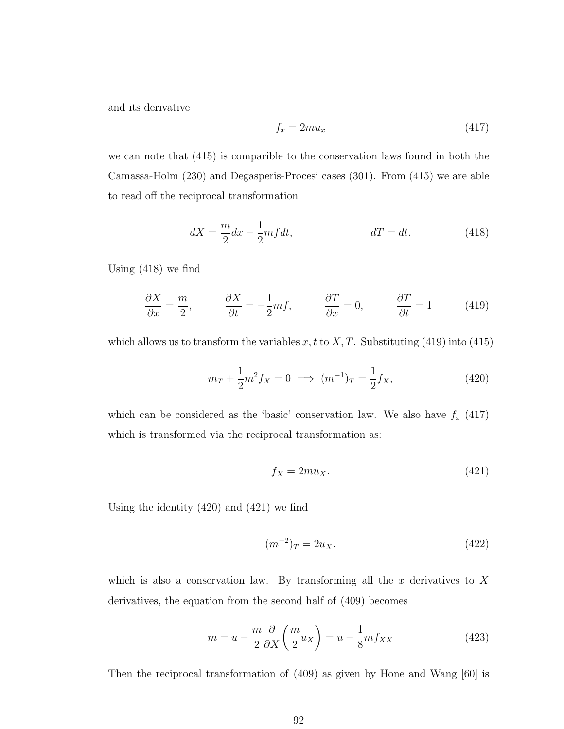and its derivative

$$f_x = 2mu_x \tag{417}$$

we can note that (415) is comparible to the conservation laws found in both the Camassa-Holm (230) and Degasperis-Procesi cases (301). From (415) we are able to read off the reciprocal transformation

$$dX = \frac{m}{2}dx - \frac{1}{2}mf dt, \qquad\qquad dT = dt. \tag{418}$$

Using (418) we find

$$\frac{\partial X}{\partial x} = \frac{m}{2}, \qquad \frac{\partial X}{\partial t} = -\frac{1}{2}mf, \qquad \frac{\partial T}{\partial x} = 0, \qquad \frac{\partial T}{\partial t} = 1 \tag{419}$$

which allows us to transform the variables $x, t$ to $X, T$. Substituting (419) into (415)

$$m_T + \frac{1}{2}m^2 f_X = 0 \implies (m^{-1})_T = \frac{1}{2}f_X, \tag{420}$$

which can be considered as the 'basic' conservation law. We also have $f_x$ (417) which is transformed via the reciprocal transformation as:

$$f_X = 2mu_X. \tag{421}$$

Using the identity (420) and (421) we find

$$(m^{-2})_T = 2u_X. \tag{422}$$

which is also a conservation law. By transforming all the $x$ derivatives to $X$ derivatives, the equation from the second half of (409) becomes

$$m = u - \frac{m}{2}\frac{\partial}{\partial X}\left(\frac{m}{2}u_X\right) = u - \frac{1}{8}mf_{XX} \tag{423}$$

Then the reciprocal transformation of (409) as given by Hone and Wang [60] is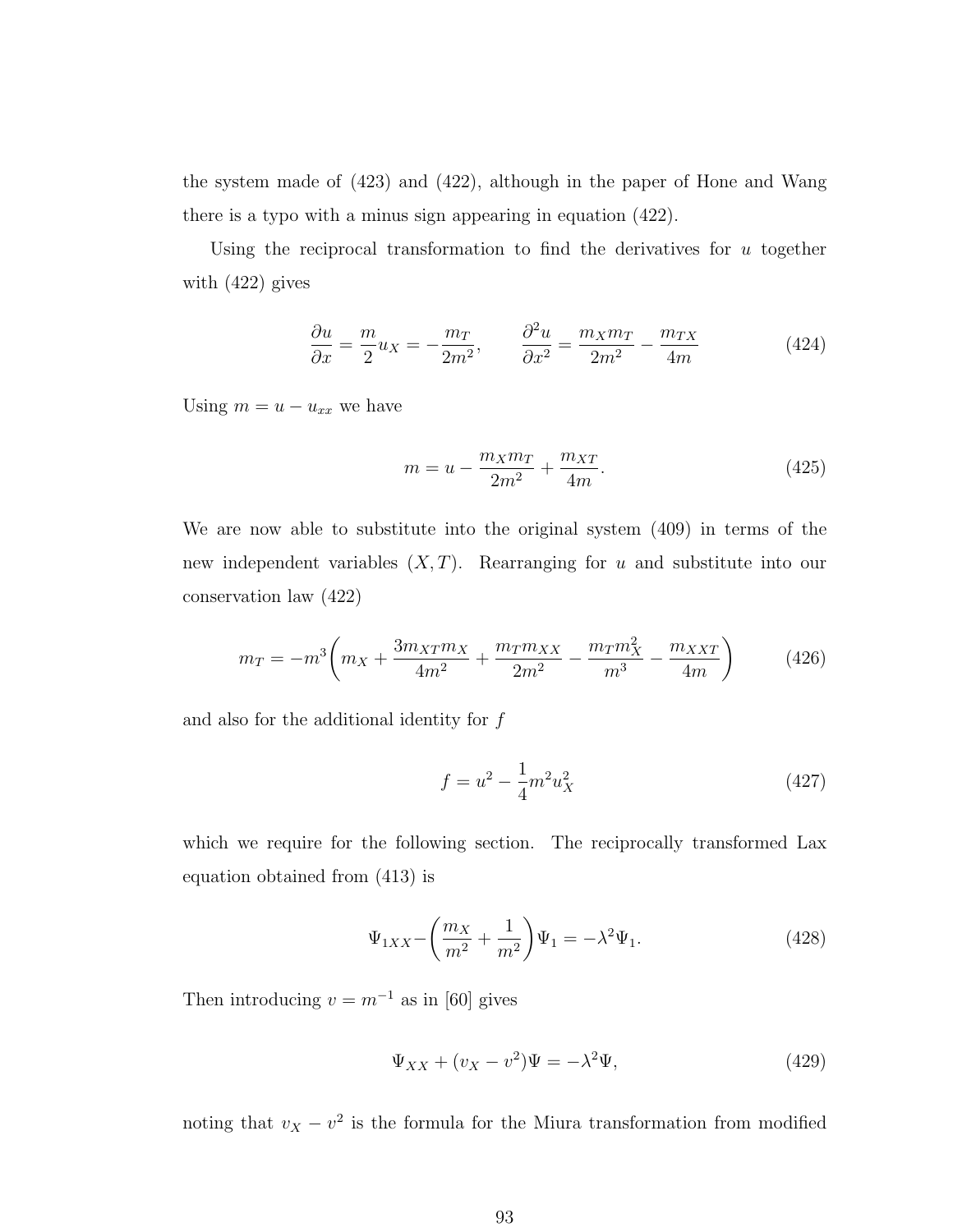the system made of (423) and (422), although in the paper of Hone and Wang there is a typo with a minus sign appearing in equation (422).

Using the reciprocal transformation to find the derivatives for $u$ together with (422) gives

$$\frac{\partial u}{\partial x} = \frac{m}{2}u_X = -\frac{m_T}{2m^2}, \qquad \frac{\partial^2 u}{\partial x^2} = \frac{m_X m_T}{2m^2} - \frac{m_{TX}}{4m} \tag{424}$$

Using $m = u - u_{xx}$ we have

$$m = u - \frac{m_X m_T}{2m^2} + \frac{m_{XT}}{4m}. \tag{425}$$

We are now able to substitute into the original system (409) in terms of the new independent variables $(X, T)$. Rearranging for $u$ and substitute into our conservation law (422)

$$m_T = -m^3\bigg(m_X + \frac{3m_{XT}m_X}{4m^2} + \frac{m_T m_{XX}}{2m^2} - \frac{m_T m_X^2}{m^3} - \frac{m_{XXT}}{4m}\bigg) \tag{426}$$

and also for the additional identity for $f$

$$f = u^2 - \frac{1}{4}m^2 u_X^2 \tag{427}$$

which we require for the following section. The reciprocally transformed Lax equation obtained from (413) is

$$\Psi_{1XX} - \bigg(\frac{m_X}{m^2} + \frac{1}{m^2}\bigg)\Psi_1 = -\lambda^2\Psi_1. \tag{428}$$

Then introducing $v = m^{-1}$ as in [60] gives

$$\Psi_{XX} + (v_X - v^2)\Psi = -\lambda^2\Psi, \tag{429}$$

noting that $v_X - v^2$ is the formula for the Miura transformation from modified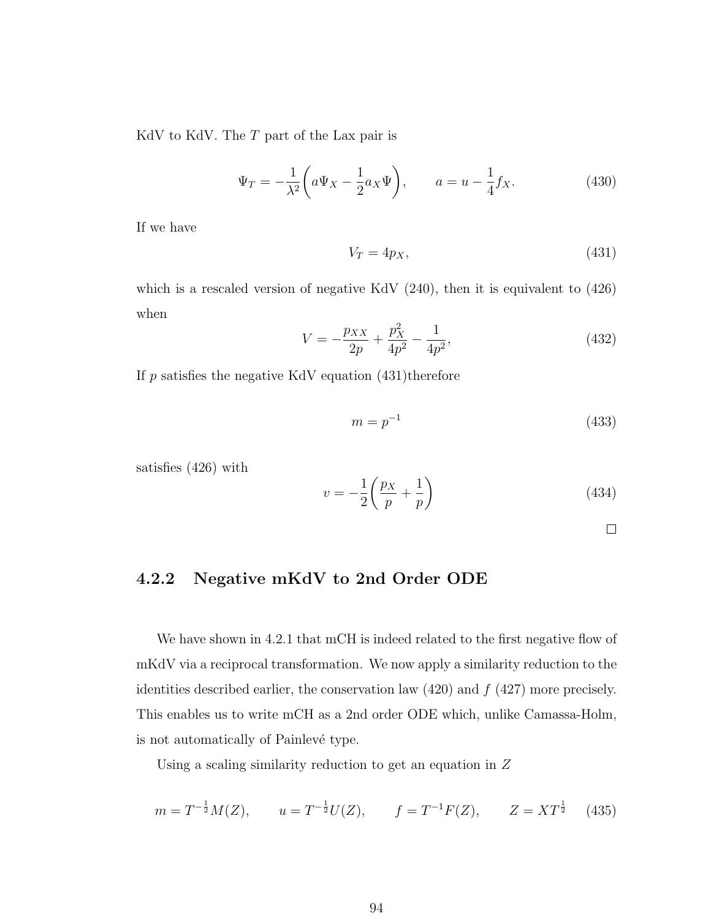KdV to KdV. The $T$ part of the Lax pair is

$$\Psi_T = -\frac{1}{\lambda^2}\bigg(a\Psi_X - \frac{1}{2}a_X\Psi\bigg), \qquad a = u - \frac{1}{4}f_X. \tag{430}$$

If we have

$$V_T = 4p_X, \tag{431}$$

which is a rescaled version of negative KdV (240), then it is equivalent to (426) when

$$V = -\frac{p_{XX}}{2p} + \frac{p_X^2}{4p^2} - \frac{1}{4p^2}, \tag{432}$$

If $p$ satisfies the negative KdV equation (431)therefore

$$m = p^{-1} \tag{433}$$

satisfies (426) with

$$v = -\frac{1}{2}\bigg(\frac{p_X}{p} + \frac{1}{p}\bigg) \tag{434}$$

□

### 4.2.2 Negative mKdV to 2nd Order ODE

We have shown in 4.2.1 that mCH is indeed related to the first negative flow of mKdV via a reciprocal transformation. We now apply a similarity reduction to the identities described earlier, the conservation law (420) and $f$ (427) more precisely. This enables us to write mCH as a 2nd order ODE which, unlike Camassa-Holm, is not automatically of Painlevé type.

Using a scaling similarity reduction to get an equation in $Z$

$$m = T^{-\frac{1}{2}}M(Z), \qquad u = T^{-\frac{1}{2}}U(Z), \qquad f = T^{-1}F(Z), \qquad Z = XT^{\frac{1}{2}} \tag{435}$$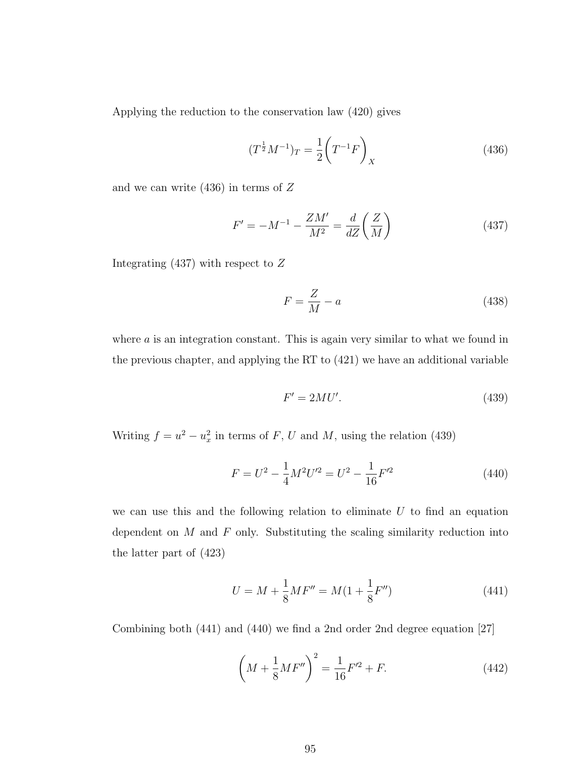Applying the reduction to the conservation law (420) gives

$$(T^{\frac{1}{2}}M^{-1})_T = \frac{1}{2}\bigg(T^{-1}F\bigg)_X \tag{436}$$

and we can write (436) in terms of $Z$

$$F' = -M^{-1} - \frac{ZM'}{M^2} = \frac{d}{dZ}\bigg(\frac{Z}{M}\bigg) \tag{437}$$

Integrating (437) with respect to $Z$

$$F = \frac{Z}{M} - a \tag{438}$$

where $a$ is an integration constant. This is again very similar to what we found in the previous chapter, and applying the RT to (421) we have an additional variable

$$F' = 2MU'. \tag{439}$$

Writing $f = u^2 - u_x^2$ in terms of $F$, $U$ and $M$, using the relation (439)

$$F = U^2 - \frac{1}{4}M^2U'^2 = U^2 - \frac{1}{16}F'^2 \tag{440}$$

we can use this and the following relation to eliminate $U$ to find an equation dependent on $M$ and $F$ only. Substituting the scaling similarity reduction into the latter part of (423)

$$U = M + \frac{1}{8}MF'' = M(1 + \frac{1}{8}F'') \tag{441}$$

Combining both (441) and (440) we find a 2nd order 2nd degree equation [27]

$$\bigg(M + \frac{1}{8}MF''\bigg)^2 = \frac{1}{16}F'^2 + F. \tag{442}$$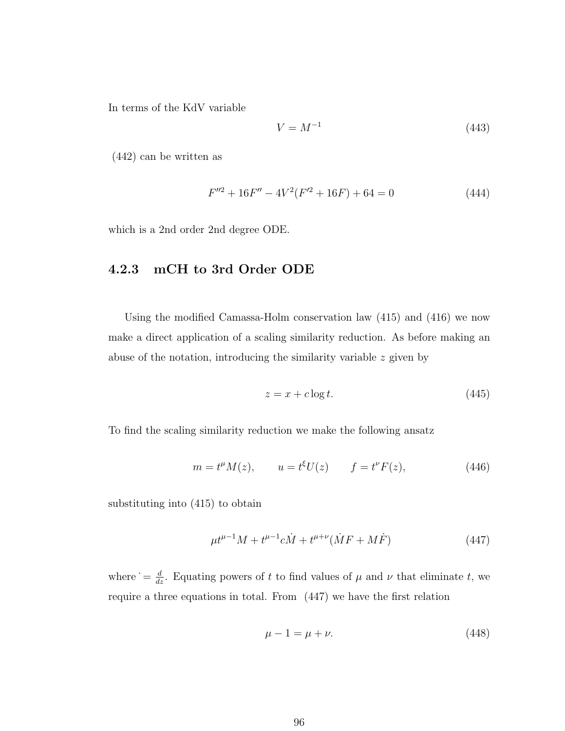In terms of the KdV variable

$$V = M^{-1} \tag{443}$$

(442) can be written as

$$F''^2 + 16F'' - 4V^2(F'^2 + 16F) + 64 = 0 \tag{444}$$

which is a 2nd order 2nd degree ODE.

### 4.2.3 mCH to 3rd Order ODE

Using the modified Camassa-Holm conservation law (415) and (416) we now make a direct application of a scaling similarity reduction. As before making an abuse of the notation, introducing the similarity variable $z$ given by

$$z = x + c \log t. \tag{445}$$

To find the scaling similarity reduction we make the following ansatz

$$m = t^{\mu} M(z), \qquad u = t^{\xi} U(z) \qquad f = t^{\nu} F(z), \tag{446}$$

substituting into (415) to obtain

$$\mu t^{\mu-1} M + t^{\mu-1} c\dot{M} + t^{\mu+\nu}(\dot{M}F + M\dot{F}) \tag{447}$$

where $\dot{} = \frac{d}{dz}$. Equating powers of $t$ to find values of $\mu$ and $\nu$ that eliminate $t$, we require a three equations in total. From (447) we have the first relation

$$\mu - 1 = \mu + \nu. \tag{448}$$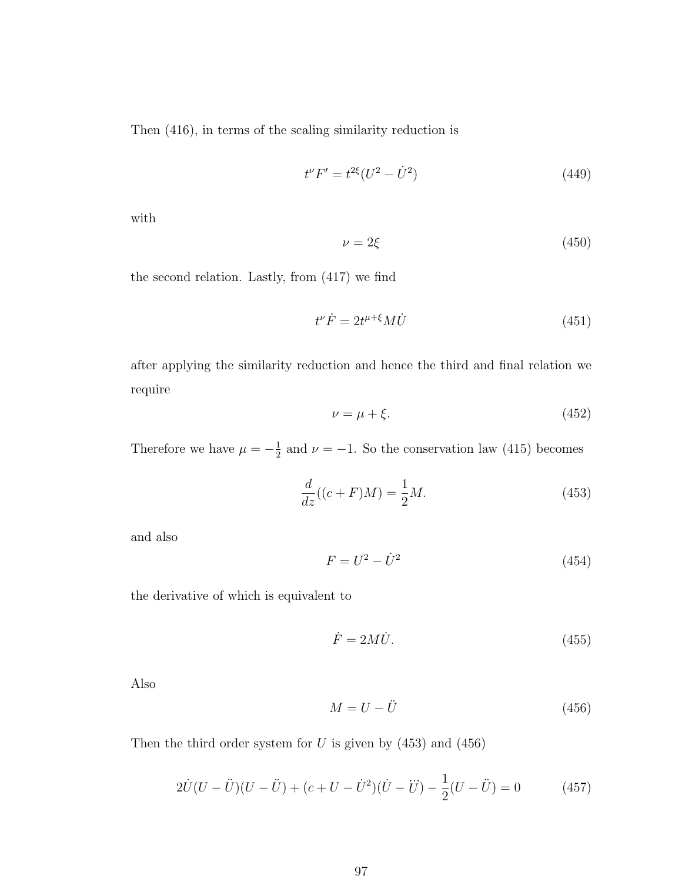Then (416), in terms of the scaling similarity reduction is

$$t^{\nu}F' = t^{2\xi}(U^2 - \dot{U}^2) \tag{449}$$

with

$$\nu = 2\xi \tag{450}$$

the second relation. Lastly, from (417) we find

$$t^{\nu}\dot{F} = 2t^{\mu+\xi}M\dot{U} \tag{451}$$

after applying the similarity reduction and hence the third and final relation we require

$$\nu = \mu + \xi. \tag{452}$$

Therefore we have $\mu = -\frac{1}{2}$ and $\nu = -1$. So the conservation law (415) becomes

$$\frac{d}{dz}((c+F)M) = \frac{1}{2}M. \tag{453}$$

and also

$$F = U^2 - \dot{U}^2 \tag{454}$$

the derivative of which is equivalent to

$$\dot{F} = 2M\dot{U}. \tag{455}$$

Also

$$M = U - \ddot{U} \tag{456}$$

Then the third order system for $U$ is given by (453) and (456)

$$2\dot{U}(U - \ddot{U})(U - \ddot{U}) + (c + U - \dot{U}^2)(\dot{U} - \dddot{U}) - \frac{1}{2}(U - \ddot{U}) = 0 \tag{457}$$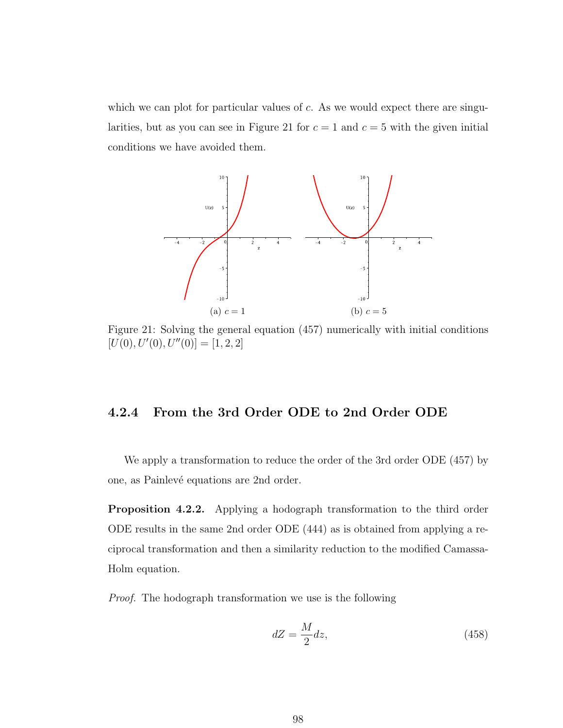which we can plot for particular values of $c$. As we would expect there are singularities, but as you can see in Figure 21 for $c = 1$ and $c = 5$ with the given initial conditions we have avoided them.

(a) $c = 1$

(b) $c = 5$

Figure 21: Solving the general equation (457) numerically with initial conditions $[U(0), U'(0), U''(0)] = [1, 2, 2]$

### 4.2.4 From the 3rd Order ODE to 2nd Order ODE

We apply a transformation to reduce the order of the 3rd order ODE (457) by one, as Painlevé equations are 2nd order.

**Proposition 4.2.2.** Applying a hodograph transformation to the third order ODE results in the same 2nd order ODE (444) as is obtained from applying a reciprocal transformation and then a similarity reduction to the modified Camassa-Holm equation.

*Proof.* The hodograph transformation we use is the following

$$dZ = \frac{M}{2} dz, \tag{458}$$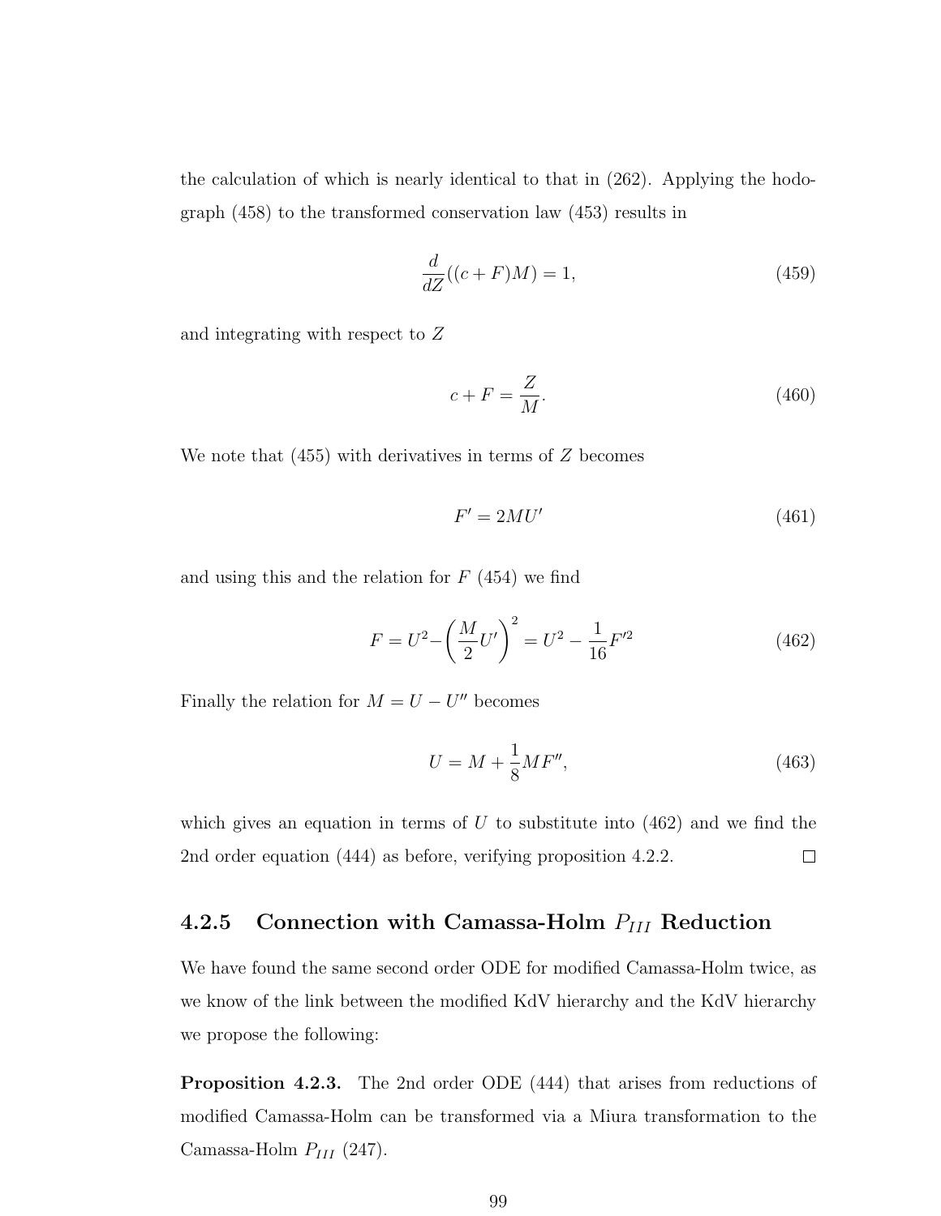the calculation of which is nearly identical to that in (262). Applying the hodograph (458) to the transformed conservation law (453) results in

$$\frac{d}{dZ}((c+F)M) = 1, \tag{459}$$

and integrating with respect to $Z$

$$c + F = \frac{Z}{M}. \tag{460}$$

We note that (455) with derivatives in terms of $Z$ becomes

$$F' = 2MU' \tag{461}$$

and using this and the relation for $F$ (454) we find

$$F = U^2 - \left(\frac{M}{2}U'\right)^2 = U^2 - \frac{1}{16}F'^2 \tag{462}$$

Finally the relation for $M = U - U''$ becomes

$$U = M + \frac{1}{8}MF'', \tag{463}$$

which gives an equation in terms of $U$ to substitute into (462) and we find the 2nd order equation (444) as before, verifying proposition 4.2.2. □

### 4.2.5 Connection with Camassa-Holm $P_{III}$ Reduction

We have found the same second order ODE for modified Camassa-Holm twice, as we know of the link between the modified KdV hierarchy and the KdV hierarchy we propose the following:

**Proposition 4.2.3.** The 2nd order ODE (444) that arises from reductions of modified Camassa-Holm can be transformed via a Miura transformation to the Camassa-Holm $P_{III}$ (247).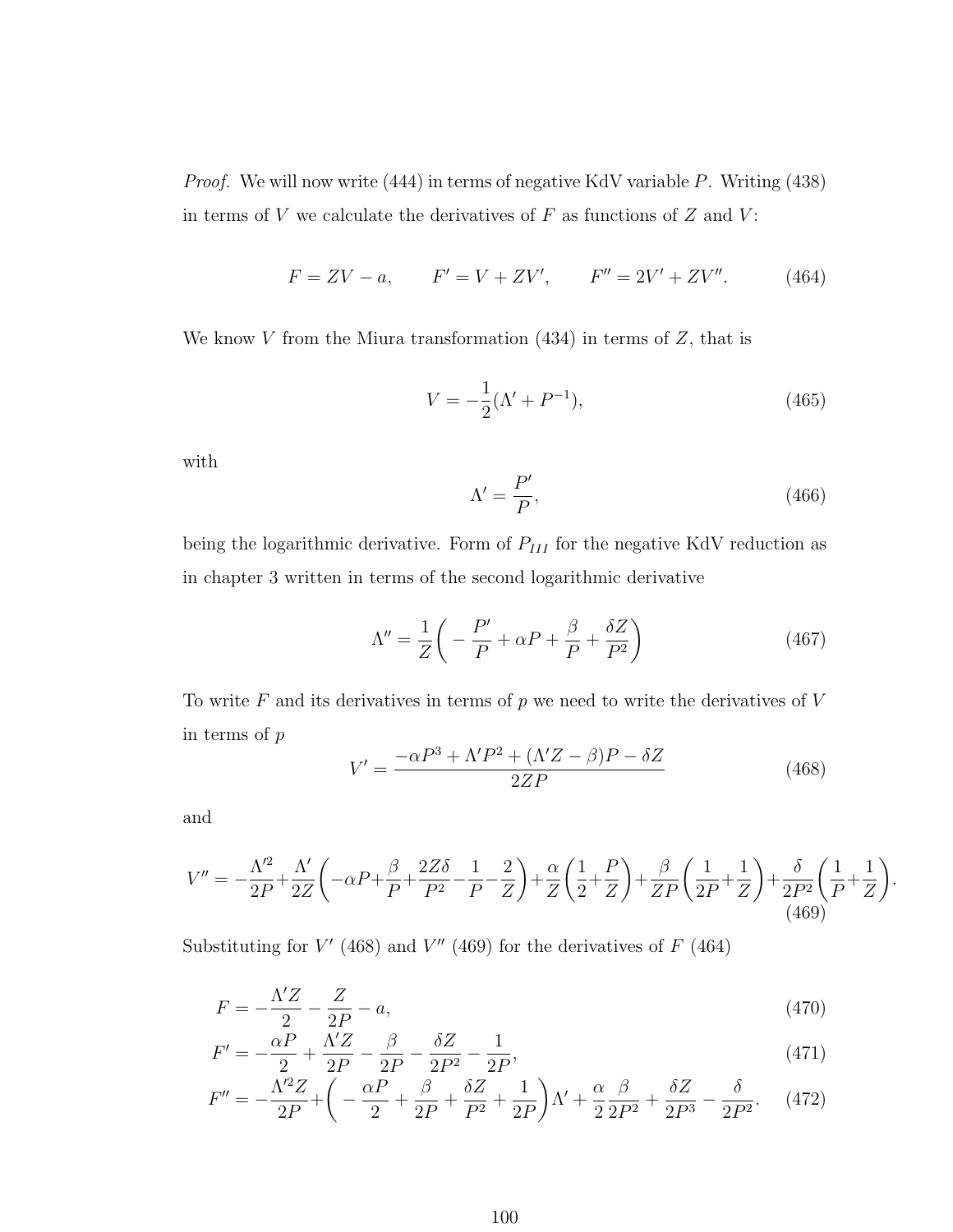*Proof.* We will now write (444) in terms of negative KdV variable $P$. Writing (438) in terms of $V$ we calculate the derivatives of $F$ as functions of $Z$ and $V$:

$$F = ZV - a, \qquad F' = V + ZV', \qquad F'' = 2V' + ZV''. \tag{464}$$

We know $V$ from the Miura transformation (434) in terms of $Z$, that is

$$V = -\frac{1}{2}(\Lambda' + P^{-1}), \tag{465}$$

with

$$\Lambda' = \frac{P'}{P}, \tag{466}$$

being the logarithmic derivative. Form of $P_{III}$ for the negative KdV reduction as in chapter 3 written in terms of the second logarithmic derivative

$$\Lambda'' = \frac{1}{Z}\bigg( -\frac{P'}{P} + \alpha P + \frac{\beta}{P} + \frac{\delta Z}{P^2}\bigg) \tag{467}$$

To write $F$ and its derivatives in terms of $p$ we need to write the derivatives of $V$ in terms of $p$

$$V' = \frac{-\alpha P^3 + \Lambda' P^2 + (\Lambda' Z - \beta)P - \delta Z}{2ZP} \tag{468}$$

and

$$V'' = -\frac{\Lambda'^2}{2P} + \frac{\Lambda'}{2Z}\left(-\alpha P + \frac{\beta}{P} + \frac{2Z\delta}{P^2} - \frac{1}{P} - \frac{2}{Z}\right) + \frac{\alpha}{Z}\left(\frac{1}{2} + \frac{P}{Z}\right) + \frac{\beta}{ZP}\left(\frac{1}{2P} + \frac{1}{Z}\right) + \frac{\delta}{2P^2}\left(\frac{1}{P} + \frac{1}{Z}\right). \tag{469}$$

Substituting for $V'$ (468) and $V''$ (469) for the derivatives of $F$ (464)

$$F = -\frac{\Lambda' Z}{2} - \frac{Z}{2P} - a, \tag{470}$$

$$F' = -\frac{\alpha P}{2} + \frac{\Lambda' Z}{2P} - \frac{\beta}{2P} - \frac{\delta Z}{2P^2} - \frac{1}{2P}, \tag{471}$$

$$F'' = -\frac{\Lambda'^2 Z}{2P} + \bigg( -\frac{\alpha P}{2} + \frac{\beta}{2P} + \frac{\delta Z}{P^2} + \frac{1}{2P}\bigg)\Lambda' + \frac{\alpha}{2}\frac{\beta}{2P^2} + \frac{\delta Z}{2P^3} - \frac{\delta}{2P^2}. \tag{472}$$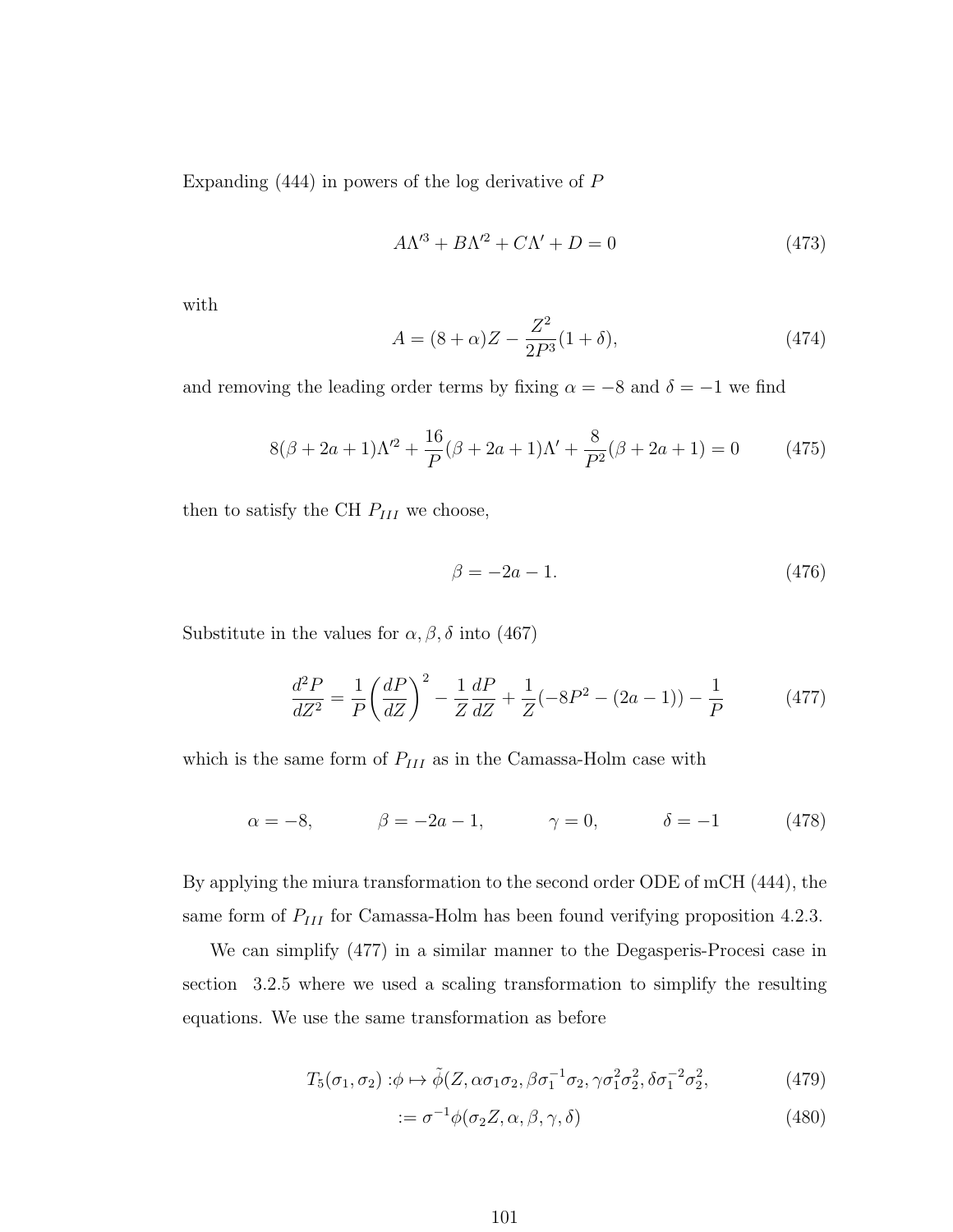Expanding (444) in powers of the log derivative of $P$

$$A\Lambda'^3 + B\Lambda'^2 + C\Lambda' + D = 0 \tag{473}$$

with

$$A = (8+\alpha)Z - \frac{Z^2}{2P^3}(1+\delta), \tag{474}$$

and removing the leading order terms by fixing $\alpha = -8$ and $\delta = -1$ we find

$$8(\beta + 2a + 1)\Lambda'^2 + \frac{16}{P}(\beta + 2a + 1)\Lambda' + \frac{8}{P^2}(\beta + 2a + 1) = 0 \tag{475}$$

then to satisfy the CH $P_{III}$ we choose,

$$\beta = -2a - 1. \tag{476}$$

Substitute in the values for $\alpha, \beta, \delta$ into (467)

$$\frac{d^2P}{dZ^2} = \frac{1}{P}\left(\frac{dP}{dZ}\right)^2 - \frac{1}{Z}\frac{dP}{dZ} + \frac{1}{Z}(-8P^2 - (2a-1)) - \frac{1}{P} \tag{477}$$

which is the same form of $P_{III}$ as in the Camassa-Holm case with

$$\alpha = -8, \qquad \beta = -2a - 1, \qquad \gamma = 0, \qquad \delta = -1 \tag{478}$$

By applying the miura transformation to the second order ODE of mCH (444), the same form of $P_{III}$ for Camassa-Holm has been found verifying proposition 4.2.3.

We can simplify (477) in a similar manner to the Degasperis-Procesi case in section 3.2.5 where we used a scaling transformation to simplify the resulting equations. We use the same transformation as before

$$T_5(\sigma_1, \sigma_2) : \phi \mapsto \tilde{\phi}(Z, \alpha\sigma_1\sigma_2, \beta\sigma_1^{-1}\sigma_2, \gamma\sigma_1^2\sigma_2^2, \delta\sigma_1^{-2}\sigma_2^2, \tag{479}$$

$$:= \sigma^{-1}\phi(\sigma_2 Z, \alpha, \beta, \gamma, \delta) \tag{480}$$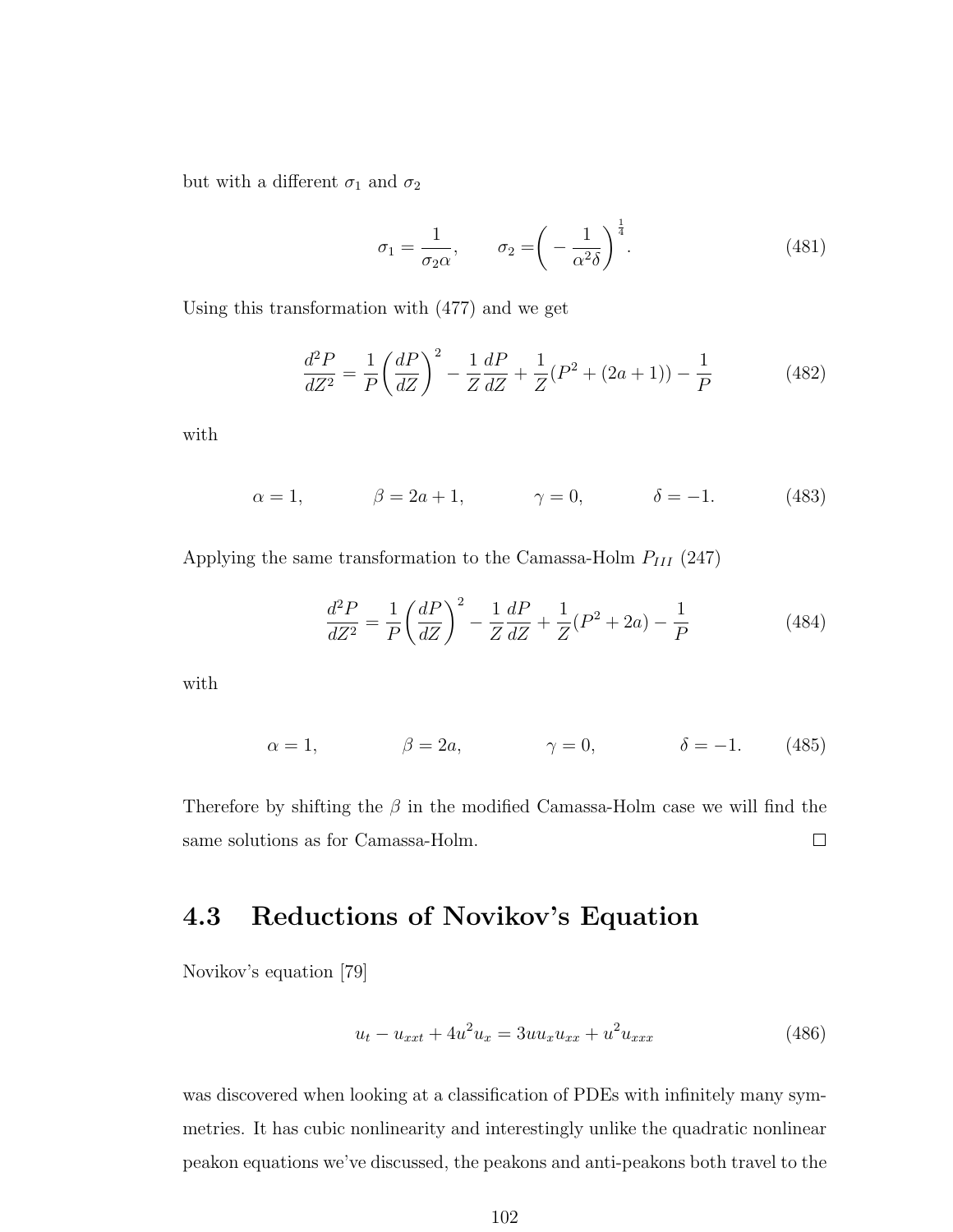but with a different $\sigma_1$ and $\sigma_2$

$$\sigma_1 = \frac{1}{\sigma_2 \alpha}, \qquad \sigma_2 = \left( -\frac{1}{\alpha^2 \delta} \right)^{\frac{1}{4}}. \tag{481}$$

Using this transformation with (477) and we get

$$\frac{d^2 P}{dZ^2} = \frac{1}{P}\left(\frac{dP}{dZ}\right)^2 - \frac{1}{Z}\frac{dP}{dZ} + \frac{1}{Z}(P^2 + (2a+1)) - \frac{1}{P} \tag{482}$$

with

$$\alpha = 1, \qquad \beta = 2a+1, \qquad \gamma = 0, \qquad \delta = -1. \tag{483}$$

Applying the same transformation to the Camassa-Holm $P_{III}$ (247)

$$\frac{d^2 P}{dZ^2} = \frac{1}{P}\left(\frac{dP}{dZ}\right)^2 - \frac{1}{Z}\frac{dP}{dZ} + \frac{1}{Z}(P^2 + 2a) - \frac{1}{P} \tag{484}$$

with

$$\alpha = 1, \qquad \beta = 2a, \qquad \gamma = 0, \qquad \delta = -1. \tag{485}$$

Therefore by shifting the $\beta$ in the modified Camassa-Holm case we will find the same solutions as for Camassa-Holm. □

## 4.3 Reductions of Novikov's Equation

Novikov's equation [79]

$$u_t - u_{xxt} + 4u^2 u_x = 3u u_x u_{xx} + u^2 u_{xxx} \tag{486}$$

was discovered when looking at a classification of PDEs with infinitely many symmetries. It has cubic nonlinearity and interestingly unlike the quadratic nonlinear peakon equations we've discussed, the peakons and anti-peakons both travel to the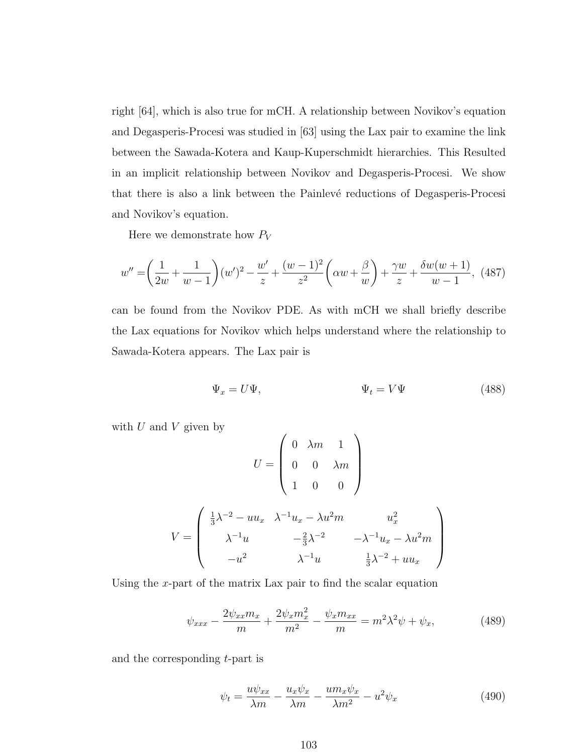right [64], which is also true for mCH. A relationship between Novikov's equation and Degasperis-Procesi was studied in [63] using the Lax pair to examine the link between the Sawada-Kotera and Kaup-Kuperschmidt hierarchies. This Resulted in an implicit relationship between Novikov and Degasperis-Procesi. We show that there is also a link between the Painlevé reductions of Degasperis-Procesi and Novikov's equation.

Here we demonstrate how $P_V$

$$w'' = \left(\frac{1}{2w} + \frac{1}{w-1}\right)(w')^2 - \frac{w'}{z} + \frac{(w-1)^2}{z^2}\left(\alpha w + \frac{\beta}{w}\right) + \frac{\gamma w}{z} + \frac{\delta w(w+1)}{w-1}, \quad (487)$$

can be found from the Novikov PDE. As with mCH we shall briefly describe the Lax equations for Novikov which helps understand where the relationship to Sawada-Kotera appears. The Lax pair is

$$\Psi_x = U\Psi, \qquad\qquad \Psi_t = V\Psi \quad (488)$$

with $U$ and $V$ given by

$$U = \begin{pmatrix} 0 & \lambda m & 1 \\ 0 & 0 & \lambda m \\ 1 & 0 & 0 \end{pmatrix}$$

$$V = \begin{pmatrix} \frac{1}{3}\lambda^{-2} - uu_x & \lambda^{-1}u_x - \lambda u^2 m & u_x^2 \\ \lambda^{-1}u & -\frac{2}{3}\lambda^{-2} & -\lambda^{-1}u_x - \lambda u^2 m \\ -u^2 & \lambda^{-1}u & \frac{1}{3}\lambda^{-2} + uu_x \end{pmatrix}$$

Using the $x$-part of the matrix Lax pair to find the scalar equation

$$\psi_{xxx} - \frac{2\psi_{xx}m_x}{m} + \frac{2\psi_x m_x^2}{m^2} - \frac{\psi_x m_{xx}}{m} = m^2\lambda^2\psi + \psi_x, \quad (489)$$

and the corresponding $t$-part is

$$\psi_t = \frac{u\psi_{xx}}{\lambda m} - \frac{u_x\psi_x}{\lambda m} - \frac{u m_x \psi_x}{\lambda m^2} - u^2\psi_x \quad (490)$$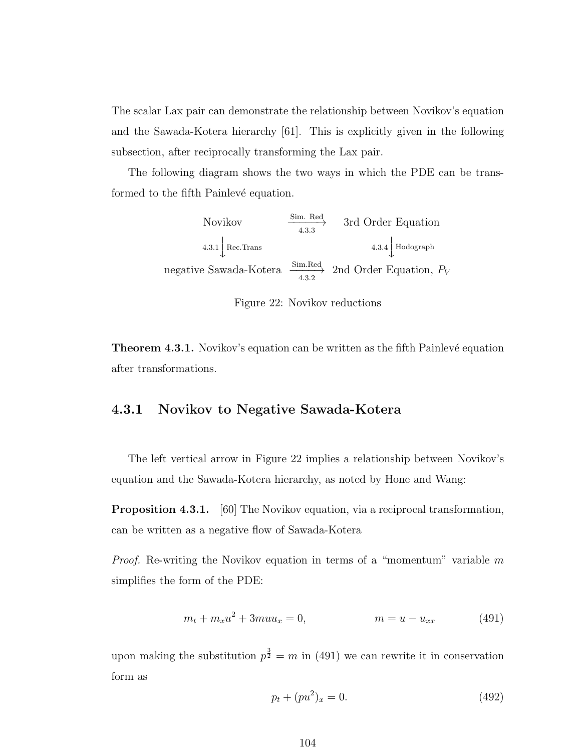The scalar Lax pair can demonstrate the relationship between Novikov's equation and the Sawada-Kotera hierarchy [61]. This is explicitly given in the following subsection, after reciprocally transforming the Lax pair.

The following diagram shows the two ways in which the PDE can be transformed to the fifth Painlevé equation.

$$
\begin{array}{ccc}
\text{Novikov} & \xrightarrow[\text{4.3.3}]{\text{Sim. Red}} & \text{3rd Order Equation} \\
{\scriptstyle 4.3.1}\big\downarrow{\scriptstyle \text{Rec.Trans}} & & {\scriptstyle 4.3.4}\big\downarrow{\scriptstyle \text{Hodograph}} \\
\text{negative Sawada-Kotera} & \xrightarrow[\text{4.3.2}]{\text{Sim.Red}} & \text{2nd Order Equation, } P_V
\end{array}
$$

Figure 22: Novikov reductions

**Theorem 4.3.1.** Novikov's equation can be written as the fifth Painlevé equation after transformations.

### 4.3.1 Novikov to Negative Sawada-Kotera

The left vertical arrow in Figure 22 implies a relationship between Novikov's equation and the Sawada-Kotera hierarchy, as noted by Hone and Wang:

**Proposition 4.3.1.** [60] The Novikov equation, via a reciprocal transformation, can be written as a negative flow of Sawada-Kotera

*Proof.* Re-writing the Novikov equation in terms of a "momentum" variable $m$ simplifies the form of the PDE:

$$m_t + m_x u^2 + 3muu_x = 0, \qquad\qquad m = u - u_{xx} \tag{491}$$

upon making the substitution $p^{\frac{3}{2}} = m$ in (491) we can rewrite it in conservation form as

$$p_t + (pu^2)_x = 0. \tag{492}$$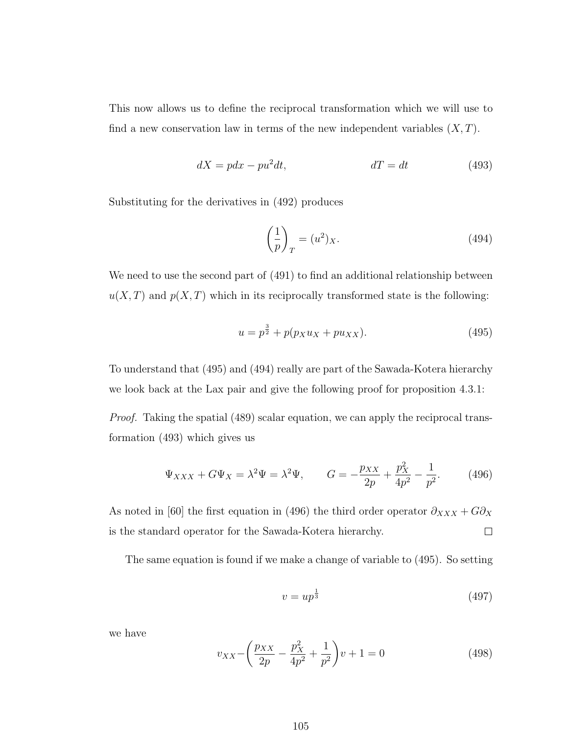This now allows us to define the reciprocal transformation which we will use to find a new conservation law in terms of the new independent variables $(X, T)$.

$$dX = pdx - pu^2 dt, \qquad\qquad dT = dt \tag{493}$$

Substituting for the derivatives in (492) produces

$$\left(\frac{1}{p}\right)_T = (u^2)_X. \tag{494}$$

We need to use the second part of (491) to find an additional relationship between $u(X,T)$ and $p(X,T)$ which in its reciprocally transformed state is the following:

$$u = p^{\frac{3}{2}} + p(p_X u_X + p u_{XX}). \tag{495}$$

To understand that (495) and (494) really are part of the Sawada-Kotera hierarchy we look back at the Lax pair and give the following proof for proposition 4.3.1:

*Proof.* Taking the spatial (489) scalar equation, we can apply the reciprocal transformation (493) which gives us

$$\Psi_{XXX} + G\Psi_X = \lambda^2 \Psi = \lambda^2 \Psi, \qquad G = -\frac{p_{XX}}{2p} + \frac{p_X^2}{4p^2} - \frac{1}{p^2}. \tag{496}$$

As noted in [60] the first equation in (496) the third order operator $\partial_{XXX} + G\partial_X$ is the standard operator for the Sawada-Kotera hierarchy. □

The same equation is found if we make a change of variable to (495). So setting

$$v = up^{\frac{1}{3}} \tag{497}$$

we have

$$v_{XX} - \left(\frac{p_{XX}}{2p} - \frac{p_X^2}{4p^2} + \frac{1}{p^2}\right)v + 1 = 0 \tag{498}$$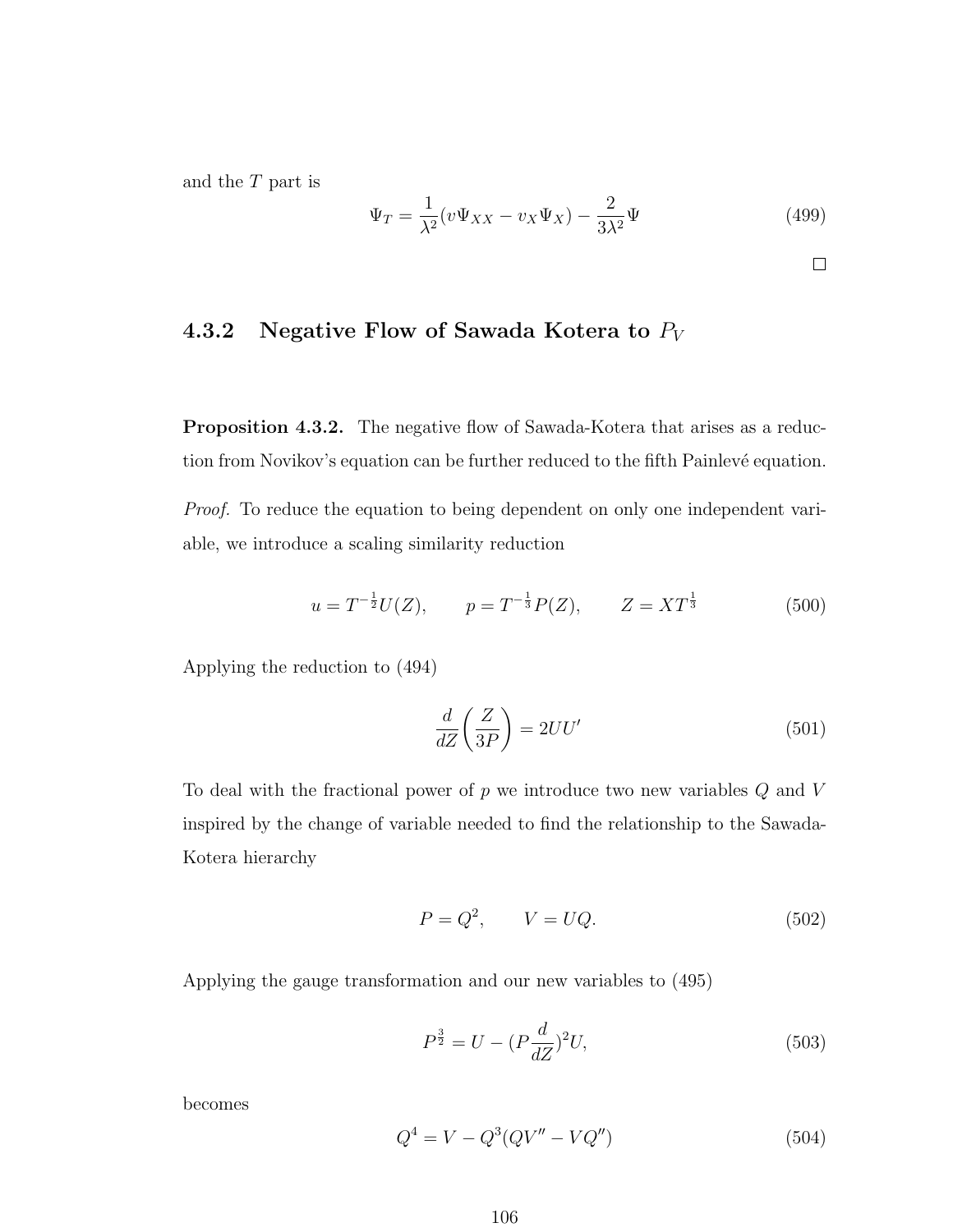and the $T$ part is

$$\Psi_T = \frac{1}{\lambda^2}(v\Psi_{XX} - v_X\Psi_X) - \frac{2}{3\lambda^2}\Psi \tag{499}$$

□

### 4.3.2 Negative Flow of Sawada Kotera to $P_V$

**Proposition 4.3.2.** The negative flow of Sawada-Kotera that arises as a reduction from Novikov's equation can be further reduced to the fifth Painlevé equation.

*Proof.* To reduce the equation to being dependent on only one independent variable, we introduce a scaling similarity reduction

$$u = T^{-\frac{1}{2}}U(Z), \qquad p = T^{-\frac{1}{3}}P(Z), \qquad Z = XT^{\frac{1}{3}} \tag{500}$$

Applying the reduction to (494)

$$\frac{d}{dZ}\left(\frac{Z}{3P}\right) = 2UU' \tag{501}$$

To deal with the fractional power of $p$ we introduce two new variables $Q$ and $V$ inspired by the change of variable needed to find the relationship to the Sawada-Kotera hierarchy

$$P = Q^2, \qquad V = UQ. \tag{502}$$

Applying the gauge transformation and our new variables to (495)

$$P^{\frac{3}{2}} = U - (P\frac{d}{dZ})^2U, \tag{503}$$

becomes

$$Q^4 = V - Q^3(QV'' - VQ'') \tag{504}$$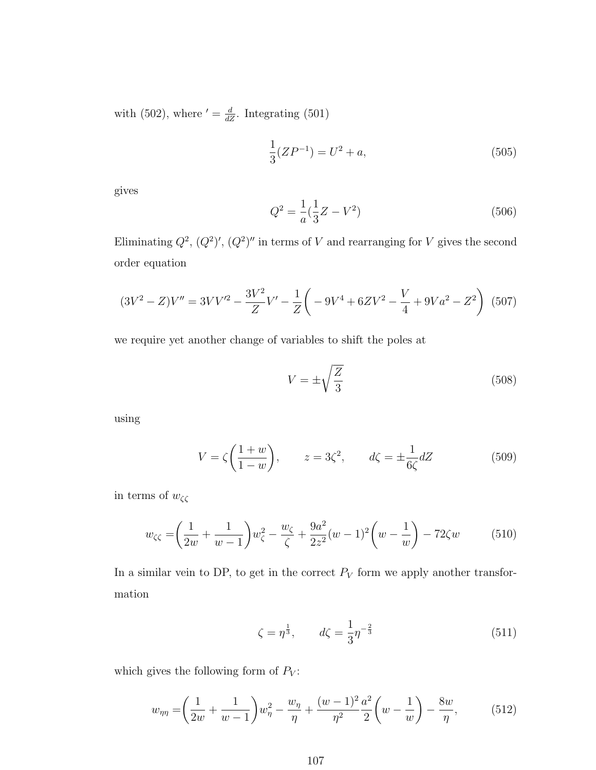with (502), where $' = \frac{d}{dZ}$. Integrating (501)

$$\frac{1}{3}(ZP^{-1}) = U^2 + a, \tag{505}$$

gives

$$Q^2 = \frac{1}{a}(\frac{1}{3}Z - V^2) \tag{506}$$

Eliminating $Q^2$, $(Q^2)'$, $(Q^2)''$ in terms of $V$ and rearranging for $V$ gives the second order equation

$$(3V^2 - Z)V'' = 3VV'^2 - \frac{3V^2}{Z}V' - \frac{1}{Z}\bigg( -9V^4 + 6ZV^2 - \frac{V}{4} + 9Va^2 - Z^2\bigg) \tag{507}$$

we require yet another change of variables to shift the poles at

$$V = \pm\sqrt{\frac{Z}{3}} \tag{508}$$

using

$$V = \zeta\bigg(\frac{1+w}{1-w}\bigg), \qquad z = 3\zeta^2, \qquad d\zeta = \pm\frac{1}{6\zeta}dZ \tag{509}$$

in terms of $w_{\zeta\zeta}$

$$w_{\zeta\zeta} = \bigg(\frac{1}{2w} + \frac{1}{w-1}\bigg)w_\zeta^2 - \frac{w_\zeta}{\zeta} + \frac{9a^2}{2z^2}(w-1)^2\bigg(w - \frac{1}{w}\bigg) - 72\zeta w \tag{510}$$

In a similar vein to DP, to get in the correct $P_V$ form we apply another transformation

$$\zeta = \eta^{\frac{1}{3}}, \qquad d\zeta = \frac{1}{3}\eta^{-\frac{2}{3}} \tag{511}$$

which gives the following form of $P_V$:

$$w_{\eta\eta} = \bigg(\frac{1}{2w} + \frac{1}{w-1}\bigg)w_\eta^2 - \frac{w_\eta}{\eta} + \frac{(w-1)^2}{\eta^2}\frac{a^2}{2}\bigg(w - \frac{1}{w}\bigg) - \frac{8w}{\eta}, \tag{512}$$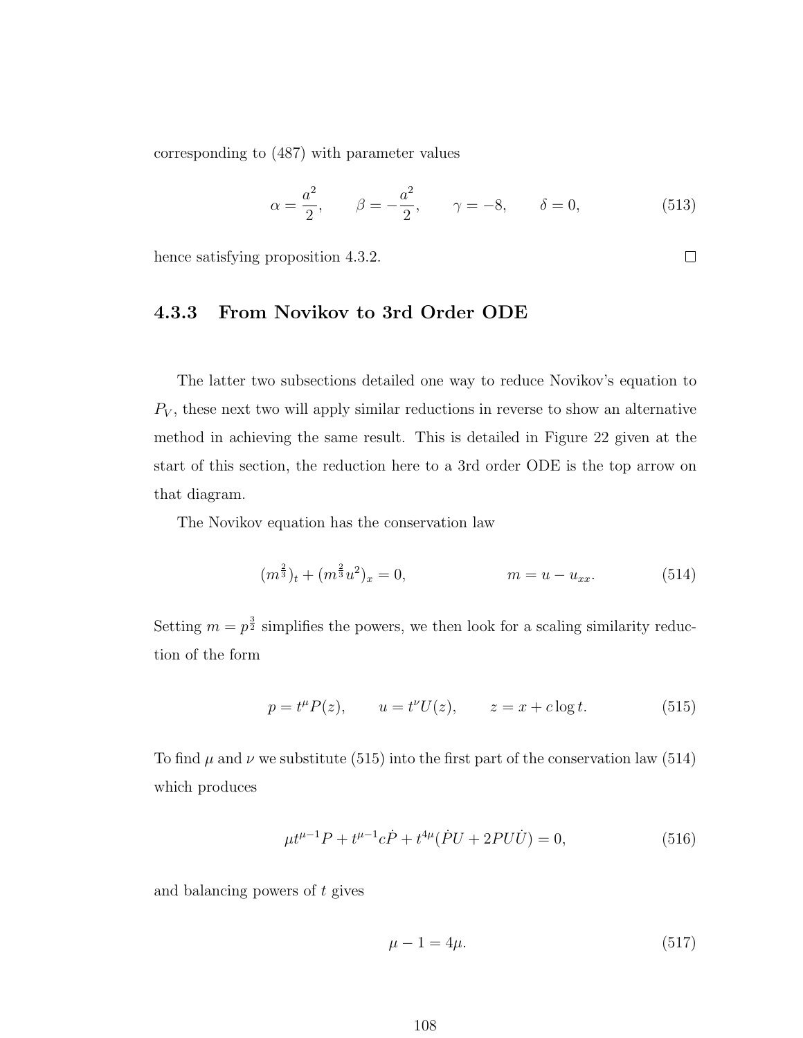corresponding to (487) with parameter values

$$\alpha = \frac{a^2}{2}, \qquad \beta = -\frac{a^2}{2}, \qquad \gamma = -8, \qquad \delta = 0, \tag{513}$$

hence satisfying proposition 4.3.2. □

### 4.3.3 From Novikov to 3rd Order ODE

The latter two subsections detailed one way to reduce Novikov's equation to $P_V$, these next two will apply similar reductions in reverse to show an alternative method in achieving the same result. This is detailed in Figure 22 given at the start of this section, the reduction here to a 3rd order ODE is the top arrow on that diagram.

The Novikov equation has the conservation law

$$(m^{\frac{2}{3}})_t + (m^{\frac{2}{3}}u^2)_x = 0, \qquad\qquad m = u - u_{xx}. \tag{514}$$

Setting $m = p^{\frac{3}{2}}$ simplifies the powers, we then look for a scaling similarity reduction of the form

$$p = t^{\mu}P(z), \qquad u = t^{\nu}U(z), \qquad z = x + c\log t. \tag{515}$$

To find $\mu$ and $\nu$ we substitute (515) into the first part of the conservation law (514) which produces

$$\mu t^{\mu-1}P + t^{\mu-1}c\dot{P} + t^{4\mu}(\dot{P}U + 2PU\dot{U}) = 0, \tag{516}$$

and balancing powers of $t$ gives

$$\mu - 1 = 4\mu. \tag{517}$$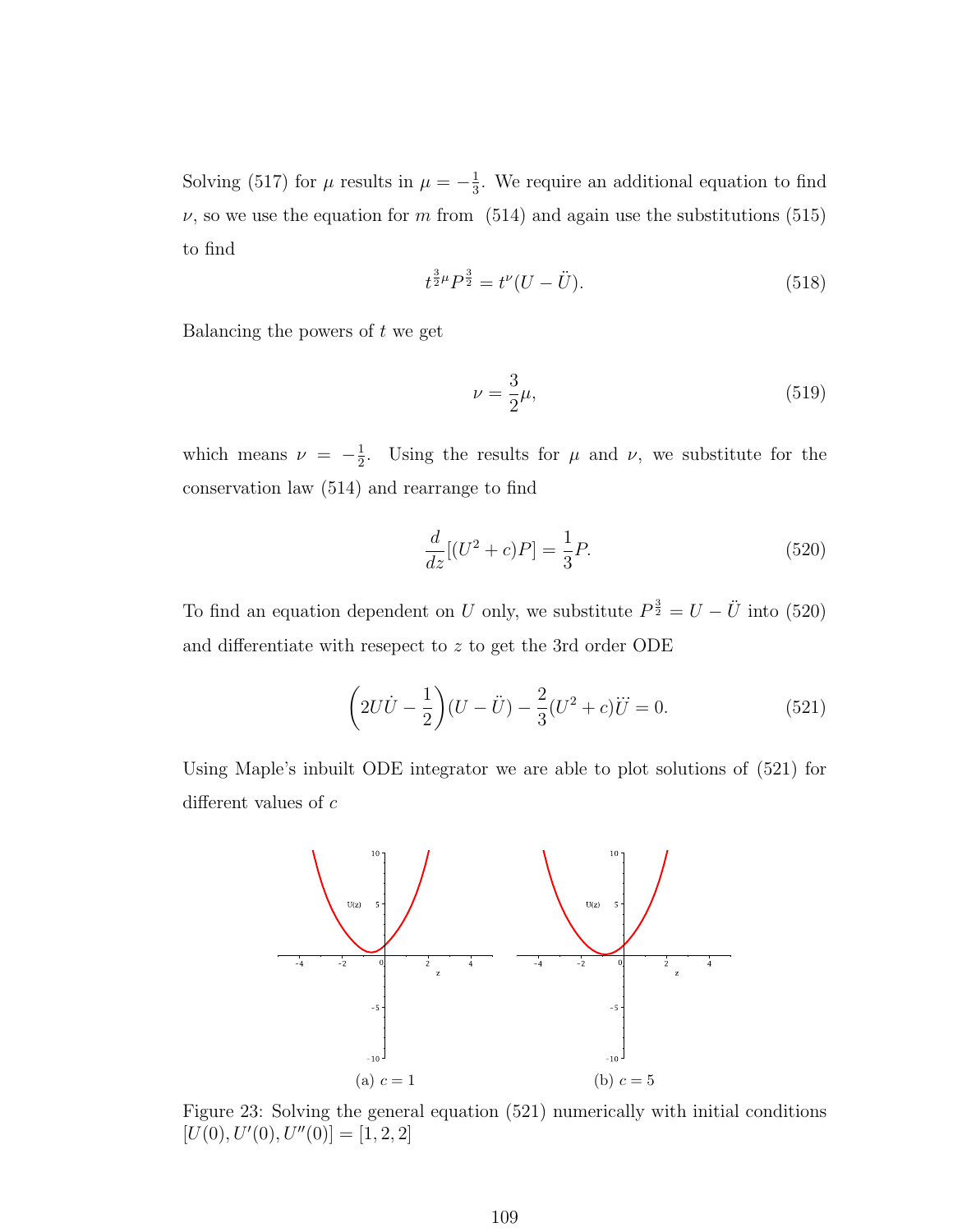Solving (517) for $\mu$ results in $\mu = -\frac{1}{3}$. We require an additional equation to find $\nu$, so we use the equation for $m$ from (514) and again use the substitutions (515) to find

$$t^{\frac{3}{2}\mu} P^{\frac{3}{2}} = t^{\nu}(U - \ddot{U}). \tag{518}$$

Balancing the powers of $t$ we get

$$\nu = \frac{3}{2}\mu, \tag{519}$$

which means $\nu = -\frac{1}{2}$. Using the results for $\mu$ and $\nu$, we substitute for the conservation law (514) and rearrange to find

$$\frac{d}{dz}[(U^2 + c)P] = \frac{1}{3}P. \tag{520}$$

To find an equation dependent on $U$ only, we substitute $P^{\frac{3}{2}} = U - \ddot{U}$ into (520) and differentiate with resepect to $z$ to get the 3rd order ODE

$$\left(2U\dot{U} - \frac{1}{2}\right)(U - \ddot{U}) - \frac{2}{3}(U^2 + c)\dddot{U} = 0. \tag{521}$$

Using Maple's inbuilt ODE integrator we are able to plot solutions of (521) for different values of $c$

(a) $c = 1$ (b) $c = 5$

Figure 23: Solving the general equation (521) numerically with initial conditions $[U(0), U'(0), U''(0)] = [1, 2, 2]$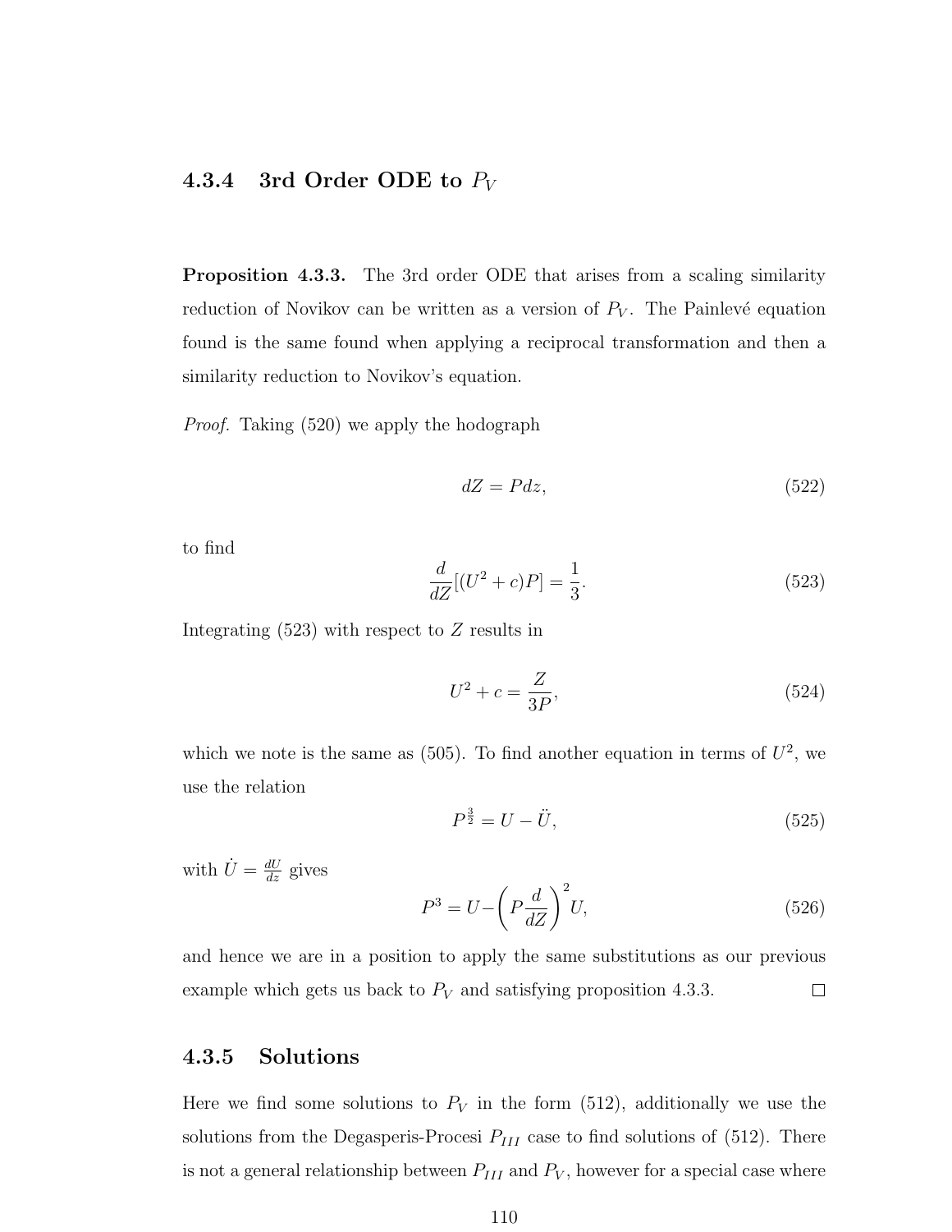### 4.3.4 3rd Order ODE to $P_V$

**Proposition 4.3.3.** The 3rd order ODE that arises from a scaling similarity reduction of Novikov can be written as a version of $P_V$. The Painlevé equation found is the same found when applying a reciprocal transformation and then a similarity reduction to Novikov's equation.

*Proof.* Taking (520) we apply the hodograph

$$dZ = Pdz, \tag{522}$$

to find

$$\frac{d}{dZ}[(U^2 + c)P] = \frac{1}{3}. \tag{523}$$

Integrating (523) with respect to $Z$ results in

$$U^2 + c = \frac{Z}{3P}, \tag{524}$$

which we note is the same as (505). To find another equation in terms of $U^2$, we use the relation

$$P^{\frac{3}{2}} = U - \ddot{U}, \tag{525}$$

with $\dot{U} = \frac{dU}{dz}$ gives

$$P^3 = U - \left(P\frac{d}{dZ}\right)^2 U, \tag{526}$$

and hence we are in a position to apply the same substitutions as our previous example which gets us back to $P_V$ and satisfying proposition 4.3.3. $\square$

### 4.3.5 Solutions

Here we find some solutions to $P_V$ in the form (512), additionally we use the solutions from the Degasperis-Procesi $P_{III}$ case to find solutions of (512). There is not a general relationship between $P_{III}$ and $P_V$, however for a special case where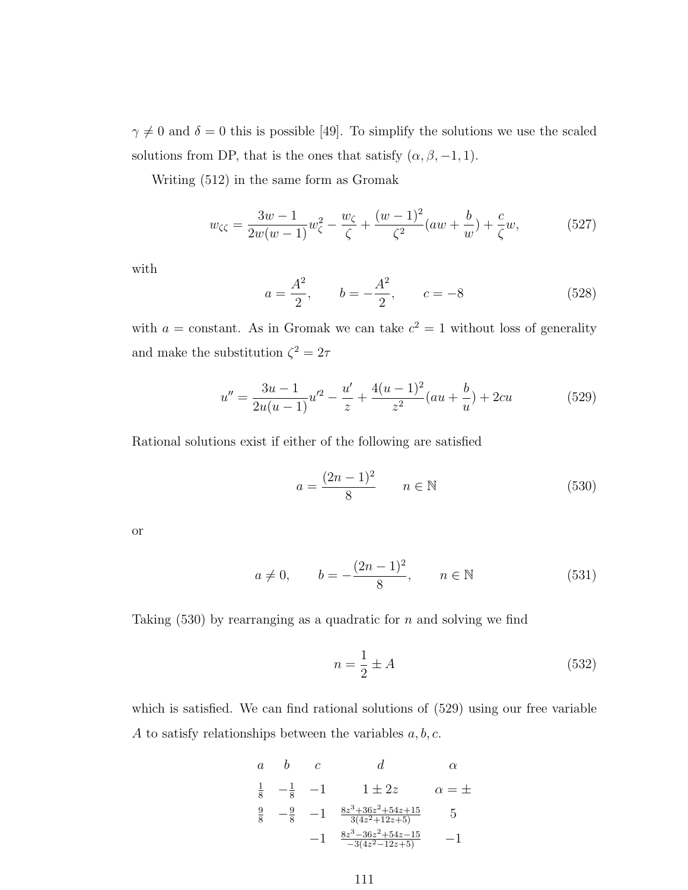$\gamma \neq 0$ and $\delta = 0$ this is possible [49]. To simplify the solutions we use the scaled solutions from DP, that is the ones that satisfy $(\alpha, \beta, -1, 1)$.

Writing (512) in the same form as Gromak

$$w_{\zeta\zeta} = \frac{3w-1}{2w(w-1)}w_\zeta^2 - \frac{w_\zeta}{\zeta} + \frac{(w-1)^2}{\zeta^2}(aw + \frac{b}{w}) + \frac{c}{\zeta}w, \tag{527}$$

with

$$a = \frac{A^2}{2}, \qquad b = -\frac{A^2}{2}, \qquad c = -8 \tag{528}$$

with $a =$ constant. As in Gromak we can take $c^2 = 1$ without loss of generality and make the substitution $\zeta^2 = 2\tau$

$$u'' = \frac{3u-1}{2u(u-1)}u'^2 - \frac{u'}{z} + \frac{4(u-1)^2}{z^2}(au + \frac{b}{u}) + 2cu \tag{529}$$

Rational solutions exist if either of the following are satisfied

$$a = \frac{(2n-1)^2}{8} \qquad n \in \mathbb{N} \tag{530}$$

or

$$a \neq 0, \qquad b = -\frac{(2n-1)^2}{8}, \qquad n \in \mathbb{N} \tag{531}$$

Taking (530) by rearranging as a quadratic for $n$ and solving we find

$$n = \frac{1}{2} \pm A \tag{532}$$

which is satisfied. We can find rational solutions of (529) using our free variable $A$ to satisfy relationships between the variables $a, b, c$.

| $a$ | $b$ | $c$ | $d$ | $\alpha$ |
|---|---|---|---|---|
| $\frac{1}{8}$ | $-\frac{1}{8}$ | $-1$ | $1 \pm 2z$ | $\alpha = \pm$ |
| $\frac{9}{8}$ | $-\frac{9}{8}$ | $-1$ | $\frac{8z^3+36z^2+54z+15}{3(4z^2+12z+5)}$ | $5$ |
| | | $-1$ | $\frac{8z^3-36z^2+54z-15}{-3(4z^2-12z+5)}$ | $-1$ |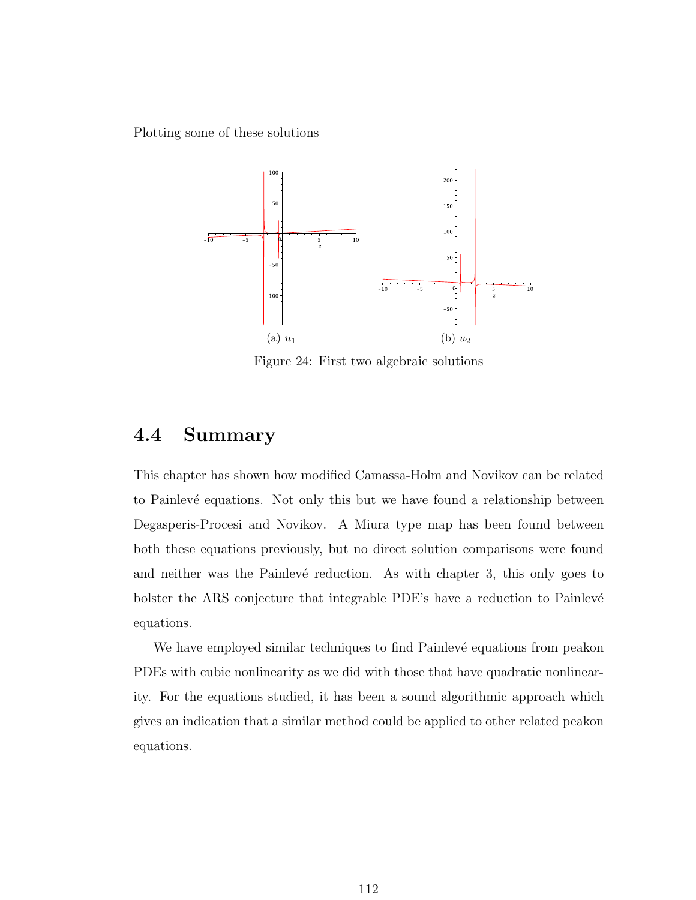Plotting some of these solutions

(a) $u_1$

(b) $u_2$

Figure 24: First two algebraic solutions

## 4.4 Summary

This chapter has shown how modified Camassa-Holm and Novikov can be related to Painlevé equations. Not only this but we have found a relationship between Degasperis-Procesi and Novikov. A Miura type map has been found between both these equations previously, but no direct solution comparisons were found and neither was the Painlevé reduction. As with chapter 3, this only goes to bolster the ARS conjecture that integrable PDE's have a reduction to Painlevé equations.

We have employed similar techniques to find Painlevé equations from peakon PDEs with cubic nonlinearity as we did with those that have quadratic nonlinearity. For the equations studied, it has been a sound algorithmic approach which gives an indication that a similar method could be applied to other related peakon equations.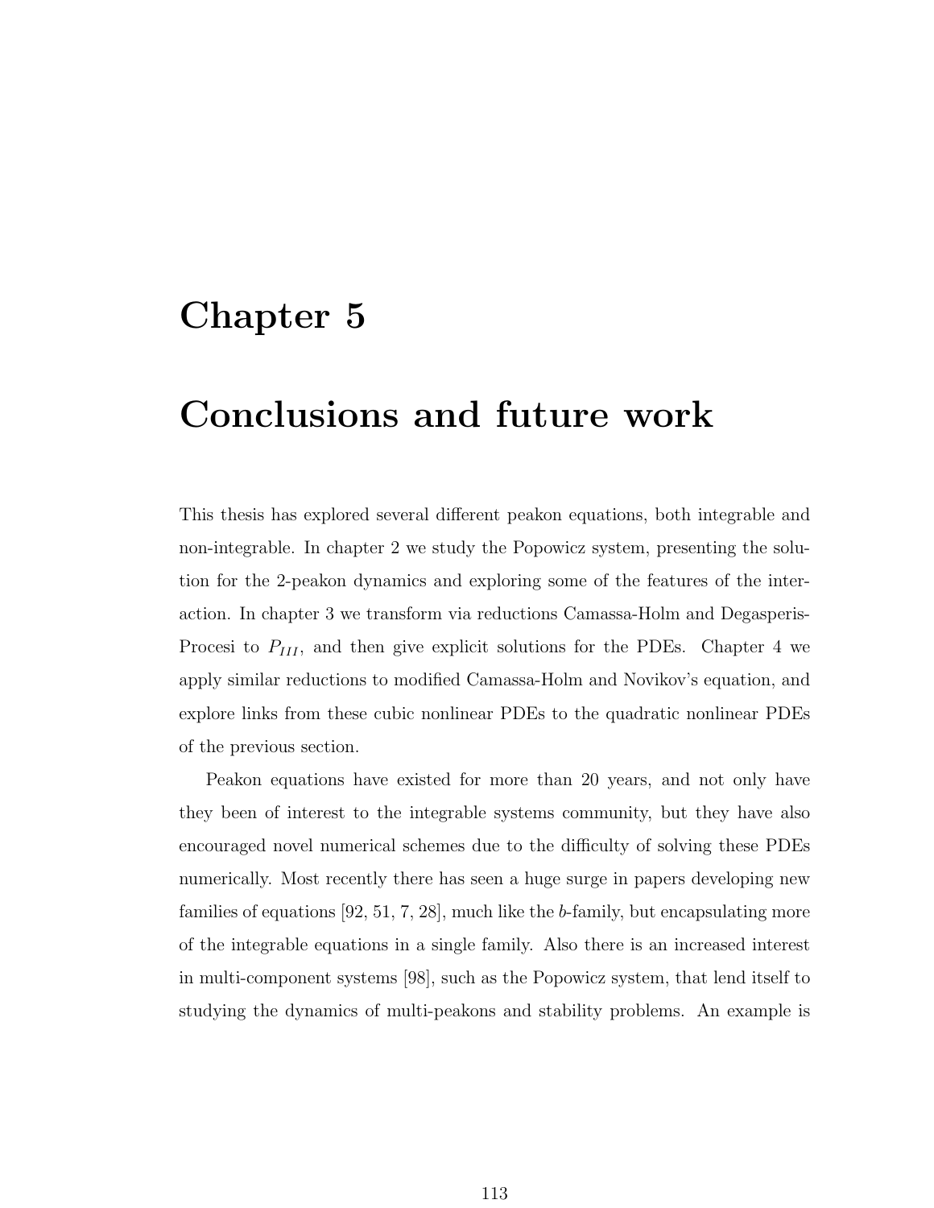# Chapter 5

# Conclusions and future work

This thesis has explored several different peakon equations, both integrable and non-integrable. In chapter 2 we study the Popowicz system, presenting the solution for the 2-peakon dynamics and exploring some of the features of the interaction. In chapter 3 we transform via reductions Camassa-Holm and Degasperis-Procesi to $P_{III}$, and then give explicit solutions for the PDEs. Chapter 4 we apply similar reductions to modified Camassa-Holm and Novikov's equation, and explore links from these cubic nonlinear PDEs to the quadratic nonlinear PDEs of the previous section.

Peakon equations have existed for more than 20 years, and not only have they been of interest to the integrable systems community, but they have also encouraged novel numerical schemes due to the difficulty of solving these PDEs numerically. Most recently there has seen a huge surge in papers developing new families of equations [92, 51, 7, 28], much like the *b*-family, but encapsulating more of the integrable equations in a single family. Also there is an increased interest in multi-component systems [98], such as the Popowicz system, that lend itself to studying the dynamics of multi-peakons and stability problems. An example is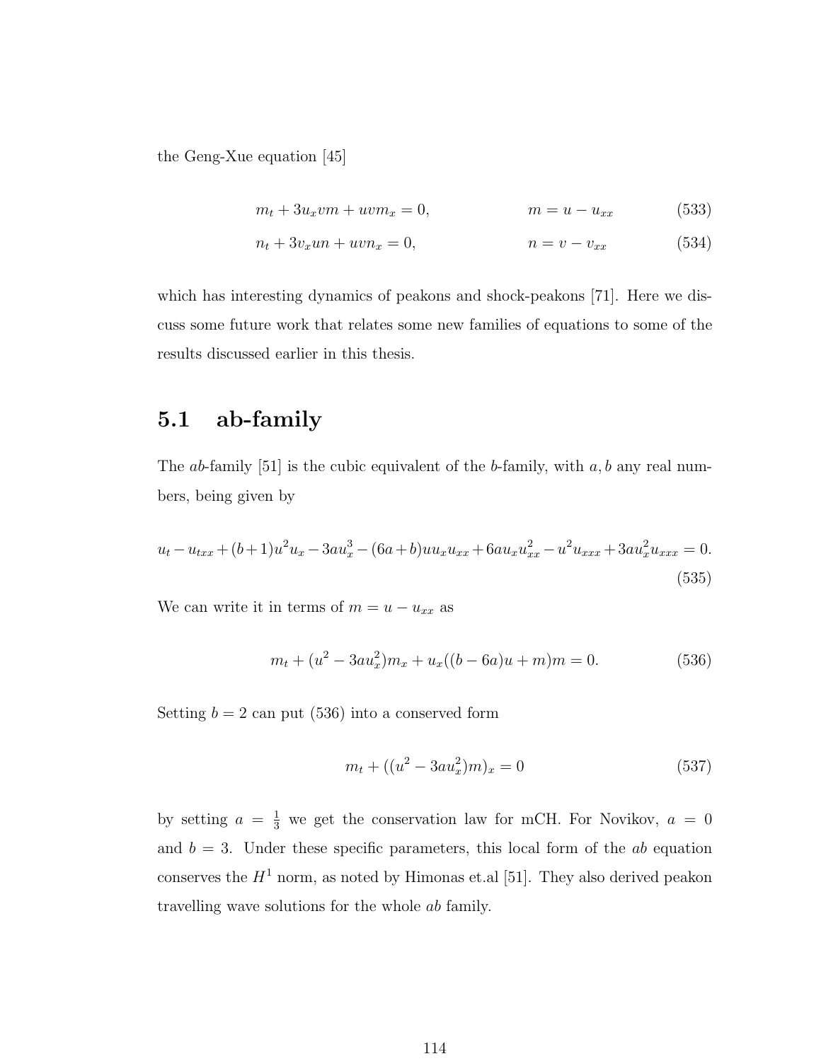the Geng-Xue equation [45]

$$m_t + 3u_x vm + uvm_x = 0, \qquad\qquad m = u - u_{xx} \tag{533}$$

$$n_t + 3v_x un + uvn_x = 0, \qquad\qquad n = v - v_{xx} \tag{534}$$

which has interesting dynamics of peakons and shock-peakons [71]. Here we discuss some future work that relates some new families of equations to some of the results discussed earlier in this thesis.

## 5.1 ab-family

The *ab*-family [51] is the cubic equivalent of the *b*-family, with $a, b$ any real numbers, being given by

$$u_t - u_{txx} + (b+1)u^2 u_x - 3au_x^3 - (6a+b)uu_x u_{xx} + 6au_x u_{xx}^2 - u^2 u_{xxx} + 3au_x^2 u_{xxx} = 0. \tag{535}$$

We can write it in terms of $m = u - u_{xx}$ as

$$m_t + (u^2 - 3au_x^2)m_x + u_x((b-6a)u + m)m = 0. \tag{536}$$

Setting $b = 2$ can put (536) into a conserved form

$$m_t + ((u^2 - 3au_x^2)m)_x = 0 \tag{537}$$

by setting $a = \frac{1}{3}$ we get the conservation law for mCH. For Novikov, $a = 0$ and $b = 3$. Under these specific parameters, this local form of the *ab* equation conserves the $H^1$ norm, as noted by Himonas et.al [51]. They also derived peakon travelling wave solutions for the whole *ab* family.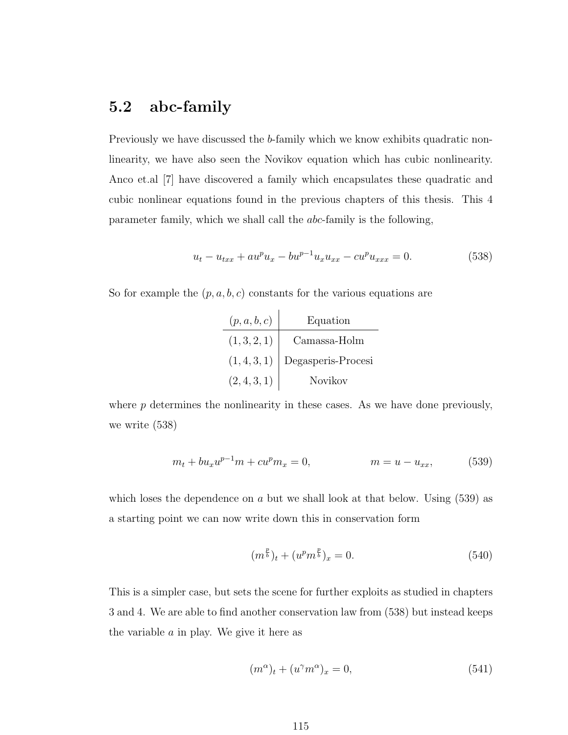## 5.2 abc-family

Previously we have discussed the $b$-family which we know exhibits quadratic nonlinearity, we have also seen the Novikov equation which has cubic nonlinearity. Anco et.al [7] have discovered a family which encapsulates these quadratic and cubic nonlinear equations found in the previous chapters of this thesis. This 4 parameter family, which we shall call the $abc$-family is the following,

$$u_t - u_{txx} + au^p u_x - bu^{p-1}u_x u_{xx} - cu^p u_{xxx} = 0. \tag{538}$$

So for example the $(p, a, b, c)$ constants for the various equations are

| $(p, a, b, c)$ | Equation |
|---|---|
| $(1, 3, 2, 1)$ | Camassa-Holm |
| $(1, 4, 3, 1)$ | Degasperis-Procesi |
| $(2, 4, 3, 1)$ | Novikov |

where $p$ determines the nonlinearity in these cases. As we have done previously, we write (538)

$$m_t + bu_x u^{p-1}m + cu^p m_x = 0, \qquad\qquad m = u - u_{xx}, \tag{539}$$

which loses the dependence on $a$ but we shall look at that below. Using (539) as a starting point we can now write down this in conservation form

$$(m^{\frac{p}{b}})_t + (u^p m^{\frac{p}{b}})_x = 0. \tag{540}$$

This is a simpler case, but sets the scene for further exploits as studied in chapters 3 and 4. We are able to find another conservation law from (538) but instead keeps the variable $a$ in play. We give it here as

$$(m^{\alpha})_t + (u^{\gamma} m^{\alpha})_x = 0, \tag{541}$$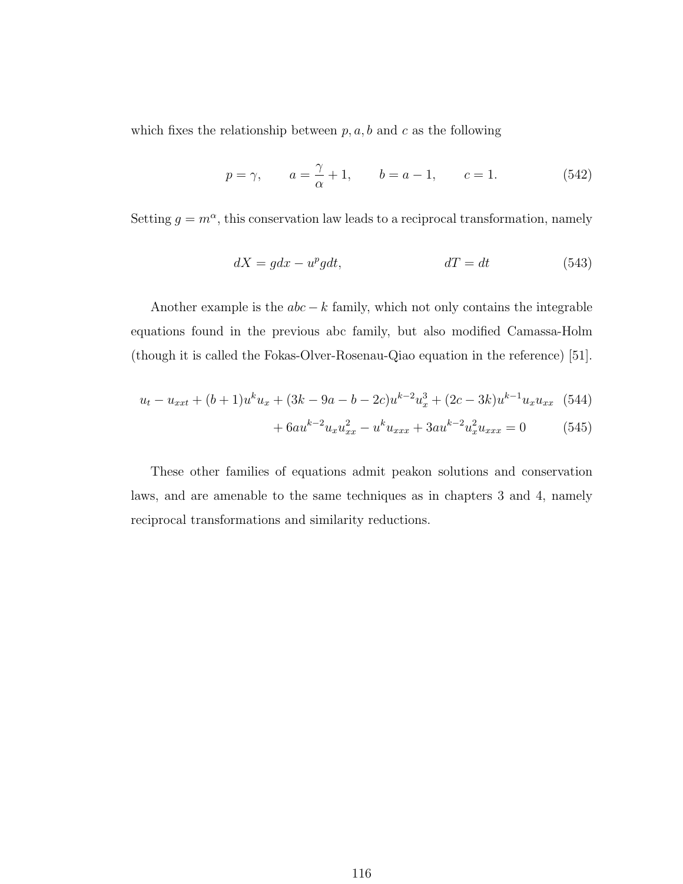which fixes the relationship between $p, a, b$ and $c$ as the following

$$p = \gamma, \qquad a = \frac{\gamma}{\alpha} + 1, \qquad b = a - 1, \qquad c = 1. \tag{542}$$

Setting $g = m^{\alpha}$, this conservation law leads to a reciprocal transformation, namely

$$dX = g dx - u^{p} g dt, \qquad\qquad dT = dt \tag{543}$$

Another example is the $abc - k$ family, which not only contains the integrable equations found in the previous abc family, but also modified Camassa-Holm (though it is called the Fokas-Olver-Rosenau-Qiao equation in the reference) [51].

$$u_t - u_{xxt} + (b+1)u^k u_x + (3k - 9a - b - 2c)u^{k-2}u_x^3 + (2c - 3k)u^{k-1}u_x u_{xx} \tag{544}$$

$$+ 6au^{k-2}u_x u_{xx}^2 - u^k u_{xxx} + 3au^{k-2}u_x^2 u_{xxx} = 0 \tag{545}$$

These other families of equations admit peakon solutions and conservation laws, and are amenable to the same techniques as in chapters 3 and 4, namely reciprocal transformations and similarity reductions.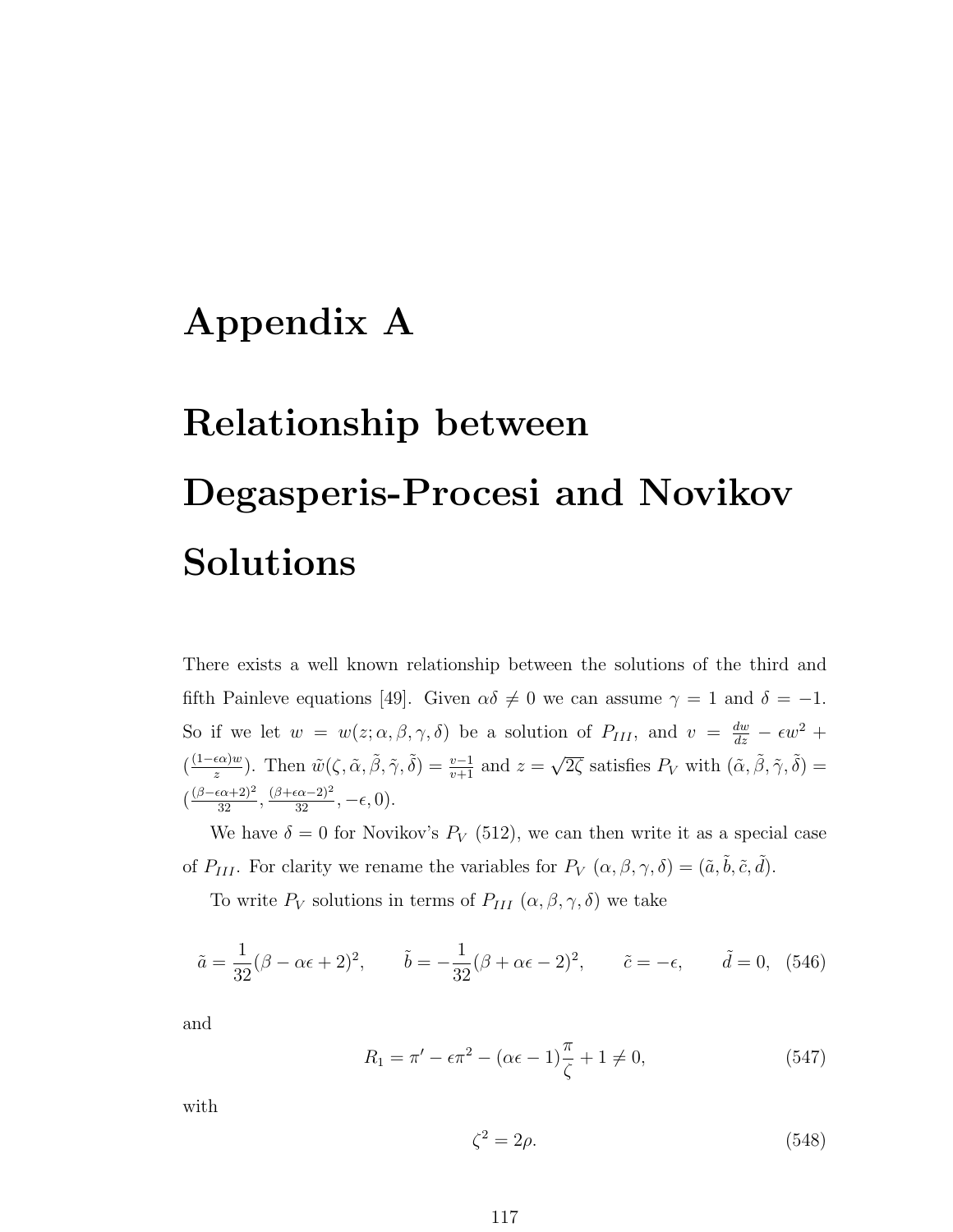# Appendix A

# Relationship between Degasperis-Procesi and Novikov Solutions

There exists a well known relationship between the solutions of the third and fifth Painleve equations [49]. Given $\alpha\delta \neq 0$ we can assume $\gamma = 1$ and $\delta = -1$. So if we let $w = w(z; \alpha, \beta, \gamma, \delta)$ be a solution of $P_{III}$, and $v = \frac{dw}{dz} - \epsilon w^2 + (\frac{(1-\epsilon\alpha)w}{z})$. Then $\tilde{w}(\zeta, \tilde{\alpha}, \tilde{\beta}, \tilde{\gamma}, \tilde{\delta}) = \frac{v-1}{v+1}$ and $z = \sqrt{2\zeta}$ satisfies $P_V$ with $(\tilde{\alpha}, \tilde{\beta}, \tilde{\gamma}, \tilde{\delta}) = (\frac{(\beta-\epsilon\alpha+2)^2}{32}, \frac{(\beta+\epsilon\alpha-2)^2}{32}, -\epsilon, 0)$.

We have $\delta = 0$ for Novikov's $P_V$ (512), we can then write it as a special case of $P_{III}$. For clarity we rename the variables for $P_V$ $(\alpha, \beta, \gamma, \delta) = (\tilde{a}, \tilde{b}, \tilde{c}, \tilde{d})$.

To write $P_V$ solutions in terms of $P_{III}$ $(\alpha, \beta, \gamma, \delta)$ we take

$$\tilde{a} = \frac{1}{32}(\beta - \alpha\epsilon + 2)^2, \qquad \tilde{b} = -\frac{1}{32}(\beta + \alpha\epsilon - 2)^2, \qquad \tilde{c} = -\epsilon, \qquad \tilde{d} = 0, \quad (546)$$

and

$$R_1 = \pi' - \epsilon\pi^2 - (\alpha\epsilon - 1)\frac{\pi}{\zeta} + 1 \neq 0, \quad (547)$$

with

$$\zeta^2 = 2\rho. \quad (548)$$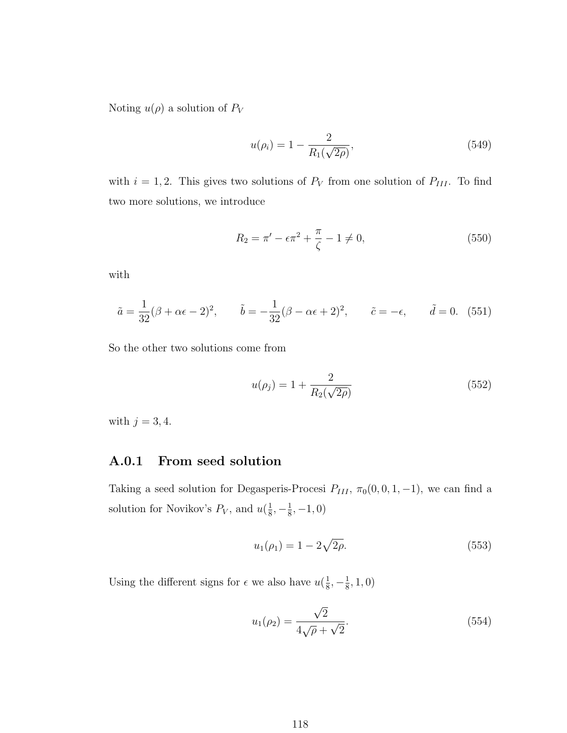Noting $u(\rho)$ a solution of $P_V$

$$u(\rho_i) = 1 - \frac{2}{R_1(\sqrt{2\rho})}, \tag{549}$$

with $i = 1, 2$. This gives two solutions of $P_V$ from one solution of $P_{III}$. To find two more solutions, we introduce

$$R_2 = \pi' - \epsilon\pi^2 + \frac{\pi}{\zeta} - 1 \neq 0, \tag{550}$$

with

$$\tilde{a} = \frac{1}{32}(\beta + \alpha\epsilon - 2)^2, \qquad \tilde{b} = -\frac{1}{32}(\beta - \alpha\epsilon + 2)^2, \qquad \tilde{c} = -\epsilon, \qquad \tilde{d} = 0. \tag{551}$$

So the other two solutions come from

$$u(\rho_j) = 1 + \frac{2}{R_2(\sqrt{2\rho})} \tag{552}$$

with $j = 3, 4$.

### A.0.1 From seed solution

Taking a seed solution for Degasperis-Procesi $P_{III}$, $\pi_0(0, 0, 1, -1)$, we can find a solution for Novikov's $P_V$, and $u(\frac{1}{8}, -\frac{1}{8}, -1, 0)$

$$u_1(\rho_1) = 1 - 2\sqrt{2\rho}. \tag{553}$$

Using the different signs for $\epsilon$ we also have $u(\frac{1}{8}, -\frac{1}{8}, 1, 0)$

$$u_1(\rho_2) = \frac{\sqrt{2}}{4\sqrt{\rho} + \sqrt{2}}. \tag{554}$$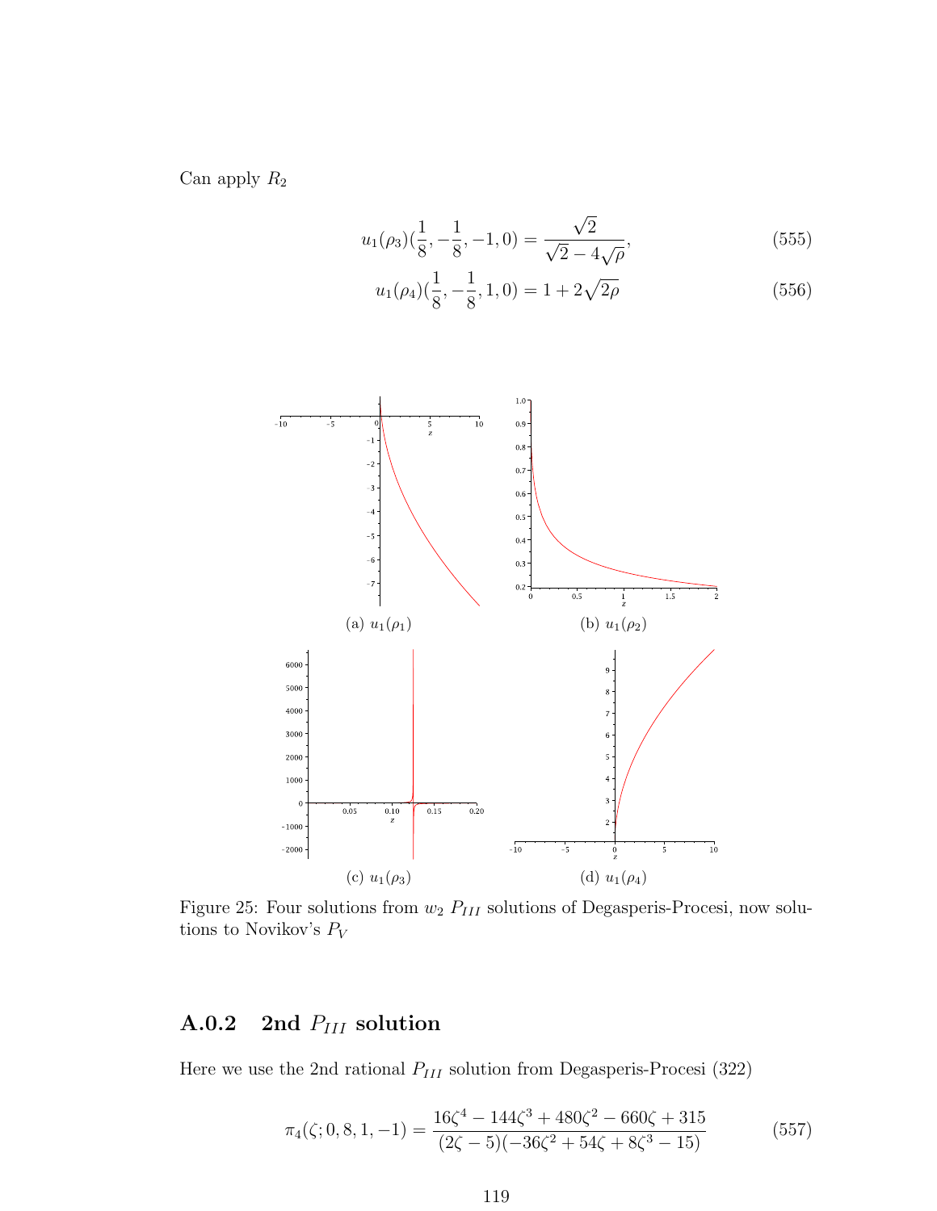Can apply $R_2$

$$u_1(\rho_3)(\frac{1}{8}, -\frac{1}{8}, -1, 0) = \frac{\sqrt{2}}{\sqrt{2} - 4\sqrt{\rho}}, \tag{555}$$

$$u_1(\rho_4)(\frac{1}{8}, -\frac{1}{8}, 1, 0) = 1 + 2\sqrt{2\rho} \tag{556}$$

(a) $u_1(\rho_1)$

(b) $u_1(\rho_2)$

(c) $u_1(\rho_3)$

(d) $u_1(\rho_4)$

Figure 25: Four solutions from $w_2$ $P_{III}$ solutions of Degasperis-Procesi, now solutions to Novikov's $P_V$

### A.0.2 2nd $P_{III}$ solution

Here we use the 2nd rational $P_{III}$ solution from Degasperis-Procesi (322)

$$\pi_4(\zeta; 0, 8, 1, -1) = \frac{16\zeta^4 - 144\zeta^3 + 480\zeta^2 - 660\zeta + 315}{(2\zeta - 5)(-36\zeta^2 + 54\zeta + 8\zeta^3 - 15)} \tag{557}$$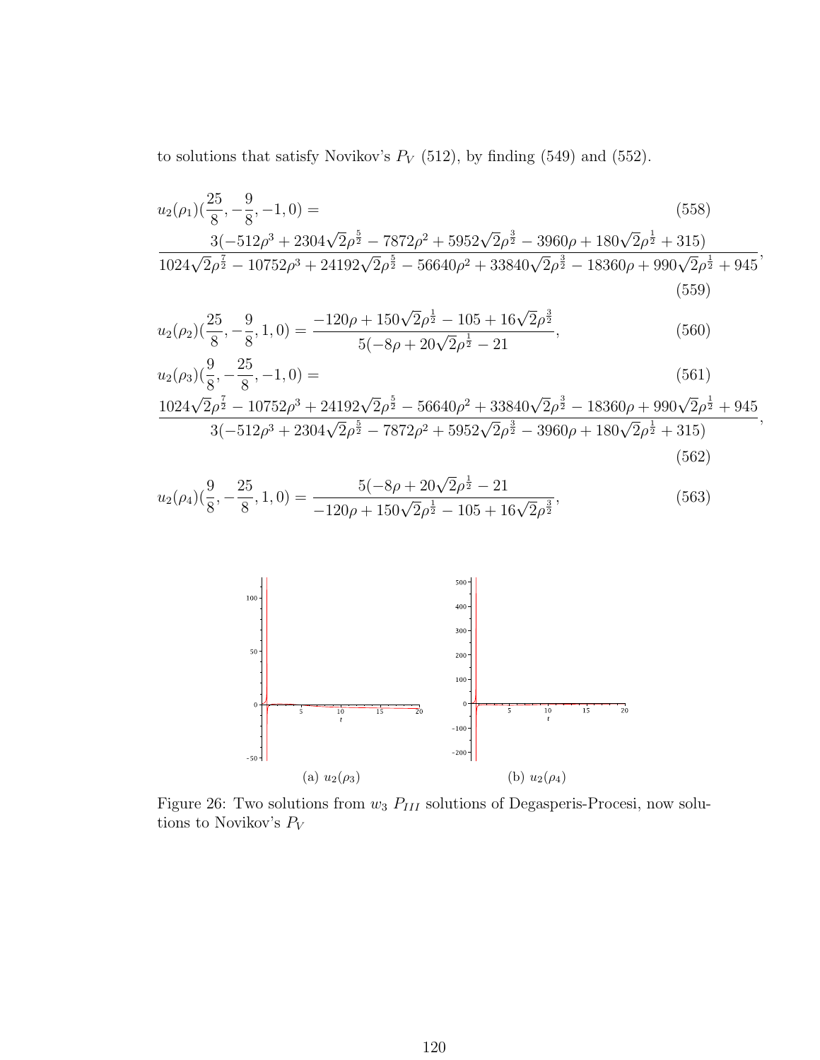to solutions that satisfy Novikov's $P_V$ (512), by finding (549) and (552).

$$u_2(\rho_1)(\frac{25}{8}, -\frac{9}{8}, -1, 0) = \tag{558}$$

$$\frac{3(-512\rho^3 + 2304\sqrt{2}\rho^{\frac{5}{2}} - 7872\rho^2 + 5952\sqrt{2}\rho^{\frac{3}{2}} - 3960\rho + 180\sqrt{2}\rho^{\frac{1}{2}} + 315)}{1024\sqrt{2}\rho^{\frac{7}{2}} - 10752\rho^3 + 24192\sqrt{2}\rho^{\frac{5}{2}} - 56640\rho^2 + 33840\sqrt{2}\rho^{\frac{3}{2}} - 18360\rho + 990\sqrt{2}\rho^{\frac{1}{2}} + 945}, \tag{559}$$

$$u_2(\rho_2)(\frac{25}{8}, -\frac{9}{8}, 1, 0) = \frac{-120\rho + 150\sqrt{2}\rho^{\frac{1}{2}} - 105 + 16\sqrt{2}\rho^{\frac{3}{2}}}{5(-8\rho + 20\sqrt{2}\rho^{\frac{1}{2}} - 21}, \tag{560}$$

$$u_2(\rho_3)(\frac{9}{8}, -\frac{25}{8}, -1, 0) = \tag{561}$$

$$\frac{1024\sqrt{2}\rho^{\frac{7}{2}} - 10752\rho^3 + 24192\sqrt{2}\rho^{\frac{5}{2}} - 56640\rho^2 + 33840\sqrt{2}\rho^{\frac{3}{2}} - 18360\rho + 990\sqrt{2}\rho^{\frac{1}{2}} + 945}{3(-512\rho^3 + 2304\sqrt{2}\rho^{\frac{5}{2}} - 7872\rho^2 + 5952\sqrt{2}\rho^{\frac{3}{2}} - 3960\rho + 180\sqrt{2}\rho^{\frac{1}{2}} + 315)}, \tag{562}$$

$$u_2(\rho_4)(\frac{9}{8}, -\frac{25}{8}, 1, 0) = \frac{5(-8\rho + 20\sqrt{2}\rho^{\frac{1}{2}} - 21}{-120\rho + 150\sqrt{2}\rho^{\frac{1}{2}} - 105 + 16\sqrt{2}\rho^{\frac{3}{2}}}, \tag{563}$$

(a) $u_2(\rho_3)$

(b) $u_2(\rho_4)$

Figure 26: Two solutions from $w_3$ $P_{III}$ solutions of Degasperis-Procesi, now solutions to Novikov's $P_V$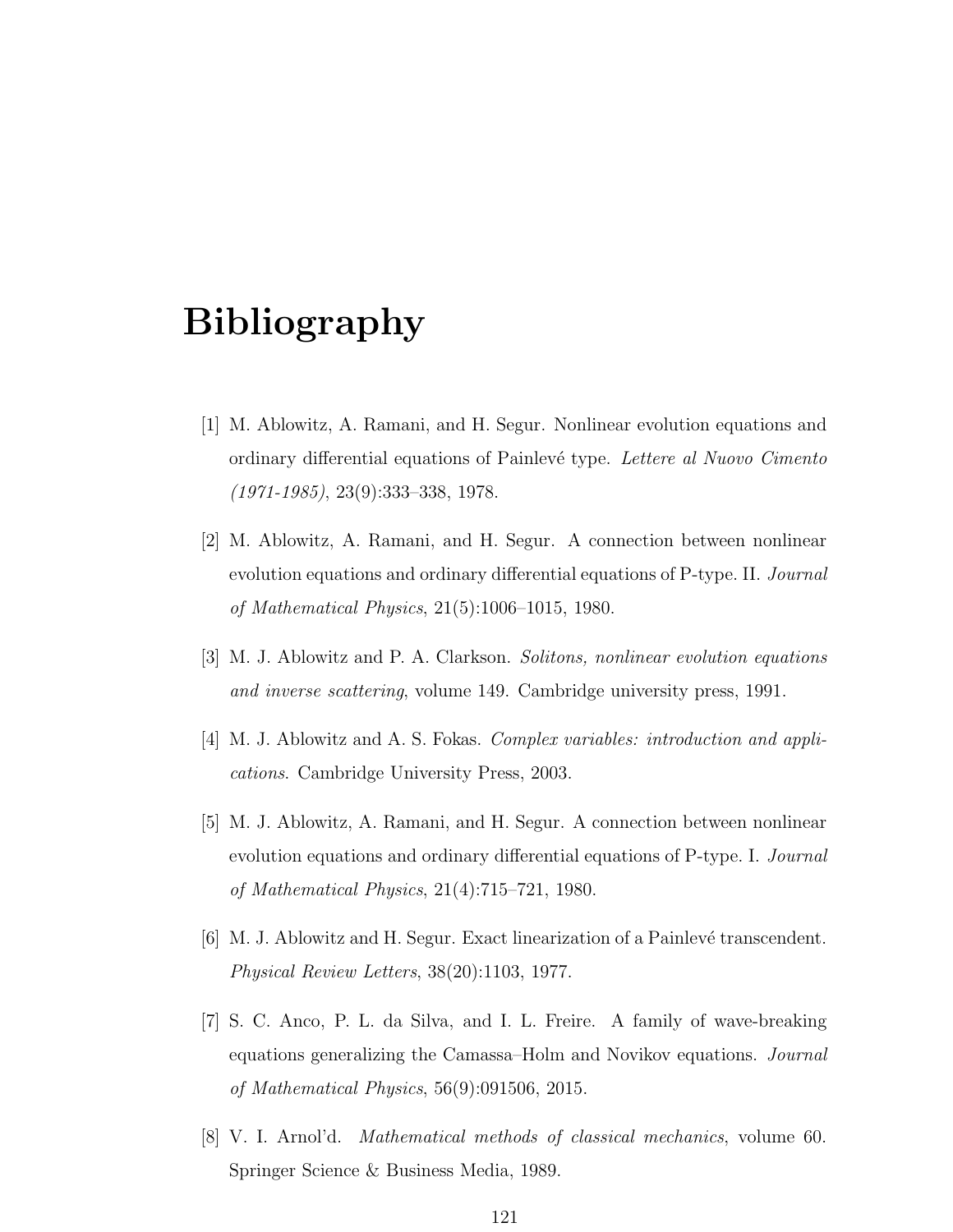# Bibliography

[1] M. Ablowitz, A. Ramani, and H. Segur. Nonlinear evolution equations and ordinary differential equations of Painlevé type. *Lettere al Nuovo Cimento (1971-1985)*, 23(9):333–338, 1978.

[2] M. Ablowitz, A. Ramani, and H. Segur. A connection between nonlinear evolution equations and ordinary differential equations of P-type. II. *Journal of Mathematical Physics*, 21(5):1006–1015, 1980.

[3] M. J. Ablowitz and P. A. Clarkson. *Solitons, nonlinear evolution equations and inverse scattering*, volume 149. Cambridge university press, 1991.

[4] M. J. Ablowitz and A. S. Fokas. *Complex variables: introduction and applications*. Cambridge University Press, 2003.

[5] M. J. Ablowitz, A. Ramani, and H. Segur. A connection between nonlinear evolution equations and ordinary differential equations of P-type. I. *Journal of Mathematical Physics*, 21(4):715–721, 1980.

[6] M. J. Ablowitz and H. Segur. Exact linearization of a Painlevé transcendent. *Physical Review Letters*, 38(20):1103, 1977.

[7] S. C. Anco, P. L. da Silva, and I. L. Freire. A family of wave-breaking equations generalizing the Camassa–Holm and Novikov equations. *Journal of Mathematical Physics*, 56(9):091506, 2015.

[8] V. I. Arnol'd. *Mathematical methods of classical mechanics*, volume 60. Springer Science & Business Media, 1989.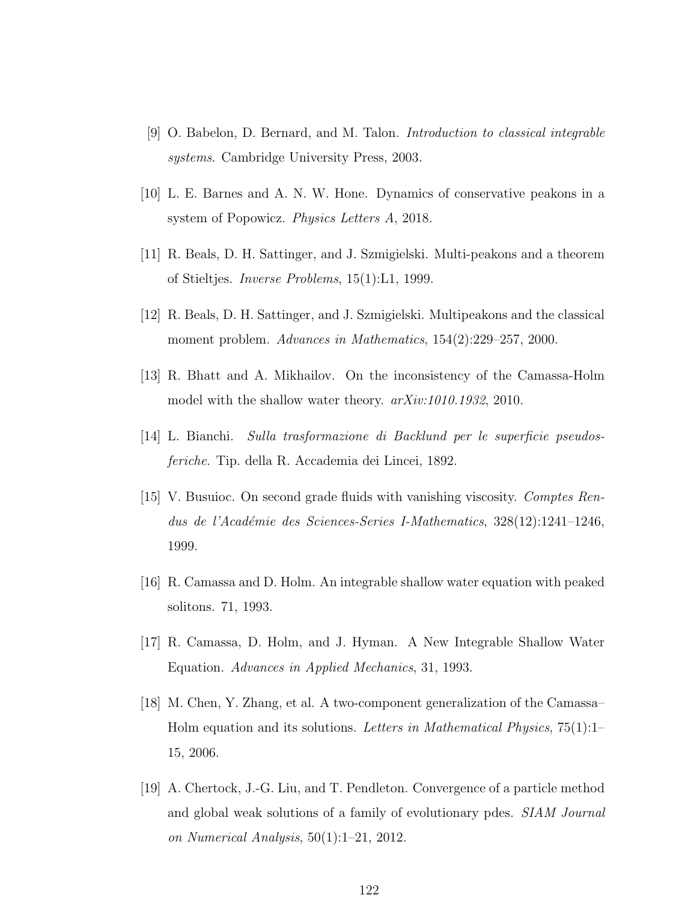[9] O. Babelon, D. Bernard, and M. Talon. *Introduction to classical integrable systems*. Cambridge University Press, 2003.

[10] L. E. Barnes and A. N. W. Hone. Dynamics of conservative peakons in a system of Popowicz. *Physics Letters A*, 2018.

[11] R. Beals, D. H. Sattinger, and J. Szmigielski. Multi-peakons and a theorem of Stieltjes. *Inverse Problems*, 15(1):L1, 1999.

[12] R. Beals, D. H. Sattinger, and J. Szmigielski. Multipeakons and the classical moment problem. *Advances in Mathematics*, 154(2):229–257, 2000.

[13] R. Bhatt and A. Mikhailov. On the inconsistency of the Camassa-Holm model with the shallow water theory. *arXiv:1010.1932*, 2010.

[14] L. Bianchi. *Sulla trasformazione di Backlund per le superficie pseudosferiche*. Tip. della R. Accademia dei Lincei, 1892.

[15] V. Busuioc. On second grade fluids with vanishing viscosity. *Comptes Rendus de l'Académie des Sciences-Series I-Mathematics*, 328(12):1241–1246, 1999.

[16] R. Camassa and D. Holm. An integrable shallow water equation with peaked solitons. 71, 1993.

[17] R. Camassa, D. Holm, and J. Hyman. A New Integrable Shallow Water Equation. *Advances in Applied Mechanics*, 31, 1993.

[18] M. Chen, Y. Zhang, et al. A two-component generalization of the Camassa–Holm equation and its solutions. *Letters in Mathematical Physics*, 75(1):1–15, 2006.

[19] A. Chertock, J.-G. Liu, and T. Pendleton. Convergence of a particle method and global weak solutions of a family of evolutionary pdes. *SIAM Journal on Numerical Analysis*, 50(1):1–21, 2012.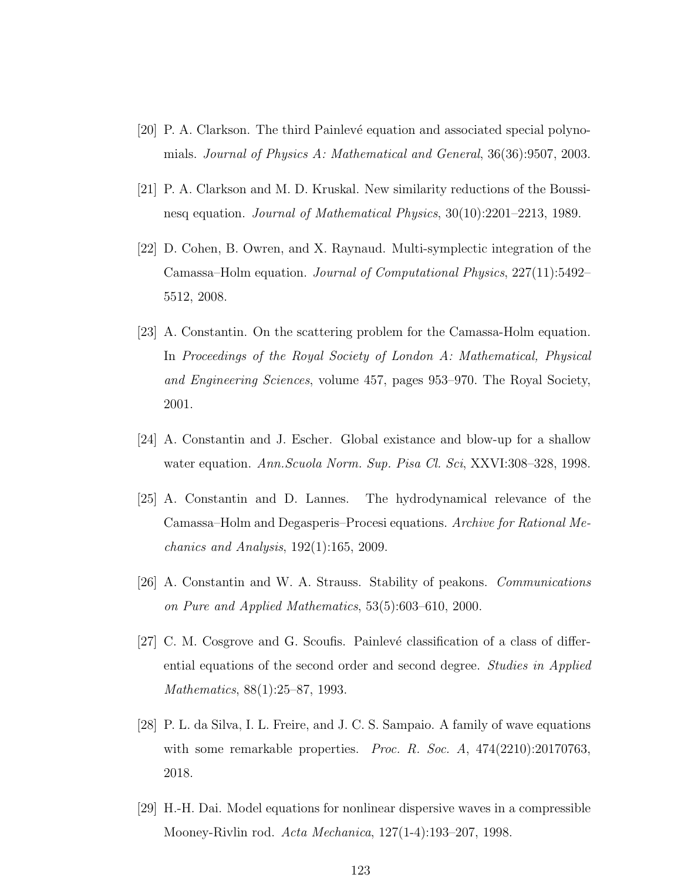[20] P. A. Clarkson. The third Painlevé equation and associated special polynomials. *Journal of Physics A: Mathematical and General*, 36(36):9507, 2003.

[21] P. A. Clarkson and M. D. Kruskal. New similarity reductions of the Boussinesq equation. *Journal of Mathematical Physics*, 30(10):2201–2213, 1989.

[22] D. Cohen, B. Owren, and X. Raynaud. Multi-symplectic integration of the Camassa–Holm equation. *Journal of Computational Physics*, 227(11):5492–5512, 2008.

[23] A. Constantin. On the scattering problem for the Camassa-Holm equation. In *Proceedings of the Royal Society of London A: Mathematical, Physical and Engineering Sciences*, volume 457, pages 953–970. The Royal Society, 2001.

[24] A. Constantin and J. Escher. Global existance and blow-up for a shallow water equation. *Ann.Scuola Norm. Sup. Pisa Cl. Sci*, XXVI:308–328, 1998.

[25] A. Constantin and D. Lannes. The hydrodynamical relevance of the Camassa–Holm and Degasperis–Procesi equations. *Archive for Rational Mechanics and Analysis*, 192(1):165, 2009.

[26] A. Constantin and W. A. Strauss. Stability of peakons. *Communications on Pure and Applied Mathematics*, 53(5):603–610, 2000.

[27] C. M. Cosgrove and G. Scoufis. Painlevé classification of a class of differential equations of the second order and second degree. *Studies in Applied Mathematics*, 88(1):25–87, 1993.

[28] P. L. da Silva, I. L. Freire, and J. C. S. Sampaio. A family of wave equations with some remarkable properties. *Proc. R. Soc. A*, 474(2210):20170763, 2018.

[29] H.-H. Dai. Model equations for nonlinear dispersive waves in a compressible Mooney-Rivlin rod. *Acta Mechanica*, 127(1-4):193–207, 1998.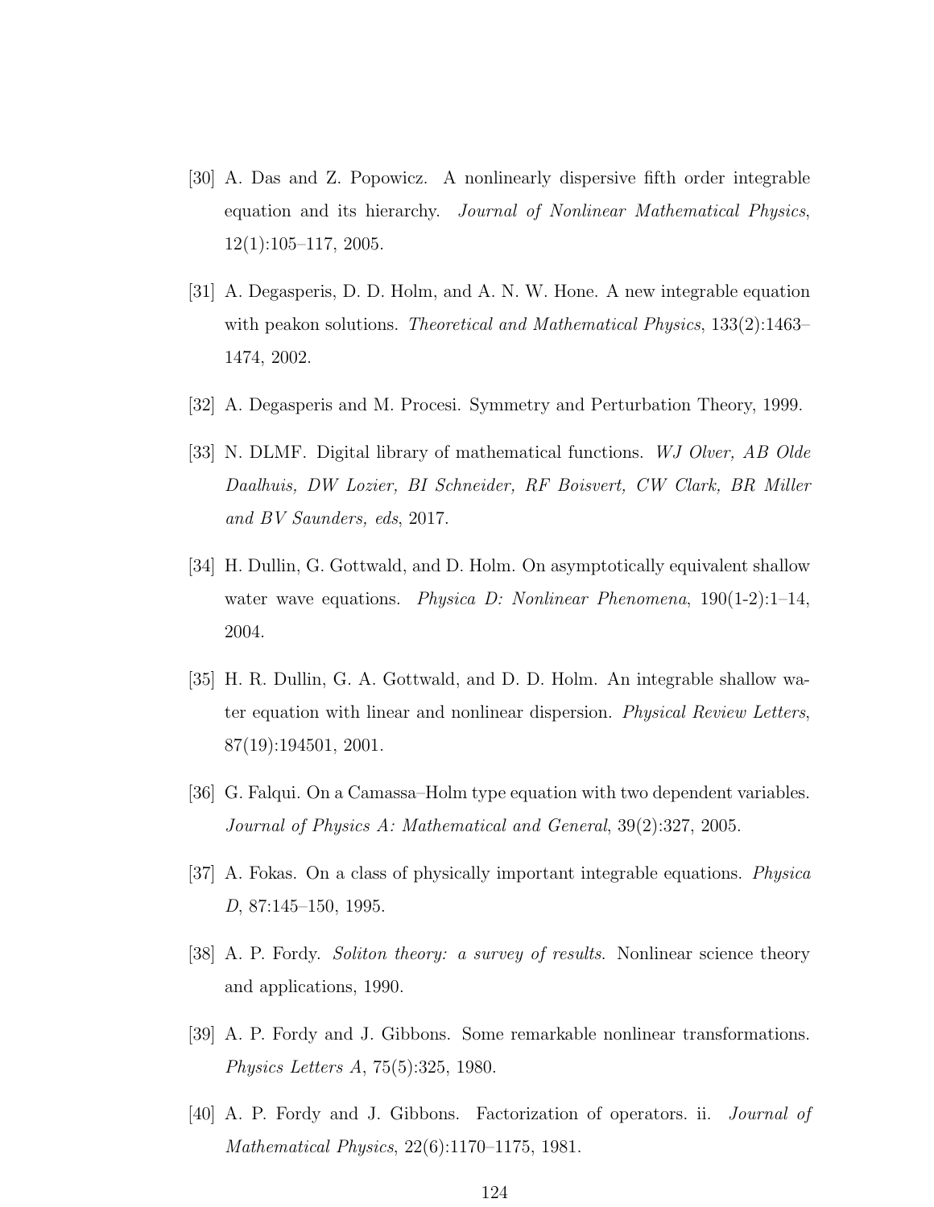[30] A. Das and Z. Popowicz. A nonlinearly dispersive fifth order integrable equation and its hierarchy. *Journal of Nonlinear Mathematical Physics*, 12(1):105–117, 2005.

[31] A. Degasperis, D. D. Holm, and A. N. W. Hone. A new integrable equation with peakon solutions. *Theoretical and Mathematical Physics*, 133(2):1463–1474, 2002.

[32] A. Degasperis and M. Procesi. Symmetry and Perturbation Theory, 1999.

[33] N. DLMF. Digital library of mathematical functions. *WJ Olver, AB Olde Daalhuis, DW Lozier, BI Schneider, RF Boisvert, CW Clark, BR Miller and BV Saunders, eds*, 2017.

[34] H. Dullin, G. Gottwald, and D. Holm. On asymptotically equivalent shallow water wave equations. *Physica D: Nonlinear Phenomena*, 190(1-2):1–14, 2004.

[35] H. R. Dullin, G. A. Gottwald, and D. D. Holm. An integrable shallow water equation with linear and nonlinear dispersion. *Physical Review Letters*, 87(19):194501, 2001.

[36] G. Falqui. On a Camassa–Holm type equation with two dependent variables. *Journal of Physics A: Mathematical and General*, 39(2):327, 2005.

[37] A. Fokas. On a class of physically important integrable equations. *Physica D*, 87:145–150, 1995.

[38] A. P. Fordy. *Soliton theory: a survey of results*. Nonlinear science theory and applications, 1990.

[39] A. P. Fordy and J. Gibbons. Some remarkable nonlinear transformations. *Physics Letters A*, 75(5):325, 1980.

[40] A. P. Fordy and J. Gibbons. Factorization of operators. ii. *Journal of Mathematical Physics*, 22(6):1170–1175, 1981.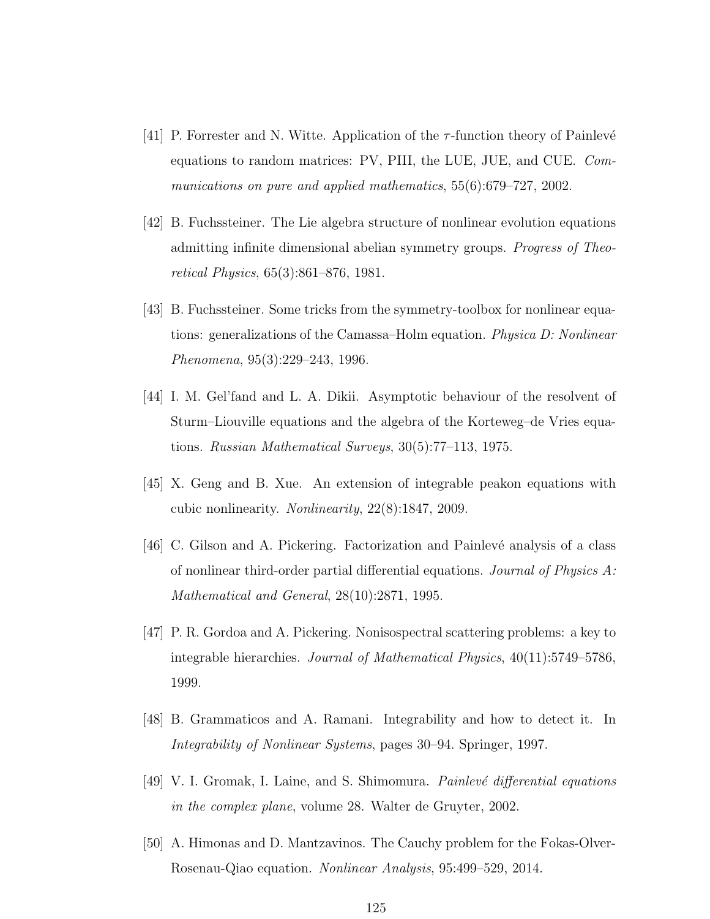[41] P. Forrester and N. Witte. Application of the $\tau$-function theory of Painlevé equations to random matrices: PV, PIII, the LUE, JUE, and CUE. *Communications on pure and applied mathematics*, 55(6):679–727, 2002.

[42] B. Fuchssteiner. The Lie algebra structure of nonlinear evolution equations admitting infinite dimensional abelian symmetry groups. *Progress of Theoretical Physics*, 65(3):861–876, 1981.

[43] B. Fuchssteiner. Some tricks from the symmetry-toolbox for nonlinear equations: generalizations of the Camassa–Holm equation. *Physica D: Nonlinear Phenomena*, 95(3):229–243, 1996.

[44] I. M. Gel'fand and L. A. Dikii. Asymptotic behaviour of the resolvent of Sturm–Liouville equations and the algebra of the Korteweg–de Vries equations. *Russian Mathematical Surveys*, 30(5):77–113, 1975.

[45] X. Geng and B. Xue. An extension of integrable peakon equations with cubic nonlinearity. *Nonlinearity*, 22(8):1847, 2009.

[46] C. Gilson and A. Pickering. Factorization and Painlevé analysis of a class of nonlinear third-order partial differential equations. *Journal of Physics A: Mathematical and General*, 28(10):2871, 1995.

[47] P. R. Gordoa and A. Pickering. Nonisospectral scattering problems: a key to integrable hierarchies. *Journal of Mathematical Physics*, 40(11):5749–5786, 1999.

[48] B. Grammaticos and A. Ramani. Integrability and how to detect it. In *Integrability of Nonlinear Systems*, pages 30–94. Springer, 1997.

[49] V. I. Gromak, I. Laine, and S. Shimomura. *Painlevé differential equations in the complex plane*, volume 28. Walter de Gruyter, 2002.

[50] A. Himonas and D. Mantzavinos. The Cauchy problem for the Fokas-Olver-Rosenau-Qiao equation. *Nonlinear Analysis*, 95:499–529, 2014.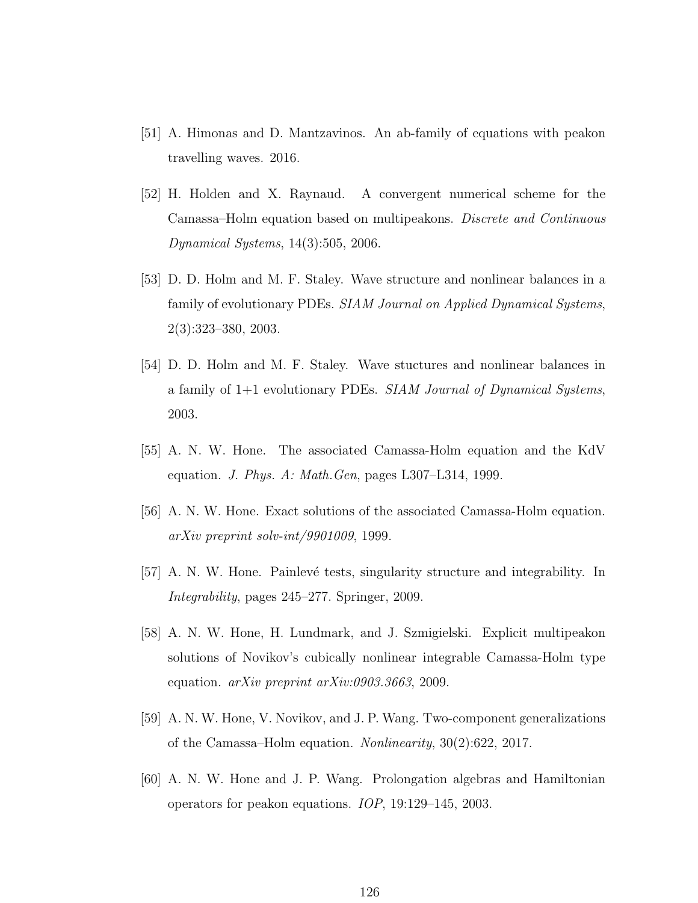[51] A. Himonas and D. Mantzavinos. An ab-family of equations with peakon travelling waves. 2016.

[52] H. Holden and X. Raynaud. A convergent numerical scheme for the Camassa–Holm equation based on multipeakons. *Discrete and Continuous Dynamical Systems*, 14(3):505, 2006.

[53] D. D. Holm and M. F. Staley. Wave structure and nonlinear balances in a family of evolutionary PDEs. *SIAM Journal on Applied Dynamical Systems*, 2(3):323–380, 2003.

[54] D. D. Holm and M. F. Staley. Wave stuctures and nonlinear balances in a family of 1+1 evolutionary PDEs. *SIAM Journal of Dynamical Systems*, 2003.

[55] A. N. W. Hone. The associated Camassa-Holm equation and the KdV equation. *J. Phys. A: Math.Gen*, pages L307–L314, 1999.

[56] A. N. W. Hone. Exact solutions of the associated Camassa-Holm equation. *arXiv preprint solv-int/9901009*, 1999.

[57] A. N. W. Hone. Painlevé tests, singularity structure and integrability. In *Integrability*, pages 245–277. Springer, 2009.

[58] A. N. W. Hone, H. Lundmark, and J. Szmigielski. Explicit multipeakon solutions of Novikov's cubically nonlinear integrable Camassa-Holm type equation. *arXiv preprint arXiv:0903.3663*, 2009.

[59] A. N. W. Hone, V. Novikov, and J. P. Wang. Two-component generalizations of the Camassa–Holm equation. *Nonlinearity*, 30(2):622, 2017.

[60] A. N. W. Hone and J. P. Wang. Prolongation algebras and Hamiltonian operators for peakon equations. *IOP*, 19:129–145, 2003.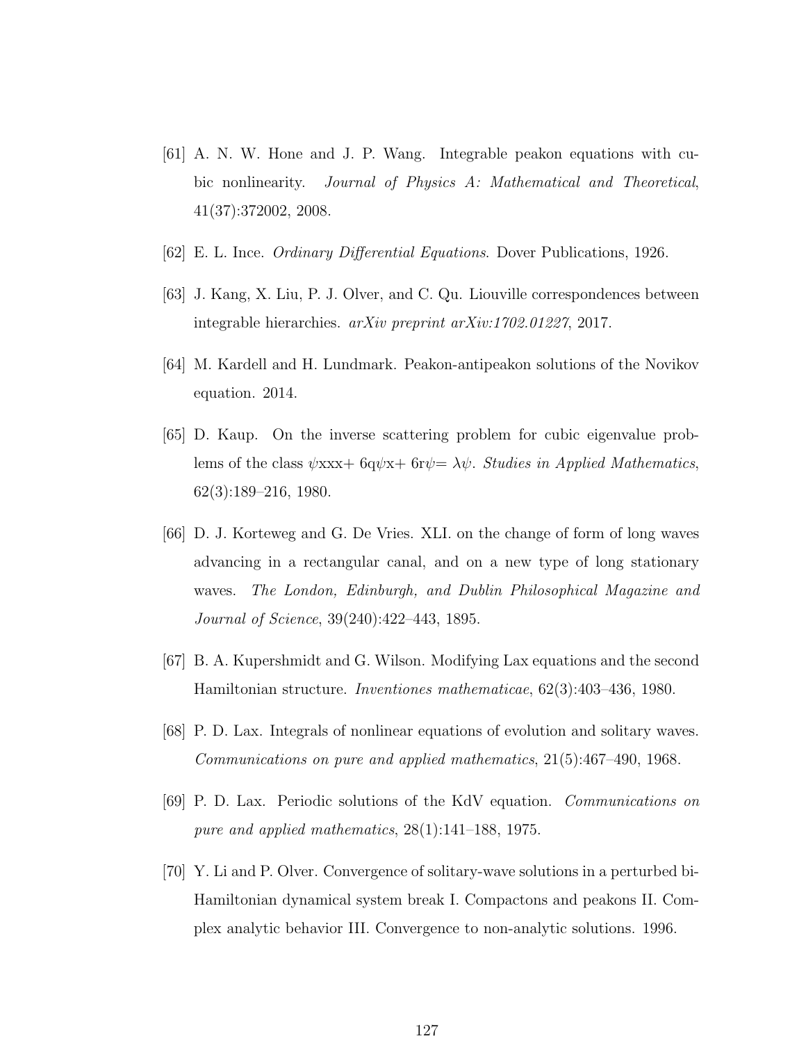[61] A. N. W. Hone and J. P. Wang. Integrable peakon equations with cubic nonlinearity. *Journal of Physics A: Mathematical and Theoretical*, 41(37):372002, 2008.

[62] E. L. Ince. *Ordinary Differential Equations*. Dover Publications, 1926.

[63] J. Kang, X. Liu, P. J. Olver, and C. Qu. Liouville correspondences between integrable hierarchies. *arXiv preprint arXiv:1702.01227*, 2017.

[64] M. Kardell and H. Lundmark. Peakon-antipeakon solutions of the Novikov equation. 2014.

[65] D. Kaup. On the inverse scattering problem for cubic eigenvalue problems of the class $\psi$xxx+ 6q$\psi$x+ 6r$\psi$= $\lambda\psi$. *Studies in Applied Mathematics*, 62(3):189–216, 1980.

[66] D. J. Korteweg and G. De Vries. XLI. on the change of form of long waves advancing in a rectangular canal, and on a new type of long stationary waves. *The London, Edinburgh, and Dublin Philosophical Magazine and Journal of Science*, 39(240):422–443, 1895.

[67] B. A. Kupershmidt and G. Wilson. Modifying Lax equations and the second Hamiltonian structure. *Inventiones mathematicae*, 62(3):403–436, 1980.

[68] P. D. Lax. Integrals of nonlinear equations of evolution and solitary waves. *Communications on pure and applied mathematics*, 21(5):467–490, 1968.

[69] P. D. Lax. Periodic solutions of the KdV equation. *Communications on pure and applied mathematics*, 28(1):141–188, 1975.

[70] Y. Li and P. Olver. Convergence of solitary-wave solutions in a perturbed bi-Hamiltonian dynamical system break I. Compactons and peakons II. Complex analytic behavior III. Convergence to non-analytic solutions. 1996.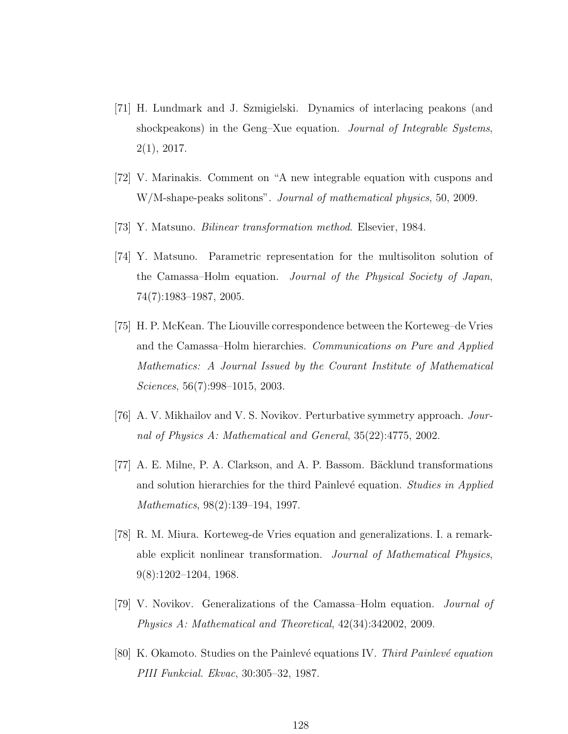[71] H. Lundmark and J. Szmigielski. Dynamics of interlacing peakons (and shockpeakons) in the Geng–Xue equation. *Journal of Integrable Systems*, 2(1), 2017.

[72] V. Marinakis. Comment on "A new integrable equation with cuspons and W/M-shape-peaks solitons". *Journal of mathematical physics*, 50, 2009.

[73] Y. Matsuno. *Bilinear transformation method*. Elsevier, 1984.

[74] Y. Matsuno. Parametric representation for the multisoliton solution of the Camassa–Holm equation. *Journal of the Physical Society of Japan*, 74(7):1983–1987, 2005.

[75] H. P. McKean. The Liouville correspondence between the Korteweg–de Vries and the Camassa–Holm hierarchies. *Communications on Pure and Applied Mathematics: A Journal Issued by the Courant Institute of Mathematical Sciences*, 56(7):998–1015, 2003.

[76] A. V. Mikhailov and V. S. Novikov. Perturbative symmetry approach. *Journal of Physics A: Mathematical and General*, 35(22):4775, 2002.

[77] A. E. Milne, P. A. Clarkson, and A. P. Bassom. Bäcklund transformations and solution hierarchies for the third Painlevé equation. *Studies in Applied Mathematics*, 98(2):139–194, 1997.

[78] R. M. Miura. Korteweg-de Vries equation and generalizations. I. a remarkable explicit nonlinear transformation. *Journal of Mathematical Physics*, 9(8):1202–1204, 1968.

[79] V. Novikov. Generalizations of the Camassa–Holm equation. *Journal of Physics A: Mathematical and Theoretical*, 42(34):342002, 2009.

[80] K. Okamoto. Studies on the Painlevé equations IV. *Third Painlevé equation PIII Funkcial. Ekvac*, 30:305–32, 1987.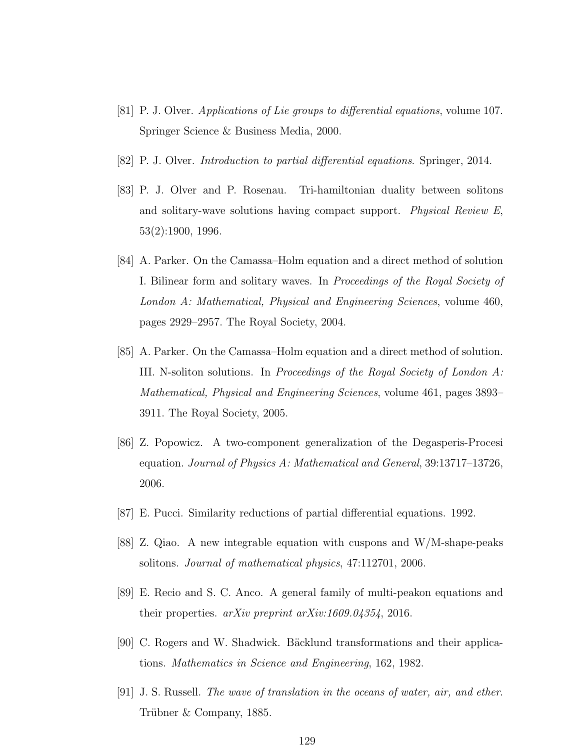[81] P. J. Olver. *Applications of Lie groups to differential equations*, volume 107. Springer Science & Business Media, 2000.

[82] P. J. Olver. *Introduction to partial differential equations*. Springer, 2014.

[83] P. J. Olver and P. Rosenau. Tri-hamiltonian duality between solitons and solitary-wave solutions having compact support. *Physical Review E*, 53(2):1900, 1996.

[84] A. Parker. On the Camassa–Holm equation and a direct method of solution I. Bilinear form and solitary waves. In *Proceedings of the Royal Society of London A: Mathematical, Physical and Engineering Sciences*, volume 460, pages 2929–2957. The Royal Society, 2004.

[85] A. Parker. On the Camassa–Holm equation and a direct method of solution. III. N-soliton solutions. In *Proceedings of the Royal Society of London A: Mathematical, Physical and Engineering Sciences*, volume 461, pages 3893–3911. The Royal Society, 2005.

[86] Z. Popowicz. A two-component generalization of the Degasperis-Procesi equation. *Journal of Physics A: Mathematical and General*, 39:13717–13726, 2006.

[87] E. Pucci. Similarity reductions of partial differential equations. 1992.

[88] Z. Qiao. A new integrable equation with cuspons and W/M-shape-peaks solitons. *Journal of mathematical physics*, 47:112701, 2006.

[89] E. Recio and S. C. Anco. A general family of multi-peakon equations and their properties. *arXiv preprint arXiv:1609.04354*, 2016.

[90] C. Rogers and W. Shadwick. Bäcklund transformations and their applications. *Mathematics in Science and Engineering*, 162, 1982.

[91] J. S. Russell. *The wave of translation in the oceans of water, air, and ether*. Trübner & Company, 1885.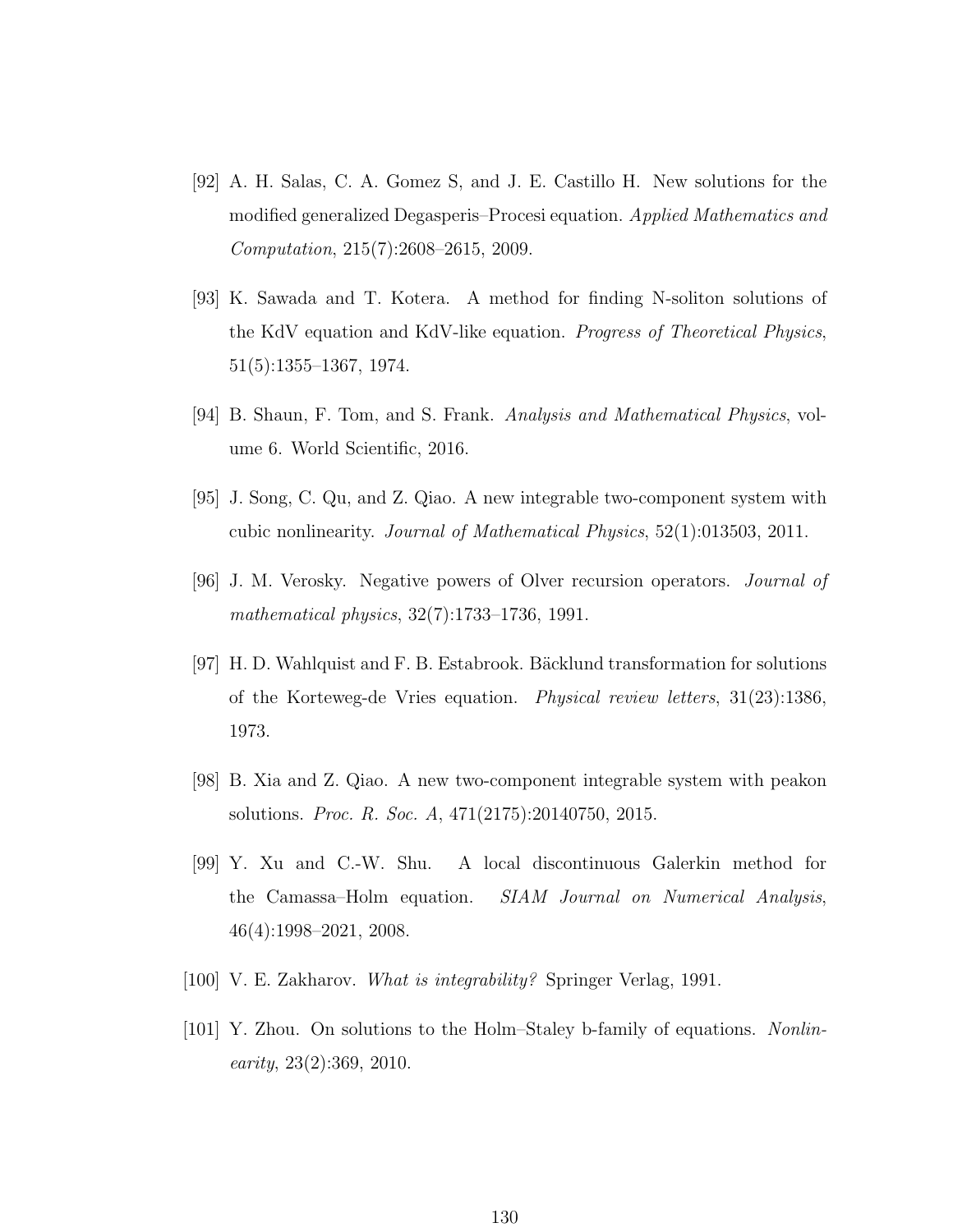[92] A. H. Salas, C. A. Gomez S, and J. E. Castillo H. New solutions for the modified generalized Degasperis–Procesi equation. *Applied Mathematics and Computation*, 215(7):2608–2615, 2009.

[93] K. Sawada and T. Kotera. A method for finding N-soliton solutions of the KdV equation and KdV-like equation. *Progress of Theoretical Physics*, 51(5):1355–1367, 1974.

[94] B. Shaun, F. Tom, and S. Frank. *Analysis and Mathematical Physics*, volume 6. World Scientific, 2016.

[95] J. Song, C. Qu, and Z. Qiao. A new integrable two-component system with cubic nonlinearity. *Journal of Mathematical Physics*, 52(1):013503, 2011.

[96] J. M. Verosky. Negative powers of Olver recursion operators. *Journal of mathematical physics*, 32(7):1733–1736, 1991.

[97] H. D. Wahlquist and F. B. Estabrook. Bäcklund transformation for solutions of the Korteweg-de Vries equation. *Physical review letters*, 31(23):1386, 1973.

[98] B. Xia and Z. Qiao. A new two-component integrable system with peakon solutions. *Proc. R. Soc. A*, 471(2175):20140750, 2015.

[99] Y. Xu and C.-W. Shu. A local discontinuous Galerkin method for the Camassa–Holm equation. *SIAM Journal on Numerical Analysis*, 46(4):1998–2021, 2008.

[100] V. E. Zakharov. *What is integrability?* Springer Verlag, 1991.

[101] Y. Zhou. On solutions to the Holm–Staley b-family of equations. *Nonlinearity*, 23(2):369, 2010.